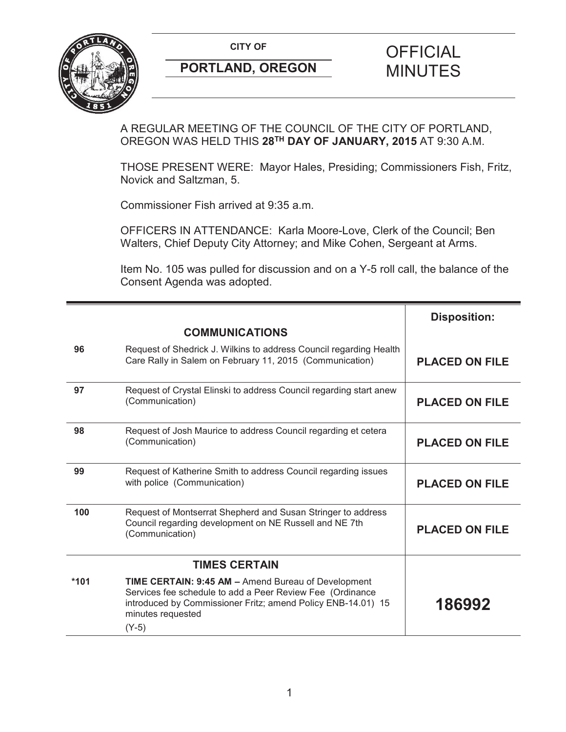**CITY OF**

**PORTLAND, OREGON**

# OFFICIAL MINUTES

A REGULAR MEETING OF THE COUNCIL OF THE CITY OF PORTLAND, OREGON WAS HELD THIS **28TH DAY OF JANUARY, 2015** AT 9:30 A.M.

THOSE PRESENT WERE: Mayor Hales, Presiding; Commissioners Fish, Fritz, Novick and Saltzman, 5.

Commissioner Fish arrived at 9:35 a.m.

OFFICERS IN ATTENDANCE: Karla Moore-Love, Clerk of the Council; Ben Walters, Chief Deputy City Attorney; and Mike Cohen, Sergeant at Arms.

Item No. 105 was pulled for discussion and on a Y-5 roll call, the balance of the Consent Agenda was adopted.

| | | **Disposition:** |
|---|---|---|
| | **COMMUNICATIONS** | |
| 96 | Request of Shedrick J. Wilkins to address Council regarding Health Care Rally in Salem on February 11, 2015 (Communication) | **PLACED ON FILE** |
| 97 | Request of Crystal Elinski to address Council regarding start anew (Communication) | **PLACED ON FILE** |
| 98 | Request of Josh Maurice to address Council regarding et cetera (Communication) | **PLACED ON FILE** |
| 99 | Request of Katherine Smith to address Council regarding issues with police (Communication) | **PLACED ON FILE** |
| 100 | Request of Montserrat Shepherd and Susan Stringer to address Council regarding development on NE Russell and NE 7th (Communication) | **PLACED ON FILE** |
| | **TIMES CERTAIN** | |
| *101 | **TIME CERTAIN: 9:45 AM –** Amend Bureau of Development Services fee schedule to add a Peer Review Fee (Ordinance introduced by Commissioner Fritz; amend Policy ENB-14.01) 15 minutes requested<br>(Y-5) | **186992** |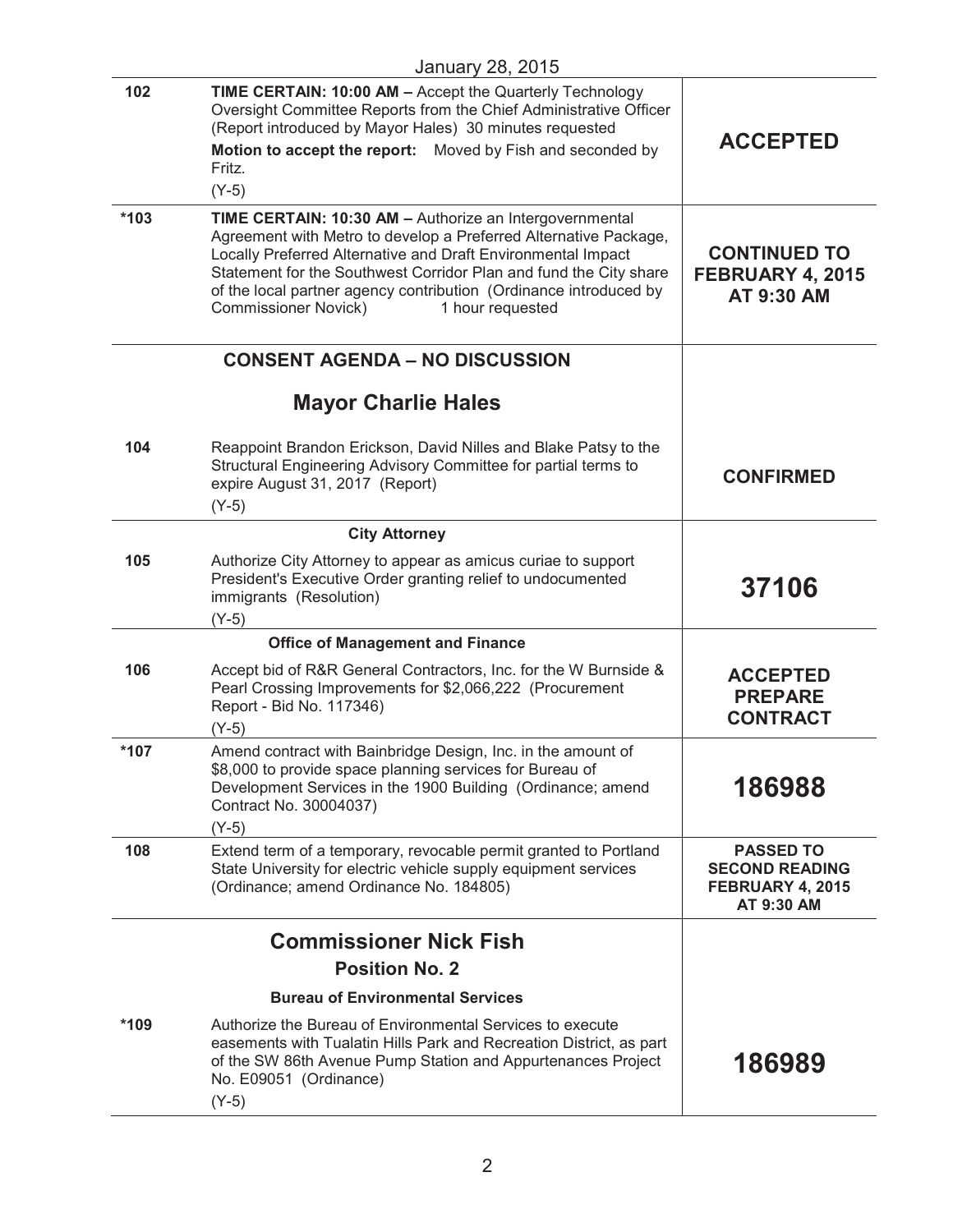January 28, 2015

| | | |
|---|---|---|
| 102 | **TIME CERTAIN: 10:00 AM –** Accept the Quarterly Technology Oversight Committee Reports from the Chief Administrative Officer (Report introduced by Mayor Hales) 30 minutes requested<br>**Motion to accept the report:** Moved by Fish and seconded by Fritz.<br>(Y-5) | **ACCEPTED** |
| *103 | **TIME CERTAIN: 10:30 AM –** Authorize an Intergovernmental Agreement with Metro to develop a Preferred Alternative Package, Locally Preferred Alternative and Draft Environmental Impact Statement for the Southwest Corridor Plan and fund the City share of the local partner agency contribution (Ordinance introduced by Commissioner Novick) 1 hour requested | **CONTINUED TO FEBRUARY 4, 2015 AT 9:30 AM** |
| | **CONSENT AGENDA – NO DISCUSSION** | |
| | **Mayor Charlie Hales** | |
| 104 | Reappoint Brandon Erickson, David Nilles and Blake Patsy to the Structural Engineering Advisory Committee for partial terms to expire August 31, 2017 (Report)<br>(Y-5) | **CONFIRMED** |
| | **City Attorney** | |
| 105 | Authorize City Attorney to appear as amicus curiae to support President's Executive Order granting relief to undocumented immigrants (Resolution)<br>(Y-5) | **37106** |
| | **Office of Management and Finance** | |
| 106 | Accept bid of R&R General Contractors, Inc. for the W Burnside & Pearl Crossing Improvements for $2,066,222 (Procurement Report - Bid No. 117346)<br>(Y-5) | **ACCEPTED PREPARE CONTRACT** |
| *107 | Amend contract with Bainbridge Design, Inc. in the amount of $8,000 to provide space planning services for Bureau of Development Services in the 1900 Building (Ordinance; amend Contract No. 30004037)<br>(Y-5) | **186988** |
| 108 | Extend term of a temporary, revocable permit granted to Portland State University for electric vehicle supply equipment services (Ordinance; amend Ordinance No. 184805) | **PASSED TO SECOND READING FEBRUARY 4, 2015 AT 9:30 AM** |
| | **Commissioner Nick Fish**<br>**Position No. 2** | |
| | **Bureau of Environmental Services** | |
| *109 | Authorize the Bureau of Environmental Services to execute easements with Tualatin Hills Park and Recreation District, as part of the SW 86th Avenue Pump Station and Appurtenances Project No. E09051 (Ordinance)<br>(Y-5) | **186989** |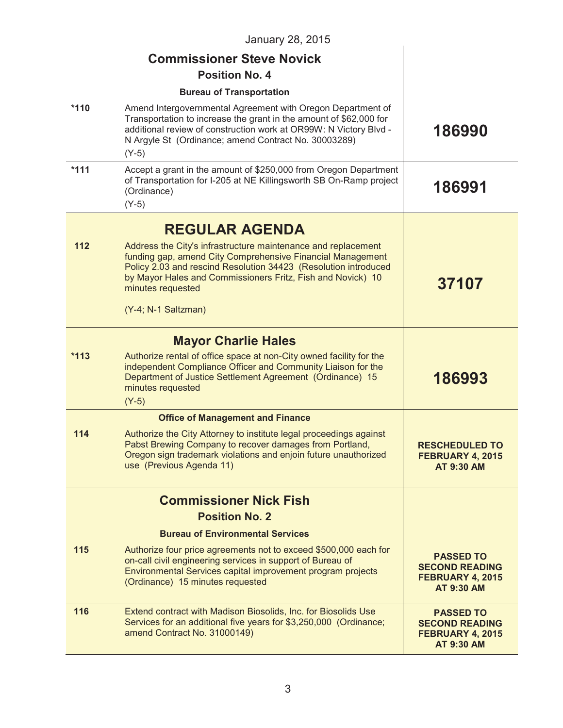January 28, 2015

| | | |
|---|---|---|
| | **Commissioner Steve Novick**<br>**Position No. 4**<br>**Bureau of Transportation** | |
| *110 | Amend Intergovernmental Agreement with Oregon Department of Transportation to increase the grant in the amount of $62,000 for additional review of construction work at OR99W: N Victory Blvd - N Argyle St (Ordinance; amend Contract No. 30003289)<br>(Y-5) | **186990** |
| *111 | Accept a grant in the amount of $250,000 from Oregon Department of Transportation for I-205 at NE Killingsworth SB On-Ramp project (Ordinance)<br>(Y-5) | **186991** |
| | **REGULAR AGENDA** | |
| 112 | Address the City's infrastructure maintenance and replacement funding gap, amend City Comprehensive Financial Management Policy 2.03 and rescind Resolution 34423 (Resolution introduced by Mayor Hales and Commissioners Fritz, Fish and Novick) 10 minutes requested<br>(Y-4; N-1 Saltzman) | **37107** |
| | **Mayor Charlie Hales** | |
| *113 | Authorize rental of office space at non-City owned facility for the independent Compliance Officer and Community Liaison for the Department of Justice Settlement Agreement (Ordinance) 15 minutes requested<br>(Y-5) | **186993** |
| | **Office of Management and Finance** | |
| 114 | Authorize the City Attorney to institute legal proceedings against Pabst Brewing Company to recover damages from Portland, Oregon sign trademark violations and enjoin future unauthorized use (Previous Agenda 11) | **RESCHEDULED TO FEBRUARY 4, 2015 AT 9:30 AM** |
| | **Commissioner Nick Fish**<br>**Position No. 2**<br>**Bureau of Environmental Services** | |
| 115 | Authorize four price agreements not to exceed $500,000 each for on-call civil engineering services in support of Bureau of Environmental Services capital improvement program projects (Ordinance) 15 minutes requested | **PASSED TO SECOND READING FEBRUARY 4, 2015 AT 9:30 AM** |
| 116 | Extend contract with Madison Biosolids, Inc. for Biosolids Use Services for an additional five years for $3,250,000 (Ordinance; amend Contract No. 31000149) | **PASSED TO SECOND READING FEBRUARY 4, 2015 AT 9:30 AM** |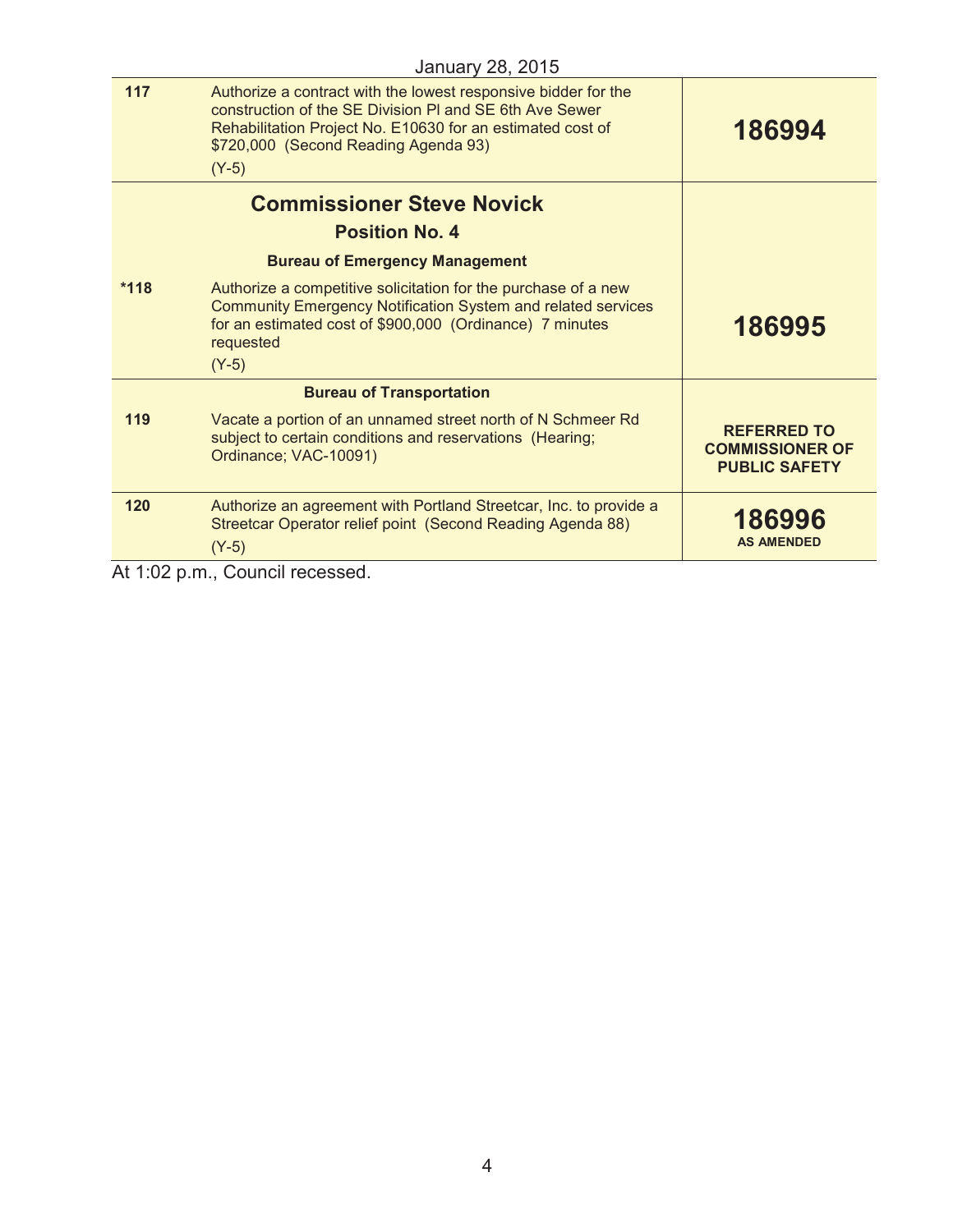January 28, 2015

| | | |
|---|---|---|
| **117** | Authorize a contract with the lowest responsive bidder for the construction of the SE Division Pl and SE 6th Ave Sewer Rehabilitation Project No. E10630 for an estimated cost of $720,000 (Second Reading Agenda 93)<br>(Y-5) | **186994** |
| | **Commissioner Steve Novick**<br>**Position No. 4**<br>**Bureau of Emergency Management** | |
| **\*118** | Authorize a competitive solicitation for the purchase of a new Community Emergency Notification System and related services for an estimated cost of $900,000 (Ordinance) 7 minutes requested<br>(Y-5) | **186995** |
| | **Bureau of Transportation** | |
| **119** | Vacate a portion of an unnamed street north of N Schmeer Rd subject to certain conditions and reservations (Hearing; Ordinance; VAC-10091) | **REFERRED TO COMMISSIONER OF PUBLIC SAFETY** |
| **120** | Authorize an agreement with Portland Streetcar, Inc. to provide a Streetcar Operator relief point (Second Reading Agenda 88)<br>(Y-5) | **186996**<br>**AS AMENDED** |

At 1:02 p.m., Council recessed.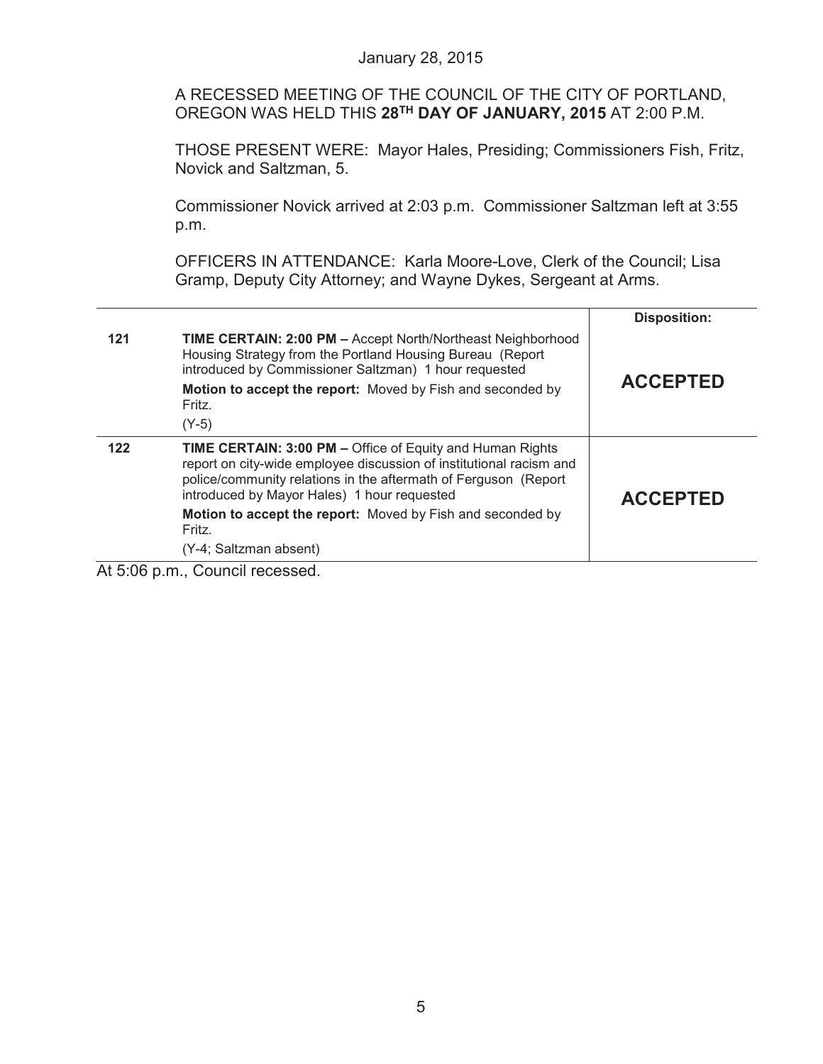January 28, 2015

A RECESSED MEETING OF THE COUNCIL OF THE CITY OF PORTLAND, OREGON WAS HELD THIS **28TH DAY OF JANUARY, 2015** AT 2:00 P.M.

THOSE PRESENT WERE: Mayor Hales, Presiding; Commissioners Fish, Fritz, Novick and Saltzman, 5.

Commissioner Novick arrived at 2:03 p.m. Commissioner Saltzman left at 3:55 p.m.

OFFICERS IN ATTENDANCE: Karla Moore-Love, Clerk of the Council; Lisa Gramp, Deputy City Attorney; and Wayne Dykes, Sergeant at Arms.

| | | **Disposition:** |
|---|---|---|
| **121** | **TIME CERTAIN: 2:00 PM –** Accept North/Northeast Neighborhood Housing Strategy from the Portland Housing Bureau (Report introduced by Commissioner Saltzman) 1 hour requested<br>**Motion to accept the report:** Moved by Fish and seconded by Fritz.<br>(Y-5) | **ACCEPTED** |
| **122** | **TIME CERTAIN: 3:00 PM –** Office of Equity and Human Rights report on city-wide employee discussion of institutional racism and police/community relations in the aftermath of Ferguson (Report introduced by Mayor Hales) 1 hour requested<br>**Motion to accept the report:** Moved by Fish and seconded by Fritz.<br>(Y-4; Saltzman absent) | **ACCEPTED** |

At 5:06 p.m., Council recessed.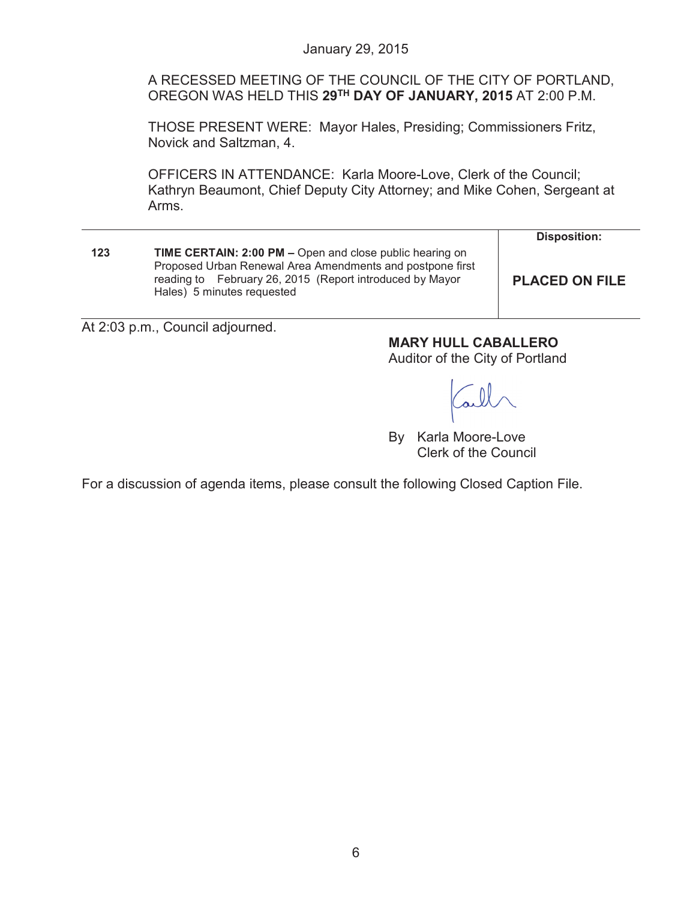January 29, 2015

A RECESSED MEETING OF THE COUNCIL OF THE CITY OF PORTLAND, OREGON WAS HELD THIS **29TH DAY OF JANUARY, 2015** AT 2:00 P.M.

THOSE PRESENT WERE: Mayor Hales, Presiding; Commissioners Fritz, Novick and Saltzman, 4.

OFFICERS IN ATTENDANCE: Karla Moore-Love, Clerk of the Council; Kathryn Beaumont, Chief Deputy City Attorney; and Mike Cohen, Sergeant at Arms.

| | | Disposition: |
|---|---|---|
| **123** | **TIME CERTAIN: 2:00 PM –** Open and close public hearing on Proposed Urban Renewal Area Amendments and postpone first reading to February 26, 2015 (Report introduced by Mayor Hales) 5 minutes requested | **PLACED ON FILE** |

At 2:03 p.m., Council adjourned.

**MARY HULL CABALLERO**
Auditor of the City of Portland

By Karla Moore-Love
Clerk of the Council

For a discussion of agenda items, please consult the following Closed Caption File.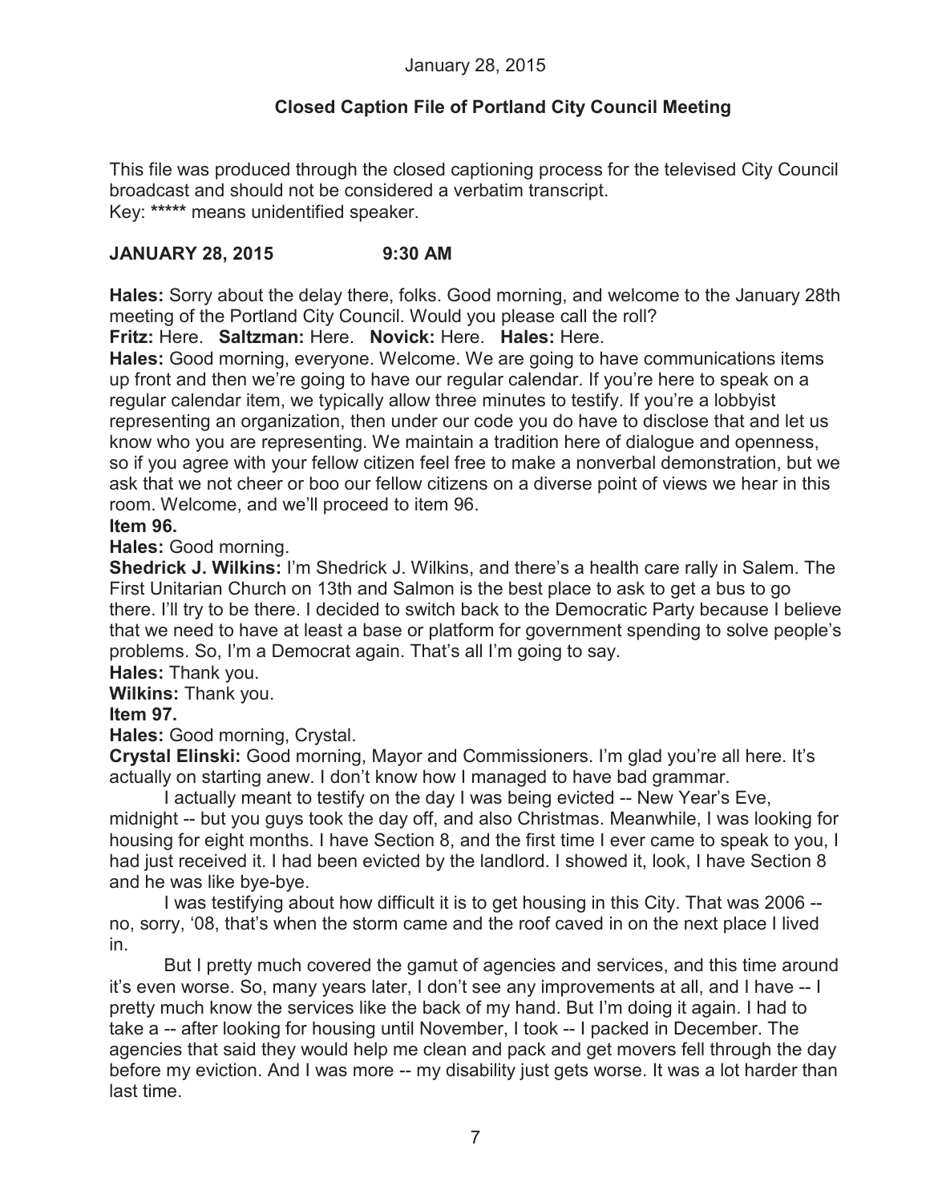January 28, 2015

## Closed Caption File of Portland City Council Meeting

This file was produced through the closed captioning process for the televised City Council broadcast and should not be considered a verbatim transcript.
Key: ***** means unidentified speaker.

### JANUARY 28, 2015 9:30 AM

**Hales:** Sorry about the delay there, folks. Good morning, and welcome to the January 28th meeting of the Portland City Council. Would you please call the roll?

**Fritz:** Here. **Saltzman:** Here. **Novick:** Here. **Hales:** Here.

**Hales:** Good morning, everyone. Welcome. We are going to have communications items up front and then we're going to have our regular calendar. If you're here to speak on a regular calendar item, we typically allow three minutes to testify. If you're a lobbyist representing an organization, then under our code you do have to disclose that and let us know who you are representing. We maintain a tradition here of dialogue and openness, so if you agree with your fellow citizen feel free to make a nonverbal demonstration, but we ask that we not cheer or boo our fellow citizens on a diverse point of views we hear in this room. Welcome, and we'll proceed to item 96.

**Item 96.**

**Hales:** Good morning.

**Shedrick J. Wilkins:** I'm Shedrick J. Wilkins, and there's a health care rally in Salem. The First Unitarian Church on 13th and Salmon is the best place to ask to get a bus to go there. I'll try to be there. I decided to switch back to the Democratic Party because I believe that we need to have at least a base or platform for government spending to solve people's problems. So, I'm a Democrat again. That's all I'm going to say.

**Hales:** Thank you.

**Wilkins:** Thank you.

**Item 97.**

**Hales:** Good morning, Crystal.

**Crystal Elinski:** Good morning, Mayor and Commissioners. I'm glad you're all here. It's actually on starting anew. I don't know how I managed to have bad grammar.

I actually meant to testify on the day I was being evicted -- New Year's Eve, midnight -- but you guys took the day off, and also Christmas. Meanwhile, I was looking for housing for eight months. I have Section 8, and the first time I ever came to speak to you, I had just received it. I had been evicted by the landlord. I showed it, look, I have Section 8 and he was like bye-bye.

I was testifying about how difficult it is to get housing in this City. That was 2006 -- no, sorry, '08, that's when the storm came and the roof caved in on the next place I lived in.

But I pretty much covered the gamut of agencies and services, and this time around it's even worse. So, many years later, I don't see any improvements at all, and I have -- I pretty much know the services like the back of my hand. But I'm doing it again. I had to take a -- after looking for housing until November, I took -- I packed in December. The agencies that said they would help me clean and pack and get movers fell through the day before my eviction. And I was more -- my disability just gets worse. It was a lot harder than last time.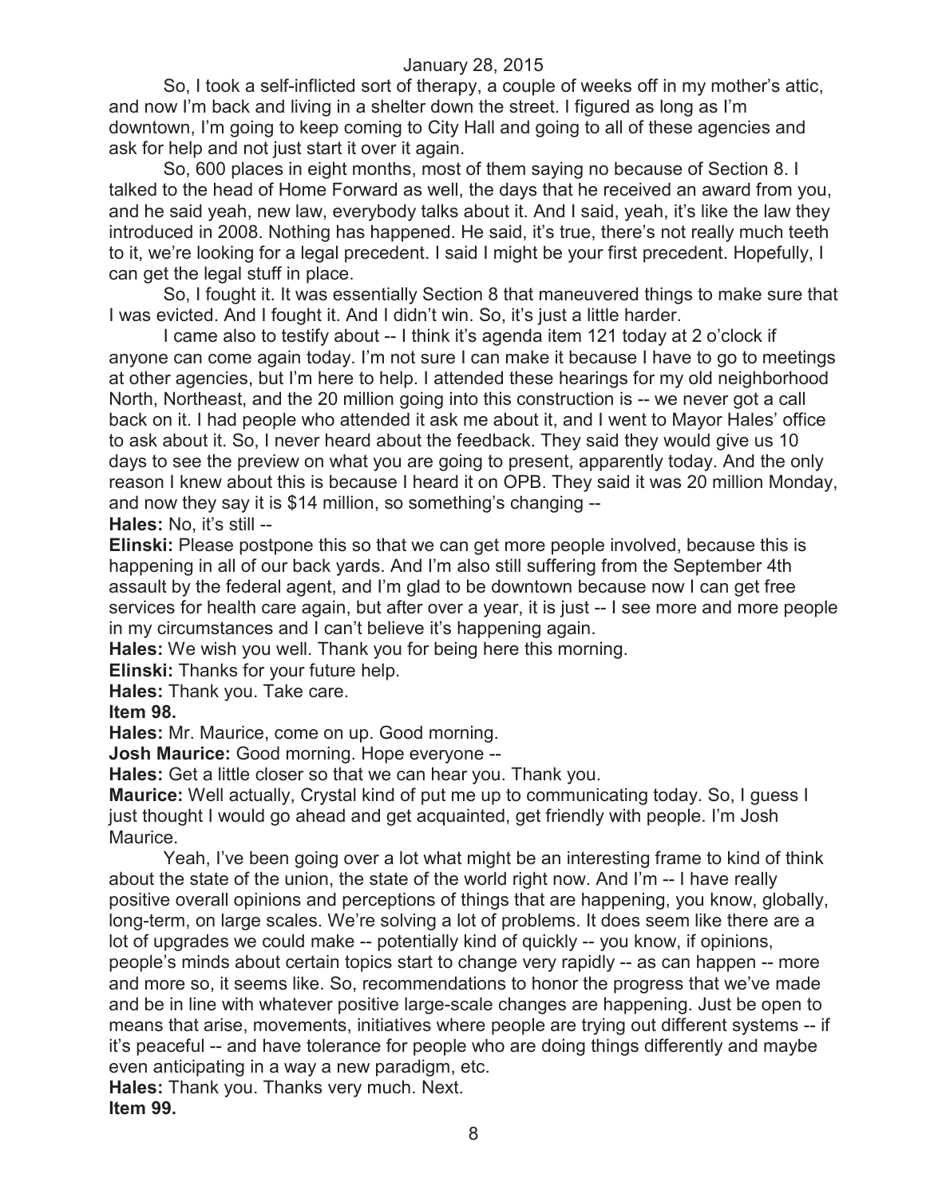So, I took a self-inflicted sort of therapy, a couple of weeks off in my mother's attic, and now I'm back and living in a shelter down the street. I figured as long as I'm downtown, I'm going to keep coming to City Hall and going to all of these agencies and ask for help and not just start it over it again.

So, 600 places in eight months, most of them saying no because of Section 8. I talked to the head of Home Forward as well, the days that he received an award from you, and he said yeah, new law, everybody talks about it. And I said, yeah, it's like the law they introduced in 2008. Nothing has happened. He said, it's true, there's not really much teeth to it, we're looking for a legal precedent. I said I might be your first precedent. Hopefully, I can get the legal stuff in place.

So, I fought it. It was essentially Section 8 that maneuvered things to make sure that I was evicted. And I fought it. And I didn't win. So, it's just a little harder.

I came also to testify about -- I think it's agenda item 121 today at 2 o'clock if anyone can come again today. I'm not sure I can make it because I have to go to meetings at other agencies, but I'm here to help. I attended these hearings for my old neighborhood North, Northeast, and the 20 million going into this construction is -- we never got a call back on it. I had people who attended it ask me about it, and I went to Mayor Hales' office to ask about it. So, I never heard about the feedback. They said they would give us 10 days to see the preview on what you are going to present, apparently today. And the only reason I knew about this is because I heard it on OPB. They said it was 20 million Monday, and now they say it is $14 million, so something's changing --

**Hales:** No, it's still --

**Elinski:** Please postpone this so that we can get more people involved, because this is happening in all of our back yards. And I'm also still suffering from the September 4th assault by the federal agent, and I'm glad to be downtown because now I can get free services for health care again, but after over a year, it is just -- I see more and more people in my circumstances and I can't believe it's happening again.

**Hales:** We wish you well. Thank you for being here this morning.

**Elinski:** Thanks for your future help.

**Hales:** Thank you. Take care.

**Item 98.**

**Hales:** Mr. Maurice, come on up. Good morning.

**Josh Maurice:** Good morning. Hope everyone --

**Hales:** Get a little closer so that we can hear you. Thank you.

**Maurice:** Well actually, Crystal kind of put me up to communicating today. So, I guess I just thought I would go ahead and get acquainted, get friendly with people. I'm Josh Maurice.

Yeah, I've been going over a lot what might be an interesting frame to kind of think about the state of the union, the state of the world right now. And I'm -- I have really positive overall opinions and perceptions of things that are happening, you know, globally, long-term, on large scales. We're solving a lot of problems. It does seem like there are a lot of upgrades we could make -- potentially kind of quickly -- you know, if opinions, people's minds about certain topics start to change very rapidly -- as can happen -- more and more so, it seems like. So, recommendations to honor the progress that we've made and be in line with whatever positive large-scale changes are happening. Just be open to means that arise, movements, initiatives where people are trying out different systems -- if it's peaceful -- and have tolerance for people who are doing things differently and maybe even anticipating in a way a new paradigm, etc.

**Hales:** Thank you. Thanks very much. Next.

**Item 99.**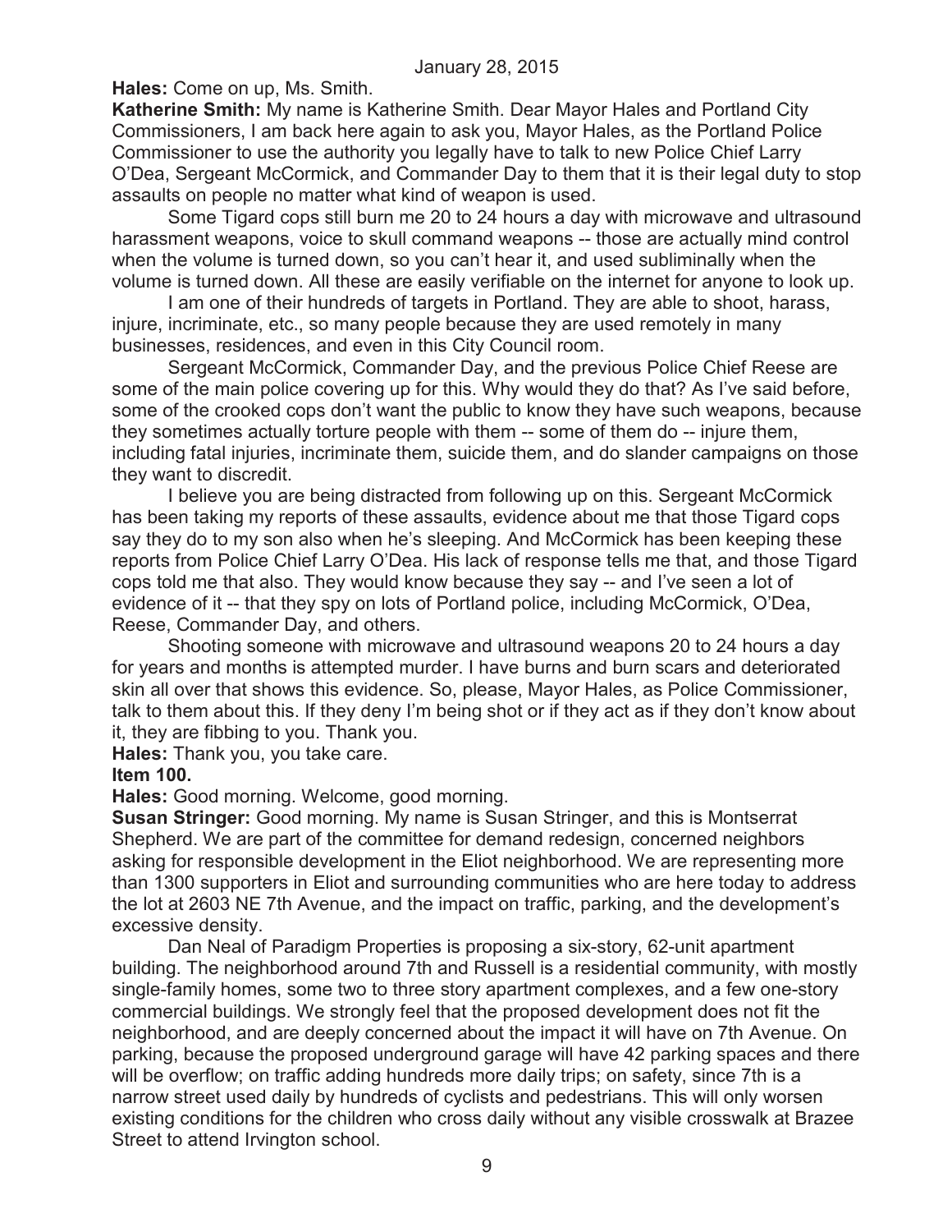**Hales:** Come on up, Ms. Smith.

**Katherine Smith:** My name is Katherine Smith. Dear Mayor Hales and Portland City Commissioners, I am back here again to ask you, Mayor Hales, as the Portland Police Commissioner to use the authority you legally have to talk to new Police Chief Larry O'Dea, Sergeant McCormick, and Commander Day to them that it is their legal duty to stop assaults on people no matter what kind of weapon is used.

Some Tigard cops still burn me 20 to 24 hours a day with microwave and ultrasound harassment weapons, voice to skull command weapons -- those are actually mind control when the volume is turned down, so you can't hear it, and used subliminally when the volume is turned down. All these are easily verifiable on the internet for anyone to look up.

I am one of their hundreds of targets in Portland. They are able to shoot, harass, injure, incriminate, etc., so many people because they are used remotely in many businesses, residences, and even in this City Council room.

Sergeant McCormick, Commander Day, and the previous Police Chief Reese are some of the main police covering up for this. Why would they do that? As I've said before, some of the crooked cops don't want the public to know they have such weapons, because they sometimes actually torture people with them -- some of them do -- injure them, including fatal injuries, incriminate them, suicide them, and do slander campaigns on those they want to discredit.

I believe you are being distracted from following up on this. Sergeant McCormick has been taking my reports of these assaults, evidence about me that those Tigard cops say they do to my son also when he's sleeping. And McCormick has been keeping these reports from Police Chief Larry O'Dea. His lack of response tells me that, and those Tigard cops told me that also. They would know because they say -- and I've seen a lot of evidence of it -- that they spy on lots of Portland police, including McCormick, O'Dea, Reese, Commander Day, and others.

Shooting someone with microwave and ultrasound weapons 20 to 24 hours a day for years and months is attempted murder. I have burns and burn scars and deteriorated skin all over that shows this evidence. So, please, Mayor Hales, as Police Commissioner, talk to them about this. If they deny I'm being shot or if they act as if they don't know about it, they are fibbing to you. Thank you.

**Hales:** Thank you, you take care.

**Item 100.**

**Hales:** Good morning. Welcome, good morning.

**Susan Stringer:** Good morning. My name is Susan Stringer, and this is Montserrat Shepherd. We are part of the committee for demand redesign, concerned neighbors asking for responsible development in the Eliot neighborhood. We are representing more than 1300 supporters in Eliot and surrounding communities who are here today to address the lot at 2603 NE 7th Avenue, and the impact on traffic, parking, and the development's excessive density.

Dan Neal of Paradigm Properties is proposing a six-story, 62-unit apartment building. The neighborhood around 7th and Russell is a residential community, with mostly single-family homes, some two to three story apartment complexes, and a few one-story commercial buildings. We strongly feel that the proposed development does not fit the neighborhood, and are deeply concerned about the impact it will have on 7th Avenue. On parking, because the proposed underground garage will have 42 parking spaces and there will be overflow; on traffic adding hundreds more daily trips; on safety, since 7th is a narrow street used daily by hundreds of cyclists and pedestrians. This will only worsen existing conditions for the children who cross daily without any visible crosswalk at Brazee Street to attend Irvington school.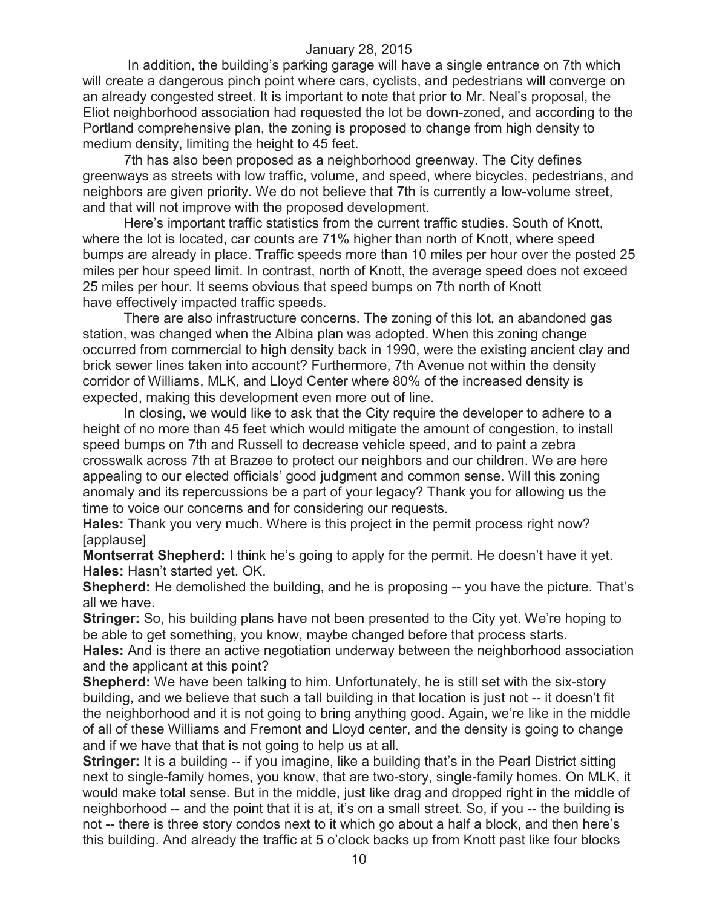In addition, the building's parking garage will have a single entrance on 7th which will create a dangerous pinch point where cars, cyclists, and pedestrians will converge on an already congested street. It is important to note that prior to Mr. Neal's proposal, the Eliot neighborhood association had requested the lot be down-zoned, and according to the Portland comprehensive plan, the zoning is proposed to change from high density to medium density, limiting the height to 45 feet.

7th has also been proposed as a neighborhood greenway. The City defines greenways as streets with low traffic, volume, and speed, where bicycles, pedestrians, and neighbors are given priority. We do not believe that 7th is currently a low-volume street, and that will not improve with the proposed development.

Here's important traffic statistics from the current traffic studies. South of Knott, where the lot is located, car counts are 71% higher than north of Knott, where speed bumps are already in place. Traffic speeds more than 10 miles per hour over the posted 25 miles per hour speed limit. In contrast, north of Knott, the average speed does not exceed 25 miles per hour. It seems obvious that speed bumps on 7th north of Knott have effectively impacted traffic speeds.

There are also infrastructure concerns. The zoning of this lot, an abandoned gas station, was changed when the Albina plan was adopted. When this zoning change occurred from commercial to high density back in 1990, were the existing ancient clay and brick sewer lines taken into account? Furthermore, 7th Avenue not within the density corridor of Williams, MLK, and Lloyd Center where 80% of the increased density is expected, making this development even more out of line.

In closing, we would like to ask that the City require the developer to adhere to a height of no more than 45 feet which would mitigate the amount of congestion, to install speed bumps on 7th and Russell to decrease vehicle speed, and to paint a zebra crosswalk across 7th at Brazee to protect our neighbors and our children. We are here appealing to our elected officials' good judgment and common sense. Will this zoning anomaly and its repercussions be a part of your legacy? Thank you for allowing us the time to voice our concerns and for considering our requests.

**Hales:** Thank you very much. Where is this project in the permit process right now? [applause]

**Montserrat Shepherd:** I think he's going to apply for the permit. He doesn't have it yet.

**Hales:** Hasn't started yet. OK.

**Shepherd:** He demolished the building, and he is proposing -- you have the picture. That's all we have.

**Stringer:** So, his building plans have not been presented to the City yet. We're hoping to be able to get something, you know, maybe changed before that process starts.

**Hales:** And is there an active negotiation underway between the neighborhood association and the applicant at this point?

**Shepherd:** We have been talking to him. Unfortunately, he is still set with the six-story building, and we believe that such a tall building in that location is just not -- it doesn't fit the neighborhood and it is not going to bring anything good. Again, we're like in the middle of all of these Williams and Fremont and Lloyd center, and the density is going to change and if we have that that is not going to help us at all.

**Stringer:** It is a building -- if you imagine, like a building that's in the Pearl District sitting next to single-family homes, you know, that are two-story, single-family homes. On MLK, it would make total sense. But in the middle, just like drag and dropped right in the middle of neighborhood -- and the point that it is at, it's on a small street. So, if you -- the building is not -- there is three story condos next to it which go about a half a block, and then here's this building. And already the traffic at 5 o'clock backs up from Knott past like four blocks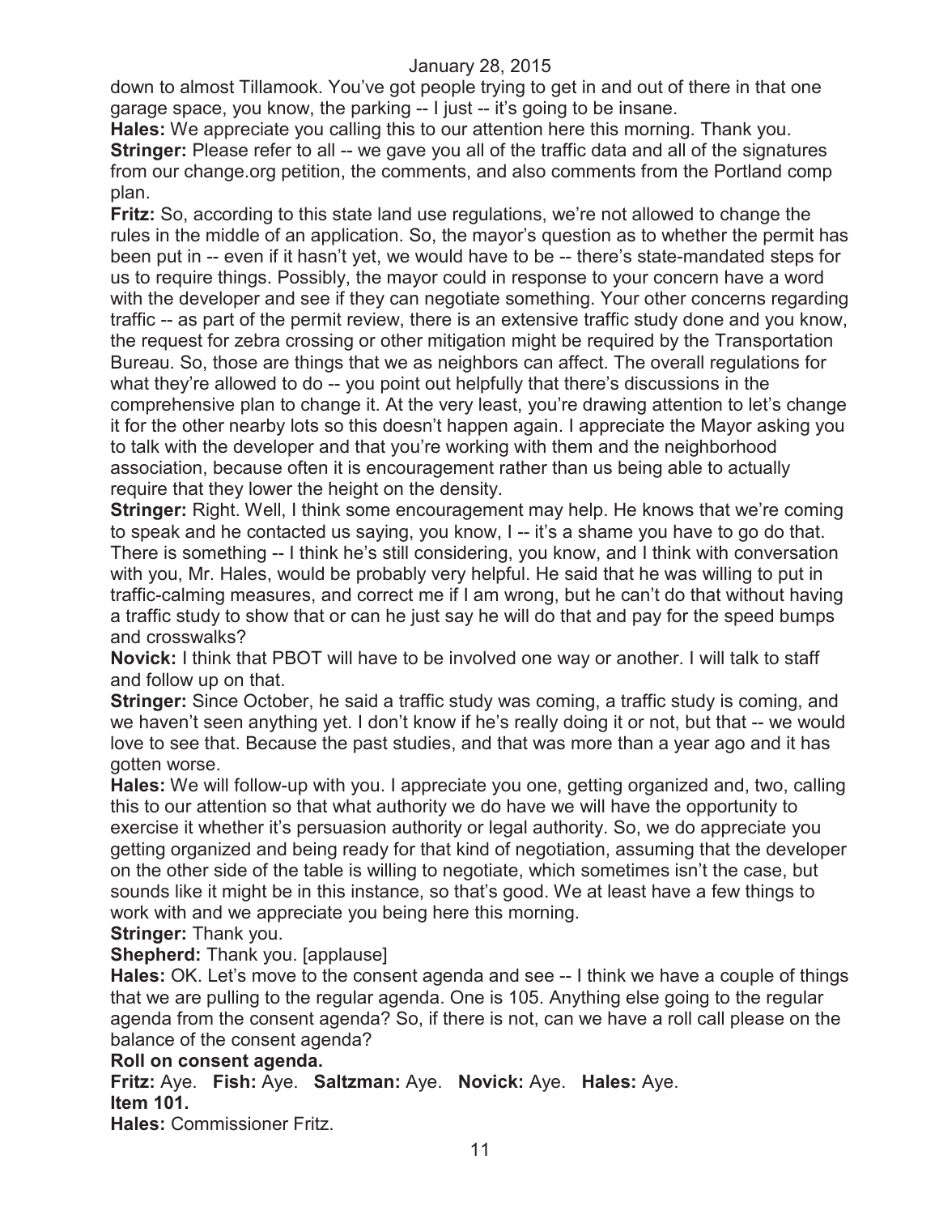down to almost Tillamook. You've got people trying to get in and out of there in that one garage space, you know, the parking -- I just -- it's going to be insane.

**Hales:** We appreciate you calling this to our attention here this morning. Thank you.

**Stringer:** Please refer to all -- we gave you all of the traffic data and all of the signatures from our change.org petition, the comments, and also comments from the Portland comp plan.

**Fritz:** So, according to this state land use regulations, we're not allowed to change the rules in the middle of an application. So, the mayor's question as to whether the permit has been put in -- even if it hasn't yet, we would have to be -- there's state-mandated steps for us to require things. Possibly, the mayor could in response to your concern have a word with the developer and see if they can negotiate something. Your other concerns regarding traffic -- as part of the permit review, there is an extensive traffic study done and you know, the request for zebra crossing or other mitigation might be required by the Transportation Bureau. So, those are things that we as neighbors can affect. The overall regulations for what they're allowed to do -- you point out helpfully that there's discussions in the comprehensive plan to change it. At the very least, you're drawing attention to let's change it for the other nearby lots so this doesn't happen again. I appreciate the Mayor asking you to talk with the developer and that you're working with them and the neighborhood association, because often it is encouragement rather than us being able to actually require that they lower the height on the density.

**Stringer:** Right. Well, I think some encouragement may help. He knows that we're coming to speak and he contacted us saying, you know, I -- it's a shame you have to go do that. There is something -- I think he's still considering, you know, and I think with conversation with you, Mr. Hales, would be probably very helpful. He said that he was willing to put in traffic-calming measures, and correct me if I am wrong, but he can't do that without having a traffic study to show that or can he just say he will do that and pay for the speed bumps and crosswalks?

**Novick:** I think that PBOT will have to be involved one way or another. I will talk to staff and follow up on that.

**Stringer:** Since October, he said a traffic study was coming, a traffic study is coming, and we haven't seen anything yet. I don't know if he's really doing it or not, but that -- we would love to see that. Because the past studies, and that was more than a year ago and it has gotten worse.

**Hales:** We will follow-up with you. I appreciate you one, getting organized and, two, calling this to our attention so that what authority we do have we will have the opportunity to exercise it whether it's persuasion authority or legal authority. So, we do appreciate you getting organized and being ready for that kind of negotiation, assuming that the developer on the other side of the table is willing to negotiate, which sometimes isn't the case, but sounds like it might be in this instance, so that's good. We at least have a few things to work with and we appreciate you being here this morning.

**Stringer:** Thank you.

**Shepherd:** Thank you. [applause]

**Hales:** OK. Let's move to the consent agenda and see -- I think we have a couple of things that we are pulling to the regular agenda. One is 105. Anything else going to the regular agenda from the consent agenda? So, if there is not, can we have a roll call please on the balance of the consent agenda?

**Roll on consent agenda.**

**Fritz:** Aye. **Fish:** Aye. **Saltzman:** Aye. **Novick:** Aye. **Hales:** Aye.

**Item 101.**

**Hales:** Commissioner Fritz.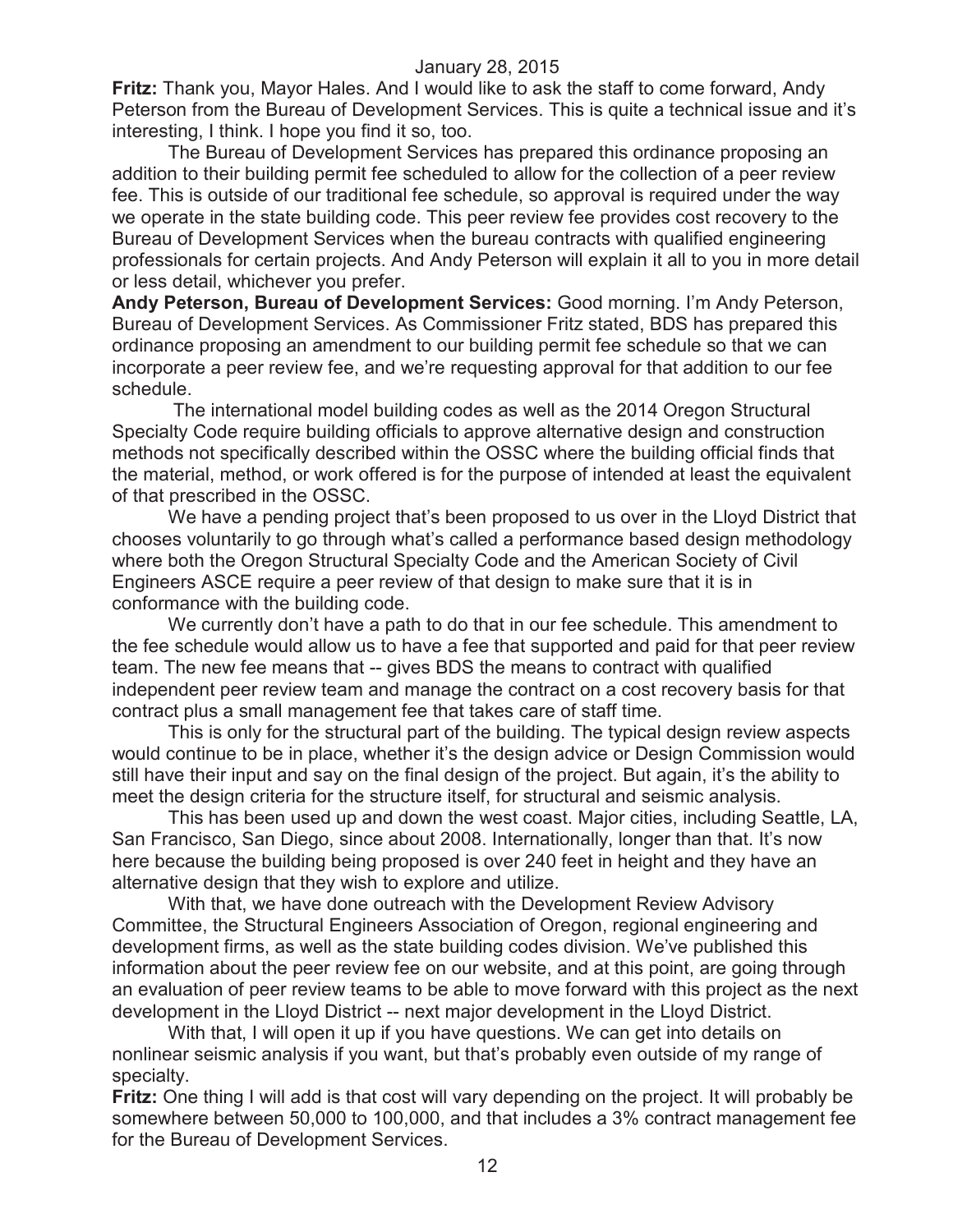**Fritz:** Thank you, Mayor Hales. And I would like to ask the staff to come forward, Andy Peterson from the Bureau of Development Services. This is quite a technical issue and it's interesting, I think. I hope you find it so, too.

The Bureau of Development Services has prepared this ordinance proposing an addition to their building permit fee scheduled to allow for the collection of a peer review fee. This is outside of our traditional fee schedule, so approval is required under the way we operate in the state building code. This peer review fee provides cost recovery to the Bureau of Development Services when the bureau contracts with qualified engineering professionals for certain projects. And Andy Peterson will explain it all to you in more detail or less detail, whichever you prefer.

**Andy Peterson, Bureau of Development Services:** Good morning. I'm Andy Peterson, Bureau of Development Services. As Commissioner Fritz stated, BDS has prepared this ordinance proposing an amendment to our building permit fee schedule so that we can incorporate a peer review fee, and we're requesting approval for that addition to our fee schedule.

The international model building codes as well as the 2014 Oregon Structural Specialty Code require building officials to approve alternative design and construction methods not specifically described within the OSSC where the building official finds that the material, method, or work offered is for the purpose of intended at least the equivalent of that prescribed in the OSSC.

We have a pending project that's been proposed to us over in the Lloyd District that chooses voluntarily to go through what's called a performance based design methodology where both the Oregon Structural Specialty Code and the American Society of Civil Engineers ASCE require a peer review of that design to make sure that it is in conformance with the building code.

We currently don't have a path to do that in our fee schedule. This amendment to the fee schedule would allow us to have a fee that supported and paid for that peer review team. The new fee means that -- gives BDS the means to contract with qualified independent peer review team and manage the contract on a cost recovery basis for that contract plus a small management fee that takes care of staff time.

This is only for the structural part of the building. The typical design review aspects would continue to be in place, whether it's the design advice or Design Commission would still have their input and say on the final design of the project. But again, it's the ability to meet the design criteria for the structure itself, for structural and seismic analysis.

This has been used up and down the west coast. Major cities, including Seattle, LA, San Francisco, San Diego, since about 2008. Internationally, longer than that. It's now here because the building being proposed is over 240 feet in height and they have an alternative design that they wish to explore and utilize.

With that, we have done outreach with the Development Review Advisory Committee, the Structural Engineers Association of Oregon, regional engineering and development firms, as well as the state building codes division. We've published this information about the peer review fee on our website, and at this point, are going through an evaluation of peer review teams to be able to move forward with this project as the next development in the Lloyd District -- next major development in the Lloyd District.

With that, I will open it up if you have questions. We can get into details on nonlinear seismic analysis if you want, but that's probably even outside of my range of specialty.

**Fritz:** One thing I will add is that cost will vary depending on the project. It will probably be somewhere between 50,000 to 100,000, and that includes a 3% contract management fee for the Bureau of Development Services.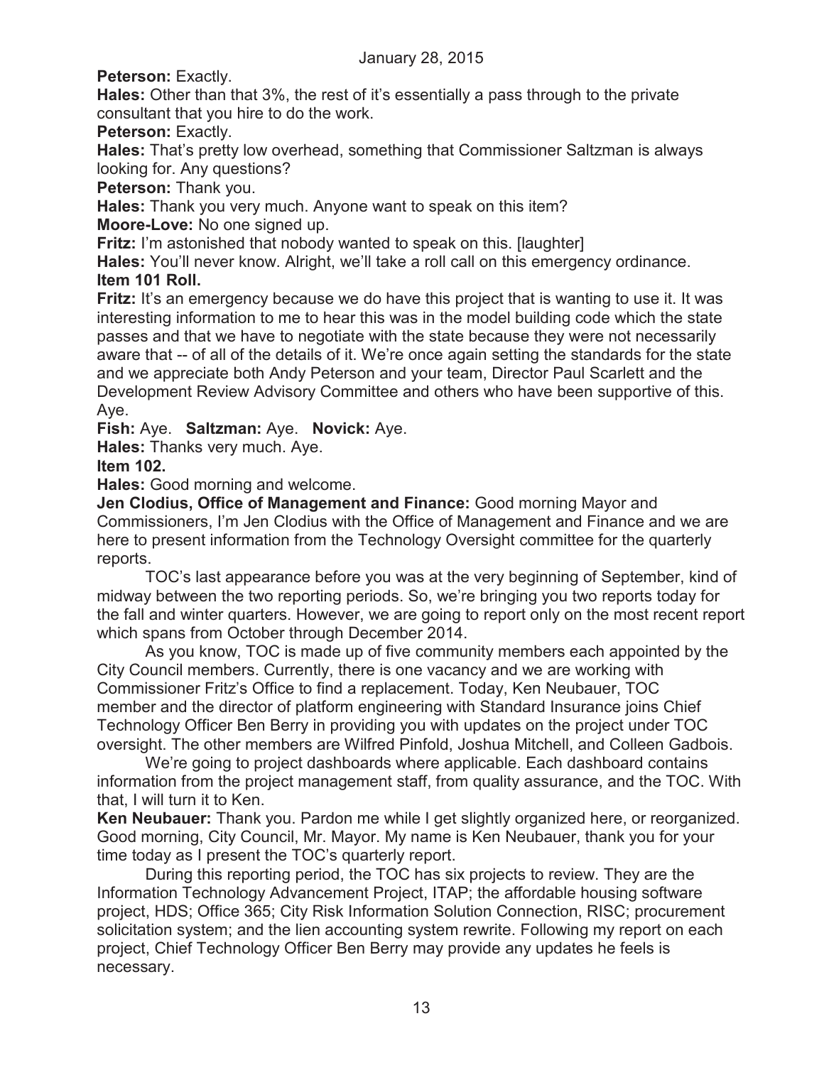**Peterson:** Exactly.

**Hales:** Other than that 3%, the rest of it's essentially a pass through to the private consultant that you hire to do the work.

**Peterson:** Exactly.

**Hales:** That's pretty low overhead, something that Commissioner Saltzman is always looking for. Any questions?

**Peterson:** Thank you.

**Hales:** Thank you very much. Anyone want to speak on this item?

**Moore-Love:** No one signed up.

**Fritz:** I'm astonished that nobody wanted to speak on this. [laughter]

**Hales:** You'll never know. Alright, we'll take a roll call on this emergency ordinance.

**Item 101 Roll.**

**Fritz:** It's an emergency because we do have this project that is wanting to use it. It was interesting information to me to hear this was in the model building code which the state passes and that we have to negotiate with the state because they were not necessarily aware that -- of all of the details of it. We're once again setting the standards for the state and we appreciate both Andy Peterson and your team, Director Paul Scarlett and the Development Review Advisory Committee and others who have been supportive of this. Aye.

**Fish:** Aye. **Saltzman:** Aye. **Novick:** Aye.

**Hales:** Thanks very much. Aye.

**Item 102.**

**Hales:** Good morning and welcome.

**Jen Clodius, Office of Management and Finance:** Good morning Mayor and Commissioners, I'm Jen Clodius with the Office of Management and Finance and we are here to present information from the Technology Oversight committee for the quarterly reports.

TOC's last appearance before you was at the very beginning of September, kind of midway between the two reporting periods. So, we're bringing you two reports today for the fall and winter quarters. However, we are going to report only on the most recent report which spans from October through December 2014.

As you know, TOC is made up of five community members each appointed by the City Council members. Currently, there is one vacancy and we are working with Commissioner Fritz's Office to find a replacement. Today, Ken Neubauer, TOC member and the director of platform engineering with Standard Insurance joins Chief Technology Officer Ben Berry in providing you with updates on the project under TOC oversight. The other members are Wilfred Pinfold, Joshua Mitchell, and Colleen Gadbois.

We're going to project dashboards where applicable. Each dashboard contains information from the project management staff, from quality assurance, and the TOC. With that, I will turn it to Ken.

**Ken Neubauer:** Thank you. Pardon me while I get slightly organized here, or reorganized. Good morning, City Council, Mr. Mayor. My name is Ken Neubauer, thank you for your time today as I present the TOC's quarterly report.

During this reporting period, the TOC has six projects to review. They are the Information Technology Advancement Project, ITAP; the affordable housing software project, HDS; Office 365; City Risk Information Solution Connection, RISC; procurement solicitation system; and the lien accounting system rewrite. Following my report on each project, Chief Technology Officer Ben Berry may provide any updates he feels is necessary.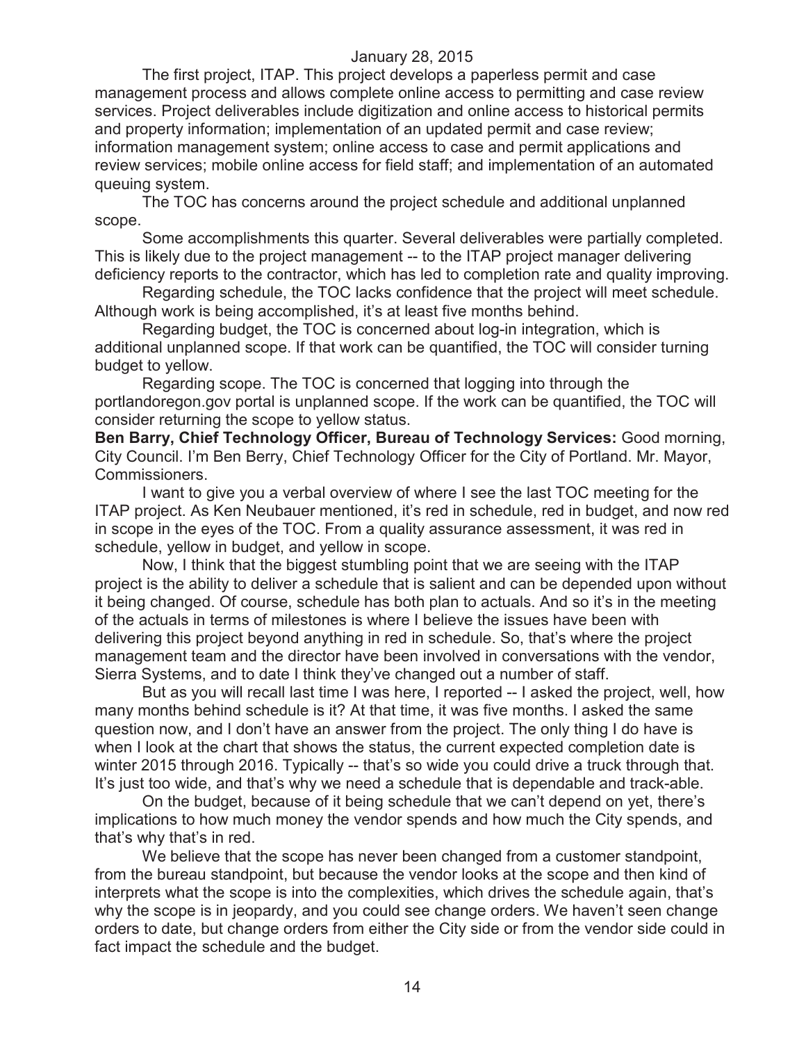The first project, ITAP. This project develops a paperless permit and case management process and allows complete online access to permitting and case review services. Project deliverables include digitization and online access to historical permits and property information; implementation of an updated permit and case review; information management system; online access to case and permit applications and review services; mobile online access for field staff; and implementation of an automated queuing system.

The TOC has concerns around the project schedule and additional unplanned scope.

Some accomplishments this quarter. Several deliverables were partially completed. This is likely due to the project management -- to the ITAP project manager delivering deficiency reports to the contractor, which has led to completion rate and quality improving.

Regarding schedule, the TOC lacks confidence that the project will meet schedule. Although work is being accomplished, it's at least five months behind.

Regarding budget, the TOC is concerned about log-in integration, which is additional unplanned scope. If that work can be quantified, the TOC will consider turning budget to yellow.

Regarding scope. The TOC is concerned that logging into through the portlandoregon.gov portal is unplanned scope. If the work can be quantified, the TOC will consider returning the scope to yellow status.

**Ben Barry, Chief Technology Officer, Bureau of Technology Services:** Good morning, City Council. I'm Ben Berry, Chief Technology Officer for the City of Portland. Mr. Mayor, Commissioners.

I want to give you a verbal overview of where I see the last TOC meeting for the ITAP project. As Ken Neubauer mentioned, it's red in schedule, red in budget, and now red in scope in the eyes of the TOC. From a quality assurance assessment, it was red in schedule, yellow in budget, and yellow in scope.

Now, I think that the biggest stumbling point that we are seeing with the ITAP project is the ability to deliver a schedule that is salient and can be depended upon without it being changed. Of course, schedule has both plan to actuals. And so it's in the meeting of the actuals in terms of milestones is where I believe the issues have been with delivering this project beyond anything in red in schedule. So, that's where the project management team and the director have been involved in conversations with the vendor, Sierra Systems, and to date I think they've changed out a number of staff.

But as you will recall last time I was here, I reported -- I asked the project, well, how many months behind schedule is it? At that time, it was five months. I asked the same question now, and I don't have an answer from the project. The only thing I do have is when I look at the chart that shows the status, the current expected completion date is winter 2015 through 2016. Typically -- that's so wide you could drive a truck through that. It's just too wide, and that's why we need a schedule that is dependable and track-able.

On the budget, because of it being schedule that we can't depend on yet, there's implications to how much money the vendor spends and how much the City spends, and that's why that's in red.

We believe that the scope has never been changed from a customer standpoint, from the bureau standpoint, but because the vendor looks at the scope and then kind of interprets what the scope is into the complexities, which drives the schedule again, that's why the scope is in jeopardy, and you could see change orders. We haven't seen change orders to date, but change orders from either the City side or from the vendor side could in fact impact the schedule and the budget.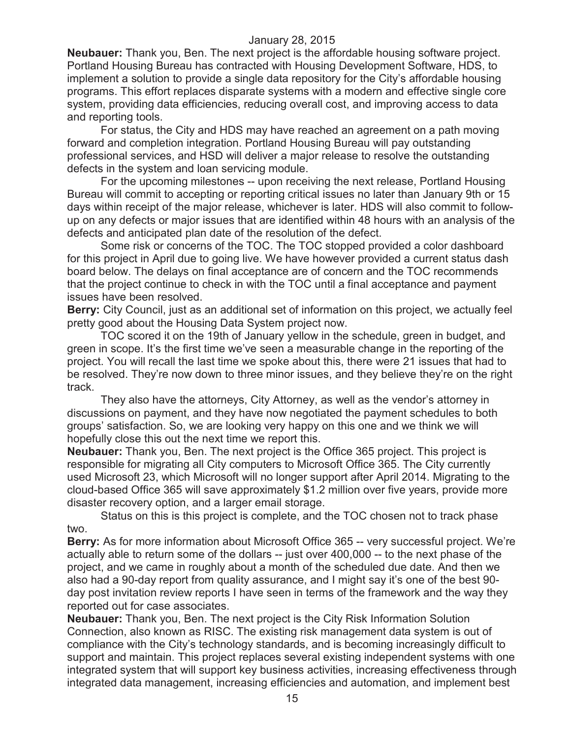**Neubauer:** Thank you, Ben. The next project is the affordable housing software project. Portland Housing Bureau has contracted with Housing Development Software, HDS, to implement a solution to provide a single data repository for the City's affordable housing programs. This effort replaces disparate systems with a modern and effective single core system, providing data efficiencies, reducing overall cost, and improving access to data and reporting tools.

For status, the City and HDS may have reached an agreement on a path moving forward and completion integration. Portland Housing Bureau will pay outstanding professional services, and HSD will deliver a major release to resolve the outstanding defects in the system and loan servicing module.

For the upcoming milestones -- upon receiving the next release, Portland Housing Bureau will commit to accepting or reporting critical issues no later than January 9th or 15 days within receipt of the major release, whichever is later. HDS will also commit to follow-up on any defects or major issues that are identified within 48 hours with an analysis of the defects and anticipated plan date of the resolution of the defect.

Some risk or concerns of the TOC. The TOC stopped provided a color dashboard for this project in April due to going live. We have however provided a current status dash board below. The delays on final acceptance are of concern and the TOC recommends that the project continue to check in with the TOC until a final acceptance and payment issues have been resolved.

**Berry:** City Council, just as an additional set of information on this project, we actually feel pretty good about the Housing Data System project now.

TOC scored it on the 19th of January yellow in the schedule, green in budget, and green in scope. It's the first time we've seen a measurable change in the reporting of the project. You will recall the last time we spoke about this, there were 21 issues that had to be resolved. They're now down to three minor issues, and they believe they're on the right track.

They also have the attorneys, City Attorney, as well as the vendor's attorney in discussions on payment, and they have now negotiated the payment schedules to both groups' satisfaction. So, we are looking very happy on this one and we think we will hopefully close this out the next time we report this.

**Neubauer:** Thank you, Ben. The next project is the Office 365 project. This project is responsible for migrating all City computers to Microsoft Office 365. The City currently used Microsoft 23, which Microsoft will no longer support after April 2014. Migrating to the cloud-based Office 365 will save approximately $1.2 million over five years, provide more disaster recovery option, and a larger email storage.

Status on this is this project is complete, and the TOC chosen not to track phase two.

**Berry:** As for more information about Microsoft Office 365 -- very successful project. We're actually able to return some of the dollars -- just over 400,000 -- to the next phase of the project, and we came in roughly about a month of the scheduled due date. And then we also had a 90-day report from quality assurance, and I might say it's one of the best 90-day post invitation review reports I have seen in terms of the framework and the way they reported out for case associates.

**Neubauer:** Thank you, Ben. The next project is the City Risk Information Solution Connection, also known as RISC. The existing risk management data system is out of compliance with the City's technology standards, and is becoming increasingly difficult to support and maintain. This project replaces several existing independent systems with one integrated system that will support key business activities, increasing effectiveness through integrated data management, increasing efficiencies and automation, and implement best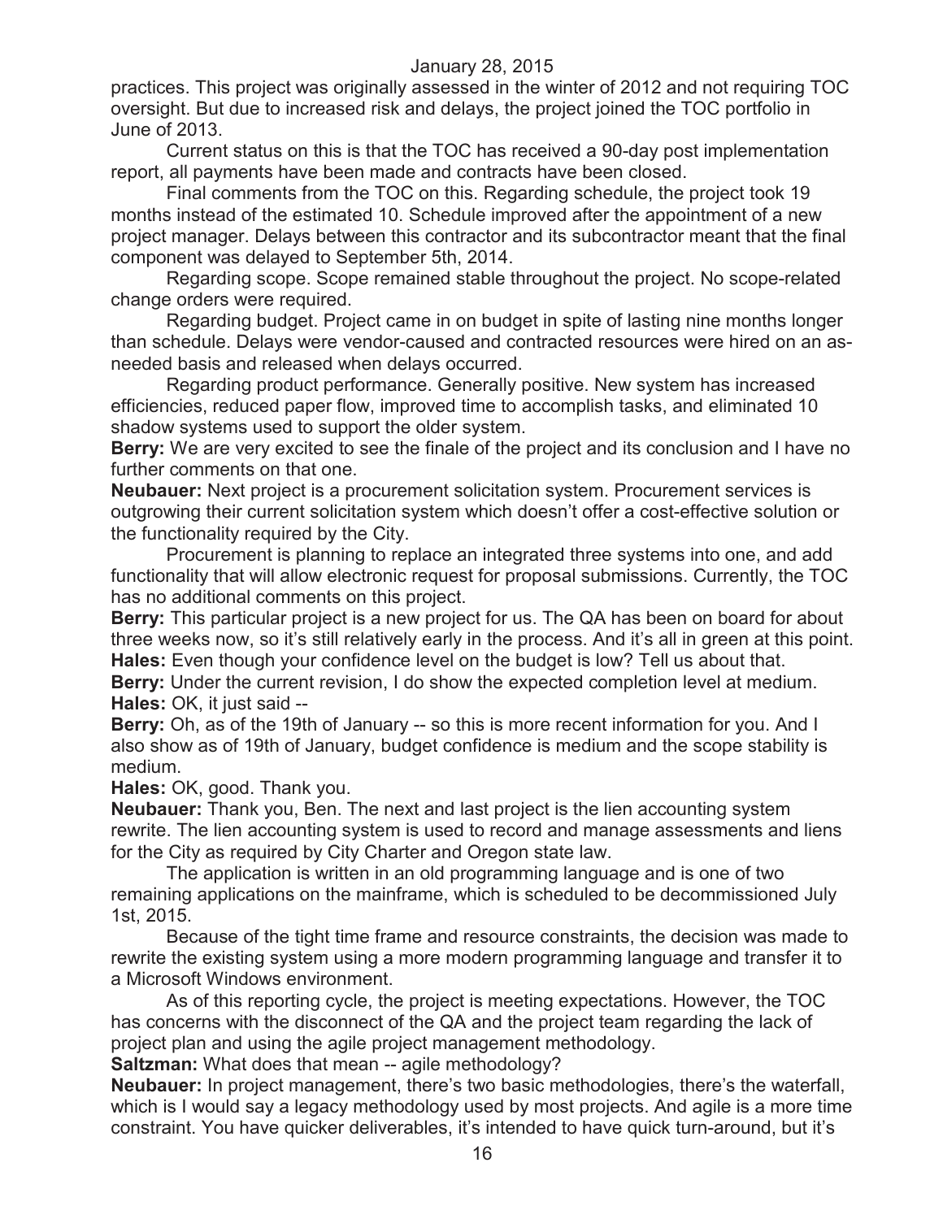practices. This project was originally assessed in the winter of 2012 and not requiring TOC oversight. But due to increased risk and delays, the project joined the TOC portfolio in June of 2013.

Current status on this is that the TOC has received a 90-day post implementation report, all payments have been made and contracts have been closed.

Final comments from the TOC on this. Regarding schedule, the project took 19 months instead of the estimated 10. Schedule improved after the appointment of a new project manager. Delays between this contractor and its subcontractor meant that the final component was delayed to September 5th, 2014.

Regarding scope. Scope remained stable throughout the project. No scope-related change orders were required.

Regarding budget. Project came in on budget in spite of lasting nine months longer than schedule. Delays were vendor-caused and contracted resources were hired on an as-needed basis and released when delays occurred.

Regarding product performance. Generally positive. New system has increased efficiencies, reduced paper flow, improved time to accomplish tasks, and eliminated 10 shadow systems used to support the older system.

**Berry:** We are very excited to see the finale of the project and its conclusion and I have no further comments on that one.

**Neubauer:** Next project is a procurement solicitation system. Procurement services is outgrowing their current solicitation system which doesn't offer a cost-effective solution or the functionality required by the City.

Procurement is planning to replace an integrated three systems into one, and add functionality that will allow electronic request for proposal submissions. Currently, the TOC has no additional comments on this project.

**Berry:** This particular project is a new project for us. The QA has been on board for about three weeks now, so it's still relatively early in the process. And it's all in green at this point.

**Hales:** Even though your confidence level on the budget is low? Tell us about that.

**Berry:** Under the current revision, I do show the expected completion level at medium.

**Hales:** OK, it just said --

**Berry:** Oh, as of the 19th of January -- so this is more recent information for you. And I also show as of 19th of January, budget confidence is medium and the scope stability is medium.

**Hales:** OK, good. Thank you.

**Neubauer:** Thank you, Ben. The next and last project is the lien accounting system rewrite. The lien accounting system is used to record and manage assessments and liens for the City as required by City Charter and Oregon state law.

The application is written in an old programming language and is one of two remaining applications on the mainframe, which is scheduled to be decommissioned July 1st, 2015.

Because of the tight time frame and resource constraints, the decision was made to rewrite the existing system using a more modern programming language and transfer it to a Microsoft Windows environment.

As of this reporting cycle, the project is meeting expectations. However, the TOC has concerns with the disconnect of the QA and the project team regarding the lack of project plan and using the agile project management methodology.

**Saltzman:** What does that mean -- agile methodology?

**Neubauer:** In project management, there's two basic methodologies, there's the waterfall, which is I would say a legacy methodology used by most projects. And agile is a more time constraint. You have quicker deliverables, it's intended to have quick turn-around, but it's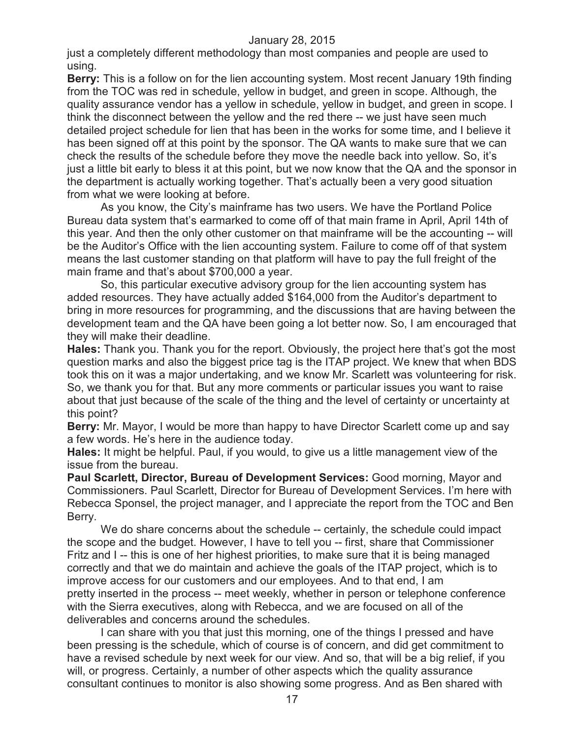just a completely different methodology than most companies and people are used to using.

**Berry:** This is a follow on for the lien accounting system. Most recent January 19th finding from the TOC was red in schedule, yellow in budget, and green in scope. Although, the quality assurance vendor has a yellow in schedule, yellow in budget, and green in scope. I think the disconnect between the yellow and the red there -- we just have seen much detailed project schedule for lien that has been in the works for some time, and I believe it has been signed off at this point by the sponsor. The QA wants to make sure that we can check the results of the schedule before they move the needle back into yellow. So, it's just a little bit early to bless it at this point, but we now know that the QA and the sponsor in the department is actually working together. That's actually been a very good situation from what we were looking at before.

As you know, the City's mainframe has two users. We have the Portland Police Bureau data system that's earmarked to come off of that main frame in April, April 14th of this year. And then the only other customer on that mainframe will be the accounting -- will be the Auditor's Office with the lien accounting system. Failure to come off of that system means the last customer standing on that platform will have to pay the full freight of the main frame and that's about $700,000 a year.

So, this particular executive advisory group for the lien accounting system has added resources. They have actually added $164,000 from the Auditor's department to bring in more resources for programming, and the discussions that are having between the development team and the QA have been going a lot better now. So, I am encouraged that they will make their deadline.

**Hales:** Thank you. Thank you for the report. Obviously, the project here that's got the most question marks and also the biggest price tag is the ITAP project. We knew that when BDS took this on it was a major undertaking, and we know Mr. Scarlett was volunteering for risk. So, we thank you for that. But any more comments or particular issues you want to raise about that just because of the scale of the thing and the level of certainty or uncertainty at this point?

**Berry:** Mr. Mayor, I would be more than happy to have Director Scarlett come up and say a few words. He's here in the audience today.

**Hales:** It might be helpful. Paul, if you would, to give us a little management view of the issue from the bureau.

**Paul Scarlett, Director, Bureau of Development Services:** Good morning, Mayor and Commissioners. Paul Scarlett, Director for Bureau of Development Services. I'm here with Rebecca Sponsel, the project manager, and I appreciate the report from the TOC and Ben Berry.

We do share concerns about the schedule -- certainly, the schedule could impact the scope and the budget. However, I have to tell you -- first, share that Commissioner Fritz and I -- this is one of her highest priorities, to make sure that it is being managed correctly and that we do maintain and achieve the goals of the ITAP project, which is to improve access for our customers and our employees. And to that end, I am pretty inserted in the process -- meet weekly, whether in person or telephone conference with the Sierra executives, along with Rebecca, and we are focused on all of the deliverables and concerns around the schedules.

I can share with you that just this morning, one of the things I pressed and have been pressing is the schedule, which of course is of concern, and did get commitment to have a revised schedule by next week for our view. And so, that will be a big relief, if you will, or progress. Certainly, a number of other aspects which the quality assurance consultant continues to monitor is also showing some progress. And as Ben shared with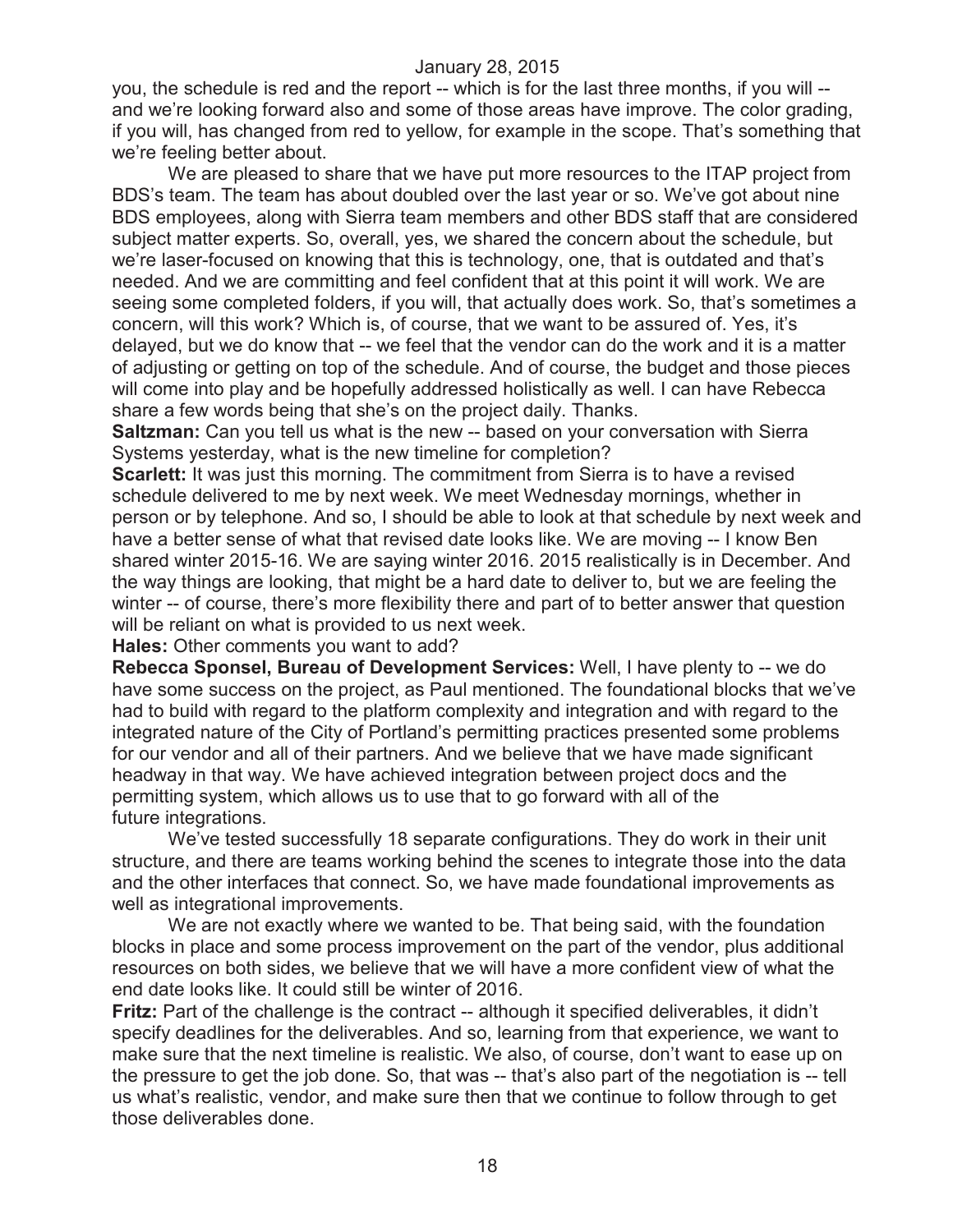you, the schedule is red and the report -- which is for the last three months, if you will -- and we're looking forward also and some of those areas have improve. The color grading, if you will, has changed from red to yellow, for example in the scope. That's something that we're feeling better about.

We are pleased to share that we have put more resources to the ITAP project from BDS's team. The team has about doubled over the last year or so. We've got about nine BDS employees, along with Sierra team members and other BDS staff that are considered subject matter experts. So, overall, yes, we shared the concern about the schedule, but we're laser-focused on knowing that this is technology, one, that is outdated and that's needed. And we are committing and feel confident that at this point it will work. We are seeing some completed folders, if you will, that actually does work. So, that's sometimes a concern, will this work? Which is, of course, that we want to be assured of. Yes, it's delayed, but we do know that -- we feel that the vendor can do the work and it is a matter of adjusting or getting on top of the schedule. And of course, the budget and those pieces will come into play and be hopefully addressed holistically as well. I can have Rebecca share a few words being that she's on the project daily. Thanks.

**Saltzman:** Can you tell us what is the new -- based on your conversation with Sierra Systems yesterday, what is the new timeline for completion?

**Scarlett:** It was just this morning. The commitment from Sierra is to have a revised schedule delivered to me by next week. We meet Wednesday mornings, whether in person or by telephone. And so, I should be able to look at that schedule by next week and have a better sense of what that revised date looks like. We are moving -- I know Ben shared winter 2015-16. We are saying winter 2016. 2015 realistically is in December. And the way things are looking, that might be a hard date to deliver to, but we are feeling the winter -- of course, there's more flexibility there and part of to better answer that question will be reliant on what is provided to us next week.

**Hales:** Other comments you want to add?

**Rebecca Sponsel, Bureau of Development Services:** Well, I have plenty to -- we do have some success on the project, as Paul mentioned. The foundational blocks that we've had to build with regard to the platform complexity and integration and with regard to the integrated nature of the City of Portland's permitting practices presented some problems for our vendor and all of their partners. And we believe that we have made significant headway in that way. We have achieved integration between project docs and the permitting system, which allows us to use that to go forward with all of the future integrations.

We've tested successfully 18 separate configurations. They do work in their unit structure, and there are teams working behind the scenes to integrate those into the data and the other interfaces that connect. So, we have made foundational improvements as well as integrational improvements.

We are not exactly where we wanted to be. That being said, with the foundation blocks in place and some process improvement on the part of the vendor, plus additional resources on both sides, we believe that we will have a more confident view of what the end date looks like. It could still be winter of 2016.

**Fritz:** Part of the challenge is the contract -- although it specified deliverables, it didn't specify deadlines for the deliverables. And so, learning from that experience, we want to make sure that the next timeline is realistic. We also, of course, don't want to ease up on the pressure to get the job done. So, that was -- that's also part of the negotiation is -- tell us what's realistic, vendor, and make sure then that we continue to follow through to get those deliverables done.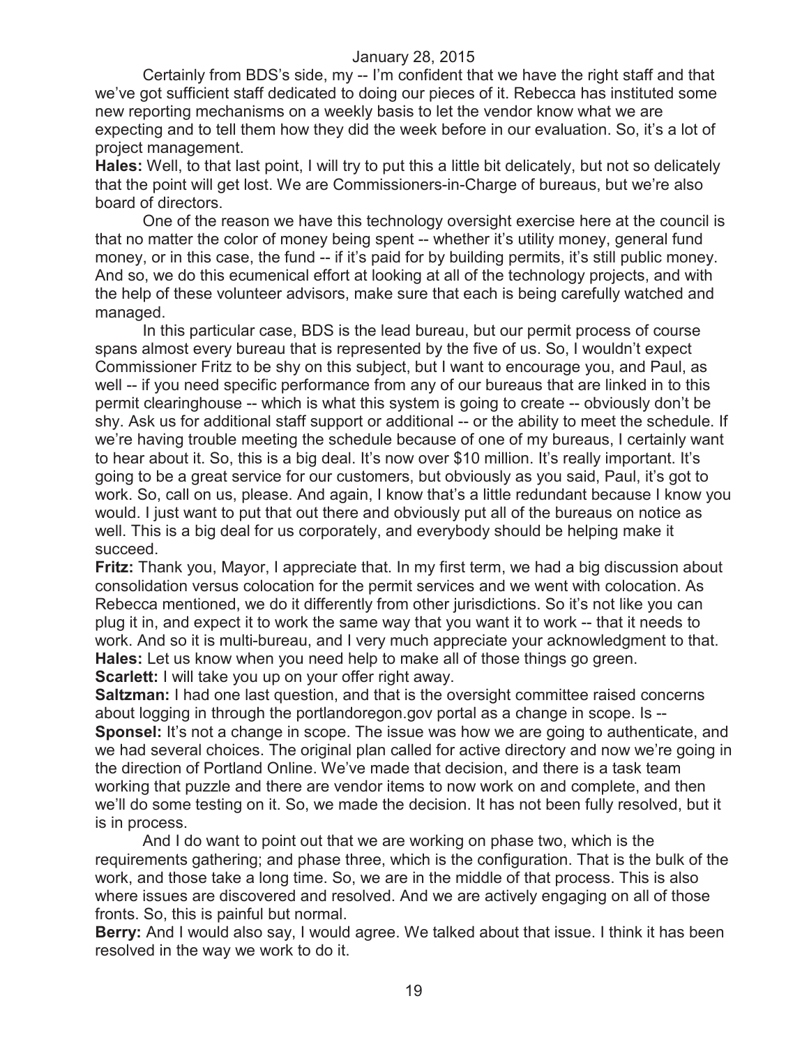Certainly from BDS's side, my -- I'm confident that we have the right staff and that we've got sufficient staff dedicated to doing our pieces of it. Rebecca has instituted some new reporting mechanisms on a weekly basis to let the vendor know what we are expecting and to tell them how they did the week before in our evaluation. So, it's a lot of project management.

**Hales:** Well, to that last point, I will try to put this a little bit delicately, but not so delicately that the point will get lost. We are Commissioners-in-Charge of bureaus, but we're also board of directors.

One of the reason we have this technology oversight exercise here at the council is that no matter the color of money being spent -- whether it's utility money, general fund money, or in this case, the fund -- if it's paid for by building permits, it's still public money. And so, we do this ecumenical effort at looking at all of the technology projects, and with the help of these volunteer advisors, make sure that each is being carefully watched and managed.

In this particular case, BDS is the lead bureau, but our permit process of course spans almost every bureau that is represented by the five of us. So, I wouldn't expect Commissioner Fritz to be shy on this subject, but I want to encourage you, and Paul, as well -- if you need specific performance from any of our bureaus that are linked in to this permit clearinghouse -- which is what this system is going to create -- obviously don't be shy. Ask us for additional staff support or additional -- or the ability to meet the schedule. If we're having trouble meeting the schedule because of one of my bureaus, I certainly want to hear about it. So, this is a big deal. It's now over $10 million. It's really important. It's going to be a great service for our customers, but obviously as you said, Paul, it's got to work. So, call on us, please. And again, I know that's a little redundant because I know you would. I just want to put that out there and obviously put all of the bureaus on notice as well. This is a big deal for us corporately, and everybody should be helping make it succeed.

**Fritz:** Thank you, Mayor, I appreciate that. In my first term, we had a big discussion about consolidation versus colocation for the permit services and we went with colocation. As Rebecca mentioned, we do it differently from other jurisdictions. So it's not like you can plug it in, and expect it to work the same way that you want it to work -- that it needs to work. And so it is multi-bureau, and I very much appreciate your acknowledgment to that.

**Hales:** Let us know when you need help to make all of those things go green.

**Scarlett:** I will take you up on your offer right away.

**Saltzman:** I had one last question, and that is the oversight committee raised concerns about logging in through the portlandoregon.gov portal as a change in scope. Is --

**Sponsel:** It's not a change in scope. The issue was how we are going to authenticate, and we had several choices. The original plan called for active directory and now we're going in the direction of Portland Online. We've made that decision, and there is a task team working that puzzle and there are vendor items to now work on and complete, and then we'll do some testing on it. So, we made the decision. It has not been fully resolved, but it is in process.

And I do want to point out that we are working on phase two, which is the requirements gathering; and phase three, which is the configuration. That is the bulk of the work, and those take a long time. So, we are in the middle of that process. This is also where issues are discovered and resolved. And we are actively engaging on all of those fronts. So, this is painful but normal.

**Berry:** And I would also say, I would agree. We talked about that issue. I think it has been resolved in the way we work to do it.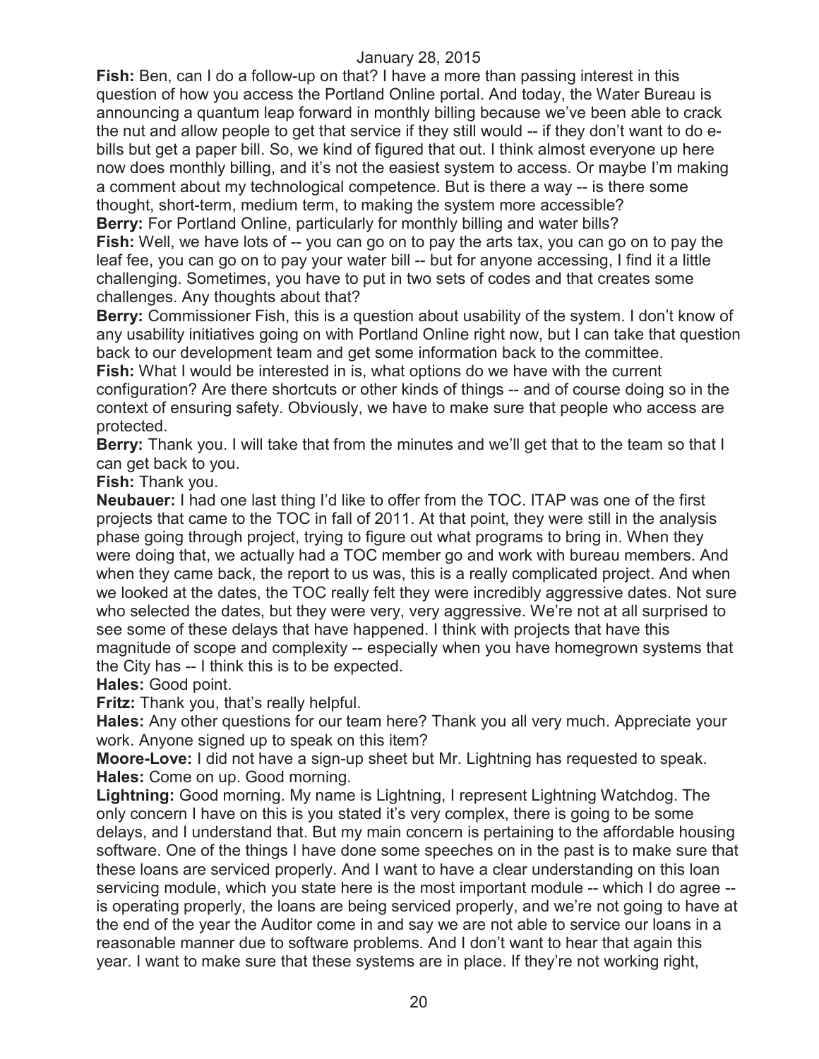**Fish:** Ben, can I do a follow-up on that? I have a more than passing interest in this question of how you access the Portland Online portal. And today, the Water Bureau is announcing a quantum leap forward in monthly billing because we've been able to crack the nut and allow people to get that service if they still would -- if they don't want to do e-bills but get a paper bill. So, we kind of figured that out. I think almost everyone up here now does monthly billing, and it's not the easiest system to access. Or maybe I'm making a comment about my technological competence. But is there a way -- is there some thought, short-term, medium term, to making the system more accessible?

**Berry:** For Portland Online, particularly for monthly billing and water bills?

**Fish:** Well, we have lots of -- you can go on to pay the arts tax, you can go on to pay the leaf fee, you can go on to pay your water bill -- but for anyone accessing, I find it a little challenging. Sometimes, you have to put in two sets of codes and that creates some challenges. Any thoughts about that?

**Berry:** Commissioner Fish, this is a question about usability of the system. I don't know of any usability initiatives going on with Portland Online right now, but I can take that question back to our development team and get some information back to the committee.

**Fish:** What I would be interested in is, what options do we have with the current configuration? Are there shortcuts or other kinds of things -- and of course doing so in the context of ensuring safety. Obviously, we have to make sure that people who access are protected.

**Berry:** Thank you. I will take that from the minutes and we'll get that to the team so that I can get back to you.

**Fish:** Thank you.

**Neubauer:** I had one last thing I'd like to offer from the TOC. ITAP was one of the first projects that came to the TOC in fall of 2011. At that point, they were still in the analysis phase going through project, trying to figure out what programs to bring in. When they were doing that, we actually had a TOC member go and work with bureau members. And when they came back, the report to us was, this is a really complicated project. And when we looked at the dates, the TOC really felt they were incredibly aggressive dates. Not sure who selected the dates, but they were very, very aggressive. We're not at all surprised to see some of these delays that have happened. I think with projects that have this magnitude of scope and complexity -- especially when you have homegrown systems that the City has -- I think this is to be expected.

**Hales:** Good point.

**Fritz:** Thank you, that's really helpful.

**Hales:** Any other questions for our team here? Thank you all very much. Appreciate your work. Anyone signed up to speak on this item?

**Moore-Love:** I did not have a sign-up sheet but Mr. Lightning has requested to speak.

**Hales:** Come on up. Good morning.

**Lightning:** Good morning. My name is Lightning, I represent Lightning Watchdog. The only concern I have on this is you stated it's very complex, there is going to be some delays, and I understand that. But my main concern is pertaining to the affordable housing software. One of the things I have done some speeches on in the past is to make sure that these loans are serviced properly. And I want to have a clear understanding on this loan servicing module, which you state here is the most important module -- which I do agree -- is operating properly, the loans are being serviced properly, and we're not going to have at the end of the year the Auditor come in and say we are not able to service our loans in a reasonable manner due to software problems. And I don't want to hear that again this year. I want to make sure that these systems are in place. If they're not working right,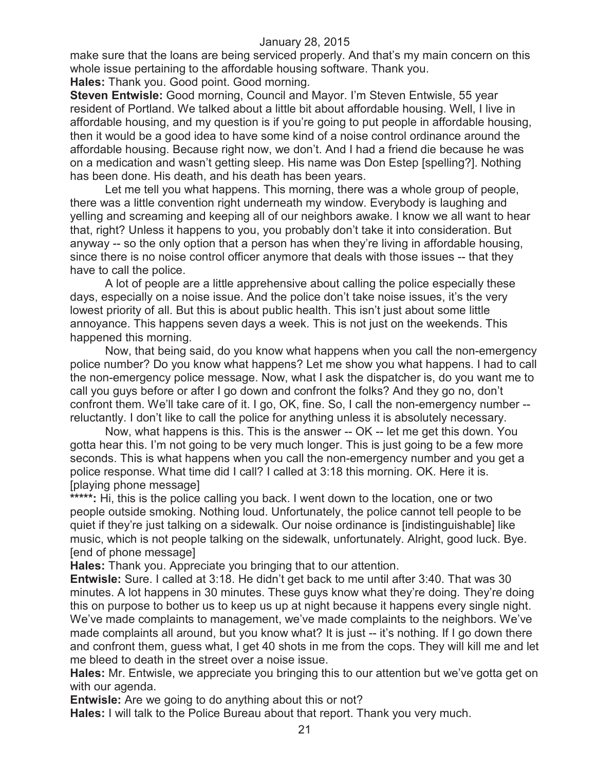make sure that the loans are being serviced properly. And that's my main concern on this whole issue pertaining to the affordable housing software. Thank you.

**Hales:** Thank you. Good point. Good morning.

**Steven Entwisle:** Good morning, Council and Mayor. I'm Steven Entwisle, 55 year resident of Portland. We talked about a little bit about affordable housing. Well, I live in affordable housing, and my question is if you're going to put people in affordable housing, then it would be a good idea to have some kind of a noise control ordinance around the affordable housing. Because right now, we don't. And I had a friend die because he was on a medication and wasn't getting sleep. His name was Don Estep [spelling?]. Nothing has been done. His death, and his death has been years.

Let me tell you what happens. This morning, there was a whole group of people, there was a little convention right underneath my window. Everybody is laughing and yelling and screaming and keeping all of our neighbors awake. I know we all want to hear that, right? Unless it happens to you, you probably don't take it into consideration. But anyway -- so the only option that a person has when they're living in affordable housing, since there is no noise control officer anymore that deals with those issues -- that they have to call the police.

A lot of people are a little apprehensive about calling the police especially these days, especially on a noise issue. And the police don't take noise issues, it's the very lowest priority of all. But this is about public health. This isn't just about some little annoyance. This happens seven days a week. This is not just on the weekends. This happened this morning.

Now, that being said, do you know what happens when you call the non-emergency police number? Do you know what happens? Let me show you what happens. I had to call the non-emergency police message. Now, what I ask the dispatcher is, do you want me to call you guys before or after I go down and confront the folks? And they go no, don't confront them. We'll take care of it. I go, OK, fine. So, I call the non-emergency number -- reluctantly. I don't like to call the police for anything unless it is absolutely necessary.

Now, what happens is this. This is the answer -- OK -- let me get this down. You gotta hear this. I'm not going to be very much longer. This is just going to be a few more seconds. This is what happens when you call the non-emergency number and you get a police response. What time did I call? I called at 3:18 this morning. OK. Here it is. [playing phone message]

**\*\*\*\*\*:** Hi, this is the police calling you back. I went down to the location, one or two people outside smoking. Nothing loud. Unfortunately, the police cannot tell people to be quiet if they're just talking on a sidewalk. Our noise ordinance is [indistinguishable] like music, which is not people talking on the sidewalk, unfortunately. Alright, good luck. Bye. [end of phone message]

**Hales:** Thank you. Appreciate you bringing that to our attention.

**Entwisle:** Sure. I called at 3:18. He didn't get back to me until after 3:40. That was 30 minutes. A lot happens in 30 minutes. These guys know what they're doing. They're doing this on purpose to bother us to keep us up at night because it happens every single night. We've made complaints to management, we've made complaints to the neighbors. We've made complaints all around, but you know what? It is just -- it's nothing. If I go down there and confront them, guess what, I get 40 shots in me from the cops. They will kill me and let me bleed to death in the street over a noise issue.

**Hales:** Mr. Entwisle, we appreciate you bringing this to our attention but we've gotta get on with our agenda.

**Entwisle:** Are we going to do anything about this or not?

**Hales:** I will talk to the Police Bureau about that report. Thank you very much.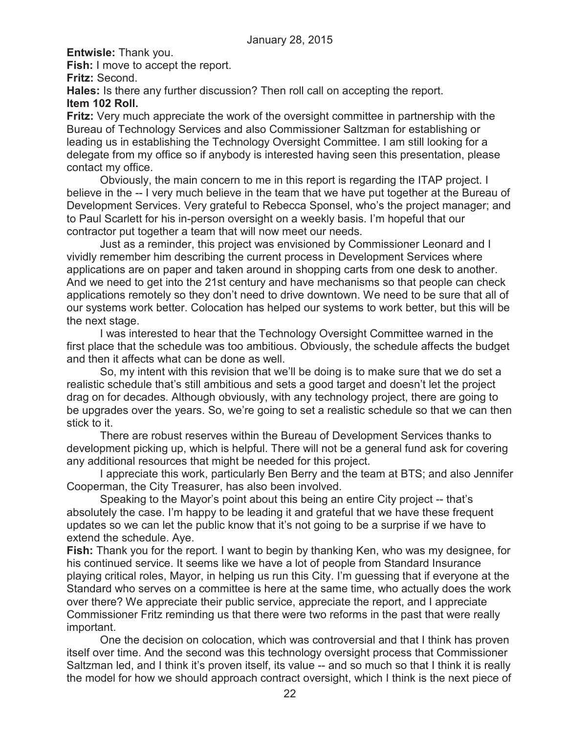**Entwisle:** Thank you.

**Fish:** I move to accept the report.

**Fritz:** Second.

**Hales:** Is there any further discussion? Then roll call on accepting the report.

**Item 102 Roll.**

**Fritz:** Very much appreciate the work of the oversight committee in partnership with the Bureau of Technology Services and also Commissioner Saltzman for establishing or leading us in establishing the Technology Oversight Committee. I am still looking for a delegate from my office so if anybody is interested having seen this presentation, please contact my office.

Obviously, the main concern to me in this report is regarding the ITAP project. I believe in the -- I very much believe in the team that we have put together at the Bureau of Development Services. Very grateful to Rebecca Sponsel, who's the project manager; and to Paul Scarlett for his in-person oversight on a weekly basis. I'm hopeful that our contractor put together a team that will now meet our needs.

Just as a reminder, this project was envisioned by Commissioner Leonard and I vividly remember him describing the current process in Development Services where applications are on paper and taken around in shopping carts from one desk to another. And we need to get into the 21st century and have mechanisms so that people can check applications remotely so they don't need to drive downtown. We need to be sure that all of our systems work better. Colocation has helped our systems to work better, but this will be the next stage.

I was interested to hear that the Technology Oversight Committee warned in the first place that the schedule was too ambitious. Obviously, the schedule affects the budget and then it affects what can be done as well.

So, my intent with this revision that we'll be doing is to make sure that we do set a realistic schedule that's still ambitious and sets a good target and doesn't let the project drag on for decades. Although obviously, with any technology project, there are going to be upgrades over the years. So, we're going to set a realistic schedule so that we can then stick to it.

There are robust reserves within the Bureau of Development Services thanks to development picking up, which is helpful. There will not be a general fund ask for covering any additional resources that might be needed for this project.

I appreciate this work, particularly Ben Berry and the team at BTS; and also Jennifer Cooperman, the City Treasurer, has also been involved.

Speaking to the Mayor's point about this being an entire City project -- that's absolutely the case. I'm happy to be leading it and grateful that we have these frequent updates so we can let the public know that it's not going to be a surprise if we have to extend the schedule. Aye.

**Fish:** Thank you for the report. I want to begin by thanking Ken, who was my designee, for his continued service. It seems like we have a lot of people from Standard Insurance playing critical roles, Mayor, in helping us run this City. I'm guessing that if everyone at the Standard who serves on a committee is here at the same time, who actually does the work over there? We appreciate their public service, appreciate the report, and I appreciate Commissioner Fritz reminding us that there were two reforms in the past that were really important.

One the decision on colocation, which was controversial and that I think has proven itself over time. And the second was this technology oversight process that Commissioner Saltzman led, and I think it's proven itself, its value -- and so much so that I think it is really the model for how we should approach contract oversight, which I think is the next piece of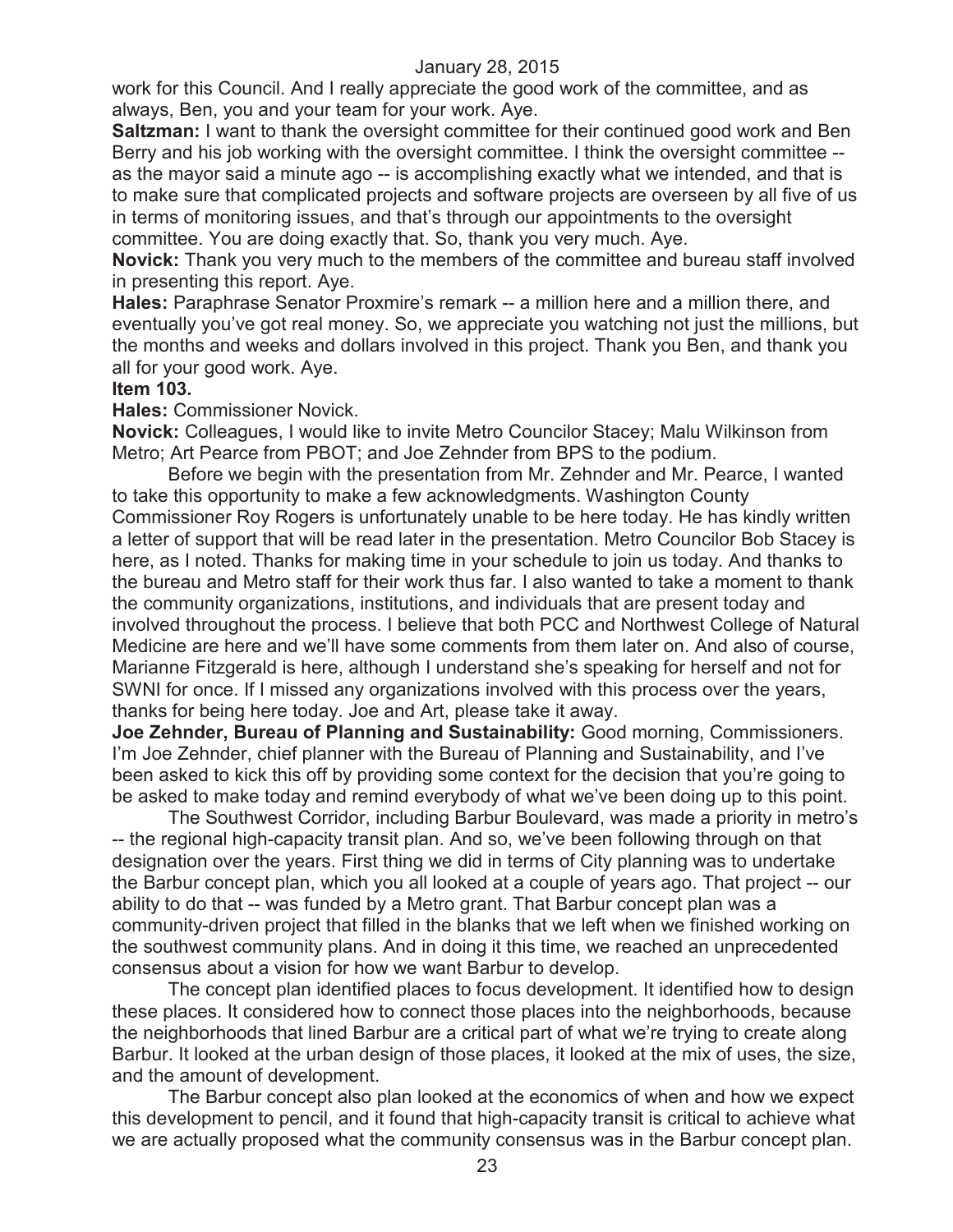work for this Council. And I really appreciate the good work of the committee, and as always, Ben, you and your team for your work. Aye.

**Saltzman:** I want to thank the oversight committee for their continued good work and Ben Berry and his job working with the oversight committee. I think the oversight committee -- as the mayor said a minute ago -- is accomplishing exactly what we intended, and that is to make sure that complicated projects and software projects are overseen by all five of us in terms of monitoring issues, and that's through our appointments to the oversight committee. You are doing exactly that. So, thank you very much. Aye.

**Novick:** Thank you very much to the members of the committee and bureau staff involved in presenting this report. Aye.

**Hales:** Paraphrase Senator Proxmire's remark -- a million here and a million there, and eventually you've got real money. So, we appreciate you watching not just the millions, but the months and weeks and dollars involved in this project. Thank you Ben, and thank you all for your good work. Aye.

**Item 103.**

**Hales:** Commissioner Novick.

**Novick:** Colleagues, I would like to invite Metro Councilor Stacey; Malu Wilkinson from Metro; Art Pearce from PBOT; and Joe Zehnder from BPS to the podium.

Before we begin with the presentation from Mr. Zehnder and Mr. Pearce, I wanted to take this opportunity to make a few acknowledgments. Washington County Commissioner Roy Rogers is unfortunately unable to be here today. He has kindly written a letter of support that will be read later in the presentation. Metro Councilor Bob Stacey is here, as I noted. Thanks for making time in your schedule to join us today. And thanks to the bureau and Metro staff for their work thus far. I also wanted to take a moment to thank the community organizations, institutions, and individuals that are present today and involved throughout the process. I believe that both PCC and Northwest College of Natural Medicine are here and we'll have some comments from them later on. And also of course, Marianne Fitzgerald is here, although I understand she's speaking for herself and not for SWNI for once. If I missed any organizations involved with this process over the years, thanks for being here today. Joe and Art, please take it away.

**Joe Zehnder, Bureau of Planning and Sustainability:** Good morning, Commissioners. I'm Joe Zehnder, chief planner with the Bureau of Planning and Sustainability, and I've been asked to kick this off by providing some context for the decision that you're going to be asked to make today and remind everybody of what we've been doing up to this point.

The Southwest Corridor, including Barbur Boulevard, was made a priority in metro's -- the regional high-capacity transit plan. And so, we've been following through on that designation over the years. First thing we did in terms of City planning was to undertake the Barbur concept plan, which you all looked at a couple of years ago. That project -- our ability to do that -- was funded by a Metro grant. That Barbur concept plan was a community-driven project that filled in the blanks that we left when we finished working on the southwest community plans. And in doing it this time, we reached an unprecedented consensus about a vision for how we want Barbur to develop.

The concept plan identified places to focus development. It identified how to design these places. It considered how to connect those places into the neighborhoods, because the neighborhoods that lined Barbur are a critical part of what we're trying to create along Barbur. It looked at the urban design of those places, it looked at the mix of uses, the size, and the amount of development.

The Barbur concept also plan looked at the economics of when and how we expect this development to pencil, and it found that high-capacity transit is critical to achieve what we are actually proposed what the community consensus was in the Barbur concept plan.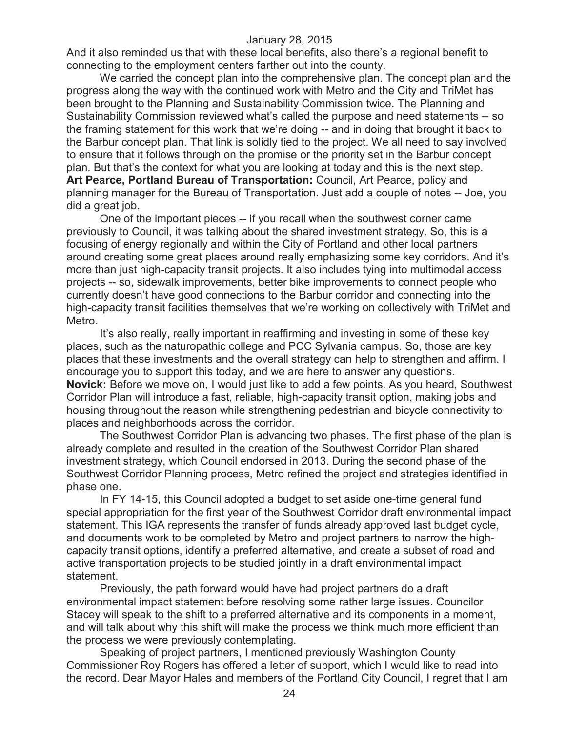And it also reminded us that with these local benefits, also there's a regional benefit to connecting to the employment centers farther out into the county.

We carried the concept plan into the comprehensive plan. The concept plan and the progress along the way with the continued work with Metro and the City and TriMet has been brought to the Planning and Sustainability Commission twice. The Planning and Sustainability Commission reviewed what's called the purpose and need statements -- so the framing statement for this work that we're doing -- and in doing that brought it back to the Barbur concept plan. That link is solidly tied to the project. We all need to say involved to ensure that it follows through on the promise or the priority set in the Barbur concept plan. But that's the context for what you are looking at today and this is the next step.

**Art Pearce, Portland Bureau of Transportation:** Council, Art Pearce, policy and planning manager for the Bureau of Transportation. Just add a couple of notes -- Joe, you did a great job.

One of the important pieces -- if you recall when the southwest corner came previously to Council, it was talking about the shared investment strategy. So, this is a focusing of energy regionally and within the City of Portland and other local partners around creating some great places around really emphasizing some key corridors. And it's more than just high-capacity transit projects. It also includes tying into multimodal access projects -- so, sidewalk improvements, better bike improvements to connect people who currently doesn't have good connections to the Barbur corridor and connecting into the high-capacity transit facilities themselves that we're working on collectively with TriMet and Metro.

It's also really, really important in reaffirming and investing in some of these key places, such as the naturopathic college and PCC Sylvania campus. So, those are key places that these investments and the overall strategy can help to strengthen and affirm. I encourage you to support this today, and we are here to answer any questions.

**Novick:** Before we move on, I would just like to add a few points. As you heard, Southwest Corridor Plan will introduce a fast, reliable, high-capacity transit option, making jobs and housing throughout the reason while strengthening pedestrian and bicycle connectivity to places and neighborhoods across the corridor.

The Southwest Corridor Plan is advancing two phases. The first phase of the plan is already complete and resulted in the creation of the Southwest Corridor Plan shared investment strategy, which Council endorsed in 2013. During the second phase of the Southwest Corridor Planning process, Metro refined the project and strategies identified in phase one.

In FY 14-15, this Council adopted a budget to set aside one-time general fund special appropriation for the first year of the Southwest Corridor draft environmental impact statement. This IGA represents the transfer of funds already approved last budget cycle, and documents work to be completed by Metro and project partners to narrow the high-capacity transit options, identify a preferred alternative, and create a subset of road and active transportation projects to be studied jointly in a draft environmental impact statement.

Previously, the path forward would have had project partners do a draft environmental impact statement before resolving some rather large issues. Councilor Stacey will speak to the shift to a preferred alternative and its components in a moment, and will talk about why this shift will make the process we think much more efficient than the process we were previously contemplating.

Speaking of project partners, I mentioned previously Washington County Commissioner Roy Rogers has offered a letter of support, which I would like to read into the record. Dear Mayor Hales and members of the Portland City Council, I regret that I am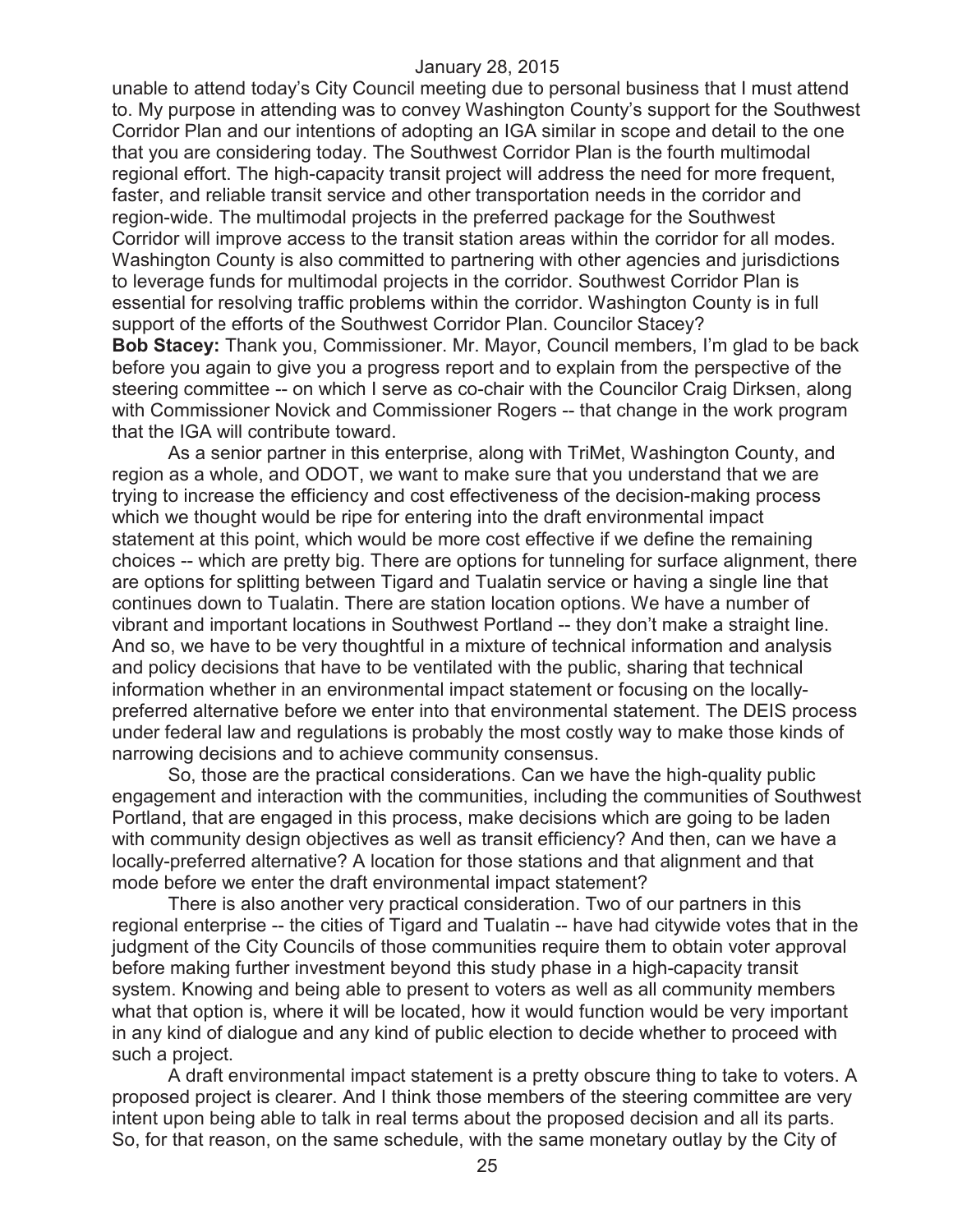unable to attend today's City Council meeting due to personal business that I must attend to. My purpose in attending was to convey Washington County's support for the Southwest Corridor Plan and our intentions of adopting an IGA similar in scope and detail to the one that you are considering today. The Southwest Corridor Plan is the fourth multimodal regional effort. The high-capacity transit project will address the need for more frequent, faster, and reliable transit service and other transportation needs in the corridor and region-wide. The multimodal projects in the preferred package for the Southwest Corridor will improve access to the transit station areas within the corridor for all modes. Washington County is also committed to partnering with other agencies and jurisdictions to leverage funds for multimodal projects in the corridor. Southwest Corridor Plan is essential for resolving traffic problems within the corridor. Washington County is in full support of the efforts of the Southwest Corridor Plan. Councilor Stacey?

**Bob Stacey:** Thank you, Commissioner. Mr. Mayor, Council members, I'm glad to be back before you again to give you a progress report and to explain from the perspective of the steering committee -- on which I serve as co-chair with the Councilor Craig Dirksen, along with Commissioner Novick and Commissioner Rogers -- that change in the work program that the IGA will contribute toward.

As a senior partner in this enterprise, along with TriMet, Washington County, and region as a whole, and ODOT, we want to make sure that you understand that we are trying to increase the efficiency and cost effectiveness of the decision-making process which we thought would be ripe for entering into the draft environmental impact statement at this point, which would be more cost effective if we define the remaining choices -- which are pretty big. There are options for tunneling for surface alignment, there are options for splitting between Tigard and Tualatin service or having a single line that continues down to Tualatin. There are station location options. We have a number of vibrant and important locations in Southwest Portland -- they don't make a straight line. And so, we have to be very thoughtful in a mixture of technical information and analysis and policy decisions that have to be ventilated with the public, sharing that technical information whether in an environmental impact statement or focusing on the locally-preferred alternative before we enter into that environmental statement. The DEIS process under federal law and regulations is probably the most costly way to make those kinds of narrowing decisions and to achieve community consensus.

So, those are the practical considerations. Can we have the high-quality public engagement and interaction with the communities, including the communities of Southwest Portland, that are engaged in this process, make decisions which are going to be laden with community design objectives as well as transit efficiency? And then, can we have a locally-preferred alternative? A location for those stations and that alignment and that mode before we enter the draft environmental impact statement?

There is also another very practical consideration. Two of our partners in this regional enterprise -- the cities of Tigard and Tualatin -- have had citywide votes that in the judgment of the City Councils of those communities require them to obtain voter approval before making further investment beyond this study phase in a high-capacity transit system. Knowing and being able to present to voters as well as all community members what that option is, where it will be located, how it would function would be very important in any kind of dialogue and any kind of public election to decide whether to proceed with such a project.

A draft environmental impact statement is a pretty obscure thing to take to voters. A proposed project is clearer. And I think those members of the steering committee are very intent upon being able to talk in real terms about the proposed decision and all its parts. So, for that reason, on the same schedule, with the same monetary outlay by the City of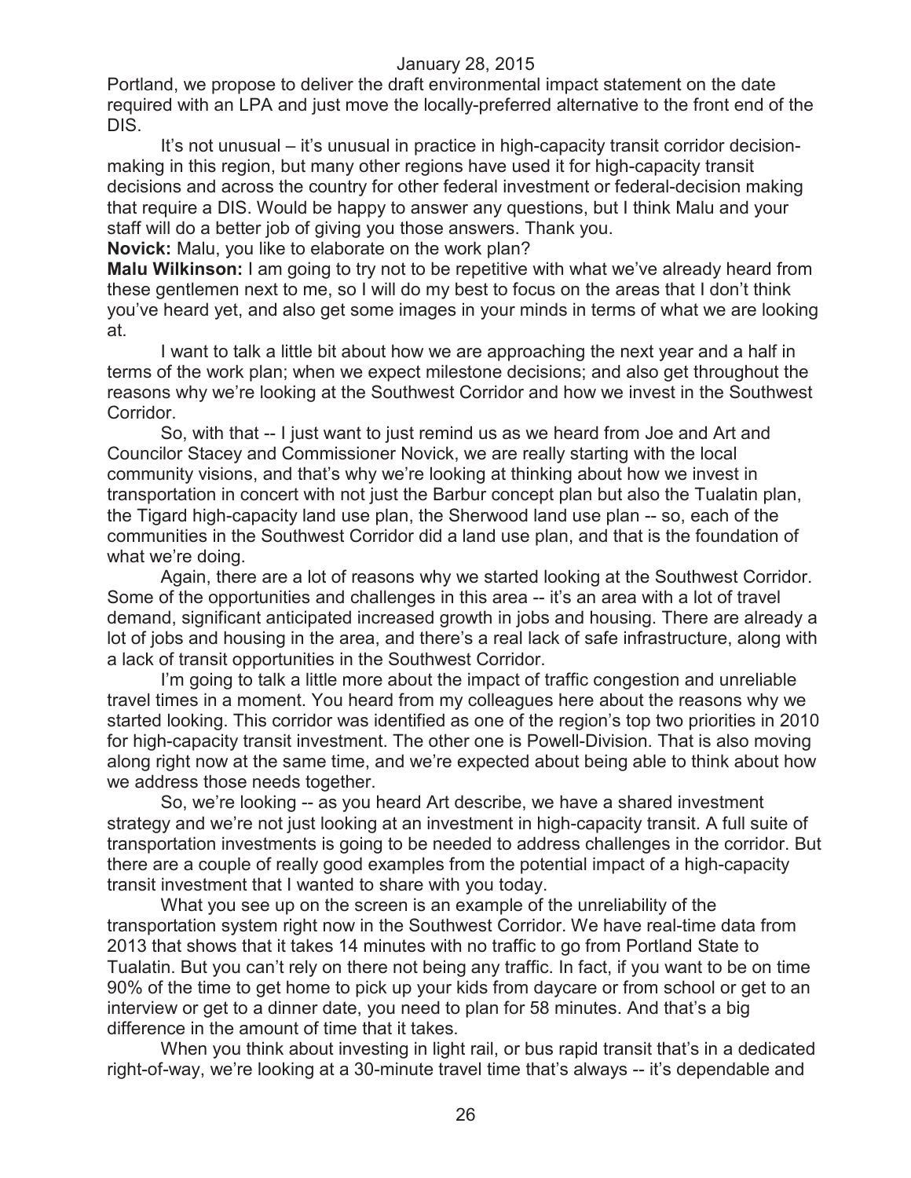Portland, we propose to deliver the draft environmental impact statement on the date required with an LPA and just move the locally-preferred alternative to the front end of the DIS.

It's not unusual – it's unusual in practice in high-capacity transit corridor decision-making in this region, but many other regions have used it for high-capacity transit decisions and across the country for other federal investment or federal-decision making that require a DIS. Would be happy to answer any questions, but I think Malu and your staff will do a better job of giving you those answers. Thank you.

**Novick:** Malu, you like to elaborate on the work plan?

**Malu Wilkinson:** I am going to try not to be repetitive with what we've already heard from these gentlemen next to me, so I will do my best to focus on the areas that I don't think you've heard yet, and also get some images in your minds in terms of what we are looking at.

I want to talk a little bit about how we are approaching the next year and a half in terms of the work plan; when we expect milestone decisions; and also get throughout the reasons why we're looking at the Southwest Corridor and how we invest in the Southwest Corridor.

So, with that -- I just want to just remind us as we heard from Joe and Art and Councilor Stacey and Commissioner Novick, we are really starting with the local community visions, and that's why we're looking at thinking about how we invest in transportation in concert with not just the Barbur concept plan but also the Tualatin plan, the Tigard high-capacity land use plan, the Sherwood land use plan -- so, each of the communities in the Southwest Corridor did a land use plan, and that is the foundation of what we're doing.

Again, there are a lot of reasons why we started looking at the Southwest Corridor. Some of the opportunities and challenges in this area -- it's an area with a lot of travel demand, significant anticipated increased growth in jobs and housing. There are already a lot of jobs and housing in the area, and there's a real lack of safe infrastructure, along with a lack of transit opportunities in the Southwest Corridor.

I'm going to talk a little more about the impact of traffic congestion and unreliable travel times in a moment. You heard from my colleagues here about the reasons why we started looking. This corridor was identified as one of the region's top two priorities in 2010 for high-capacity transit investment. The other one is Powell-Division. That is also moving along right now at the same time, and we're expected about being able to think about how we address those needs together.

So, we're looking -- as you heard Art describe, we have a shared investment strategy and we're not just looking at an investment in high-capacity transit. A full suite of transportation investments is going to be needed to address challenges in the corridor. But there are a couple of really good examples from the potential impact of a high-capacity transit investment that I wanted to share with you today.

What you see up on the screen is an example of the unreliability of the transportation system right now in the Southwest Corridor. We have real-time data from 2013 that shows that it takes 14 minutes with no traffic to go from Portland State to Tualatin. But you can't rely on there not being any traffic. In fact, if you want to be on time 90% of the time to get home to pick up your kids from daycare or from school or get to an interview or get to a dinner date, you need to plan for 58 minutes. And that's a big difference in the amount of time that it takes.

When you think about investing in light rail, or bus rapid transit that's in a dedicated right-of-way, we're looking at a 30-minute travel time that's always -- it's dependable and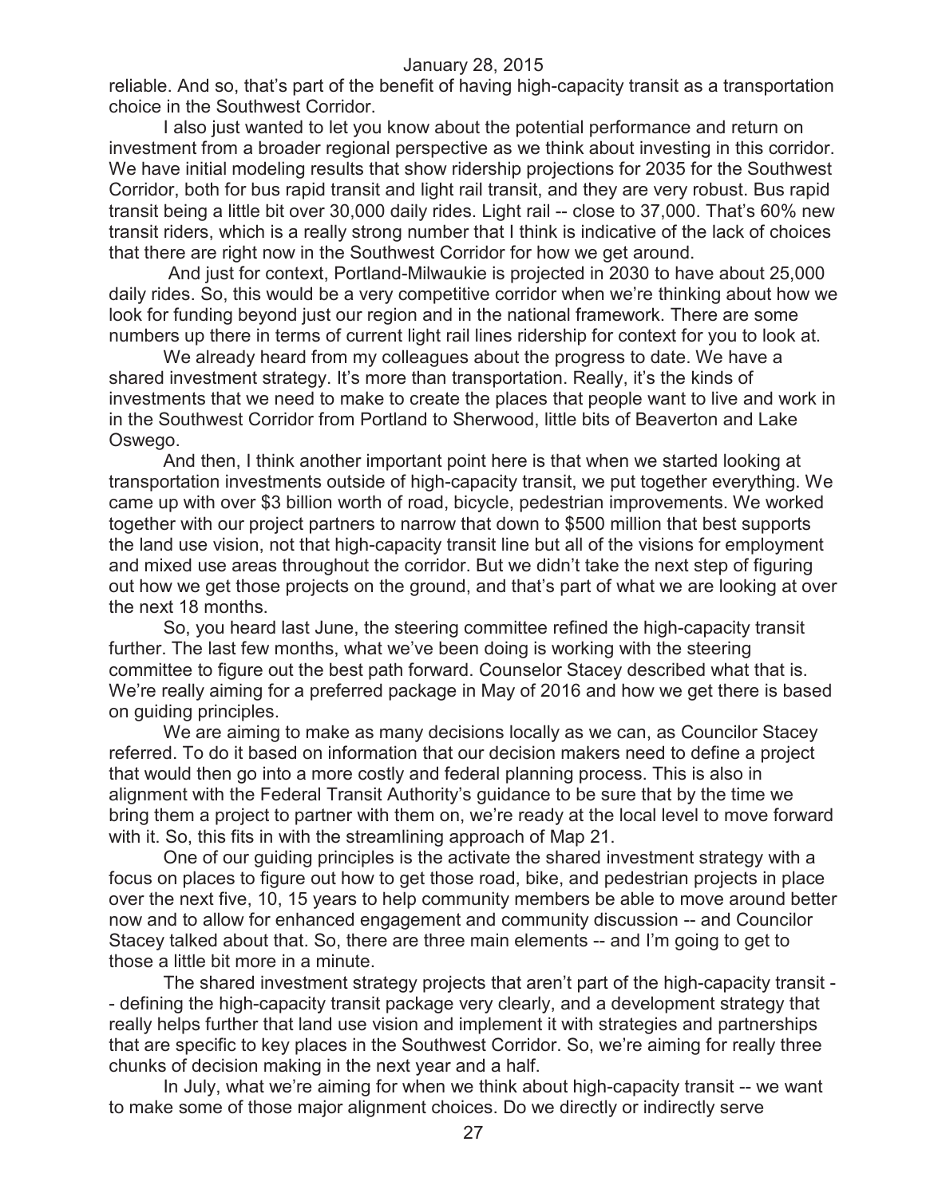reliable. And so, that's part of the benefit of having high-capacity transit as a transportation choice in the Southwest Corridor.

I also just wanted to let you know about the potential performance and return on investment from a broader regional perspective as we think about investing in this corridor. We have initial modeling results that show ridership projections for 2035 for the Southwest Corridor, both for bus rapid transit and light rail transit, and they are very robust. Bus rapid transit being a little bit over 30,000 daily rides. Light rail -- close to 37,000. That's 60% new transit riders, which is a really strong number that I think is indicative of the lack of choices that there are right now in the Southwest Corridor for how we get around.

And just for context, Portland-Milwaukie is projected in 2030 to have about 25,000 daily rides. So, this would be a very competitive corridor when we're thinking about how we look for funding beyond just our region and in the national framework. There are some numbers up there in terms of current light rail lines ridership for context for you to look at.

We already heard from my colleagues about the progress to date. We have a shared investment strategy. It's more than transportation. Really, it's the kinds of investments that we need to make to create the places that people want to live and work in in the Southwest Corridor from Portland to Sherwood, little bits of Beaverton and Lake Oswego.

And then, I think another important point here is that when we started looking at transportation investments outside of high-capacity transit, we put together everything. We came up with over $3 billion worth of road, bicycle, pedestrian improvements. We worked together with our project partners to narrow that down to $500 million that best supports the land use vision, not that high-capacity transit line but all of the visions for employment and mixed use areas throughout the corridor. But we didn't take the next step of figuring out how we get those projects on the ground, and that's part of what we are looking at over the next 18 months.

So, you heard last June, the steering committee refined the high-capacity transit further. The last few months, what we've been doing is working with the steering committee to figure out the best path forward. Counselor Stacey described what that is. We're really aiming for a preferred package in May of 2016 and how we get there is based on guiding principles.

We are aiming to make as many decisions locally as we can, as Councilor Stacey referred. To do it based on information that our decision makers need to define a project that would then go into a more costly and federal planning process. This is also in alignment with the Federal Transit Authority's guidance to be sure that by the time we bring them a project to partner with them on, we're ready at the local level to move forward with it. So, this fits in with the streamlining approach of Map 21.

One of our guiding principles is the activate the shared investment strategy with a focus on places to figure out how to get those road, bike, and pedestrian projects in place over the next five, 10, 15 years to help community members be able to move around better now and to allow for enhanced engagement and community discussion -- and Councilor Stacey talked about that. So, there are three main elements -- and I'm going to get to those a little bit more in a minute.

The shared investment strategy projects that aren't part of the high-capacity transit - - defining the high-capacity transit package very clearly, and a development strategy that really helps further that land use vision and implement it with strategies and partnerships that are specific to key places in the Southwest Corridor. So, we're aiming for really three chunks of decision making in the next year and a half.

In July, what we're aiming for when we think about high-capacity transit -- we want to make some of those major alignment choices. Do we directly or indirectly serve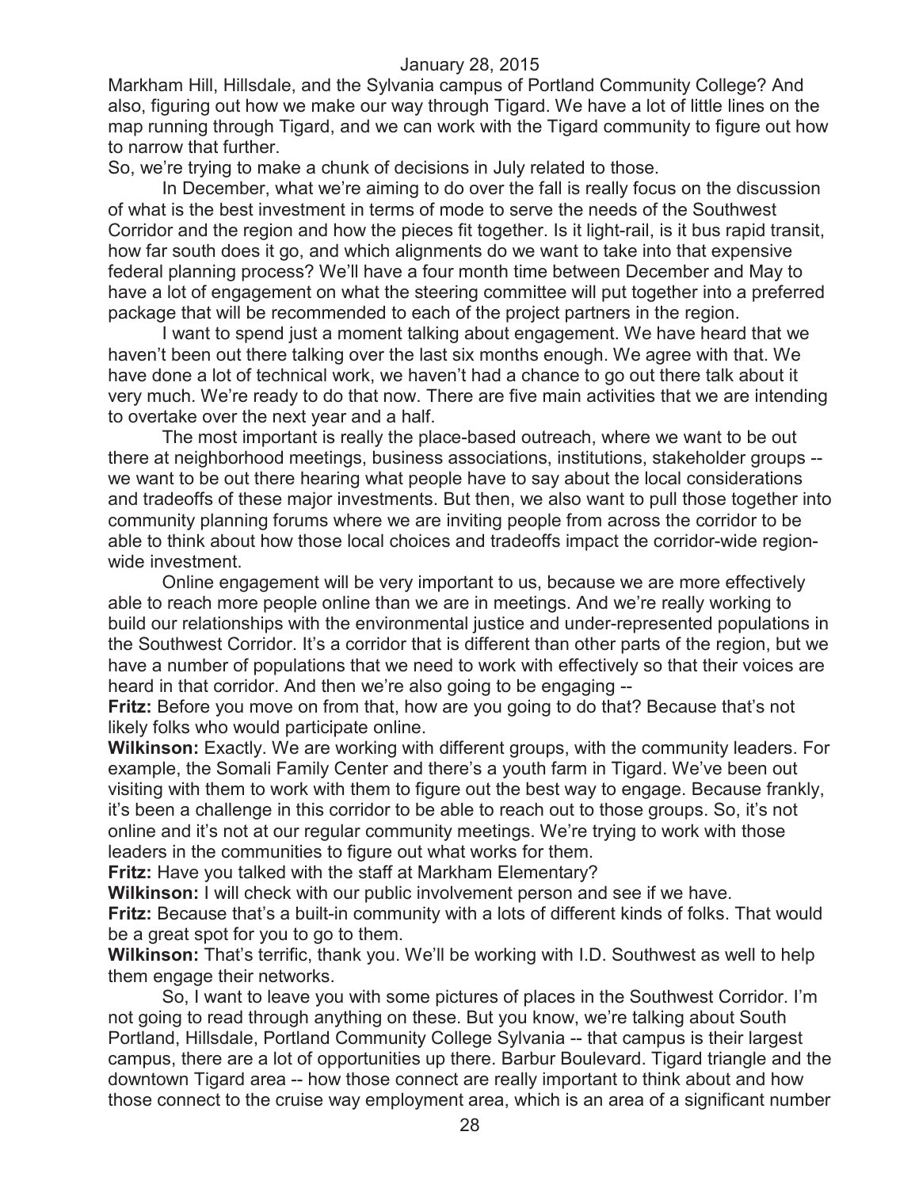Markham Hill, Hillsdale, and the Sylvania campus of Portland Community College? And also, figuring out how we make our way through Tigard. We have a lot of little lines on the map running through Tigard, and we can work with the Tigard community to figure out how to narrow that further.

So, we're trying to make a chunk of decisions in July related to those.

In December, what we're aiming to do over the fall is really focus on the discussion of what is the best investment in terms of mode to serve the needs of the Southwest Corridor and the region and how the pieces fit together. Is it light-rail, is it bus rapid transit, how far south does it go, and which alignments do we want to take into that expensive federal planning process? We'll have a four month time between December and May to have a lot of engagement on what the steering committee will put together into a preferred package that will be recommended to each of the project partners in the region.

I want to spend just a moment talking about engagement. We have heard that we haven't been out there talking over the last six months enough. We agree with that. We have done a lot of technical work, we haven't had a chance to go out there talk about it very much. We're ready to do that now. There are five main activities that we are intending to overtake over the next year and a half.

The most important is really the place-based outreach, where we want to be out there at neighborhood meetings, business associations, institutions, stakeholder groups -- we want to be out there hearing what people have to say about the local considerations and tradeoffs of these major investments. But then, we also want to pull those together into community planning forums where we are inviting people from across the corridor to be able to think about how those local choices and tradeoffs impact the corridor-wide region-wide investment.

Online engagement will be very important to us, because we are more effectively able to reach more people online than we are in meetings. And we're really working to build our relationships with the environmental justice and under-represented populations in the Southwest Corridor. It's a corridor that is different than other parts of the region, but we have a number of populations that we need to work with effectively so that their voices are heard in that corridor. And then we're also going to be engaging --

**Fritz:** Before you move on from that, how are you going to do that? Because that's not likely folks who would participate online.

**Wilkinson:** Exactly. We are working with different groups, with the community leaders. For example, the Somali Family Center and there's a youth farm in Tigard. We've been out visiting with them to work with them to figure out the best way to engage. Because frankly, it's been a challenge in this corridor to be able to reach out to those groups. So, it's not online and it's not at our regular community meetings. We're trying to work with those leaders in the communities to figure out what works for them.

**Fritz:** Have you talked with the staff at Markham Elementary?

**Wilkinson:** I will check with our public involvement person and see if we have.

**Fritz:** Because that's a built-in community with a lots of different kinds of folks. That would be a great spot for you to go to them.

**Wilkinson:** That's terrific, thank you. We'll be working with I.D. Southwest as well to help them engage their networks.

So, I want to leave you with some pictures of places in the Southwest Corridor. I'm not going to read through anything on these. But you know, we're talking about South Portland, Hillsdale, Portland Community College Sylvania -- that campus is their largest campus, there are a lot of opportunities up there. Barbur Boulevard. Tigard triangle and the downtown Tigard area -- how those connect are really important to think about and how those connect to the cruise way employment area, which is an area of a significant number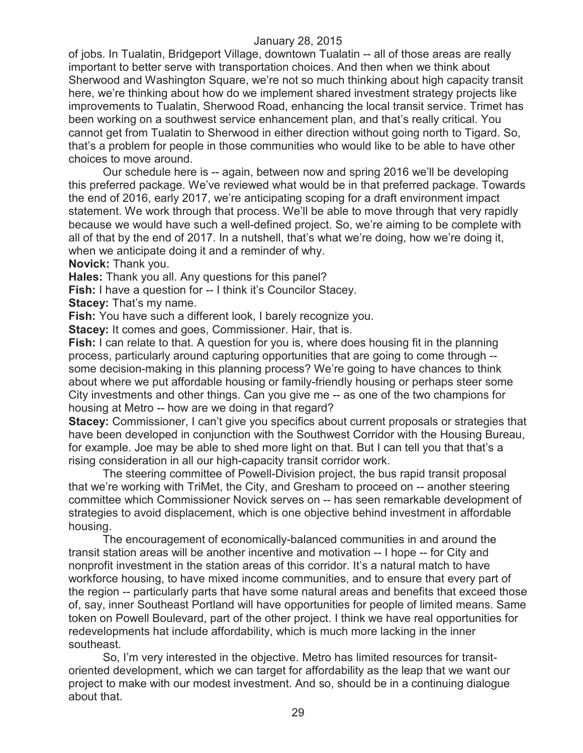of jobs. In Tualatin, Bridgeport Village, downtown Tualatin -- all of those areas are really important to better serve with transportation choices. And then when we think about Sherwood and Washington Square, we're not so much thinking about high capacity transit here, we're thinking about how do we implement shared investment strategy projects like improvements to Tualatin, Sherwood Road, enhancing the local transit service. Trimet has been working on a southwest service enhancement plan, and that's really critical. You cannot get from Tualatin to Sherwood in either direction without going north to Tigard. So, that's a problem for people in those communities who would like to be able to have other choices to move around.

Our schedule here is -- again, between now and spring 2016 we'll be developing this preferred package. We've reviewed what would be in that preferred package. Towards the end of 2016, early 2017, we're anticipating scoping for a draft environment impact statement. We work through that process. We'll be able to move through that very rapidly because we would have such a well-defined project. So, we're aiming to be complete with all of that by the end of 2017. In a nutshell, that's what we're doing, how we're doing it, when we anticipate doing it and a reminder of why.

**Novick:** Thank you.

**Hales:** Thank you all. Any questions for this panel?

**Fish:** I have a question for -- I think it's Councilor Stacey.

**Stacey:** That's my name.

**Fish:** You have such a different look, I barely recognize you.

**Stacey:** It comes and goes, Commissioner. Hair, that is.

**Fish:** I can relate to that. A question for you is, where does housing fit in the planning process, particularly around capturing opportunities that are going to come through -- some decision-making in this planning process? We're going to have chances to think about where we put affordable housing or family-friendly housing or perhaps steer some City investments and other things. Can you give me -- as one of the two champions for housing at Metro -- how are we doing in that regard?

**Stacey:** Commissioner, I can't give you specifics about current proposals or strategies that have been developed in conjunction with the Southwest Corridor with the Housing Bureau, for example. Joe may be able to shed more light on that. But I can tell you that that's a rising consideration in all our high-capacity transit corridor work.

The steering committee of Powell-Division project, the bus rapid transit proposal that we're working with TriMet, the City, and Gresham to proceed on -- another steering committee which Commissioner Novick serves on -- has seen remarkable development of strategies to avoid displacement, which is one objective behind investment in affordable housing.

The encouragement of economically-balanced communities in and around the transit station areas will be another incentive and motivation -- I hope -- for City and nonprofit investment in the station areas of this corridor. It's a natural match to have workforce housing, to have mixed income communities, and to ensure that every part of the region -- particularly parts that have some natural areas and benefits that exceed those of, say, inner Southeast Portland will have opportunities for people of limited means. Same token on Powell Boulevard, part of the other project. I think we have real opportunities for redevelopments hat include affordability, which is much more lacking in the inner southeast.

So, I'm very interested in the objective. Metro has limited resources for transit-oriented development, which we can target for affordability as the leap that we want our project to make with our modest investment. And so, should be in a continuing dialogue about that.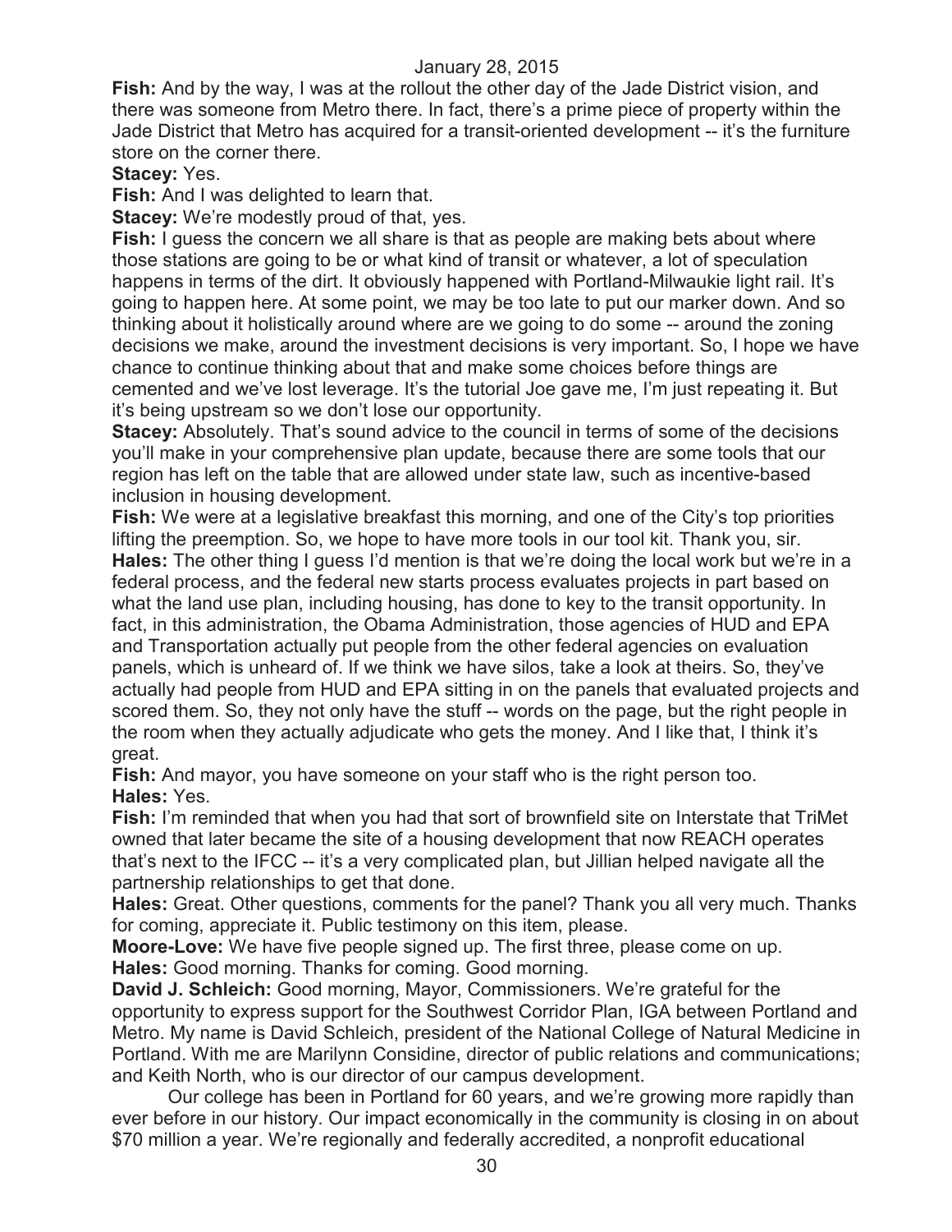**Fish:** And by the way, I was at the rollout the other day of the Jade District vision, and there was someone from Metro there. In fact, there's a prime piece of property within the Jade District that Metro has acquired for a transit-oriented development -- it's the furniture store on the corner there.

**Stacey:** Yes.

**Fish:** And I was delighted to learn that.

**Stacey:** We're modestly proud of that, yes.

**Fish:** I guess the concern we all share is that as people are making bets about where those stations are going to be or what kind of transit or whatever, a lot of speculation happens in terms of the dirt. It obviously happened with Portland-Milwaukie light rail. It's going to happen here. At some point, we may be too late to put our marker down. And so thinking about it holistically around where are we going to do some -- around the zoning decisions we make, around the investment decisions is very important. So, I hope we have chance to continue thinking about that and make some choices before things are cemented and we've lost leverage. It's the tutorial Joe gave me, I'm just repeating it. But it's being upstream so we don't lose our opportunity.

**Stacey:** Absolutely. That's sound advice to the council in terms of some of the decisions you'll make in your comprehensive plan update, because there are some tools that our region has left on the table that are allowed under state law, such as incentive-based inclusion in housing development.

**Fish:** We were at a legislative breakfast this morning, and one of the City's top priorities lifting the preemption. So, we hope to have more tools in our tool kit. Thank you, sir.

**Hales:** The other thing I guess I'd mention is that we're doing the local work but we're in a federal process, and the federal new starts process evaluates projects in part based on what the land use plan, including housing, has done to key to the transit opportunity. In fact, in this administration, the Obama Administration, those agencies of HUD and EPA and Transportation actually put people from the other federal agencies on evaluation panels, which is unheard of. If we think we have silos, take a look at theirs. So, they've actually had people from HUD and EPA sitting in on the panels that evaluated projects and scored them. So, they not only have the stuff -- words on the page, but the right people in the room when they actually adjudicate who gets the money. And I like that, I think it's great.

**Fish:** And mayor, you have someone on your staff who is the right person too.

**Hales:** Yes.

**Fish:** I'm reminded that when you had that sort of brownfield site on Interstate that TriMet owned that later became the site of a housing development that now REACH operates that's next to the IFCC -- it's a very complicated plan, but Jillian helped navigate all the partnership relationships to get that done.

**Hales:** Great. Other questions, comments for the panel? Thank you all very much. Thanks for coming, appreciate it. Public testimony on this item, please.

**Moore-Love:** We have five people signed up. The first three, please come on up.

**Hales:** Good morning. Thanks for coming. Good morning.

**David J. Schleich:** Good morning, Mayor, Commissioners. We're grateful for the opportunity to express support for the Southwest Corridor Plan, IGA between Portland and Metro. My name is David Schleich, president of the National College of Natural Medicine in Portland. With me are Marilynn Considine, director of public relations and communications; and Keith North, who is our director of our campus development.

Our college has been in Portland for 60 years, and we're growing more rapidly than ever before in our history. Our impact economically in the community is closing in on about $70 million a year. We're regionally and federally accredited, a nonprofit educational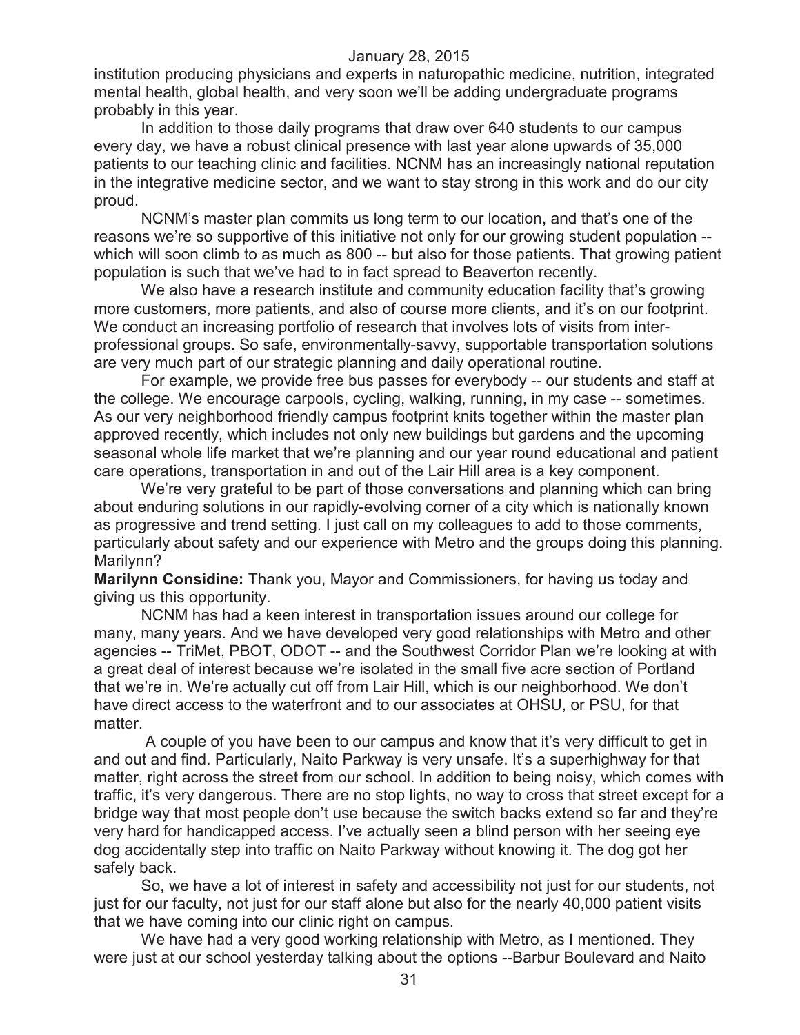institution producing physicians and experts in naturopathic medicine, nutrition, integrated mental health, global health, and very soon we'll be adding undergraduate programs probably in this year.

In addition to those daily programs that draw over 640 students to our campus every day, we have a robust clinical presence with last year alone upwards of 35,000 patients to our teaching clinic and facilities. NCNM has an increasingly national reputation in the integrative medicine sector, and we want to stay strong in this work and do our city proud.

NCNM's master plan commits us long term to our location, and that's one of the reasons we're so supportive of this initiative not only for our growing student population -- which will soon climb to as much as 800 -- but also for those patients. That growing patient population is such that we've had to in fact spread to Beaverton recently.

We also have a research institute and community education facility that's growing more customers, more patients, and also of course more clients, and it's on our footprint. We conduct an increasing portfolio of research that involves lots of visits from inter-professional groups. So safe, environmentally-savvy, supportable transportation solutions are very much part of our strategic planning and daily operational routine.

For example, we provide free bus passes for everybody -- our students and staff at the college. We encourage carpools, cycling, walking, running, in my case -- sometimes. As our very neighborhood friendly campus footprint knits together within the master plan approved recently, which includes not only new buildings but gardens and the upcoming seasonal whole life market that we're planning and our year round educational and patient care operations, transportation in and out of the Lair Hill area is a key component.

We're very grateful to be part of those conversations and planning which can bring about enduring solutions in our rapidly-evolving corner of a city which is nationally known as progressive and trend setting. I just call on my colleagues to add to those comments, particularly about safety and our experience with Metro and the groups doing this planning. Marilynn?

**Marilynn Considine:** Thank you, Mayor and Commissioners, for having us today and giving us this opportunity.

NCNM has had a keen interest in transportation issues around our college for many, many years. And we have developed very good relationships with Metro and other agencies -- TriMet, PBOT, ODOT -- and the Southwest Corridor Plan we're looking at with a great deal of interest because we're isolated in the small five acre section of Portland that we're in. We're actually cut off from Lair Hill, which is our neighborhood. We don't have direct access to the waterfront and to our associates at OHSU, or PSU, for that matter.

A couple of you have been to our campus and know that it's very difficult to get in and out and find. Particularly, Naito Parkway is very unsafe. It's a superhighway for that matter, right across the street from our school. In addition to being noisy, which comes with traffic, it's very dangerous. There are no stop lights, no way to cross that street except for a bridge way that most people don't use because the switch backs extend so far and they're very hard for handicapped access. I've actually seen a blind person with her seeing eye dog accidentally step into traffic on Naito Parkway without knowing it. The dog got her safely back.

So, we have a lot of interest in safety and accessibility not just for our students, not just for our faculty, not just for our staff alone but also for the nearly 40,000 patient visits that we have coming into our clinic right on campus.

We have had a very good working relationship with Metro, as I mentioned. They were just at our school yesterday talking about the options --Barbur Boulevard and Naito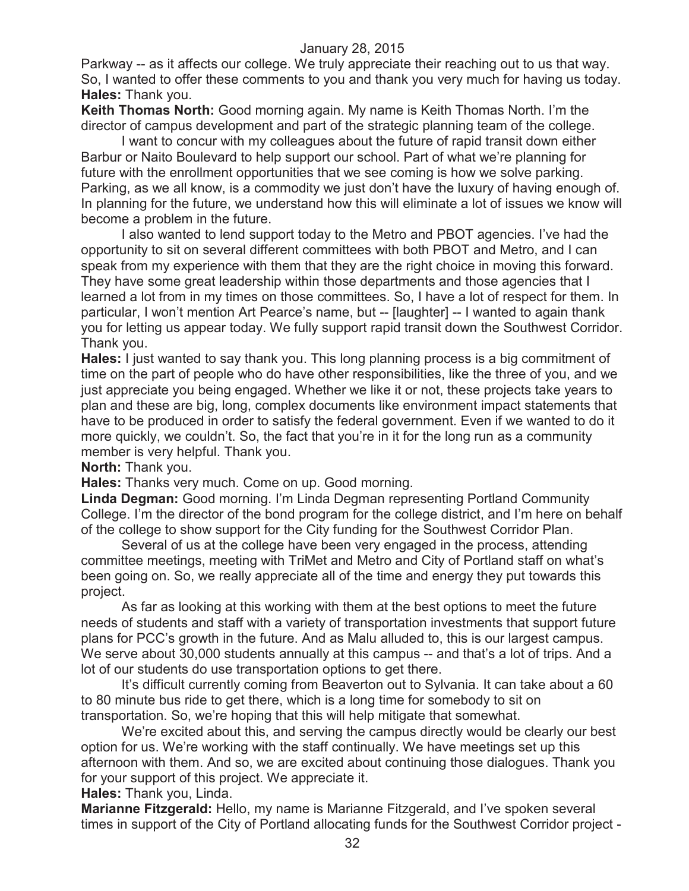Parkway -- as it affects our college. We truly appreciate their reaching out to us that way. So, I wanted to offer these comments to you and thank you very much for having us today.

**Hales:** Thank you.

**Keith Thomas North:** Good morning again. My name is Keith Thomas North. I'm the director of campus development and part of the strategic planning team of the college.

I want to concur with my colleagues about the future of rapid transit down either Barbur or Naito Boulevard to help support our school. Part of what we're planning for future with the enrollment opportunities that we see coming is how we solve parking. Parking, as we all know, is a commodity we just don't have the luxury of having enough of. In planning for the future, we understand how this will eliminate a lot of issues we know will become a problem in the future.

I also wanted to lend support today to the Metro and PBOT agencies. I've had the opportunity to sit on several different committees with both PBOT and Metro, and I can speak from my experience with them that they are the right choice in moving this forward. They have some great leadership within those departments and those agencies that I learned a lot from in my times on those committees. So, I have a lot of respect for them. In particular, I won't mention Art Pearce's name, but -- [laughter] -- I wanted to again thank you for letting us appear today. We fully support rapid transit down the Southwest Corridor. Thank you.

**Hales:** I just wanted to say thank you. This long planning process is a big commitment of time on the part of people who do have other responsibilities, like the three of you, and we just appreciate you being engaged. Whether we like it or not, these projects take years to plan and these are big, long, complex documents like environment impact statements that have to be produced in order to satisfy the federal government. Even if we wanted to do it more quickly, we couldn't. So, the fact that you're in it for the long run as a community member is very helpful. Thank you.

**North:** Thank you.

**Hales:** Thanks very much. Come on up. Good morning.

**Linda Degman:** Good morning. I'm Linda Degman representing Portland Community College. I'm the director of the bond program for the college district, and I'm here on behalf of the college to show support for the City funding for the Southwest Corridor Plan.

Several of us at the college have been very engaged in the process, attending committee meetings, meeting with TriMet and Metro and City of Portland staff on what's been going on. So, we really appreciate all of the time and energy they put towards this project.

As far as looking at this working with them at the best options to meet the future needs of students and staff with a variety of transportation investments that support future plans for PCC's growth in the future. And as Malu alluded to, this is our largest campus. We serve about 30,000 students annually at this campus -- and that's a lot of trips. And a lot of our students do use transportation options to get there.

It's difficult currently coming from Beaverton out to Sylvania. It can take about a 60 to 80 minute bus ride to get there, which is a long time for somebody to sit on transportation. So, we're hoping that this will help mitigate that somewhat.

We're excited about this, and serving the campus directly would be clearly our best option for us. We're working with the staff continually. We have meetings set up this afternoon with them. And so, we are excited about continuing those dialogues. Thank you for your support of this project. We appreciate it.

**Hales:** Thank you, Linda.

**Marianne Fitzgerald:** Hello, my name is Marianne Fitzgerald, and I've spoken several times in support of the City of Portland allocating funds for the Southwest Corridor project -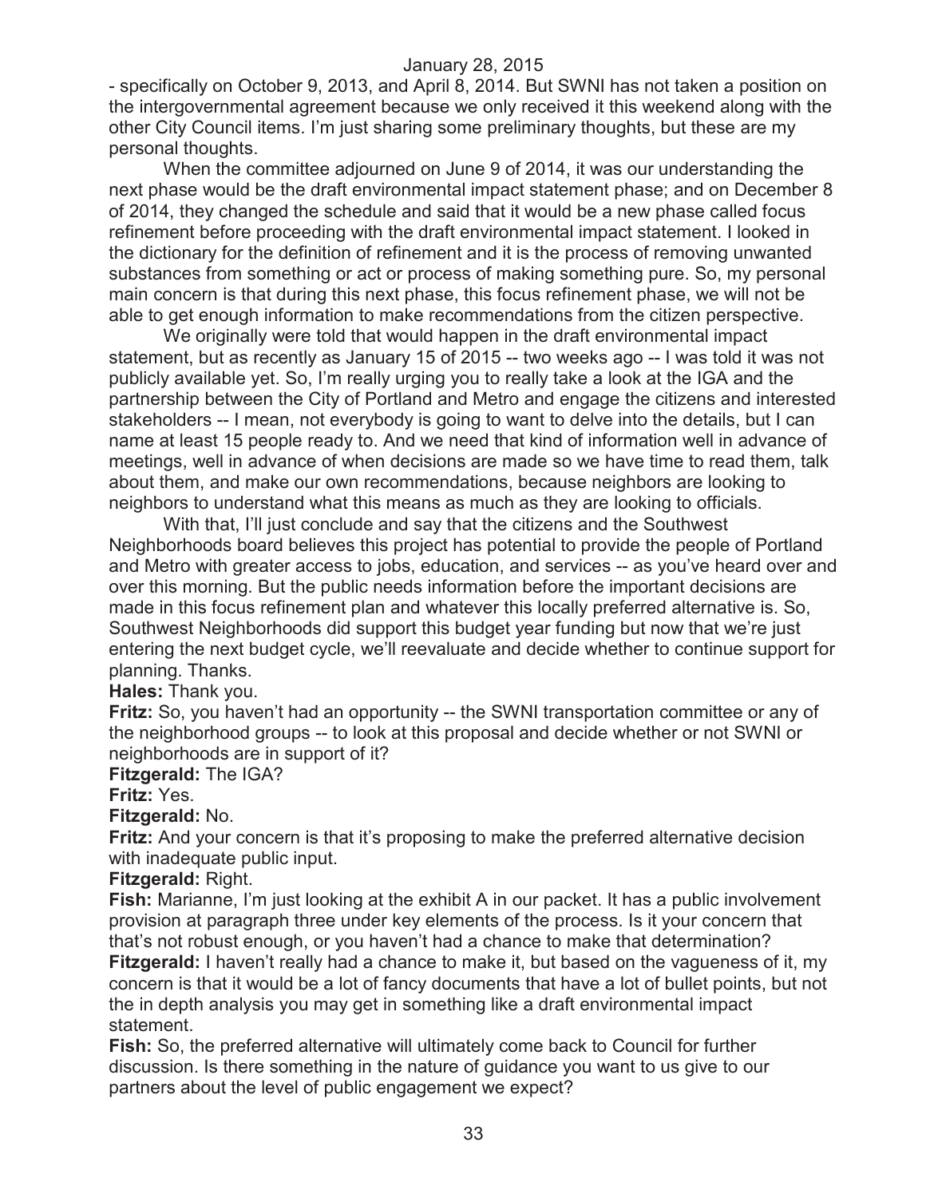- specifically on October 9, 2013, and April 8, 2014. But SWNI has not taken a position on the intergovernmental agreement because we only received it this weekend along with the other City Council items. I'm just sharing some preliminary thoughts, but these are my personal thoughts.

When the committee adjourned on June 9 of 2014, it was our understanding the next phase would be the draft environmental impact statement phase; and on December 8 of 2014, they changed the schedule and said that it would be a new phase called focus refinement before proceeding with the draft environmental impact statement. I looked in the dictionary for the definition of refinement and it is the process of removing unwanted substances from something or act or process of making something pure. So, my personal main concern is that during this next phase, this focus refinement phase, we will not be able to get enough information to make recommendations from the citizen perspective.

We originally were told that would happen in the draft environmental impact statement, but as recently as January 15 of 2015 -- two weeks ago -- I was told it was not publicly available yet. So, I'm really urging you to really take a look at the IGA and the partnership between the City of Portland and Metro and engage the citizens and interested stakeholders -- I mean, not everybody is going to want to delve into the details, but I can name at least 15 people ready to. And we need that kind of information well in advance of meetings, well in advance of when decisions are made so we have time to read them, talk about them, and make our own recommendations, because neighbors are looking to neighbors to understand what this means as much as they are looking to officials.

With that, I'll just conclude and say that the citizens and the Southwest Neighborhoods board believes this project has potential to provide the people of Portland and Metro with greater access to jobs, education, and services -- as you've heard over and over this morning. But the public needs information before the important decisions are made in this focus refinement plan and whatever this locally preferred alternative is. So, Southwest Neighborhoods did support this budget year funding but now that we're just entering the next budget cycle, we'll reevaluate and decide whether to continue support for planning. Thanks.

**Hales:** Thank you.

**Fritz:** So, you haven't had an opportunity -- the SWNI transportation committee or any of the neighborhood groups -- to look at this proposal and decide whether or not SWNI or neighborhoods are in support of it?

**Fitzgerald:** The IGA?

**Fritz:** Yes.

**Fitzgerald:** No.

**Fritz:** And your concern is that it's proposing to make the preferred alternative decision with inadequate public input.

**Fitzgerald:** Right.

**Fish:** Marianne, I'm just looking at the exhibit A in our packet. It has a public involvement provision at paragraph three under key elements of the process. Is it your concern that that's not robust enough, or you haven't had a chance to make that determination?

**Fitzgerald:** I haven't really had a chance to make it, but based on the vagueness of it, my concern is that it would be a lot of fancy documents that have a lot of bullet points, but not the in depth analysis you may get in something like a draft environmental impact statement.

**Fish:** So, the preferred alternative will ultimately come back to Council for further discussion. Is there something in the nature of guidance you want to us give to our partners about the level of public engagement we expect?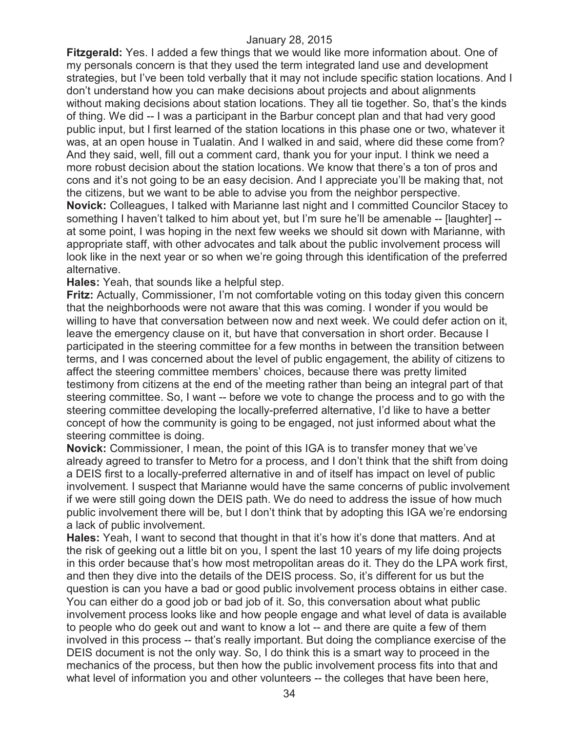**Fitzgerald:** Yes. I added a few things that we would like more information about. One of my personals concern is that they used the term integrated land use and development strategies, but I've been told verbally that it may not include specific station locations. And I don't understand how you can make decisions about projects and about alignments without making decisions about station locations. They all tie together. So, that's the kinds of thing. We did -- I was a participant in the Barbur concept plan and that had very good public input, but I first learned of the station locations in this phase one or two, whatever it was, at an open house in Tualatin. And I walked in and said, where did these come from? And they said, well, fill out a comment card, thank you for your input. I think we need a more robust decision about the station locations. We know that there's a ton of pros and cons and it's not going to be an easy decision. And I appreciate you'll be making that, not the citizens, but we want to be able to advise you from the neighbor perspective.

**Novick:** Colleagues, I talked with Marianne last night and I committed Councilor Stacey to something I haven't talked to him about yet, but I'm sure he'll be amenable -- [laughter] -- at some point, I was hoping in the next few weeks we should sit down with Marianne, with appropriate staff, with other advocates and talk about the public involvement process will look like in the next year or so when we're going through this identification of the preferred alternative.

**Hales:** Yeah, that sounds like a helpful step.

**Fritz:** Actually, Commissioner, I'm not comfortable voting on this today given this concern that the neighborhoods were not aware that this was coming. I wonder if you would be willing to have that conversation between now and next week. We could defer action on it, leave the emergency clause on it, but have that conversation in short order. Because I participated in the steering committee for a few months in between the transition between terms, and I was concerned about the level of public engagement, the ability of citizens to affect the steering committee members' choices, because there was pretty limited testimony from citizens at the end of the meeting rather than being an integral part of that steering committee. So, I want -- before we vote to change the process and to go with the steering committee developing the locally-preferred alternative, I'd like to have a better concept of how the community is going to be engaged, not just informed about what the steering committee is doing.

**Novick:** Commissioner, I mean, the point of this IGA is to transfer money that we've already agreed to transfer to Metro for a process, and I don't think that the shift from doing a DEIS first to a locally-preferred alternative in and of itself has impact on level of public involvement. I suspect that Marianne would have the same concerns of public involvement if we were still going down the DEIS path. We do need to address the issue of how much public involvement there will be, but I don't think that by adopting this IGA we're endorsing a lack of public involvement.

**Hales:** Yeah, I want to second that thought in that it's how it's done that matters. And at the risk of geeking out a little bit on you, I spent the last 10 years of my life doing projects in this order because that's how most metropolitan areas do it. They do the LPA work first, and then they dive into the details of the DEIS process. So, it's different for us but the question is can you have a bad or good public involvement process obtains in either case. You can either do a good job or bad job of it. So, this conversation about what public involvement process looks like and how people engage and what level of data is available to people who do geek out and want to know a lot -- and there are quite a few of them involved in this process -- that's really important. But doing the compliance exercise of the DEIS document is not the only way. So, I do think this is a smart way to proceed in the mechanics of the process, but then how the public involvement process fits into that and what level of information you and other volunteers -- the colleges that have been here,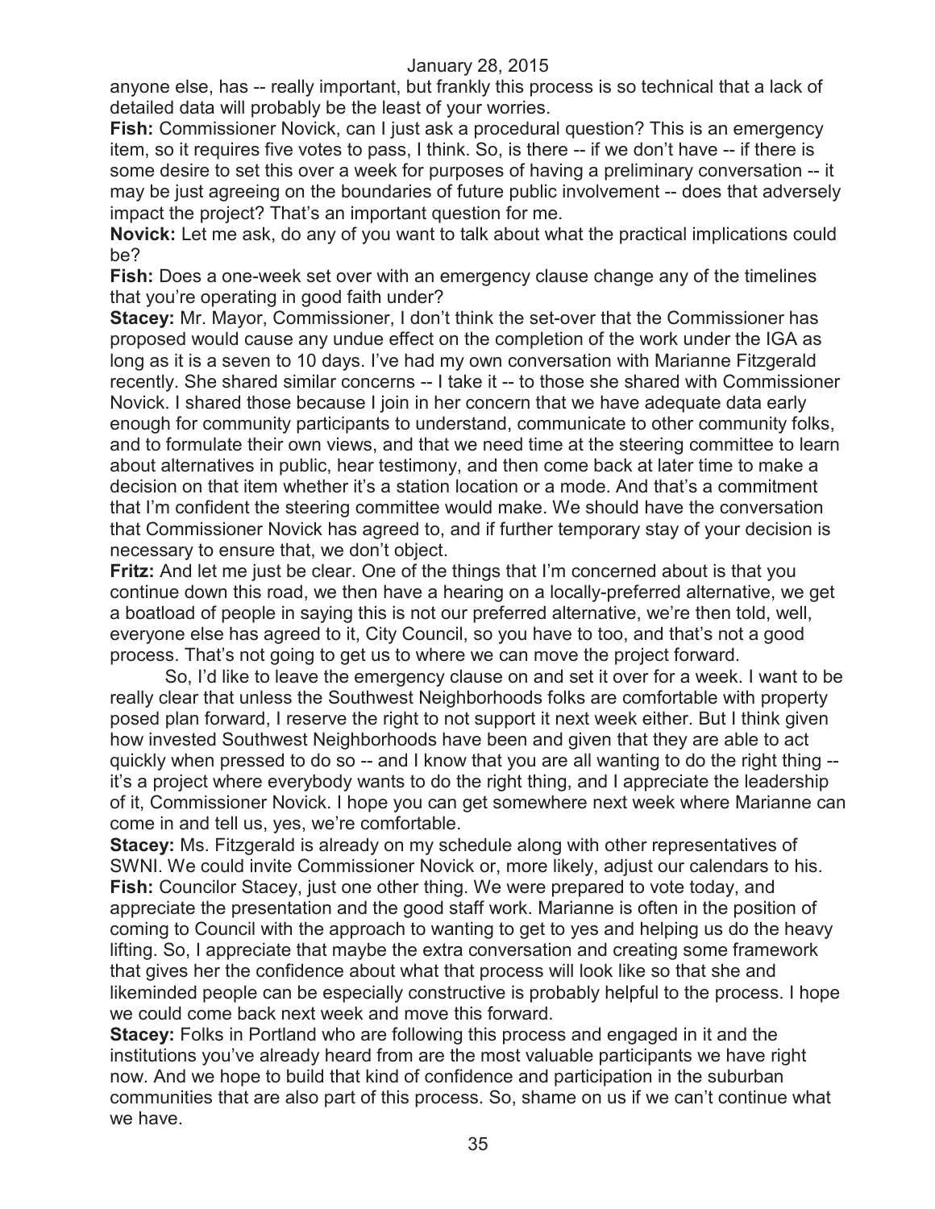anyone else, has -- really important, but frankly this process is so technical that a lack of detailed data will probably be the least of your worries.

**Fish:** Commissioner Novick, can I just ask a procedural question? This is an emergency item, so it requires five votes to pass, I think. So, is there -- if we don't have -- if there is some desire to set this over a week for purposes of having a preliminary conversation -- it may be just agreeing on the boundaries of future public involvement -- does that adversely impact the project? That's an important question for me.

**Novick:** Let me ask, do any of you want to talk about what the practical implications could be?

**Fish:** Does a one-week set over with an emergency clause change any of the timelines that you're operating in good faith under?

**Stacey:** Mr. Mayor, Commissioner, I don't think the set-over that the Commissioner has proposed would cause any undue effect on the completion of the work under the IGA as long as it is a seven to 10 days. I've had my own conversation with Marianne Fitzgerald recently. She shared similar concerns -- I take it -- to those she shared with Commissioner Novick. I shared those because I join in her concern that we have adequate data early enough for community participants to understand, communicate to other community folks, and to formulate their own views, and that we need time at the steering committee to learn about alternatives in public, hear testimony, and then come back at later time to make a decision on that item whether it's a station location or a mode. And that's a commitment that I'm confident the steering committee would make. We should have the conversation that Commissioner Novick has agreed to, and if further temporary stay of your decision is necessary to ensure that, we don't object.

**Fritz:** And let me just be clear. One of the things that I'm concerned about is that you continue down this road, we then have a hearing on a locally-preferred alternative, we get a boatload of people in saying this is not our preferred alternative, we're then told, well, everyone else has agreed to it, City Council, so you have to too, and that's not a good process. That's not going to get us to where we can move the project forward.

So, I'd like to leave the emergency clause on and set it over for a week. I want to be really clear that unless the Southwest Neighborhoods folks are comfortable with property posed plan forward, I reserve the right to not support it next week either. But I think given how invested Southwest Neighborhoods have been and given that they are able to act quickly when pressed to do so -- and I know that you are all wanting to do the right thing -- it's a project where everybody wants to do the right thing, and I appreciate the leadership of it, Commissioner Novick. I hope you can get somewhere next week where Marianne can come in and tell us, yes, we're comfortable.

**Stacey:** Ms. Fitzgerald is already on my schedule along with other representatives of SWNI. We could invite Commissioner Novick or, more likely, adjust our calendars to his.

**Fish:** Councilor Stacey, just one other thing. We were prepared to vote today, and appreciate the presentation and the good staff work. Marianne is often in the position of coming to Council with the approach to wanting to get to yes and helping us do the heavy lifting. So, I appreciate that maybe the extra conversation and creating some framework that gives her the confidence about what that process will look like so that she and likeminded people can be especially constructive is probably helpful to the process. I hope we could come back next week and move this forward.

**Stacey:** Folks in Portland who are following this process and engaged in it and the institutions you've already heard from are the most valuable participants we have right now. And we hope to build that kind of confidence and participation in the suburban communities that are also part of this process. So, shame on us if we can't continue what we have.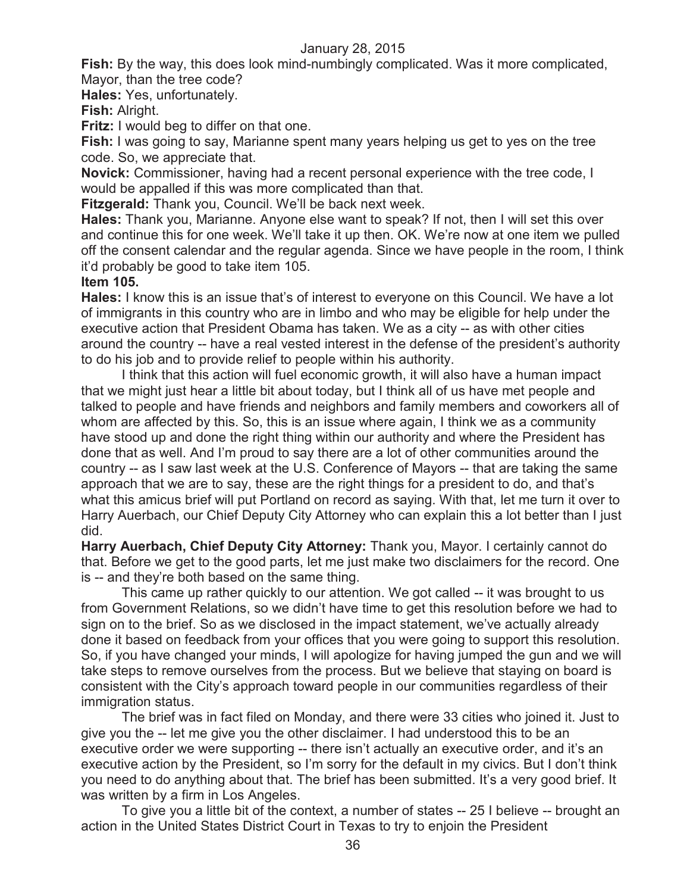**Fish:** By the way, this does look mind-numbingly complicated. Was it more complicated, Mayor, than the tree code?

**Hales:** Yes, unfortunately.

**Fish:** Alright.

**Fritz:** I would beg to differ on that one.

**Fish:** I was going to say, Marianne spent many years helping us get to yes on the tree code. So, we appreciate that.

**Novick:** Commissioner, having had a recent personal experience with the tree code, I would be appalled if this was more complicated than that.

**Fitzgerald:** Thank you, Council. We'll be back next week.

**Hales:** Thank you, Marianne. Anyone else want to speak? If not, then I will set this over and continue this for one week. We'll take it up then. OK. We're now at one item we pulled off the consent calendar and the regular agenda. Since we have people in the room, I think it'd probably be good to take item 105.

**Item 105.**

**Hales:** I know this is an issue that's of interest to everyone on this Council. We have a lot of immigrants in this country who are in limbo and who may be eligible for help under the executive action that President Obama has taken. We as a city -- as with other cities around the country -- have a real vested interest in the defense of the president's authority to do his job and to provide relief to people within his authority.

I think that this action will fuel economic growth, it will also have a human impact that we might just hear a little bit about today, but I think all of us have met people and talked to people and have friends and neighbors and family members and coworkers all of whom are affected by this. So, this is an issue where again, I think we as a community have stood up and done the right thing within our authority and where the President has done that as well. And I'm proud to say there are a lot of other communities around the country -- as I saw last week at the U.S. Conference of Mayors -- that are taking the same approach that we are to say, these are the right things for a president to do, and that's what this amicus brief will put Portland on record as saying. With that, let me turn it over to Harry Auerbach, our Chief Deputy City Attorney who can explain this a lot better than I just did.

**Harry Auerbach, Chief Deputy City Attorney:** Thank you, Mayor. I certainly cannot do that. Before we get to the good parts, let me just make two disclaimers for the record. One is -- and they're both based on the same thing.

This came up rather quickly to our attention. We got called -- it was brought to us from Government Relations, so we didn't have time to get this resolution before we had to sign on to the brief. So as we disclosed in the impact statement, we've actually already done it based on feedback from your offices that you were going to support this resolution. So, if you have changed your minds, I will apologize for having jumped the gun and we will take steps to remove ourselves from the process. But we believe that staying on board is consistent with the City's approach toward people in our communities regardless of their immigration status.

The brief was in fact filed on Monday, and there were 33 cities who joined it. Just to give you the -- let me give you the other disclaimer. I had understood this to be an executive order we were supporting -- there isn't actually an executive order, and it's an executive action by the President, so I'm sorry for the default in my civics. But I don't think you need to do anything about that. The brief has been submitted. It's a very good brief. It was written by a firm in Los Angeles.

To give you a little bit of the context, a number of states -- 25 I believe -- brought an action in the United States District Court in Texas to try to enjoin the President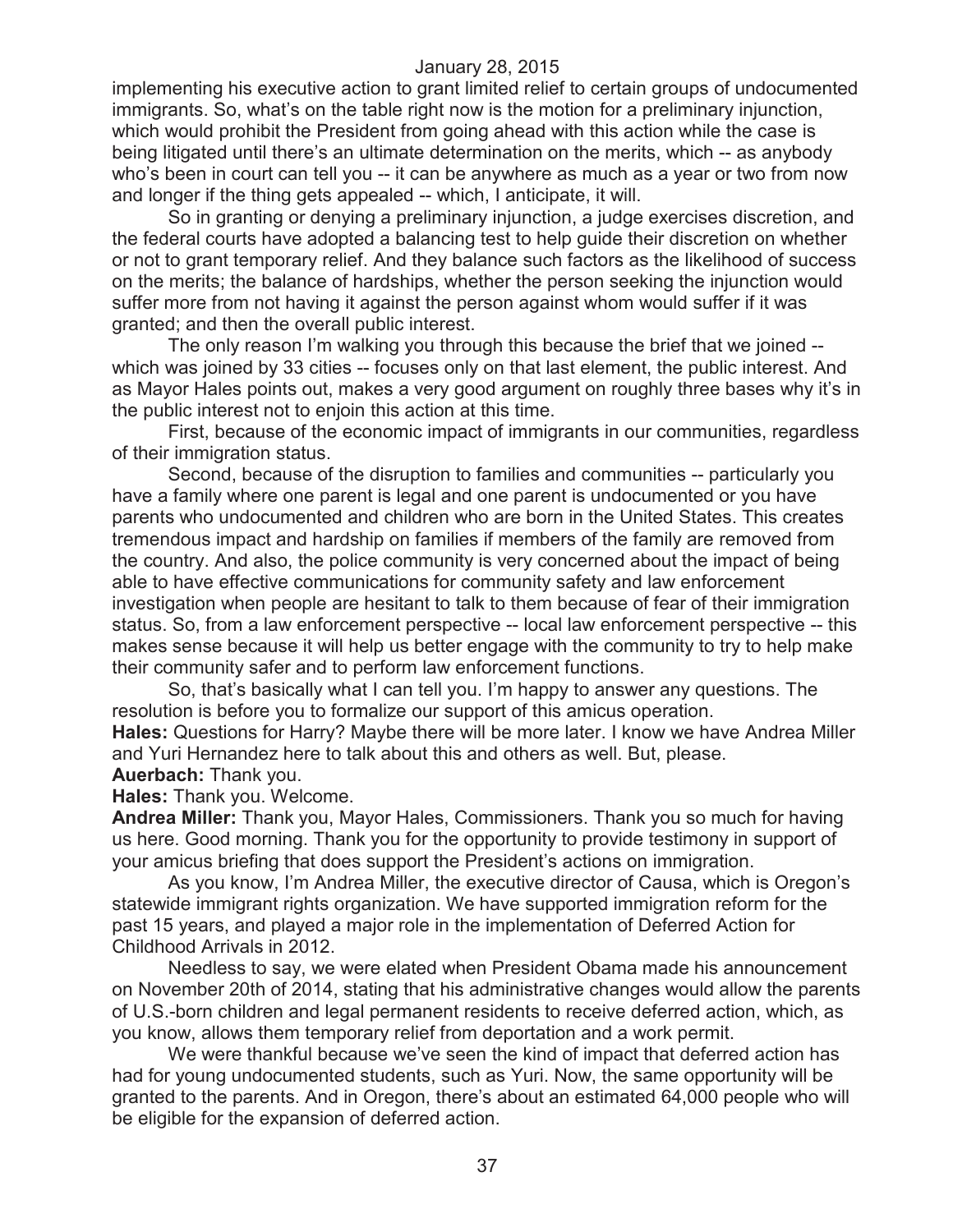implementing his executive action to grant limited relief to certain groups of undocumented immigrants. So, what's on the table right now is the motion for a preliminary injunction, which would prohibit the President from going ahead with this action while the case is being litigated until there's an ultimate determination on the merits, which -- as anybody who's been in court can tell you -- it can be anywhere as much as a year or two from now and longer if the thing gets appealed -- which, I anticipate, it will.

So in granting or denying a preliminary injunction, a judge exercises discretion, and the federal courts have adopted a balancing test to help guide their discretion on whether or not to grant temporary relief. And they balance such factors as the likelihood of success on the merits; the balance of hardships, whether the person seeking the injunction would suffer more from not having it against the person against whom would suffer if it was granted; and then the overall public interest.

The only reason I'm walking you through this because the brief that we joined -- which was joined by 33 cities -- focuses only on that last element, the public interest. And as Mayor Hales points out, makes a very good argument on roughly three bases why it's in the public interest not to enjoin this action at this time.

First, because of the economic impact of immigrants in our communities, regardless of their immigration status.

Second, because of the disruption to families and communities -- particularly you have a family where one parent is legal and one parent is undocumented or you have parents who undocumented and children who are born in the United States. This creates tremendous impact and hardship on families if members of the family are removed from the country. And also, the police community is very concerned about the impact of being able to have effective communications for community safety and law enforcement investigation when people are hesitant to talk to them because of fear of their immigration status. So, from a law enforcement perspective -- local law enforcement perspective -- this makes sense because it will help us better engage with the community to try to help make their community safer and to perform law enforcement functions.

So, that's basically what I can tell you. I'm happy to answer any questions. The resolution is before you to formalize our support of this amicus operation.

**Hales:** Questions for Harry? Maybe there will be more later. I know we have Andrea Miller and Yuri Hernandez here to talk about this and others as well. But, please.

**Auerbach:** Thank you.

**Hales:** Thank you. Welcome.

**Andrea Miller:** Thank you, Mayor Hales, Commissioners. Thank you so much for having us here. Good morning. Thank you for the opportunity to provide testimony in support of your amicus briefing that does support the President's actions on immigration.

As you know, I'm Andrea Miller, the executive director of Causa, which is Oregon's statewide immigrant rights organization. We have supported immigration reform for the past 15 years, and played a major role in the implementation of Deferred Action for Childhood Arrivals in 2012.

Needless to say, we were elated when President Obama made his announcement on November 20th of 2014, stating that his administrative changes would allow the parents of U.S.-born children and legal permanent residents to receive deferred action, which, as you know, allows them temporary relief from deportation and a work permit.

We were thankful because we've seen the kind of impact that deferred action has had for young undocumented students, such as Yuri. Now, the same opportunity will be granted to the parents. And in Oregon, there's about an estimated 64,000 people who will be eligible for the expansion of deferred action.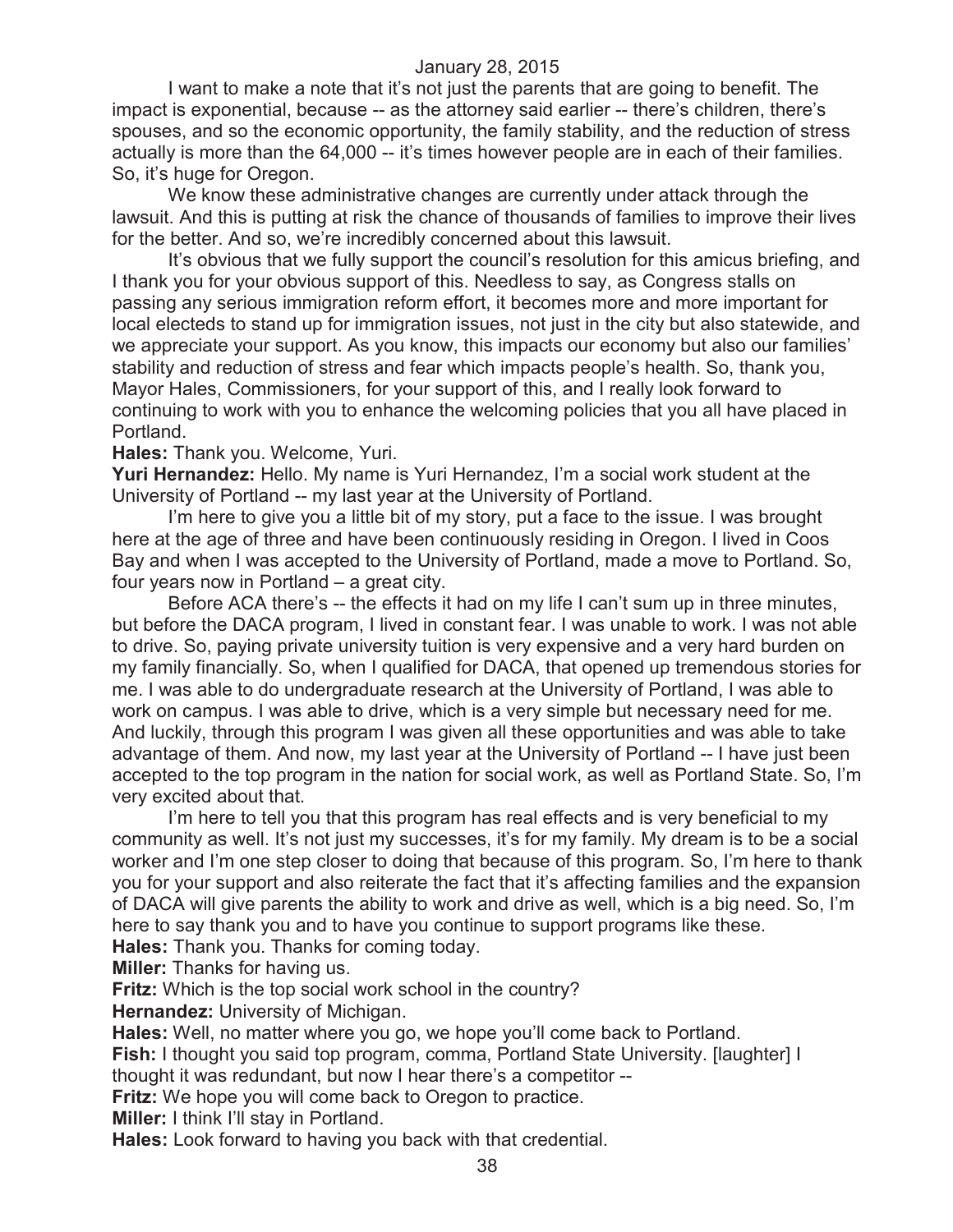I want to make a note that it's not just the parents that are going to benefit. The impact is exponential, because -- as the attorney said earlier -- there's children, there's spouses, and so the economic opportunity, the family stability, and the reduction of stress actually is more than the 64,000 -- it's times however people are in each of their families. So, it's huge for Oregon.

We know these administrative changes are currently under attack through the lawsuit. And this is putting at risk the chance of thousands of families to improve their lives for the better. And so, we're incredibly concerned about this lawsuit.

It's obvious that we fully support the council's resolution for this amicus briefing, and I thank you for your obvious support of this. Needless to say, as Congress stalls on passing any serious immigration reform effort, it becomes more and more important for local electeds to stand up for immigration issues, not just in the city but also statewide, and we appreciate your support. As you know, this impacts our economy but also our families' stability and reduction of stress and fear which impacts people's health. So, thank you, Mayor Hales, Commissioners, for your support of this, and I really look forward to continuing to work with you to enhance the welcoming policies that you all have placed in Portland.

**Hales:** Thank you. Welcome, Yuri.

**Yuri Hernandez:** Hello. My name is Yuri Hernandez, I'm a social work student at the University of Portland -- my last year at the University of Portland.

I'm here to give you a little bit of my story, put a face to the issue. I was brought here at the age of three and have been continuously residing in Oregon. I lived in Coos Bay and when I was accepted to the University of Portland, made a move to Portland. So, four years now in Portland – a great city.

Before ACA there's -- the effects it had on my life I can't sum up in three minutes, but before the DACA program, I lived in constant fear. I was unable to work. I was not able to drive. So, paying private university tuition is very expensive and a very hard burden on my family financially. So, when I qualified for DACA, that opened up tremendous stories for me. I was able to do undergraduate research at the University of Portland, I was able to work on campus. I was able to drive, which is a very simple but necessary need for me. And luckily, through this program I was given all these opportunities and was able to take advantage of them. And now, my last year at the University of Portland -- I have just been accepted to the top program in the nation for social work, as well as Portland State. So, I'm very excited about that.

I'm here to tell you that this program has real effects and is very beneficial to my community as well. It's not just my successes, it's for my family. My dream is to be a social worker and I'm one step closer to doing that because of this program. So, I'm here to thank you for your support and also reiterate the fact that it's affecting families and the expansion of DACA will give parents the ability to work and drive as well, which is a big need. So, I'm here to say thank you and to have you continue to support programs like these.

**Hales:** Thank you. Thanks for coming today.

**Miller:** Thanks for having us.

**Fritz:** Which is the top social work school in the country?

**Hernandez:** University of Michigan.

**Hales:** Well, no matter where you go, we hope you'll come back to Portland.

**Fish:** I thought you said top program, comma, Portland State University. [laughter] I thought it was redundant, but now I hear there's a competitor --

**Fritz:** We hope you will come back to Oregon to practice.

**Miller:** I think I'll stay in Portland.

**Hales:** Look forward to having you back with that credential.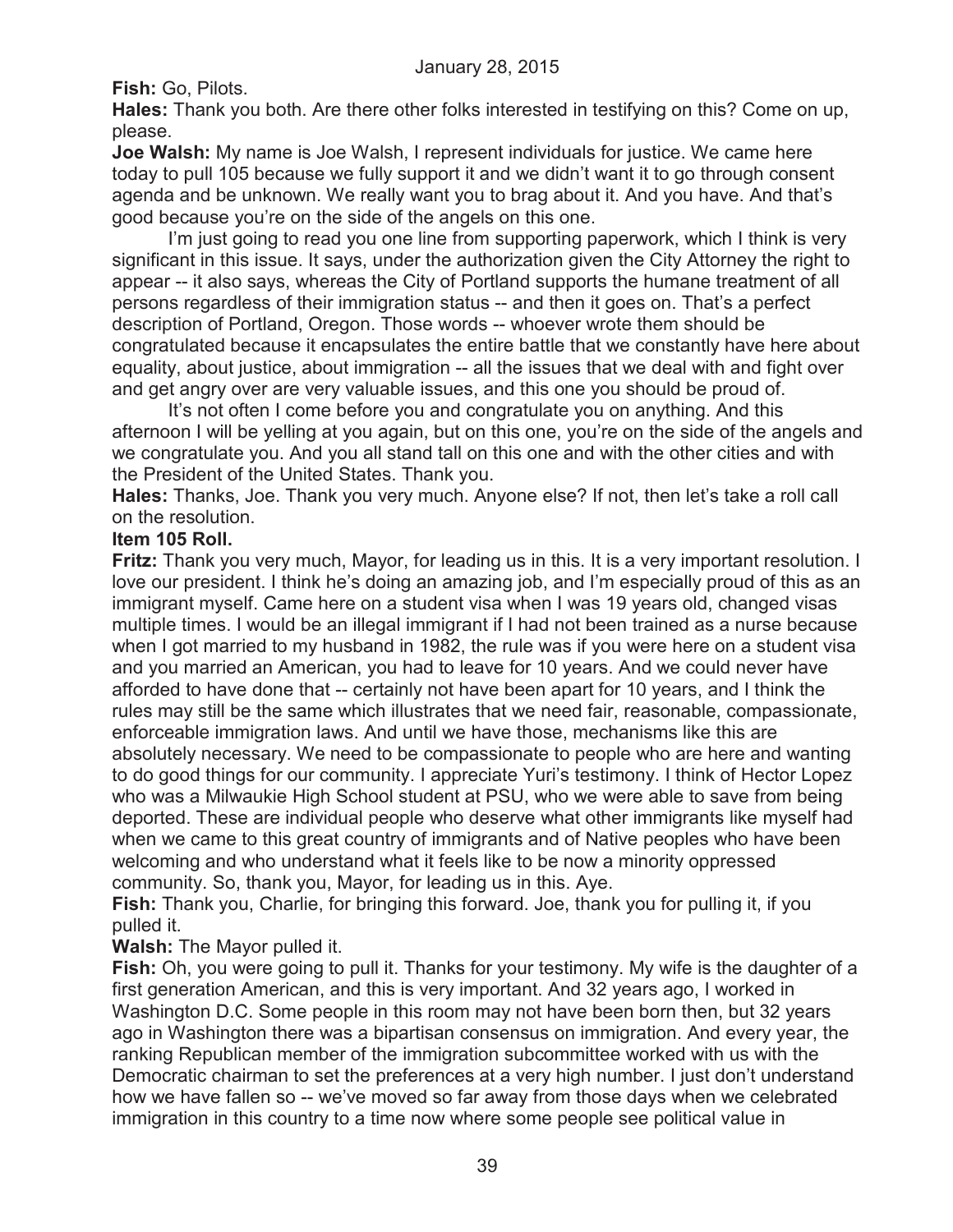**Fish:** Go, Pilots.

**Hales:** Thank you both. Are there other folks interested in testifying on this? Come on up, please.

**Joe Walsh:** My name is Joe Walsh, I represent individuals for justice. We came here today to pull 105 because we fully support it and we didn't want it to go through consent agenda and be unknown. We really want you to brag about it. And you have. And that's good because you're on the side of the angels on this one.

I'm just going to read you one line from supporting paperwork, which I think is very significant in this issue. It says, under the authorization given the City Attorney the right to appear -- it also says, whereas the City of Portland supports the humane treatment of all persons regardless of their immigration status -- and then it goes on. That's a perfect description of Portland, Oregon. Those words -- whoever wrote them should be congratulated because it encapsulates the entire battle that we constantly have here about equality, about justice, about immigration -- all the issues that we deal with and fight over and get angry over are very valuable issues, and this one you should be proud of.

It's not often I come before you and congratulate you on anything. And this afternoon I will be yelling at you again, but on this one, you're on the side of the angels and we congratulate you. And you all stand tall on this one and with the other cities and with the President of the United States. Thank you.

**Hales:** Thanks, Joe. Thank you very much. Anyone else? If not, then let's take a roll call on the resolution.

**Item 105 Roll.**

**Fritz:** Thank you very much, Mayor, for leading us in this. It is a very important resolution. I love our president. I think he's doing an amazing job, and I'm especially proud of this as an immigrant myself. Came here on a student visa when I was 19 years old, changed visas multiple times. I would be an illegal immigrant if I had not been trained as a nurse because when I got married to my husband in 1982, the rule was if you were here on a student visa and you married an American, you had to leave for 10 years. And we could never have afforded to have done that -- certainly not have been apart for 10 years, and I think the rules may still be the same which illustrates that we need fair, reasonable, compassionate, enforceable immigration laws. And until we have those, mechanisms like this are absolutely necessary. We need to be compassionate to people who are here and wanting to do good things for our community. I appreciate Yuri's testimony. I think of Hector Lopez who was a Milwaukie High School student at PSU, who we were able to save from being deported. These are individual people who deserve what other immigrants like myself had when we came to this great country of immigrants and of Native peoples who have been welcoming and who understand what it feels like to be now a minority oppressed community. So, thank you, Mayor, for leading us in this. Aye.

**Fish:** Thank you, Charlie, for bringing this forward. Joe, thank you for pulling it, if you pulled it.

**Walsh:** The Mayor pulled it.

**Fish:** Oh, you were going to pull it. Thanks for your testimony. My wife is the daughter of a first generation American, and this is very important. And 32 years ago, I worked in Washington D.C. Some people in this room may not have been born then, but 32 years ago in Washington there was a bipartisan consensus on immigration. And every year, the ranking Republican member of the immigration subcommittee worked with us with the Democratic chairman to set the preferences at a very high number. I just don't understand how we have fallen so -- we've moved so far away from those days when we celebrated immigration in this country to a time now where some people see political value in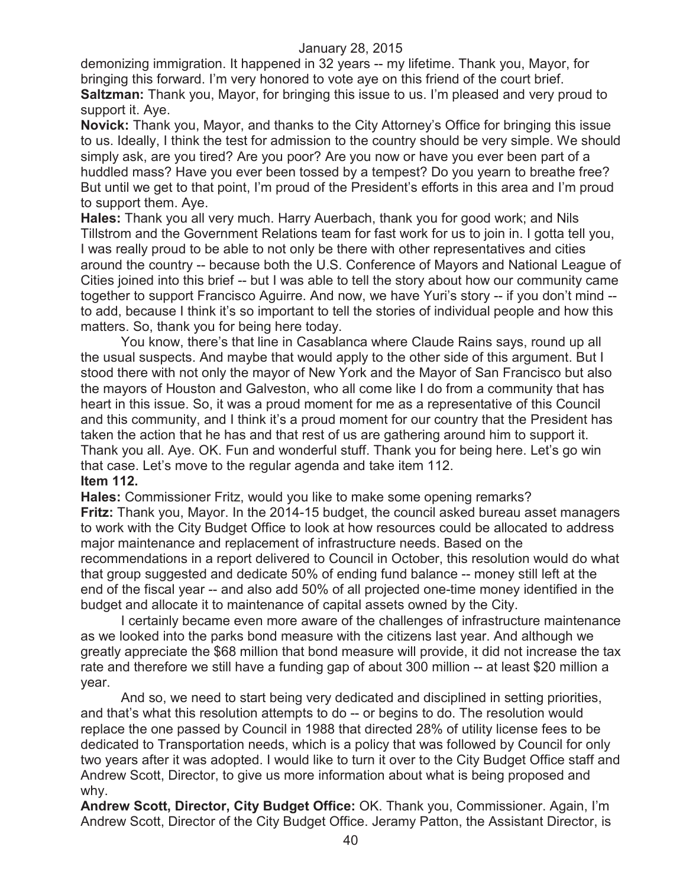demonizing immigration. It happened in 32 years -- my lifetime. Thank you, Mayor, for bringing this forward. I'm very honored to vote aye on this friend of the court brief.

**Saltzman:** Thank you, Mayor, for bringing this issue to us. I'm pleased and very proud to support it. Aye.

**Novick:** Thank you, Mayor, and thanks to the City Attorney's Office for bringing this issue to us. Ideally, I think the test for admission to the country should be very simple. We should simply ask, are you tired? Are you poor? Are you now or have you ever been part of a huddled mass? Have you ever been tossed by a tempest? Do you yearn to breathe free? But until we get to that point, I'm proud of the President's efforts in this area and I'm proud to support them. Aye.

**Hales:** Thank you all very much. Harry Auerbach, thank you for good work; and Nils Tillstrom and the Government Relations team for fast work for us to join in. I gotta tell you, I was really proud to be able to not only be there with other representatives and cities around the country -- because both the U.S. Conference of Mayors and National League of Cities joined into this brief -- but I was able to tell the story about how our community came together to support Francisco Aguirre. And now, we have Yuri's story -- if you don't mind -- to add, because I think it's so important to tell the stories of individual people and how this matters. So, thank you for being here today.

You know, there's that line in Casablanca where Claude Rains says, round up all the usual suspects. And maybe that would apply to the other side of this argument. But I stood there with not only the mayor of New York and the Mayor of San Francisco but also the mayors of Houston and Galveston, who all come like I do from a community that has heart in this issue. So, it was a proud moment for me as a representative of this Council and this community, and I think it's a proud moment for our country that the President has taken the action that he has and that rest of us are gathering around him to support it. Thank you all. Aye. OK. Fun and wonderful stuff. Thank you for being here. Let's go win that case. Let's move to the regular agenda and take item 112.

**Item 112.**

**Hales:** Commissioner Fritz, would you like to make some opening remarks?

**Fritz:** Thank you, Mayor. In the 2014-15 budget, the council asked bureau asset managers to work with the City Budget Office to look at how resources could be allocated to address major maintenance and replacement of infrastructure needs. Based on the recommendations in a report delivered to Council in October, this resolution would do what that group suggested and dedicate 50% of ending fund balance -- money still left at the end of the fiscal year -- and also add 50% of all projected one-time money identified in the budget and allocate it to maintenance of capital assets owned by the City.

I certainly became even more aware of the challenges of infrastructure maintenance as we looked into the parks bond measure with the citizens last year. And although we greatly appreciate the $68 million that bond measure will provide, it did not increase the tax rate and therefore we still have a funding gap of about 300 million -- at least $20 million a year.

And so, we need to start being very dedicated and disciplined in setting priorities, and that's what this resolution attempts to do -- or begins to do. The resolution would replace the one passed by Council in 1988 that directed 28% of utility license fees to be dedicated to Transportation needs, which is a policy that was followed by Council for only two years after it was adopted. I would like to turn it over to the City Budget Office staff and Andrew Scott, Director, to give us more information about what is being proposed and why.

**Andrew Scott, Director, City Budget Office:** OK. Thank you, Commissioner. Again, I'm Andrew Scott, Director of the City Budget Office. Jeramy Patton, the Assistant Director, is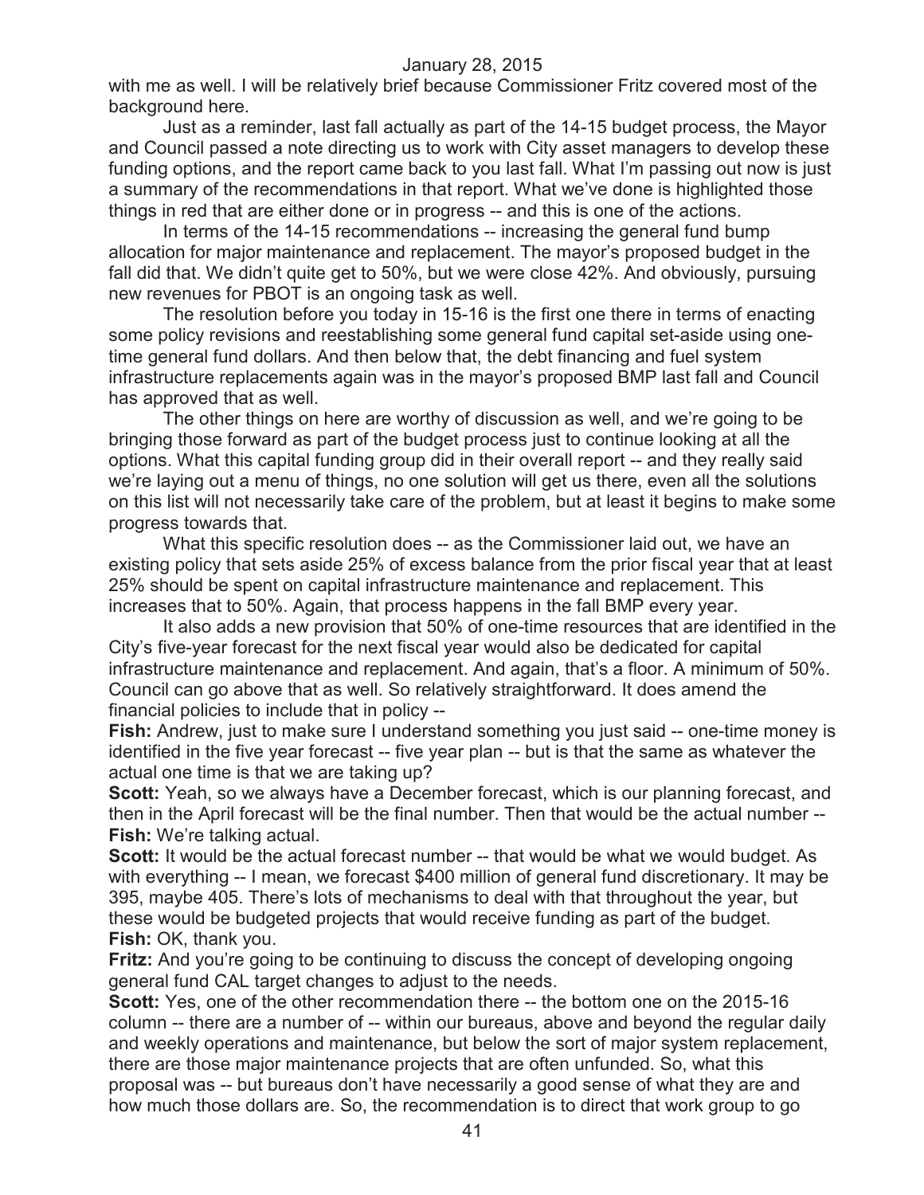with me as well. I will be relatively brief because Commissioner Fritz covered most of the background here.

Just as a reminder, last fall actually as part of the 14-15 budget process, the Mayor and Council passed a note directing us to work with City asset managers to develop these funding options, and the report came back to you last fall. What I'm passing out now is just a summary of the recommendations in that report. What we've done is highlighted those things in red that are either done or in progress -- and this is one of the actions.

In terms of the 14-15 recommendations -- increasing the general fund bump allocation for major maintenance and replacement. The mayor's proposed budget in the fall did that. We didn't quite get to 50%, but we were close 42%. And obviously, pursuing new revenues for PBOT is an ongoing task as well.

The resolution before you today in 15-16 is the first one there in terms of enacting some policy revisions and reestablishing some general fund capital set-aside using one-time general fund dollars. And then below that, the debt financing and fuel system infrastructure replacements again was in the mayor's proposed BMP last fall and Council has approved that as well.

The other things on here are worthy of discussion as well, and we're going to be bringing those forward as part of the budget process just to continue looking at all the options. What this capital funding group did in their overall report -- and they really said we're laying out a menu of things, no one solution will get us there, even all the solutions on this list will not necessarily take care of the problem, but at least it begins to make some progress towards that.

What this specific resolution does -- as the Commissioner laid out, we have an existing policy that sets aside 25% of excess balance from the prior fiscal year that at least 25% should be spent on capital infrastructure maintenance and replacement. This increases that to 50%. Again, that process happens in the fall BMP every year.

It also adds a new provision that 50% of one-time resources that are identified in the City's five-year forecast for the next fiscal year would also be dedicated for capital infrastructure maintenance and replacement. And again, that's a floor. A minimum of 50%. Council can go above that as well. So relatively straightforward. It does amend the financial policies to include that in policy --

**Fish:** Andrew, just to make sure I understand something you just said -- one-time money is identified in the five year forecast -- five year plan -- but is that the same as whatever the actual one time is that we are taking up?

**Scott:** Yeah, so we always have a December forecast, which is our planning forecast, and then in the April forecast will be the final number. Then that would be the actual number --

**Fish:** We're talking actual.

**Scott:** It would be the actual forecast number -- that would be what we would budget. As with everything -- I mean, we forecast $400 million of general fund discretionary. It may be 395, maybe 405. There's lots of mechanisms to deal with that throughout the year, but these would be budgeted projects that would receive funding as part of the budget.

**Fish:** OK, thank you.

**Fritz:** And you're going to be continuing to discuss the concept of developing ongoing general fund CAL target changes to adjust to the needs.

**Scott:** Yes, one of the other recommendation there -- the bottom one on the 2015-16 column -- there are a number of -- within our bureaus, above and beyond the regular daily and weekly operations and maintenance, but below the sort of major system replacement, there are those major maintenance projects that are often unfunded. So, what this proposal was -- but bureaus don't have necessarily a good sense of what they are and how much those dollars are. So, the recommendation is to direct that work group to go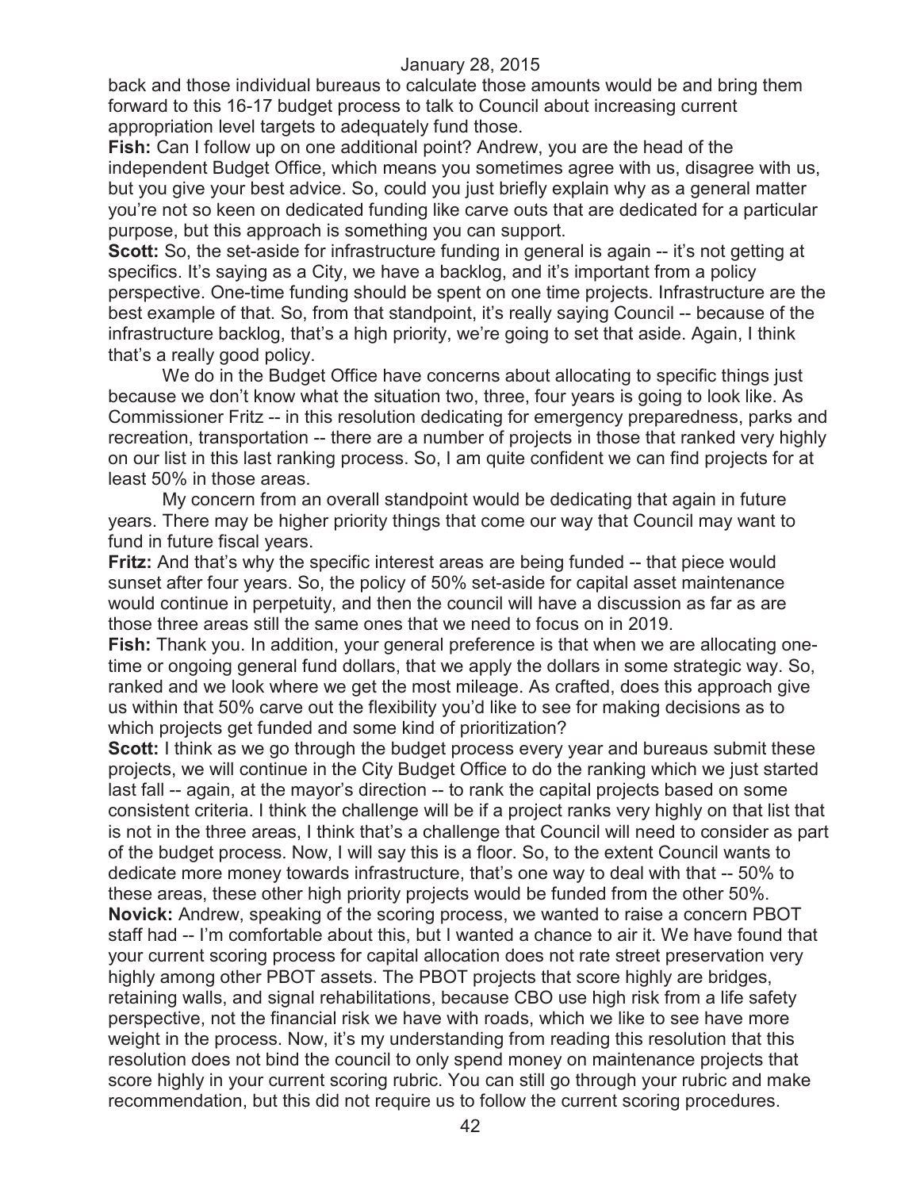back and those individual bureaus to calculate those amounts would be and bring them forward to this 16-17 budget process to talk to Council about increasing current appropriation level targets to adequately fund those.

**Fish:** Can I follow up on one additional point? Andrew, you are the head of the independent Budget Office, which means you sometimes agree with us, disagree with us, but you give your best advice. So, could you just briefly explain why as a general matter you're not so keen on dedicated funding like carve outs that are dedicated for a particular purpose, but this approach is something you can support.

**Scott:** So, the set-aside for infrastructure funding in general is again -- it's not getting at specifics. It's saying as a City, we have a backlog, and it's important from a policy perspective. One-time funding should be spent on one time projects. Infrastructure are the best example of that. So, from that standpoint, it's really saying Council -- because of the infrastructure backlog, that's a high priority, we're going to set that aside. Again, I think that's a really good policy.

We do in the Budget Office have concerns about allocating to specific things just because we don't know what the situation two, three, four years is going to look like. As Commissioner Fritz -- in this resolution dedicating for emergency preparedness, parks and recreation, transportation -- there are a number of projects in those that ranked very highly on our list in this last ranking process. So, I am quite confident we can find projects for at least 50% in those areas.

My concern from an overall standpoint would be dedicating that again in future years. There may be higher priority things that come our way that Council may want to fund in future fiscal years.

**Fritz:** And that's why the specific interest areas are being funded -- that piece would sunset after four years. So, the policy of 50% set-aside for capital asset maintenance would continue in perpetuity, and then the council will have a discussion as far as are those three areas still the same ones that we need to focus on in 2019.

**Fish:** Thank you. In addition, your general preference is that when we are allocating one-time or ongoing general fund dollars, that we apply the dollars in some strategic way. So, ranked and we look where we get the most mileage. As crafted, does this approach give us within that 50% carve out the flexibility you'd like to see for making decisions as to which projects get funded and some kind of prioritization?

**Scott:** I think as we go through the budget process every year and bureaus submit these projects, we will continue in the City Budget Office to do the ranking which we just started last fall -- again, at the mayor's direction -- to rank the capital projects based on some consistent criteria. I think the challenge will be if a project ranks very highly on that list that is not in the three areas, I think that's a challenge that Council will need to consider as part of the budget process. Now, I will say this is a floor. So, to the extent Council wants to dedicate more money towards infrastructure, that's one way to deal with that -- 50% to these areas, these other high priority projects would be funded from the other 50%.

**Novick:** Andrew, speaking of the scoring process, we wanted to raise a concern PBOT staff had -- I'm comfortable about this, but I wanted a chance to air it. We have found that your current scoring process for capital allocation does not rate street preservation very highly among other PBOT assets. The PBOT projects that score highly are bridges, retaining walls, and signal rehabilitations, because CBO use high risk from a life safety perspective, not the financial risk we have with roads, which we like to see have more weight in the process. Now, it's my understanding from reading this resolution that this resolution does not bind the council to only spend money on maintenance projects that score highly in your current scoring rubric. You can still go through your rubric and make recommendation, but this did not require us to follow the current scoring procedures.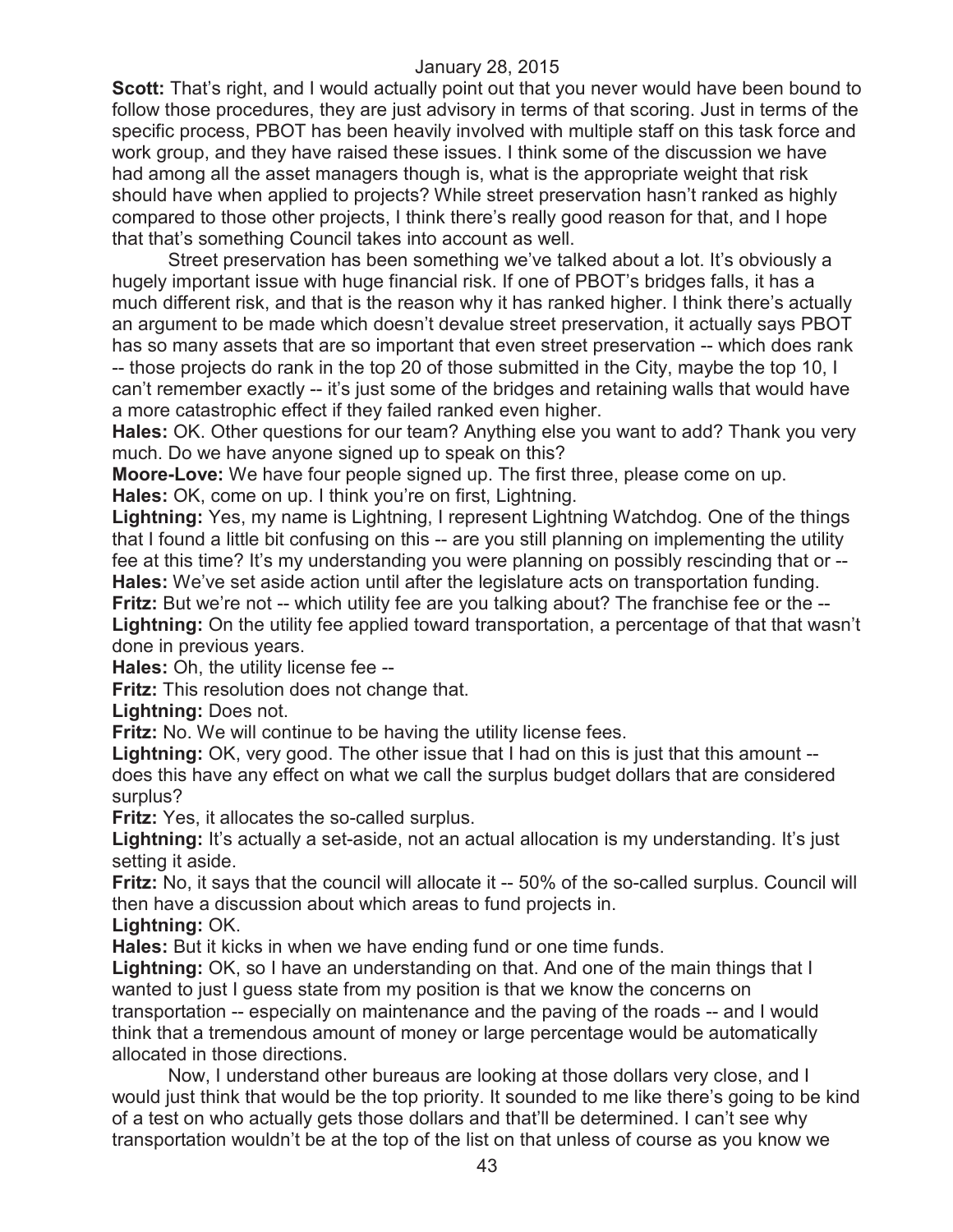**Scott:** That's right, and I would actually point out that you never would have been bound to follow those procedures, they are just advisory in terms of that scoring. Just in terms of the specific process, PBOT has been heavily involved with multiple staff on this task force and work group, and they have raised these issues. I think some of the discussion we have had among all the asset managers though is, what is the appropriate weight that risk should have when applied to projects? While street preservation hasn't ranked as highly compared to those other projects, I think there's really good reason for that, and I hope that that's something Council takes into account as well.

Street preservation has been something we've talked about a lot. It's obviously a hugely important issue with huge financial risk. If one of PBOT's bridges falls, it has a much different risk, and that is the reason why it has ranked higher. I think there's actually an argument to be made which doesn't devalue street preservation, it actually says PBOT has so many assets that are so important that even street preservation -- which does rank -- those projects do rank in the top 20 of those submitted in the City, maybe the top 10, I can't remember exactly -- it's just some of the bridges and retaining walls that would have a more catastrophic effect if they failed ranked even higher.

**Hales:** OK. Other questions for our team? Anything else you want to add? Thank you very much. Do we have anyone signed up to speak on this?

**Moore-Love:** We have four people signed up. The first three, please come on up.

**Hales:** OK, come on up. I think you're on first, Lightning.

**Lightning:** Yes, my name is Lightning, I represent Lightning Watchdog. One of the things that I found a little bit confusing on this -- are you still planning on implementing the utility fee at this time? It's my understanding you were planning on possibly rescinding that or --

**Hales:** We've set aside action until after the legislature acts on transportation funding.

**Fritz:** But we're not -- which utility fee are you talking about? The franchise fee or the --

**Lightning:** On the utility fee applied toward transportation, a percentage of that that wasn't done in previous years.

**Hales:** Oh, the utility license fee --

**Fritz:** This resolution does not change that.

**Lightning:** Does not.

**Fritz:** No. We will continue to be having the utility license fees.

**Lightning:** OK, very good. The other issue that I had on this is just that this amount -- does this have any effect on what we call the surplus budget dollars that are considered surplus?

**Fritz:** Yes, it allocates the so-called surplus.

**Lightning:** It's actually a set-aside, not an actual allocation is my understanding. It's just setting it aside.

**Fritz:** No, it says that the council will allocate it -- 50% of the so-called surplus. Council will then have a discussion about which areas to fund projects in.

**Lightning:** OK.

**Hales:** But it kicks in when we have ending fund or one time funds.

**Lightning:** OK, so I have an understanding on that. And one of the main things that I wanted to just I guess state from my position is that we know the concerns on transportation -- especially on maintenance and the paving of the roads -- and I would think that a tremendous amount of money or large percentage would be automatically allocated in those directions.

Now, I understand other bureaus are looking at those dollars very close, and I would just think that would be the top priority. It sounded to me like there's going to be kind of a test on who actually gets those dollars and that'll be determined. I can't see why transportation wouldn't be at the top of the list on that unless of course as you know we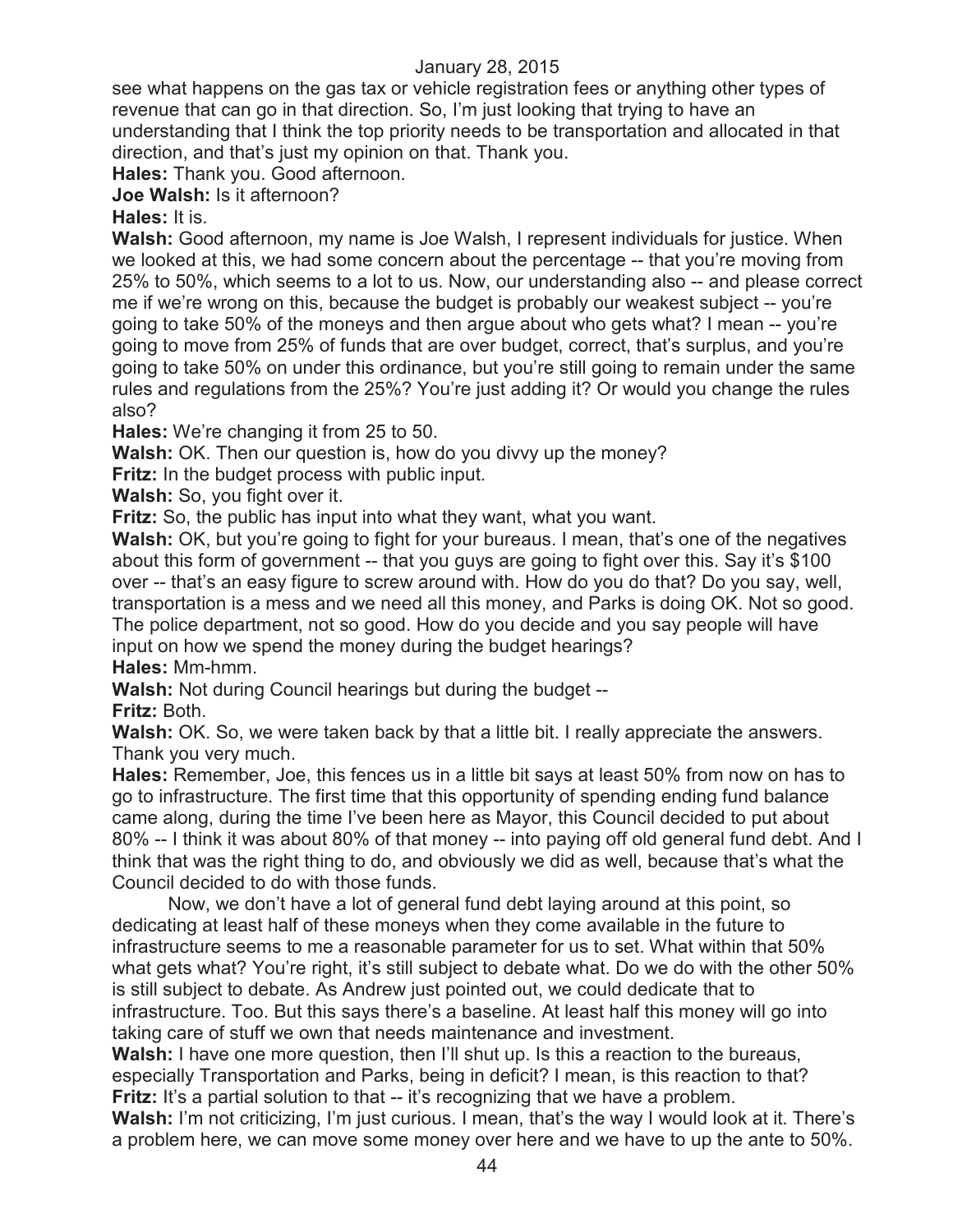see what happens on the gas tax or vehicle registration fees or anything other types of revenue that can go in that direction. So, I'm just looking that trying to have an understanding that I think the top priority needs to be transportation and allocated in that direction, and that's just my opinion on that. Thank you.

**Hales:** Thank you. Good afternoon.

**Joe Walsh:** Is it afternoon?

**Hales:** It is.

**Walsh:** Good afternoon, my name is Joe Walsh, I represent individuals for justice. When we looked at this, we had some concern about the percentage -- that you're moving from 25% to 50%, which seems to a lot to us. Now, our understanding also -- and please correct me if we're wrong on this, because the budget is probably our weakest subject -- you're going to take 50% of the moneys and then argue about who gets what? I mean -- you're going to move from 25% of funds that are over budget, correct, that's surplus, and you're going to take 50% on under this ordinance, but you're still going to remain under the same rules and regulations from the 25%? You're just adding it? Or would you change the rules also?

**Hales:** We're changing it from 25 to 50.

**Walsh:** OK. Then our question is, how do you divvy up the money?

**Fritz:** In the budget process with public input.

**Walsh:** So, you fight over it.

**Fritz:** So, the public has input into what they want, what you want.

**Walsh:** OK, but you're going to fight for your bureaus. I mean, that's one of the negatives about this form of government -- that you guys are going to fight over this. Say it's $100 over -- that's an easy figure to screw around with. How do you do that? Do you say, well, transportation is a mess and we need all this money, and Parks is doing OK. Not so good. The police department, not so good. How do you decide and you say people will have input on how we spend the money during the budget hearings?

**Hales:** Mm-hmm.

**Walsh:** Not during Council hearings but during the budget --

**Fritz:** Both.

**Walsh:** OK. So, we were taken back by that a little bit. I really appreciate the answers. Thank you very much.

**Hales:** Remember, Joe, this fences us in a little bit says at least 50% from now on has to go to infrastructure. The first time that this opportunity of spending ending fund balance came along, during the time I've been here as Mayor, this Council decided to put about 80% -- I think it was about 80% of that money -- into paying off old general fund debt. And I think that was the right thing to do, and obviously we did as well, because that's what the Council decided to do with those funds.

Now, we don't have a lot of general fund debt laying around at this point, so dedicating at least half of these moneys when they come available in the future to infrastructure seems to me a reasonable parameter for us to set. What within that 50% what gets what? You're right, it's still subject to debate what. Do we do with the other 50% is still subject to debate. As Andrew just pointed out, we could dedicate that to infrastructure. Too. But this says there's a baseline. At least half this money will go into taking care of stuff we own that needs maintenance and investment.

**Walsh:** I have one more question, then I'll shut up. Is this a reaction to the bureaus, especially Transportation and Parks, being in deficit? I mean, is this reaction to that?

**Fritz:** It's a partial solution to that -- it's recognizing that we have a problem.

**Walsh:** I'm not criticizing, I'm just curious. I mean, that's the way I would look at it. There's a problem here, we can move some money over here and we have to up the ante to 50%.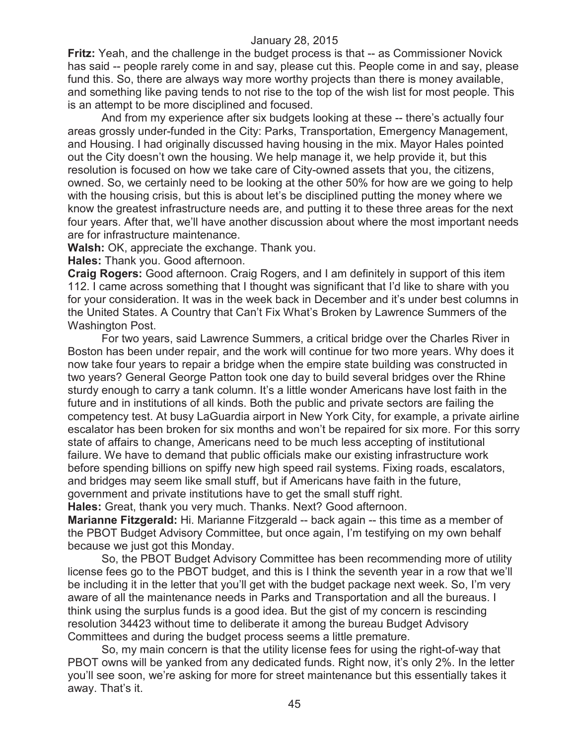**Fritz:** Yeah, and the challenge in the budget process is that -- as Commissioner Novick has said -- people rarely come in and say, please cut this. People come in and say, please fund this. So, there are always way more worthy projects than there is money available, and something like paving tends to not rise to the top of the wish list for most people. This is an attempt to be more disciplined and focused.

And from my experience after six budgets looking at these -- there's actually four areas grossly under-funded in the City: Parks, Transportation, Emergency Management, and Housing. I had originally discussed having housing in the mix. Mayor Hales pointed out the City doesn't own the housing. We help manage it, we help provide it, but this resolution is focused on how we take care of City-owned assets that you, the citizens, owned. So, we certainly need to be looking at the other 50% for how are we going to help with the housing crisis, but this is about let's be disciplined putting the money where we know the greatest infrastructure needs are, and putting it to these three areas for the next four years. After that, we'll have another discussion about where the most important needs are for infrastructure maintenance.

**Walsh:** OK, appreciate the exchange. Thank you.

**Hales:** Thank you. Good afternoon.

**Craig Rogers:** Good afternoon. Craig Rogers, and I am definitely in support of this item 112. I came across something that I thought was significant that I'd like to share with you for your consideration. It was in the week back in December and it's under best columns in the United States. A Country that Can't Fix What's Broken by Lawrence Summers of the Washington Post.

For two years, said Lawrence Summers, a critical bridge over the Charles River in Boston has been under repair, and the work will continue for two more years. Why does it now take four years to repair a bridge when the empire state building was constructed in two years? General George Patton took one day to build several bridges over the Rhine sturdy enough to carry a tank column. It's a little wonder Americans have lost faith in the future and in institutions of all kinds. Both the public and private sectors are failing the competency test. At busy LaGuardia airport in New York City, for example, a private airline escalator has been broken for six months and won't be repaired for six more. For this sorry state of affairs to change, Americans need to be much less accepting of institutional failure. We have to demand that public officials make our existing infrastructure work before spending billions on spiffy new high speed rail systems. Fixing roads, escalators, and bridges may seem like small stuff, but if Americans have faith in the future, government and private institutions have to get the small stuff right.

**Hales:** Great, thank you very much. Thanks. Next? Good afternoon.

**Marianne Fitzgerald:** Hi. Marianne Fitzgerald -- back again -- this time as a member of the PBOT Budget Advisory Committee, but once again, I'm testifying on my own behalf because we just got this Monday.

So, the PBOT Budget Advisory Committee has been recommending more of utility license fees go to the PBOT budget, and this is I think the seventh year in a row that we'll be including it in the letter that you'll get with the budget package next week. So, I'm very aware of all the maintenance needs in Parks and Transportation and all the bureaus. I think using the surplus funds is a good idea. But the gist of my concern is rescinding resolution 34423 without time to deliberate it among the bureau Budget Advisory Committees and during the budget process seems a little premature.

So, my main concern is that the utility license fees for using the right-of-way that PBOT owns will be yanked from any dedicated funds. Right now, it's only 2%. In the letter you'll see soon, we're asking for more for street maintenance but this essentially takes it away. That's it.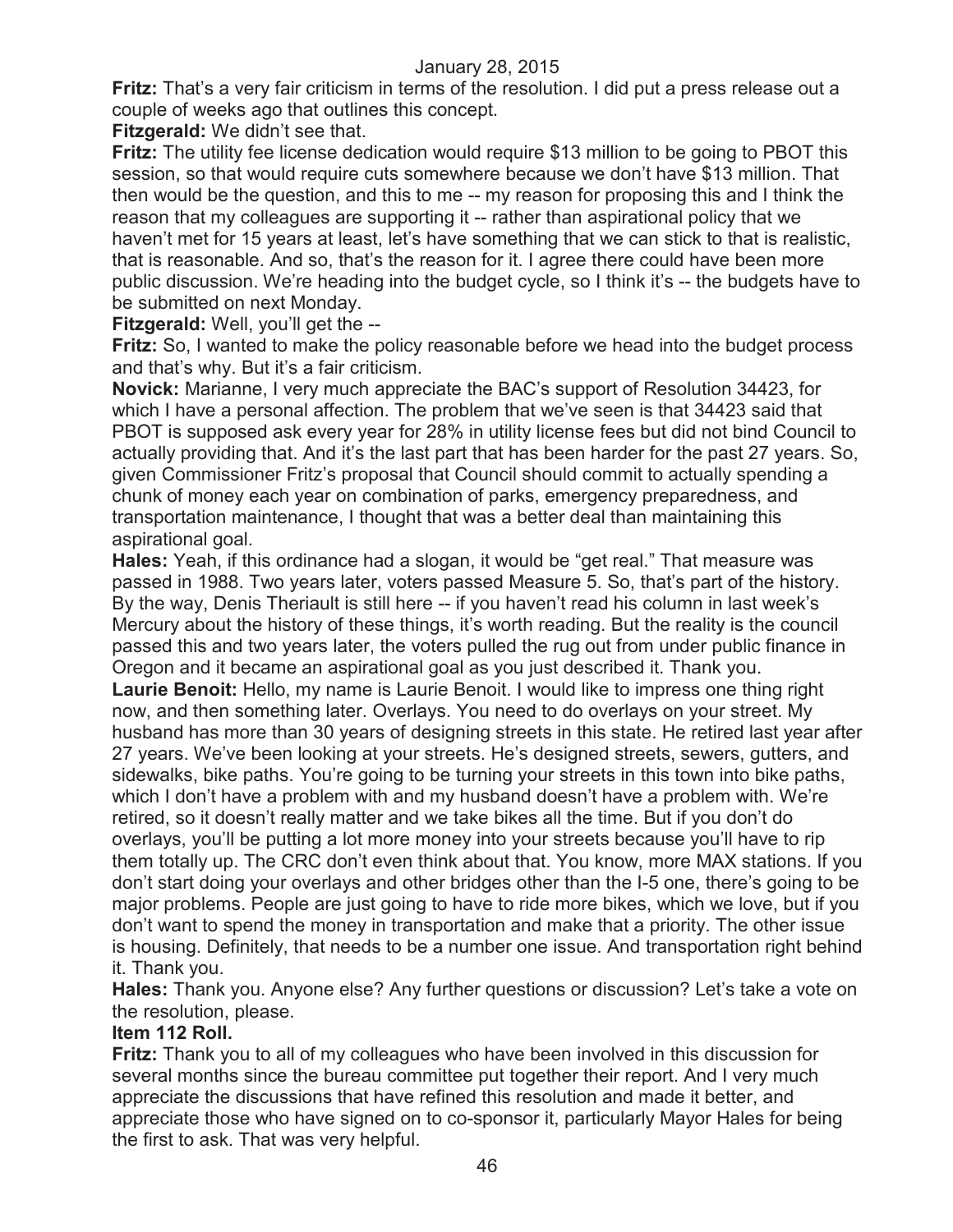**Fritz:** That's a very fair criticism in terms of the resolution. I did put a press release out a couple of weeks ago that outlines this concept.

**Fitzgerald:** We didn't see that.

**Fritz:** The utility fee license dedication would require $13 million to be going to PBOT this session, so that would require cuts somewhere because we don't have $13 million. That then would be the question, and this to me -- my reason for proposing this and I think the reason that my colleagues are supporting it -- rather than aspirational policy that we haven't met for 15 years at least, let's have something that we can stick to that is realistic, that is reasonable. And so, that's the reason for it. I agree there could have been more public discussion. We're heading into the budget cycle, so I think it's -- the budgets have to be submitted on next Monday.

**Fitzgerald:** Well, you'll get the --

**Fritz:** So, I wanted to make the policy reasonable before we head into the budget process and that's why. But it's a fair criticism.

**Novick:** Marianne, I very much appreciate the BAC's support of Resolution 34423, for which I have a personal affection. The problem that we've seen is that 34423 said that PBOT is supposed ask every year for 28% in utility license fees but did not bind Council to actually providing that. And it's the last part that has been harder for the past 27 years. So, given Commissioner Fritz's proposal that Council should commit to actually spending a chunk of money each year on combination of parks, emergency preparedness, and transportation maintenance, I thought that was a better deal than maintaining this aspirational goal.

**Hales:** Yeah, if this ordinance had a slogan, it would be "get real." That measure was passed in 1988. Two years later, voters passed Measure 5. So, that's part of the history. By the way, Denis Theriault is still here -- if you haven't read his column in last week's Mercury about the history of these things, it's worth reading. But the reality is the council passed this and two years later, the voters pulled the rug out from under public finance in Oregon and it became an aspirational goal as you just described it. Thank you.

**Laurie Benoit:** Hello, my name is Laurie Benoit. I would like to impress one thing right now, and then something later. Overlays. You need to do overlays on your street. My husband has more than 30 years of designing streets in this state. He retired last year after 27 years. We've been looking at your streets. He's designed streets, sewers, gutters, and sidewalks, bike paths. You're going to be turning your streets in this town into bike paths, which I don't have a problem with and my husband doesn't have a problem with. We're retired, so it doesn't really matter and we take bikes all the time. But if you don't do overlays, you'll be putting a lot more money into your streets because you'll have to rip them totally up. The CRC don't even think about that. You know, more MAX stations. If you don't start doing your overlays and other bridges other than the I-5 one, there's going to be major problems. People are just going to have to ride more bikes, which we love, but if you don't want to spend the money in transportation and make that a priority. The other issue is housing. Definitely, that needs to be a number one issue. And transportation right behind it. Thank you.

**Hales:** Thank you. Anyone else? Any further questions or discussion? Let's take a vote on the resolution, please.

**Item 112 Roll.**

**Fritz:** Thank you to all of my colleagues who have been involved in this discussion for several months since the bureau committee put together their report. And I very much appreciate the discussions that have refined this resolution and made it better, and appreciate those who have signed on to co-sponsor it, particularly Mayor Hales for being the first to ask. That was very helpful.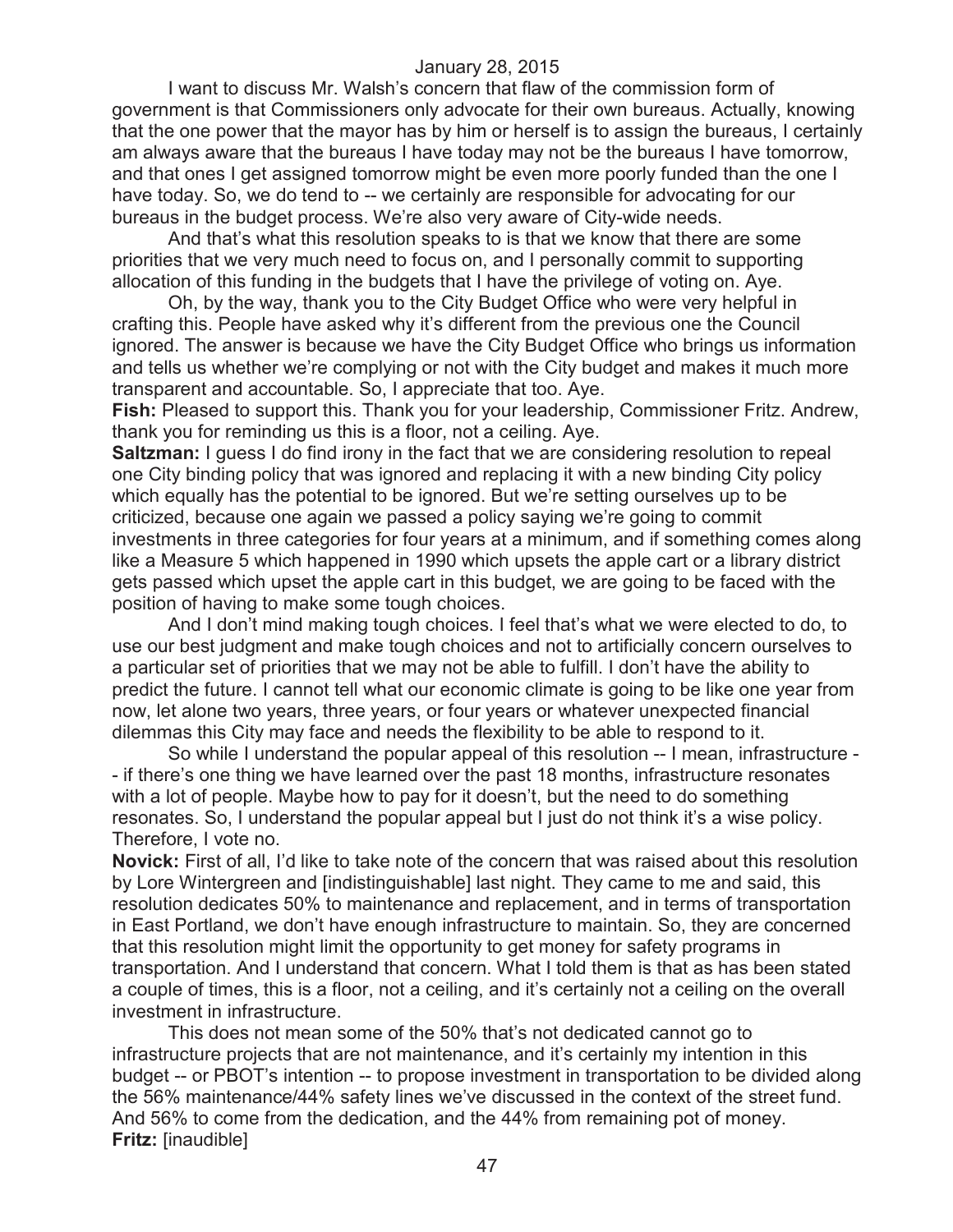I want to discuss Mr. Walsh's concern that flaw of the commission form of government is that Commissioners only advocate for their own bureaus. Actually, knowing that the one power that the mayor has by him or herself is to assign the bureaus, I certainly am always aware that the bureaus I have today may not be the bureaus I have tomorrow, and that ones I get assigned tomorrow might be even more poorly funded than the one I have today. So, we do tend to -- we certainly are responsible for advocating for our bureaus in the budget process. We're also very aware of City-wide needs.

And that's what this resolution speaks to is that we know that there are some priorities that we very much need to focus on, and I personally commit to supporting allocation of this funding in the budgets that I have the privilege of voting on. Aye.

Oh, by the way, thank you to the City Budget Office who were very helpful in crafting this. People have asked why it's different from the previous one the Council ignored. The answer is because we have the City Budget Office who brings us information and tells us whether we're complying or not with the City budget and makes it much more transparent and accountable. So, I appreciate that too. Aye.

**Fish:** Pleased to support this. Thank you for your leadership, Commissioner Fritz. Andrew, thank you for reminding us this is a floor, not a ceiling. Aye.

**Saltzman:** I guess I do find irony in the fact that we are considering resolution to repeal one City binding policy that was ignored and replacing it with a new binding City policy which equally has the potential to be ignored. But we're setting ourselves up to be criticized, because one again we passed a policy saying we're going to commit investments in three categories for four years at a minimum, and if something comes along like a Measure 5 which happened in 1990 which upsets the apple cart or a library district gets passed which upset the apple cart in this budget, we are going to be faced with the position of having to make some tough choices.

And I don't mind making tough choices. I feel that's what we were elected to do, to use our best judgment and make tough choices and not to artificially concern ourselves to a particular set of priorities that we may not be able to fulfill. I don't have the ability to predict the future. I cannot tell what our economic climate is going to be like one year from now, let alone two years, three years, or four years or whatever unexpected financial dilemmas this City may face and needs the flexibility to be able to respond to it.

So while I understand the popular appeal of this resolution -- I mean, infrastructure -- if there's one thing we have learned over the past 18 months, infrastructure resonates with a lot of people. Maybe how to pay for it doesn't, but the need to do something resonates. So, I understand the popular appeal but I just do not think it's a wise policy. Therefore, I vote no.

**Novick:** First of all, I'd like to take note of the concern that was raised about this resolution by Lore Wintergreen and [indistinguishable] last night. They came to me and said, this resolution dedicates 50% to maintenance and replacement, and in terms of transportation in East Portland, we don't have enough infrastructure to maintain. So, they are concerned that this resolution might limit the opportunity to get money for safety programs in transportation. And I understand that concern. What I told them is that as has been stated a couple of times, this is a floor, not a ceiling, and it's certainly not a ceiling on the overall investment in infrastructure.

This does not mean some of the 50% that's not dedicated cannot go to infrastructure projects that are not maintenance, and it's certainly my intention in this budget -- or PBOT's intention -- to propose investment in transportation to be divided along the 56% maintenance/44% safety lines we've discussed in the context of the street fund. And 56% to come from the dedication, and the 44% from remaining pot of money.

**Fritz:** [inaudible]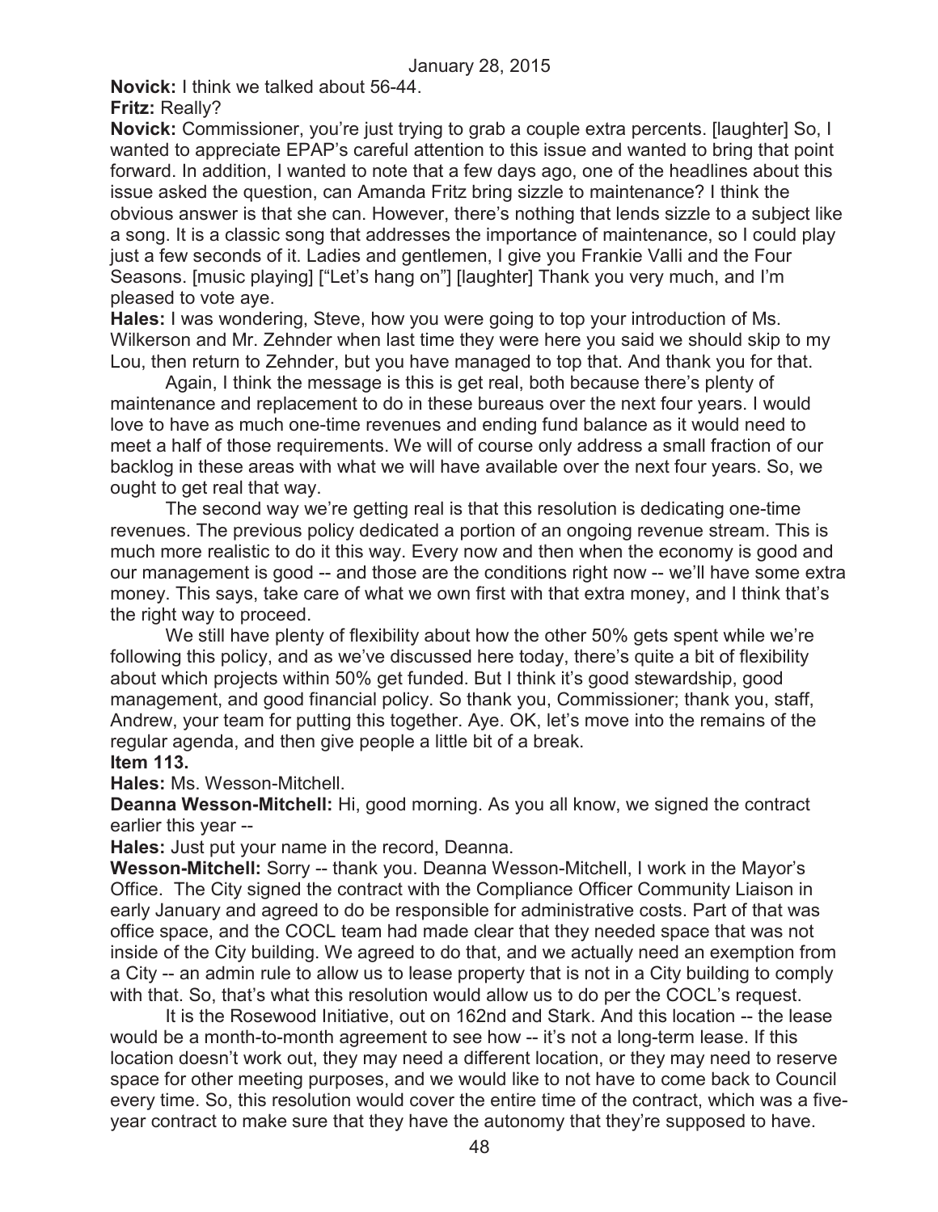**Novick:** I think we talked about 56-44.

**Fritz:** Really?

**Novick:** Commissioner, you're just trying to grab a couple extra percents. [laughter] So, I wanted to appreciate EPAP's careful attention to this issue and wanted to bring that point forward. In addition, I wanted to note that a few days ago, one of the headlines about this issue asked the question, can Amanda Fritz bring sizzle to maintenance? I think the obvious answer is that she can. However, there's nothing that lends sizzle to a subject like a song. It is a classic song that addresses the importance of maintenance, so I could play just a few seconds of it. Ladies and gentlemen, I give you Frankie Valli and the Four Seasons. [music playing] ["Let's hang on"] [laughter] Thank you very much, and I'm pleased to vote aye.

**Hales:** I was wondering, Steve, how you were going to top your introduction of Ms. Wilkerson and Mr. Zehnder when last time they were here you said we should skip to my Lou, then return to Zehnder, but you have managed to top that. And thank you for that.

Again, I think the message is this is get real, both because there's plenty of maintenance and replacement to do in these bureaus over the next four years. I would love to have as much one-time revenues and ending fund balance as it would need to meet a half of those requirements. We will of course only address a small fraction of our backlog in these areas with what we will have available over the next four years. So, we ought to get real that way.

The second way we're getting real is that this resolution is dedicating one-time revenues. The previous policy dedicated a portion of an ongoing revenue stream. This is much more realistic to do it this way. Every now and then when the economy is good and our management is good -- and those are the conditions right now -- we'll have some extra money. This says, take care of what we own first with that extra money, and I think that's the right way to proceed.

We still have plenty of flexibility about how the other 50% gets spent while we're following this policy, and as we've discussed here today, there's quite a bit of flexibility about which projects within 50% get funded. But I think it's good stewardship, good management, and good financial policy. So thank you, Commissioner; thank you, staff, Andrew, your team for putting this together. Aye. OK, let's move into the remains of the regular agenda, and then give people a little bit of a break.

**Item 113.**

**Hales:** Ms. Wesson-Mitchell.

**Deanna Wesson-Mitchell:** Hi, good morning. As you all know, we signed the contract earlier this year --

**Hales:** Just put your name in the record, Deanna.

**Wesson-Mitchell:** Sorry -- thank you. Deanna Wesson-Mitchell, I work in the Mayor's Office. The City signed the contract with the Compliance Officer Community Liaison in early January and agreed to do be responsible for administrative costs. Part of that was office space, and the COCL team had made clear that they needed space that was not inside of the City building. We agreed to do that, and we actually need an exemption from a City -- an admin rule to allow us to lease property that is not in a City building to comply with that. So, that's what this resolution would allow us to do per the COCL's request.

It is the Rosewood Initiative, out on 162nd and Stark. And this location -- the lease would be a month-to-month agreement to see how -- it's not a long-term lease. If this location doesn't work out, they may need a different location, or they may need to reserve space for other meeting purposes, and we would like to not have to come back to Council every time. So, this resolution would cover the entire time of the contract, which was a five-year contract to make sure that they have the autonomy that they're supposed to have.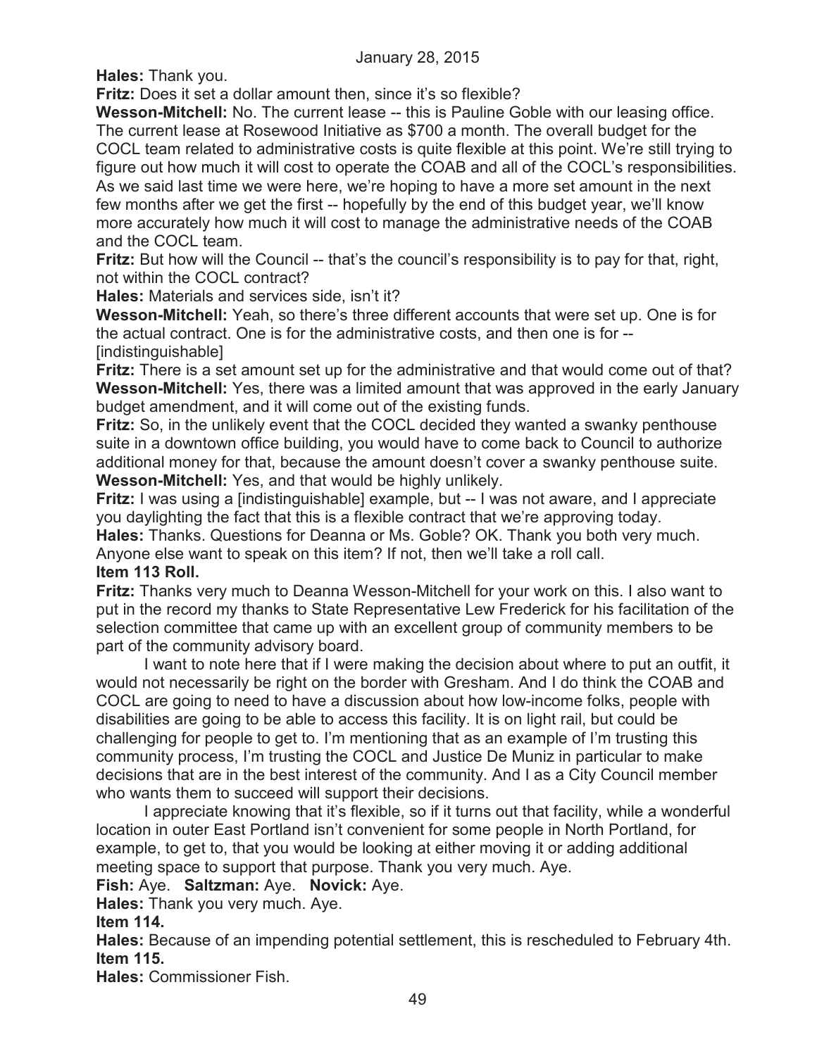**Hales:** Thank you.

**Fritz:** Does it set a dollar amount then, since it's so flexible?

**Wesson-Mitchell:** No. The current lease -- this is Pauline Goble with our leasing office. The current lease at Rosewood Initiative as $700 a month. The overall budget for the COCL team related to administrative costs is quite flexible at this point. We're still trying to figure out how much it will cost to operate the COAB and all of the COCL's responsibilities. As we said last time we were here, we're hoping to have a more set amount in the next few months after we get the first -- hopefully by the end of this budget year, we'll know more accurately how much it will cost to manage the administrative needs of the COAB and the COCL team.

**Fritz:** But how will the Council -- that's the council's responsibility is to pay for that, right, not within the COCL contract?

**Hales:** Materials and services side, isn't it?

**Wesson-Mitchell:** Yeah, so there's three different accounts that were set up. One is for the actual contract. One is for the administrative costs, and then one is for -- [indistinguishable]

**Fritz:** There is a set amount set up for the administrative and that would come out of that?

**Wesson-Mitchell:** Yes, there was a limited amount that was approved in the early January budget amendment, and it will come out of the existing funds.

**Fritz:** So, in the unlikely event that the COCL decided they wanted a swanky penthouse suite in a downtown office building, you would have to come back to Council to authorize additional money for that, because the amount doesn't cover a swanky penthouse suite.

**Wesson-Mitchell:** Yes, and that would be highly unlikely.

**Fritz:** I was using a [indistinguishable] example, but -- I was not aware, and I appreciate you daylighting the fact that this is a flexible contract that we're approving today.

**Hales:** Thanks. Questions for Deanna or Ms. Goble? OK. Thank you both very much. Anyone else want to speak on this item? If not, then we'll take a roll call.

**Item 113 Roll.**

**Fritz:** Thanks very much to Deanna Wesson-Mitchell for your work on this. I also want to put in the record my thanks to State Representative Lew Frederick for his facilitation of the selection committee that came up with an excellent group of community members to be part of the community advisory board.

I want to note here that if I were making the decision about where to put an outfit, it would not necessarily be right on the border with Gresham. And I do think the COAB and COCL are going to need to have a discussion about how low-income folks, people with disabilities are going to be able to access this facility. It is on light rail, but could be challenging for people to get to. I'm mentioning that as an example of I'm trusting this community process, I'm trusting the COCL and Justice De Muniz in particular to make decisions that are in the best interest of the community. And I as a City Council member who wants them to succeed will support their decisions.

I appreciate knowing that it's flexible, so if it turns out that facility, while a wonderful location in outer East Portland isn't convenient for some people in North Portland, for example, to get to, that you would be looking at either moving it or adding additional meeting space to support that purpose. Thank you very much. Aye.

**Fish:** Aye. **Saltzman:** Aye. **Novick:** Aye.

**Hales:** Thank you very much. Aye.

**Item 114.**

**Hales:** Because of an impending potential settlement, this is rescheduled to February 4th.

**Item 115.**

**Hales:** Commissioner Fish.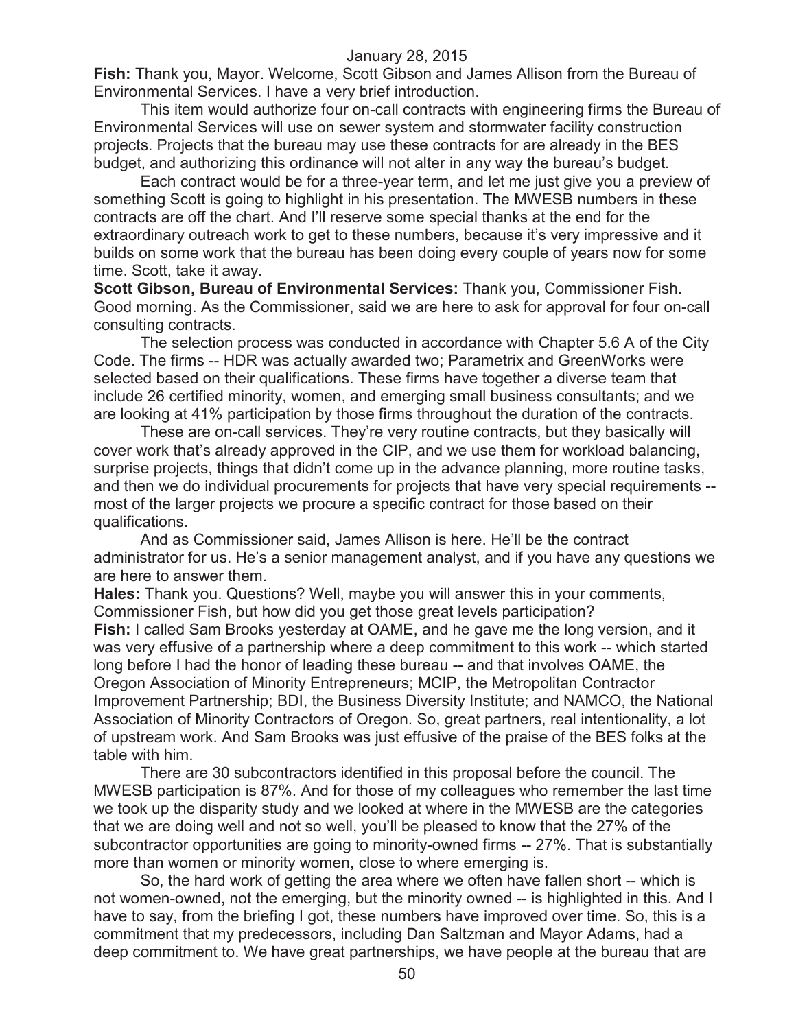**Fish:** Thank you, Mayor. Welcome, Scott Gibson and James Allison from the Bureau of Environmental Services. I have a very brief introduction.

This item would authorize four on-call contracts with engineering firms the Bureau of Environmental Services will use on sewer system and stormwater facility construction projects. Projects that the bureau may use these contracts for are already in the BES budget, and authorizing this ordinance will not alter in any way the bureau's budget.

Each contract would be for a three-year term, and let me just give you a preview of something Scott is going to highlight in his presentation. The MWESB numbers in these contracts are off the chart. And I'll reserve some special thanks at the end for the extraordinary outreach work to get to these numbers, because it's very impressive and it builds on some work that the bureau has been doing every couple of years now for some time. Scott, take it away.

**Scott Gibson, Bureau of Environmental Services:** Thank you, Commissioner Fish. Good morning. As the Commissioner, said we are here to ask for approval for four on-call consulting contracts.

The selection process was conducted in accordance with Chapter 5.6 A of the City Code. The firms -- HDR was actually awarded two; Parametrix and GreenWorks were selected based on their qualifications. These firms have together a diverse team that include 26 certified minority, women, and emerging small business consultants; and we are looking at 41% participation by those firms throughout the duration of the contracts.

These are on-call services. They're very routine contracts, but they basically will cover work that's already approved in the CIP, and we use them for workload balancing, surprise projects, things that didn't come up in the advance planning, more routine tasks, and then we do individual procurements for projects that have very special requirements -- most of the larger projects we procure a specific contract for those based on their qualifications.

And as Commissioner said, James Allison is here. He'll be the contract administrator for us. He's a senior management analyst, and if you have any questions we are here to answer them.

**Hales:** Thank you. Questions? Well, maybe you will answer this in your comments, Commissioner Fish, but how did you get those great levels participation?

**Fish:** I called Sam Brooks yesterday at OAME, and he gave me the long version, and it was very effusive of a partnership where a deep commitment to this work -- which started long before I had the honor of leading these bureau -- and that involves OAME, the Oregon Association of Minority Entrepreneurs; MCIP, the Metropolitan Contractor Improvement Partnership; BDI, the Business Diversity Institute; and NAMCO, the National Association of Minority Contractors of Oregon. So, great partners, real intentionality, a lot of upstream work. And Sam Brooks was just effusive of the praise of the BES folks at the table with him.

There are 30 subcontractors identified in this proposal before the council. The MWESB participation is 87%. And for those of my colleagues who remember the last time we took up the disparity study and we looked at where in the MWESB are the categories that we are doing well and not so well, you'll be pleased to know that the 27% of the subcontractor opportunities are going to minority-owned firms -- 27%. That is substantially more than women or minority women, close to where emerging is.

So, the hard work of getting the area where we often have fallen short -- which is not women-owned, not the emerging, but the minority owned -- is highlighted in this. And I have to say, from the briefing I got, these numbers have improved over time. So, this is a commitment that my predecessors, including Dan Saltzman and Mayor Adams, had a deep commitment to. We have great partnerships, we have people at the bureau that are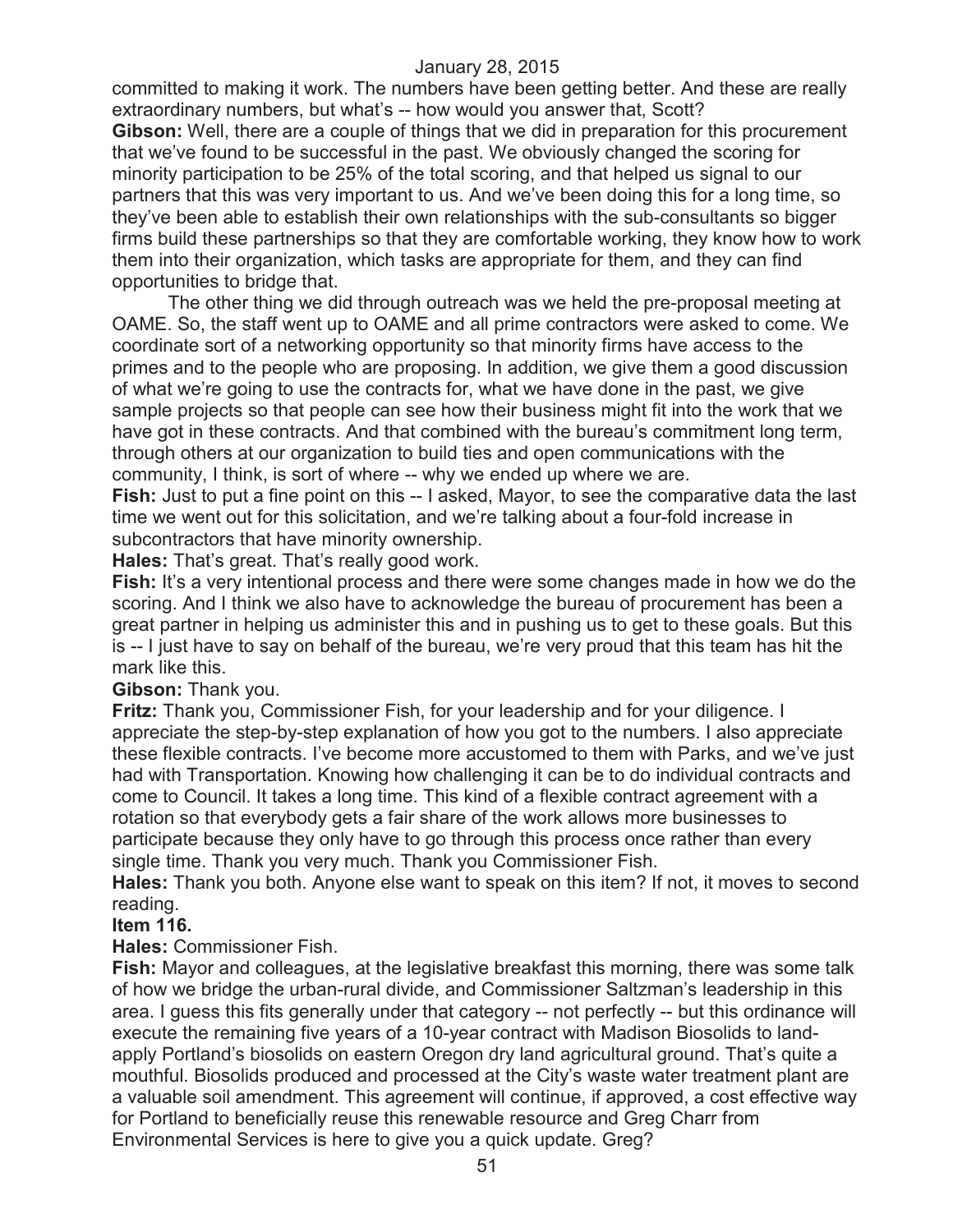committed to making it work. The numbers have been getting better. And these are really extraordinary numbers, but what's -- how would you answer that, Scott?

**Gibson:** Well, there are a couple of things that we did in preparation for this procurement that we've found to be successful in the past. We obviously changed the scoring for minority participation to be 25% of the total scoring, and that helped us signal to our partners that this was very important to us. And we've been doing this for a long time, so they've been able to establish their own relationships with the sub-consultants so bigger firms build these partnerships so that they are comfortable working, they know how to work them into their organization, which tasks are appropriate for them, and they can find opportunities to bridge that.

The other thing we did through outreach was we held the pre-proposal meeting at OAME. So, the staff went up to OAME and all prime contractors were asked to come. We coordinate sort of a networking opportunity so that minority firms have access to the primes and to the people who are proposing. In addition, we give them a good discussion of what we're going to use the contracts for, what we have done in the past, we give sample projects so that people can see how their business might fit into the work that we have got in these contracts. And that combined with the bureau's commitment long term, through others at our organization to build ties and open communications with the community, I think, is sort of where -- why we ended up where we are.

**Fish:** Just to put a fine point on this -- I asked, Mayor, to see the comparative data the last time we went out for this solicitation, and we're talking about a four-fold increase in subcontractors that have minority ownership.

**Hales:** That's great. That's really good work.

**Fish:** It's a very intentional process and there were some changes made in how we do the scoring. And I think we also have to acknowledge the bureau of procurement has been a great partner in helping us administer this and in pushing us to get to these goals. But this is -- I just have to say on behalf of the bureau, we're very proud that this team has hit the mark like this.

**Gibson:** Thank you.

**Fritz:** Thank you, Commissioner Fish, for your leadership and for your diligence. I appreciate the step-by-step explanation of how you got to the numbers. I also appreciate these flexible contracts. I've become more accustomed to them with Parks, and we've just had with Transportation. Knowing how challenging it can be to do individual contracts and come to Council. It takes a long time. This kind of a flexible contract agreement with a rotation so that everybody gets a fair share of the work allows more businesses to participate because they only have to go through this process once rather than every single time. Thank you very much. Thank you Commissioner Fish.

**Hales:** Thank you both. Anyone else want to speak on this item? If not, it moves to second reading.

**Item 116.**

**Hales:** Commissioner Fish.

**Fish:** Mayor and colleagues, at the legislative breakfast this morning, there was some talk of how we bridge the urban-rural divide, and Commissioner Saltzman's leadership in this area. I guess this fits generally under that category -- not perfectly -- but this ordinance will execute the remaining five years of a 10-year contract with Madison Biosolids to land-apply Portland's biosolids on eastern Oregon dry land agricultural ground. That's quite a mouthful. Biosolids produced and processed at the City's waste water treatment plant are a valuable soil amendment. This agreement will continue, if approved, a cost effective way for Portland to beneficially reuse this renewable resource and Greg Charr from Environmental Services is here to give you a quick update. Greg?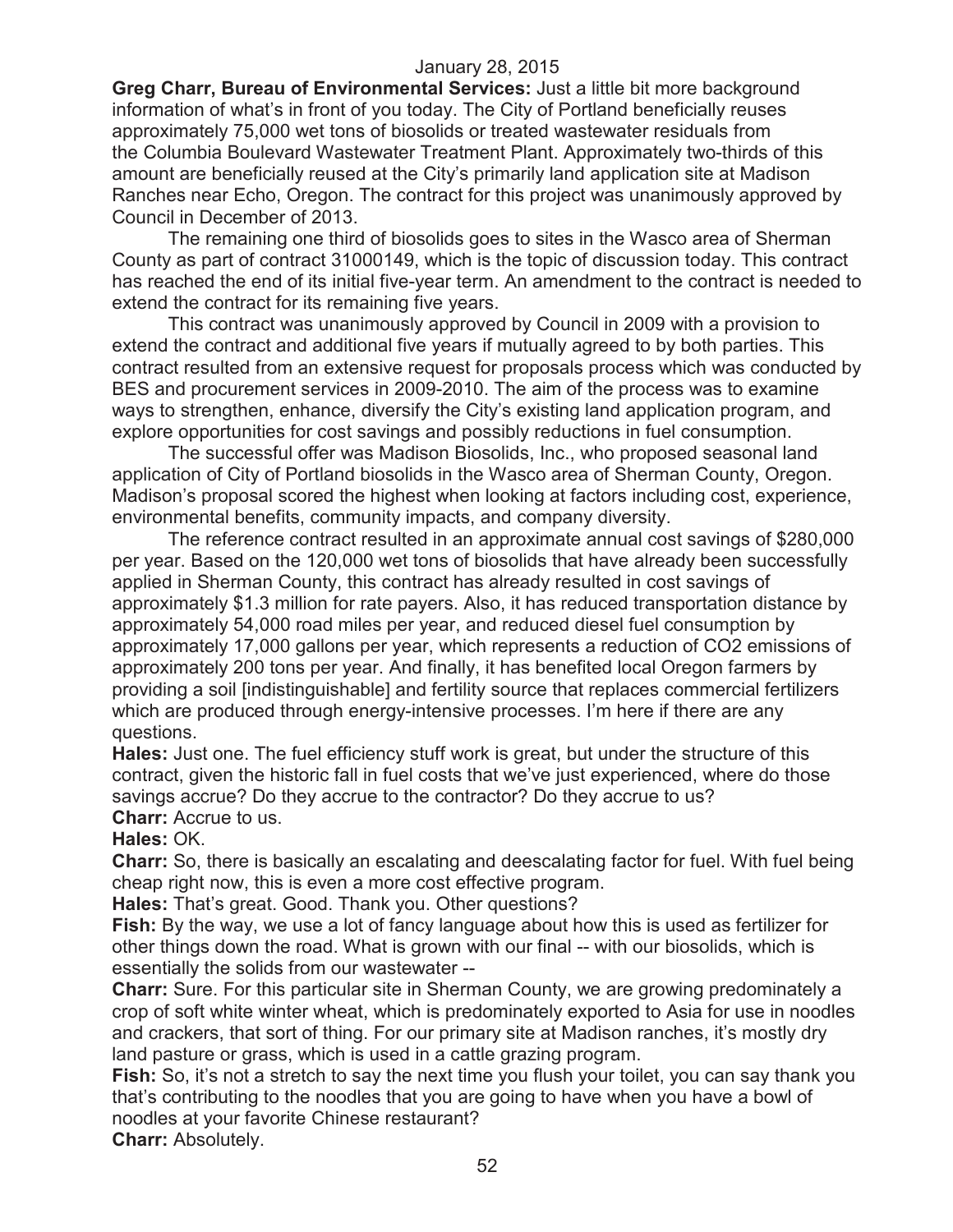**Greg Charr, Bureau of Environmental Services:** Just a little bit more background information of what's in front of you today. The City of Portland beneficially reuses approximately 75,000 wet tons of biosolids or treated wastewater residuals from the Columbia Boulevard Wastewater Treatment Plant. Approximately two-thirds of this amount are beneficially reused at the City's primarily land application site at Madison Ranches near Echo, Oregon. The contract for this project was unanimously approved by Council in December of 2013.

The remaining one third of biosolids goes to sites in the Wasco area of Sherman County as part of contract 31000149, which is the topic of discussion today. This contract has reached the end of its initial five-year term. An amendment to the contract is needed to extend the contract for its remaining five years.

This contract was unanimously approved by Council in 2009 with a provision to extend the contract and additional five years if mutually agreed to by both parties. This contract resulted from an extensive request for proposals process which was conducted by BES and procurement services in 2009-2010. The aim of the process was to examine ways to strengthen, enhance, diversify the City's existing land application program, and explore opportunities for cost savings and possibly reductions in fuel consumption.

The successful offer was Madison Biosolids, Inc., who proposed seasonal land application of City of Portland biosolids in the Wasco area of Sherman County, Oregon. Madison's proposal scored the highest when looking at factors including cost, experience, environmental benefits, community impacts, and company diversity.

The reference contract resulted in an approximate annual cost savings of $280,000 per year. Based on the 120,000 wet tons of biosolids that have already been successfully applied in Sherman County, this contract has already resulted in cost savings of approximately $1.3 million for rate payers. Also, it has reduced transportation distance by approximately 54,000 road miles per year, and reduced diesel fuel consumption by approximately 17,000 gallons per year, which represents a reduction of $CO_2$ emissions of approximately 200 tons per year. And finally, it has benefited local Oregon farmers by providing a soil [indistinguishable] and fertility source that replaces commercial fertilizers which are produced through energy-intensive processes. I'm here if there are any questions.

**Hales:** Just one. The fuel efficiency stuff work is great, but under the structure of this contract, given the historic fall in fuel costs that we've just experienced, where do those savings accrue? Do they accrue to the contractor? Do they accrue to us?

**Charr:** Accrue to us.

**Hales:** OK.

**Charr:** So, there is basically an escalating and deescalating factor for fuel. With fuel being cheap right now, this is even a more cost effective program.

**Hales:** That's great. Good. Thank you. Other questions?

**Fish:** By the way, we use a lot of fancy language about how this is used as fertilizer for other things down the road. What is grown with our final -- with our biosolids, which is essentially the solids from our wastewater --

**Charr:** Sure. For this particular site in Sherman County, we are growing predominately a crop of soft white winter wheat, which is predominately exported to Asia for use in noodles and crackers, that sort of thing. For our primary site at Madison ranches, it's mostly dry land pasture or grass, which is used in a cattle grazing program.

**Fish:** So, it's not a stretch to say the next time you flush your toilet, you can say thank you that's contributing to the noodles that you are going to have when you have a bowl of noodles at your favorite Chinese restaurant?

**Charr:** Absolutely.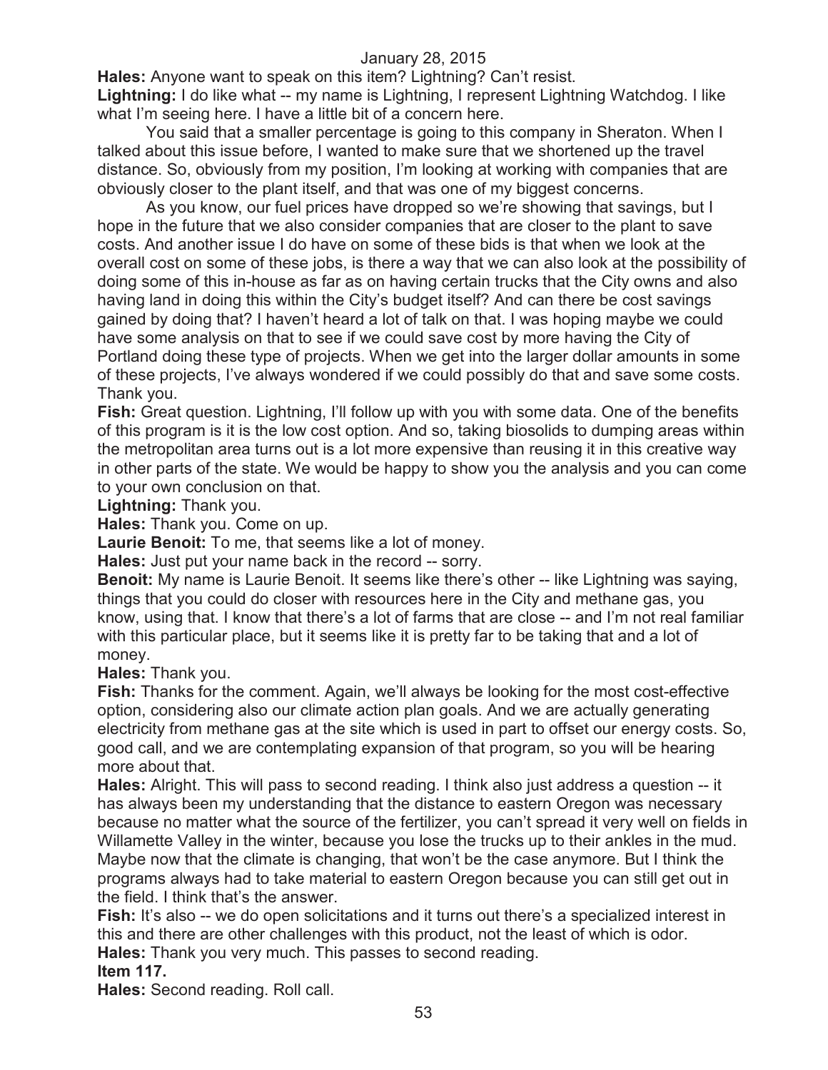**Hales:** Anyone want to speak on this item? Lightning? Can't resist.

**Lightning:** I do like what -- my name is Lightning, I represent Lightning Watchdog. I like what I'm seeing here. I have a little bit of a concern here.

You said that a smaller percentage is going to this company in Sheraton. When I talked about this issue before, I wanted to make sure that we shortened up the travel distance. So, obviously from my position, I'm looking at working with companies that are obviously closer to the plant itself, and that was one of my biggest concerns.

As you know, our fuel prices have dropped so we're showing that savings, but I hope in the future that we also consider companies that are closer to the plant to save costs. And another issue I do have on some of these bids is that when we look at the overall cost on some of these jobs, is there a way that we can also look at the possibility of doing some of this in-house as far as on having certain trucks that the City owns and also having land in doing this within the City's budget itself? And can there be cost savings gained by doing that? I haven't heard a lot of talk on that. I was hoping maybe we could have some analysis on that to see if we could save cost by more having the City of Portland doing these type of projects. When we get into the larger dollar amounts in some of these projects, I've always wondered if we could possibly do that and save some costs. Thank you.

**Fish:** Great question. Lightning, I'll follow up with you with some data. One of the benefits of this program is it is the low cost option. And so, taking biosolids to dumping areas within the metropolitan area turns out is a lot more expensive than reusing it in this creative way in other parts of the state. We would be happy to show you the analysis and you can come to your own conclusion on that.

**Lightning:** Thank you.

**Hales:** Thank you. Come on up.

**Laurie Benoit:** To me, that seems like a lot of money.

**Hales:** Just put your name back in the record -- sorry.

**Benoit:** My name is Laurie Benoit. It seems like there's other -- like Lightning was saying, things that you could do closer with resources here in the City and methane gas, you know, using that. I know that there's a lot of farms that are close -- and I'm not real familiar with this particular place, but it seems like it is pretty far to be taking that and a lot of money.

**Hales:** Thank you.

**Fish:** Thanks for the comment. Again, we'll always be looking for the most cost-effective option, considering also our climate action plan goals. And we are actually generating electricity from methane gas at the site which is used in part to offset our energy costs. So, good call, and we are contemplating expansion of that program, so you will be hearing more about that.

**Hales:** Alright. This will pass to second reading. I think also just address a question -- it has always been my understanding that the distance to eastern Oregon was necessary because no matter what the source of the fertilizer, you can't spread it very well on fields in Willamette Valley in the winter, because you lose the trucks up to their ankles in the mud. Maybe now that the climate is changing, that won't be the case anymore. But I think the programs always had to take material to eastern Oregon because you can still get out in the field. I think that's the answer.

**Fish:** It's also -- we do open solicitations and it turns out there's a specialized interest in this and there are other challenges with this product, not the least of which is odor.

**Hales:** Thank you very much. This passes to second reading.

**Item 117.**

**Hales:** Second reading. Roll call.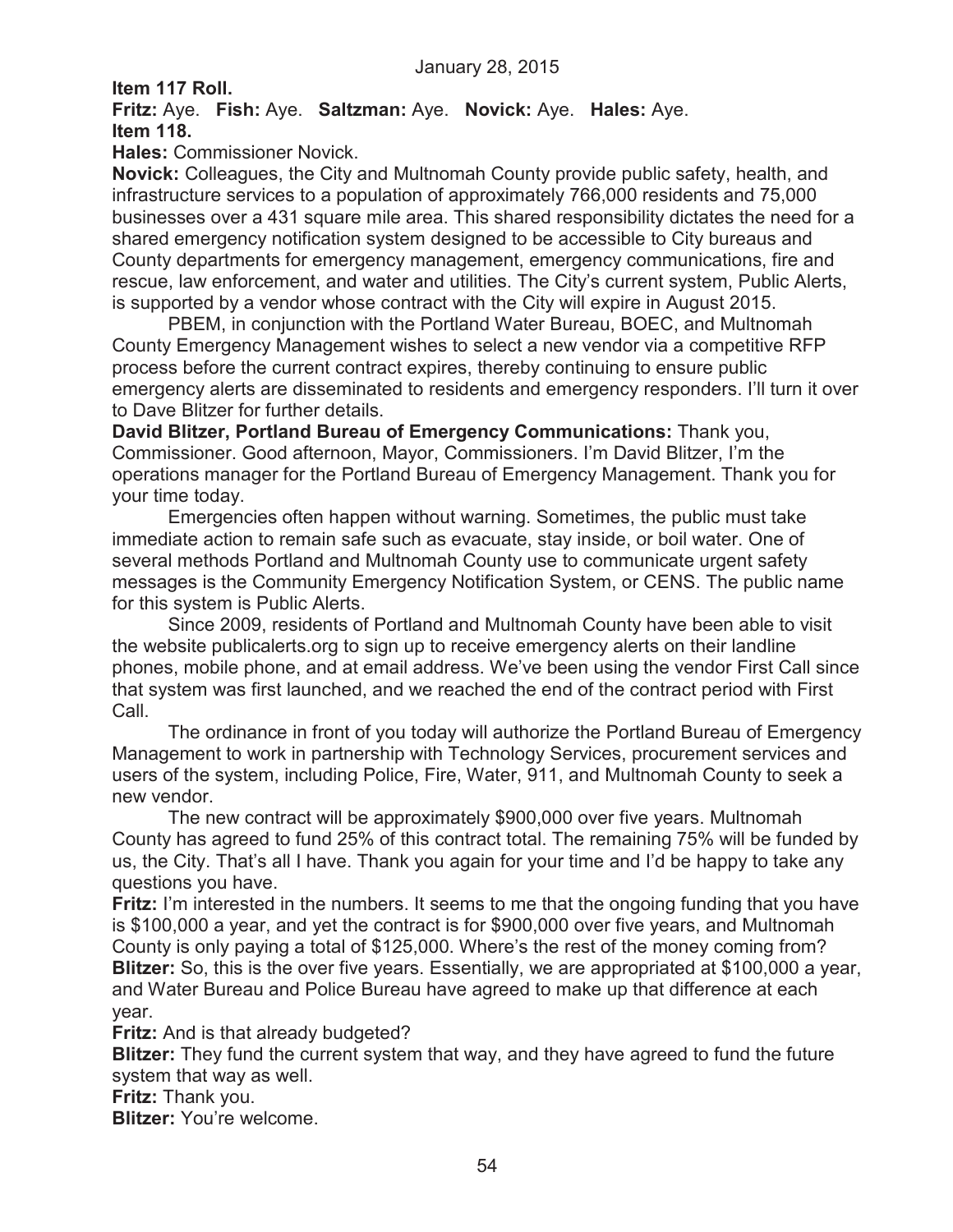**Item 117 Roll.**

**Fritz:** Aye. **Fish:** Aye. **Saltzman:** Aye. **Novick:** Aye. **Hales:** Aye.

**Item 118.**

**Hales:** Commissioner Novick.

**Novick:** Colleagues, the City and Multnomah County provide public safety, health, and infrastructure services to a population of approximately 766,000 residents and 75,000 businesses over a 431 square mile area. This shared responsibility dictates the need for a shared emergency notification system designed to be accessible to City bureaus and County departments for emergency management, emergency communications, fire and rescue, law enforcement, and water and utilities. The City's current system, Public Alerts, is supported by a vendor whose contract with the City will expire in August 2015.

PBEM, in conjunction with the Portland Water Bureau, BOEC, and Multnomah County Emergency Management wishes to select a new vendor via a competitive RFP process before the current contract expires, thereby continuing to ensure public emergency alerts are disseminated to residents and emergency responders. I'll turn it over to Dave Blitzer for further details.

**David Blitzer, Portland Bureau of Emergency Communications:** Thank you, Commissioner. Good afternoon, Mayor, Commissioners. I'm David Blitzer, I'm the operations manager for the Portland Bureau of Emergency Management. Thank you for your time today.

Emergencies often happen without warning. Sometimes, the public must take immediate action to remain safe such as evacuate, stay inside, or boil water. One of several methods Portland and Multnomah County use to communicate urgent safety messages is the Community Emergency Notification System, or CENS. The public name for this system is Public Alerts.

Since 2009, residents of Portland and Multnomah County have been able to visit the website publicalerts.org to sign up to receive emergency alerts on their landline phones, mobile phone, and at email address. We've been using the vendor First Call since that system was first launched, and we reached the end of the contract period with First Call.

The ordinance in front of you today will authorize the Portland Bureau of Emergency Management to work in partnership with Technology Services, procurement services and users of the system, including Police, Fire, Water, 911, and Multnomah County to seek a new vendor.

The new contract will be approximately $900,000 over five years. Multnomah County has agreed to fund 25% of this contract total. The remaining 75% will be funded by us, the City. That's all I have. Thank you again for your time and I'd be happy to take any questions you have.

**Fritz:** I'm interested in the numbers. It seems to me that the ongoing funding that you have is $100,000 a year, and yet the contract is for $900,000 over five years, and Multnomah County is only paying a total of $125,000. Where's the rest of the money coming from?

**Blitzer:** So, this is the over five years. Essentially, we are appropriated at $100,000 a year, and Water Bureau and Police Bureau have agreed to make up that difference at each year.

**Fritz:** And is that already budgeted?

**Blitzer:** They fund the current system that way, and they have agreed to fund the future system that way as well.

**Fritz:** Thank you.

**Blitzer:** You're welcome.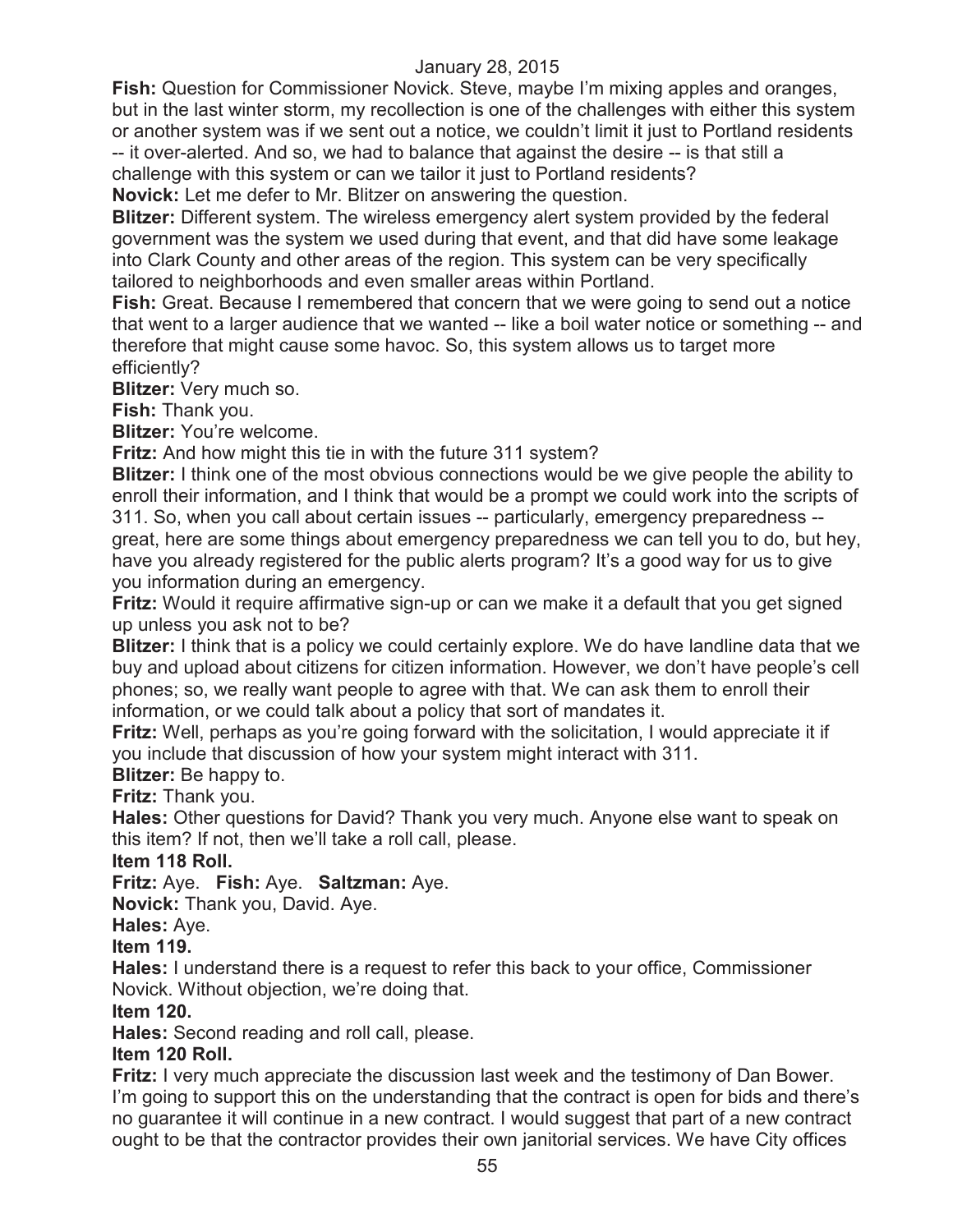**Fish:** Question for Commissioner Novick. Steve, maybe I'm mixing apples and oranges, but in the last winter storm, my recollection is one of the challenges with either this system or another system was if we sent out a notice, we couldn't limit it just to Portland residents -- it over-alerted. And so, we had to balance that against the desire -- is that still a challenge with this system or can we tailor it just to Portland residents?

**Novick:** Let me defer to Mr. Blitzer on answering the question.

**Blitzer:** Different system. The wireless emergency alert system provided by the federal government was the system we used during that event, and that did have some leakage into Clark County and other areas of the region. This system can be very specifically tailored to neighborhoods and even smaller areas within Portland.

**Fish:** Great. Because I remembered that concern that we were going to send out a notice that went to a larger audience that we wanted -- like a boil water notice or something -- and therefore that might cause some havoc. So, this system allows us to target more efficiently?

**Blitzer:** Very much so.

**Fish:** Thank you.

**Blitzer:** You're welcome.

**Fritz:** And how might this tie in with the future 311 system?

**Blitzer:** I think one of the most obvious connections would be we give people the ability to enroll their information, and I think that would be a prompt we could work into the scripts of 311. So, when you call about certain issues -- particularly, emergency preparedness -- great, here are some things about emergency preparedness we can tell you to do, but hey, have you already registered for the public alerts program? It's a good way for us to give you information during an emergency.

**Fritz:** Would it require affirmative sign-up or can we make it a default that you get signed up unless you ask not to be?

**Blitzer:** I think that is a policy we could certainly explore. We do have landline data that we buy and upload about citizens for citizen information. However, we don't have people's cell phones; so, we really want people to agree with that. We can ask them to enroll their information, or we could talk about a policy that sort of mandates it.

**Fritz:** Well, perhaps as you're going forward with the solicitation, I would appreciate it if you include that discussion of how your system might interact with 311.

**Blitzer:** Be happy to.

**Fritz:** Thank you.

**Hales:** Other questions for David? Thank you very much. Anyone else want to speak on this item? If not, then we'll take a roll call, please.

**Item 118 Roll.**

**Fritz:** Aye. **Fish:** Aye. **Saltzman:** Aye.

**Novick:** Thank you, David. Aye.

**Hales:** Aye.

**Item 119.**

**Hales:** I understand there is a request to refer this back to your office, Commissioner Novick. Without objection, we're doing that.

**Item 120.**

**Hales:** Second reading and roll call, please.

**Item 120 Roll.**

**Fritz:** I very much appreciate the discussion last week and the testimony of Dan Bower. I'm going to support this on the understanding that the contract is open for bids and there's no guarantee it will continue in a new contract. I would suggest that part of a new contract ought to be that the contractor provides their own janitorial services. We have City offices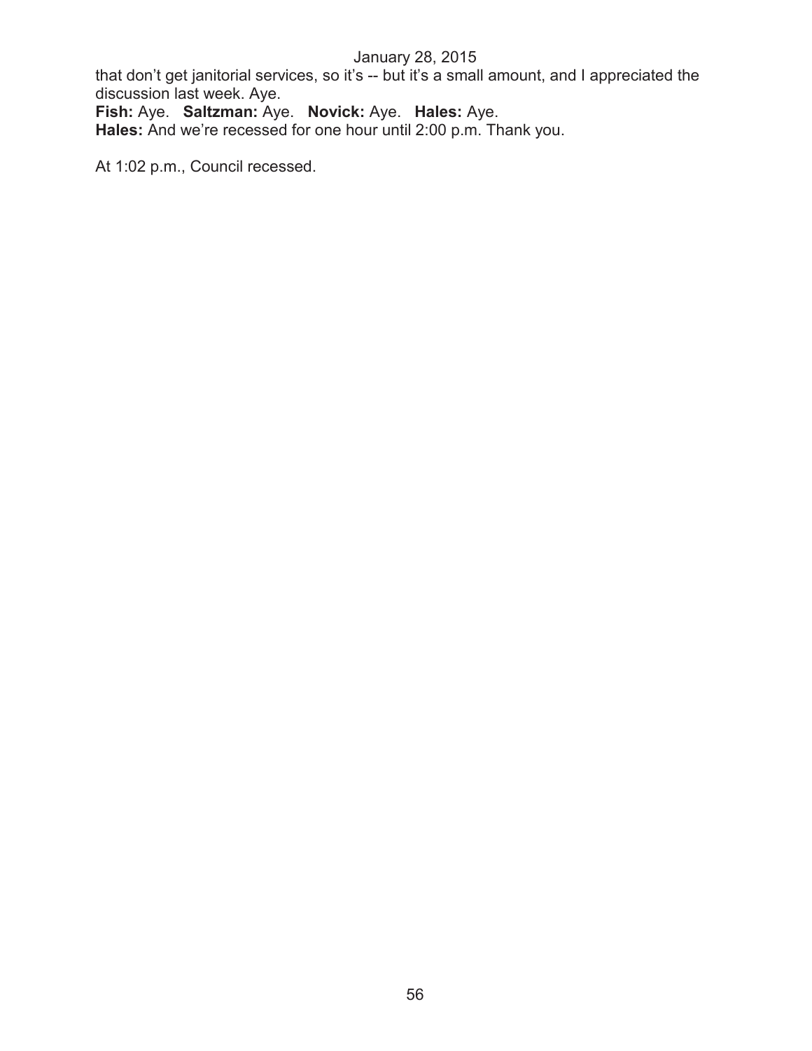that don’t get janitorial services, so it’s -- but it’s a small amount, and I appreciated the discussion last week. Aye.

**Fish:** Aye. **Saltzman:** Aye. **Novick:** Aye. **Hales:** Aye.

**Hales:** And we’re recessed for one hour until 2:00 p.m. Thank you.

At 1:02 p.m., Council recessed.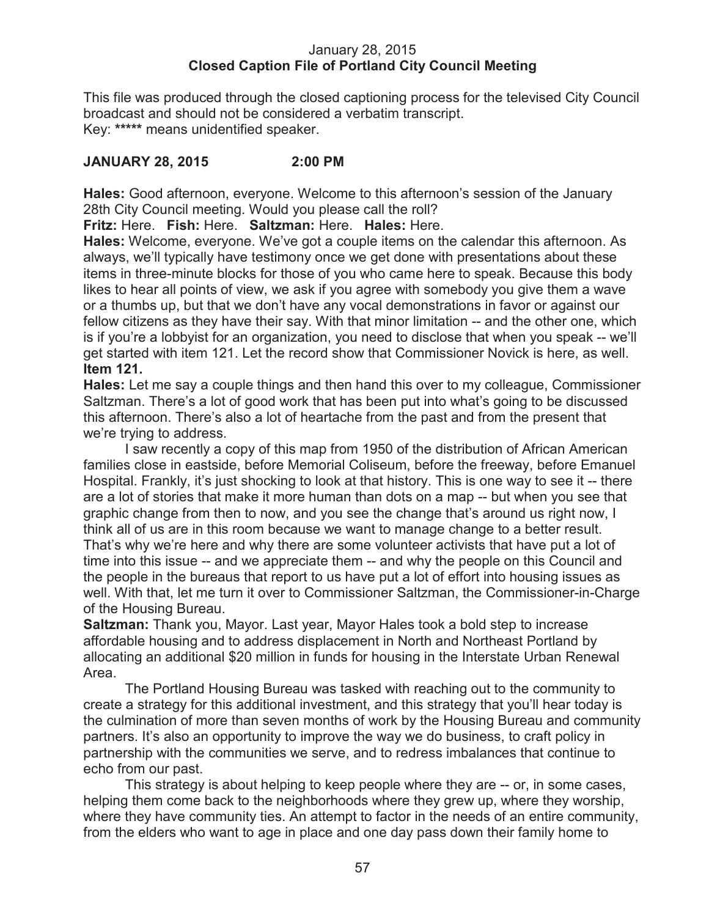January 28, 2015
**Closed Caption File of Portland City Council Meeting**

This file was produced through the closed captioning process for the televised City Council broadcast and should not be considered a verbatim transcript.
Key: ***** means unidentified speaker.

**JANUARY 28, 2015 2:00 PM**

**Hales:** Good afternoon, everyone. Welcome to this afternoon's session of the January 28th City Council meeting. Would you please call the roll?

**Fritz:** Here. **Fish:** Here. **Saltzman:** Here. **Hales:** Here.

**Hales:** Welcome, everyone. We've got a couple items on the calendar this afternoon. As always, we'll typically have testimony once we get done with presentations about these items in three-minute blocks for those of you who came here to speak. Because this body likes to hear all points of view, we ask if you agree with somebody you give them a wave or a thumbs up, but that we don't have any vocal demonstrations in favor or against our fellow citizens as they have their say. With that minor limitation -- and the other one, which is if you're a lobbyist for an organization, you need to disclose that when you speak -- we'll get started with item 121. Let the record show that Commissioner Novick is here, as well.

**Item 121.**

**Hales:** Let me say a couple things and then hand this over to my colleague, Commissioner Saltzman. There's a lot of good work that has been put into what's going to be discussed this afternoon. There's also a lot of heartache from the past and from the present that we're trying to address.

I saw recently a copy of this map from 1950 of the distribution of African American families close in eastside, before Memorial Coliseum, before the freeway, before Emanuel Hospital. Frankly, it's just shocking to look at that history. This is one way to see it -- there are a lot of stories that make it more human than dots on a map -- but when you see that graphic change from then to now, and you see the change that's around us right now, I think all of us are in this room because we want to manage change to a better result. That's why we're here and why there are some volunteer activists that have put a lot of time into this issue -- and we appreciate them -- and why the people on this Council and the people in the bureaus that report to us have put a lot of effort into housing issues as well. With that, let me turn it over to Commissioner Saltzman, the Commissioner-in-Charge of the Housing Bureau.

**Saltzman:** Thank you, Mayor. Last year, Mayor Hales took a bold step to increase affordable housing and to address displacement in North and Northeast Portland by allocating an additional $20 million in funds for housing in the Interstate Urban Renewal Area.

The Portland Housing Bureau was tasked with reaching out to the community to create a strategy for this additional investment, and this strategy that you'll hear today is the culmination of more than seven months of work by the Housing Bureau and community partners. It's also an opportunity to improve the way we do business, to craft policy in partnership with the communities we serve, and to redress imbalances that continue to echo from our past.

This strategy is about helping to keep people where they are -- or, in some cases, helping them come back to the neighborhoods where they grew up, where they worship, where they have community ties. An attempt to factor in the needs of an entire community, from the elders who want to age in place and one day pass down their family home to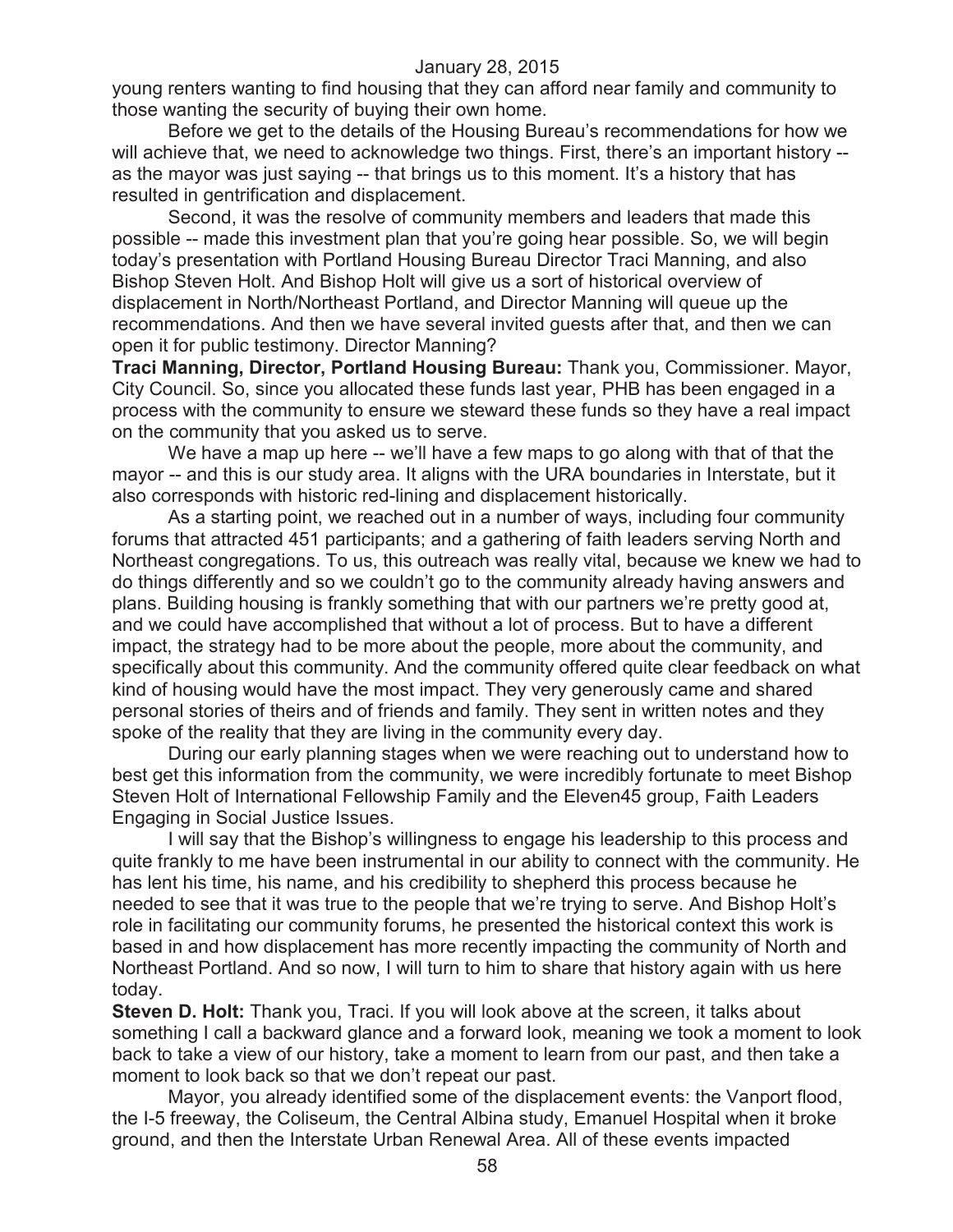young renters wanting to find housing that they can afford near family and community to those wanting the security of buying their own home.

Before we get to the details of the Housing Bureau's recommendations for how we will achieve that, we need to acknowledge two things. First, there's an important history -- as the mayor was just saying -- that brings us to this moment. It's a history that has resulted in gentrification and displacement.

Second, it was the resolve of community members and leaders that made this possible -- made this investment plan that you're going hear possible. So, we will begin today's presentation with Portland Housing Bureau Director Traci Manning, and also Bishop Steven Holt. And Bishop Holt will give us a sort of historical overview of displacement in North/Northeast Portland, and Director Manning will queue up the recommendations. And then we have several invited guests after that, and then we can open it for public testimony. Director Manning?

**Traci Manning, Director, Portland Housing Bureau:** Thank you, Commissioner. Mayor, City Council. So, since you allocated these funds last year, PHB has been engaged in a process with the community to ensure we steward these funds so they have a real impact on the community that you asked us to serve.

We have a map up here -- we'll have a few maps to go along with that of that the mayor -- and this is our study area. It aligns with the URA boundaries in Interstate, but it also corresponds with historic red-lining and displacement historically.

As a starting point, we reached out in a number of ways, including four community forums that attracted 451 participants; and a gathering of faith leaders serving North and Northeast congregations. To us, this outreach was really vital, because we knew we had to do things differently and so we couldn't go to the community already having answers and plans. Building housing is frankly something that with our partners we're pretty good at, and we could have accomplished that without a lot of process. But to have a different impact, the strategy had to be more about the people, more about the community, and specifically about this community. And the community offered quite clear feedback on what kind of housing would have the most impact. They very generously came and shared personal stories of theirs and of friends and family. They sent in written notes and they spoke of the reality that they are living in the community every day.

During our early planning stages when we were reaching out to understand how to best get this information from the community, we were incredibly fortunate to meet Bishop Steven Holt of International Fellowship Family and the Eleven45 group, Faith Leaders Engaging in Social Justice Issues.

I will say that the Bishop's willingness to engage his leadership to this process and quite frankly to me have been instrumental in our ability to connect with the community. He has lent his time, his name, and his credibility to shepherd this process because he needed to see that it was true to the people that we're trying to serve. And Bishop Holt's role in facilitating our community forums, he presented the historical context this work is based in and how displacement has more recently impacting the community of North and Northeast Portland. And so now, I will turn to him to share that history again with us here today.

**Steven D. Holt:** Thank you, Traci. If you will look above at the screen, it talks about something I call a backward glance and a forward look, meaning we took a moment to look back to take a view of our history, take a moment to learn from our past, and then take a moment to look back so that we don't repeat our past.

Mayor, you already identified some of the displacement events: the Vanport flood, the I-5 freeway, the Coliseum, the Central Albina study, Emanuel Hospital when it broke ground, and then the Interstate Urban Renewal Area. All of these events impacted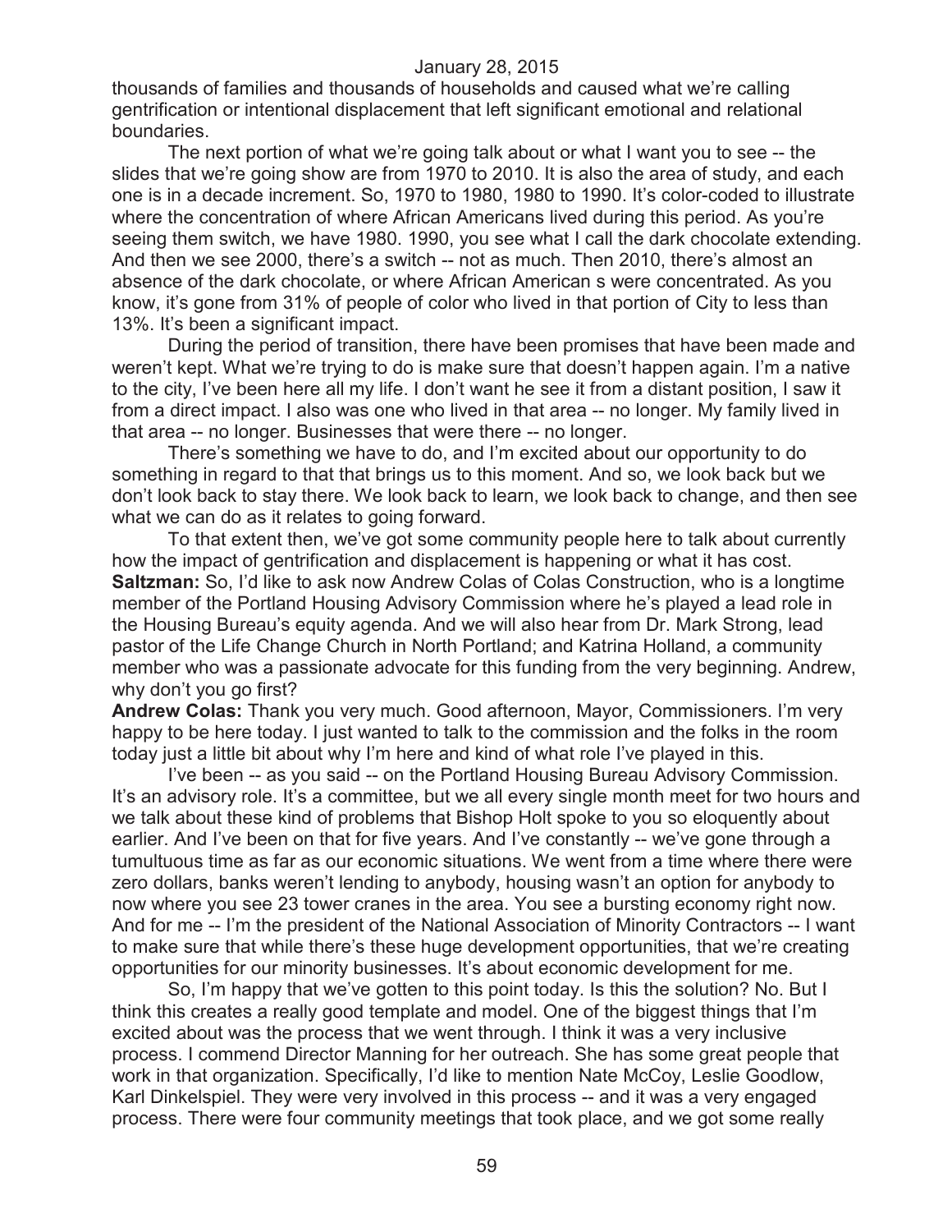thousands of families and thousands of households and caused what we're calling gentrification or intentional displacement that left significant emotional and relational boundaries.

The next portion of what we're going talk about or what I want you to see -- the slides that we're going show are from 1970 to 2010. It is also the area of study, and each one is in a decade increment. So, 1970 to 1980, 1980 to 1990. It's color-coded to illustrate where the concentration of where African Americans lived during this period. As you're seeing them switch, we have 1980. 1990, you see what I call the dark chocolate extending. And then we see 2000, there's a switch -- not as much. Then 2010, there's almost an absence of the dark chocolate, or where African American s were concentrated. As you know, it's gone from 31% of people of color who lived in that portion of City to less than 13%. It's been a significant impact.

During the period of transition, there have been promises that have been made and weren't kept. What we're trying to do is make sure that doesn't happen again. I'm a native to the city, I've been here all my life. I don't want he see it from a distant position, I saw it from a direct impact. I also was one who lived in that area -- no longer. My family lived in that area -- no longer. Businesses that were there -- no longer.

There's something we have to do, and I'm excited about our opportunity to do something in regard to that that brings us to this moment. And so, we look back but we don't look back to stay there. We look back to learn, we look back to change, and then see what we can do as it relates to going forward.

To that extent then, we've got some community people here to talk about currently how the impact of gentrification and displacement is happening or what it has cost.

**Saltzman:** So, I'd like to ask now Andrew Colas of Colas Construction, who is a longtime member of the Portland Housing Advisory Commission where he's played a lead role in the Housing Bureau's equity agenda. And we will also hear from Dr. Mark Strong, lead pastor of the Life Change Church in North Portland; and Katrina Holland, a community member who was a passionate advocate for this funding from the very beginning. Andrew, why don't you go first?

**Andrew Colas:** Thank you very much. Good afternoon, Mayor, Commissioners. I'm very happy to be here today. I just wanted to talk to the commission and the folks in the room today just a little bit about why I'm here and kind of what role I've played in this.

I've been -- as you said -- on the Portland Housing Bureau Advisory Commission. It's an advisory role. It's a committee, but we all every single month meet for two hours and we talk about these kind of problems that Bishop Holt spoke to you so eloquently about earlier. And I've been on that for five years. And I've constantly -- we've gone through a tumultuous time as far as our economic situations. We went from a time where there were zero dollars, banks weren't lending to anybody, housing wasn't an option for anybody to now where you see 23 tower cranes in the area. You see a bursting economy right now. And for me -- I'm the president of the National Association of Minority Contractors -- I want to make sure that while there's huge development opportunities, that we're creating opportunities for our minority businesses. It's about economic development for me.

So, I'm happy that we've gotten to this point today. Is this the solution? No. But I think this creates a really good template and model. One of the biggest things that I'm excited about was the process that we went through. I think it was a very inclusive process. I commend Director Manning for her outreach. She has some great people that work in that organization. Specifically, I'd like to mention Nate McCoy, Leslie Goodlow, Karl Dinkelspiel. They were very involved in this process -- and it was a very engaged process. There were four community meetings that took place, and we got some really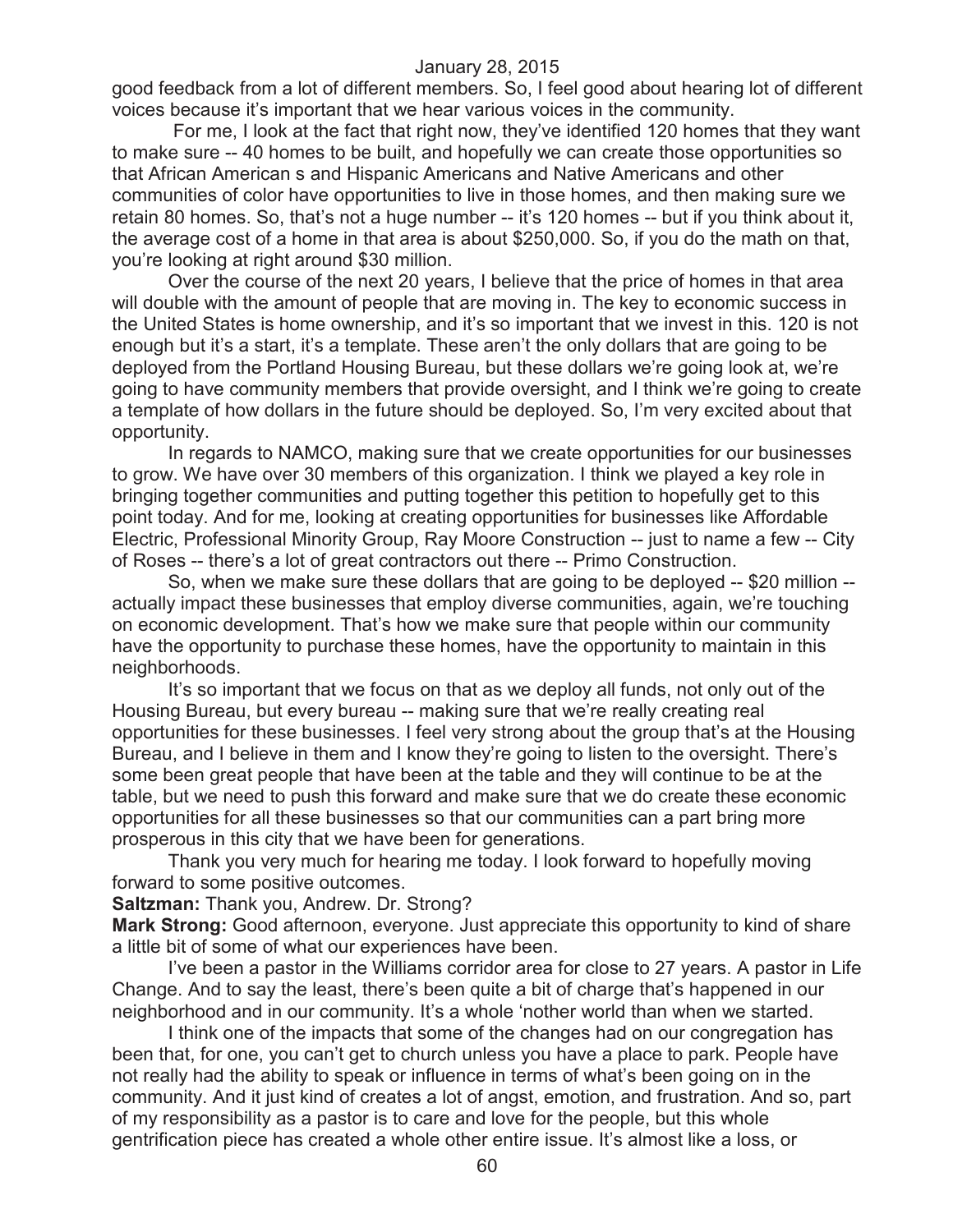good feedback from a lot of different members. So, I feel good about hearing lot of different voices because it's important that we hear various voices in the community.

For me, I look at the fact that right now, they've identified 120 homes that they want to make sure -- 40 homes to be built, and hopefully we can create those opportunities so that African American s and Hispanic Americans and Native Americans and other communities of color have opportunities to live in those homes, and then making sure we retain 80 homes. So, that's not a huge number -- it's 120 homes -- but if you think about it, the average cost of a home in that area is about $250,000. So, if you do the math on that, you're looking at right around $30 million.

Over the course of the next 20 years, I believe that the price of homes in that area will double with the amount of people that are moving in. The key to economic success in the United States is home ownership, and it's so important that we invest in this. 120 is not enough but it's a start, it's a template. These aren't the only dollars that are going to be deployed from the Portland Housing Bureau, but these dollars we're going look at, we're going to have community members that provide oversight, and I think we're going to create a template of how dollars in the future should be deployed. So, I'm very excited about that opportunity.

In regards to NAMCO, making sure that we create opportunities for our businesses to grow. We have over 30 members of this organization. I think we played a key role in bringing together communities and putting together this petition to hopefully get to this point today. And for me, looking at creating opportunities for businesses like Affordable Electric, Professional Minority Group, Ray Moore Construction -- just to name a few -- City of Roses -- there's a lot of great contractors out there -- Primo Construction.

So, when we make sure these dollars that are going to be deployed -- $20 million -- actually impact these businesses that employ diverse communities, again, we're touching on economic development. That's how we make sure that people within our community have the opportunity to purchase these homes, have the opportunity to maintain in this neighborhoods.

It's so important that we focus on that as we deploy all funds, not only out of the Housing Bureau, but every bureau -- making sure that we're really creating real opportunities for these businesses. I feel very strong about the group that's at the Housing Bureau, and I believe in them and I know they're going to listen to the oversight. There's some been great people that have been at the table and they will continue to be at the table, but we need to push this forward and make sure that we do create these economic opportunities for all these businesses so that our communities can a part bring more prosperous in this city that we have been for generations.

Thank you very much for hearing me today. I look forward to hopefully moving forward to some positive outcomes.

**Saltzman:** Thank you, Andrew. Dr. Strong?

**Mark Strong:** Good afternoon, everyone. Just appreciate this opportunity to kind of share a little bit of some of what our experiences have been.

I've been a pastor in the Williams corridor area for close to 27 years. A pastor in Life Change. And to say the least, there's been quite a bit of charge that's happened in our neighborhood and in our community. It's a whole 'nother world than when we started.

I think one of the impacts that some of the changes had on our congregation has been that, for one, you can't get to church unless you have a place to park. People have not really had the ability to speak or influence in terms of what's been going on in the community. And it just kind of creates a lot of angst, emotion, and frustration. And so, part of my responsibility as a pastor is to care and love for the people, but this whole gentrification piece has created a whole other entire issue. It's almost like a loss, or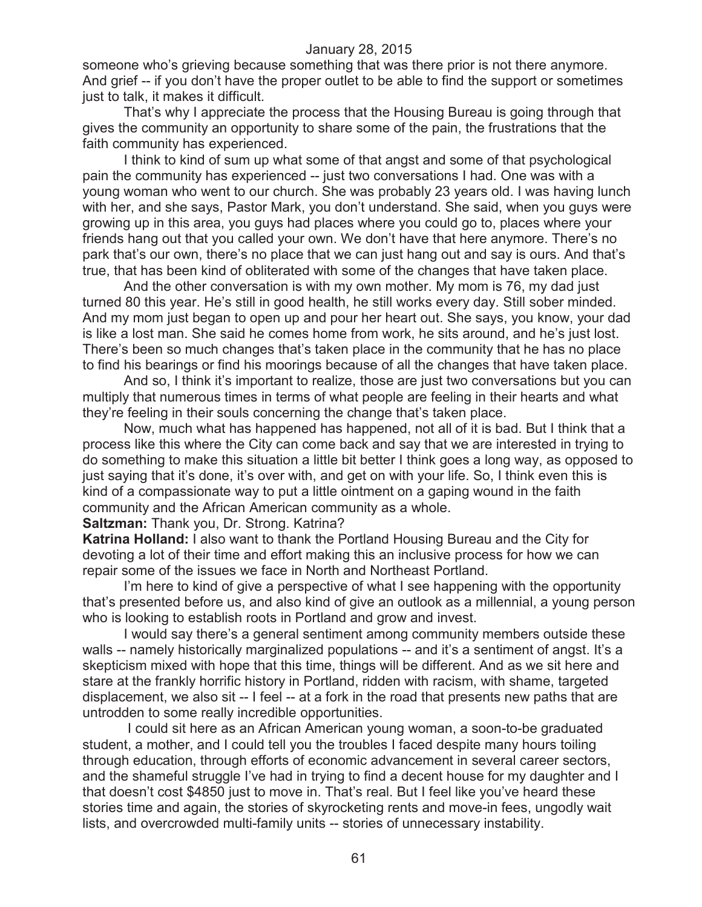someone who's grieving because something that was there prior is not there anymore. And grief -- if you don't have the proper outlet to be able to find the support or sometimes just to talk, it makes it difficult.

That's why I appreciate the process that the Housing Bureau is going through that gives the community an opportunity to share some of the pain, the frustrations that the faith community has experienced.

I think to kind of sum up what some of that angst and some of that psychological pain the community has experienced -- just two conversations I had. One was with a young woman who went to our church. She was probably 23 years old. I was having lunch with her, and she says, Pastor Mark, you don't understand. She said, when you guys were growing up in this area, you guys had places where you could go to, places where your friends hang out that you called your own. We don't have that here anymore. There's no park that's our own, there's no place that we can just hang out and say is ours. And that's true, that has been kind of obliterated with some of the changes that have taken place.

And the other conversation is with my own mother. My mom is 76, my dad just turned 80 this year. He's still in good health, he still works every day. Still sober minded. And my mom just began to open up and pour her heart out. She says, you know, your dad is like a lost man. She said he comes home from work, he sits around, and he's just lost. There's been so much changes that's taken place in the community that he has no place to find his bearings or find his moorings because of all the changes that have taken place.

And so, I think it's important to realize, those are just two conversations but you can multiply that numerous times in terms of what people are feeling in their hearts and what they're feeling in their souls concerning the change that's taken place.

Now, much what has happened has happened, not all of it is bad. But I think that a process like this where the City can come back and say that we are interested in trying to do something to make this situation a little bit better I think goes a long way, as opposed to just saying that it's done, it's over with, and get on with your life. So, I think even this is kind of a compassionate way to put a little ointment on a gaping wound in the faith community and the African American community as a whole.

**Saltzman:** Thank you, Dr. Strong. Katrina?

**Katrina Holland:** I also want to thank the Portland Housing Bureau and the City for devoting a lot of their time and effort making this an inclusive process for how we can repair some of the issues we face in North and Northeast Portland.

I'm here to kind of give a perspective of what I see happening with the opportunity that's presented before us, and also kind of give an outlook as a millennial, a young person who is looking to establish roots in Portland and grow and invest.

I would say there's a general sentiment among community members outside these walls -- namely historically marginalized populations -- and it's a sentiment of angst. It's a skepticism mixed with hope that this time, things will be different. And as we sit here and stare at the frankly horrific history in Portland, ridden with racism, with shame, targeted displacement, we also sit -- I feel -- at a fork in the road that presents new paths that are untrodden to some really incredible opportunities.

I could sit here as an African American young woman, a soon-to-be graduated student, a mother, and I could tell you the troubles I faced despite many hours toiling through education, through efforts of economic advancement in several career sectors, and the shameful struggle I've had in trying to find a decent house for my daughter and I that doesn't cost $4850 just to move in. That's real. But I feel like you've heard these stories time and again, the stories of skyrocketing rents and move-in fees, ungodly wait lists, and overcrowded multi-family units -- stories of unnecessary instability.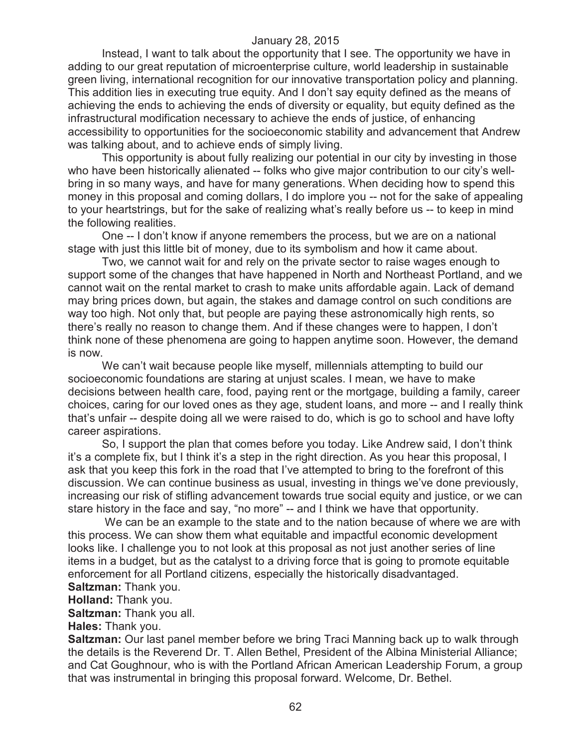Instead, I want to talk about the opportunity that I see. The opportunity we have in adding to our great reputation of microenterprise culture, world leadership in sustainable green living, international recognition for our innovative transportation policy and planning. This addition lies in executing true equity. And I don't say equity defined as the means of achieving the ends to achieving the ends of diversity or equality, but equity defined as the infrastructural modification necessary to achieve the ends of justice, of enhancing accessibility to opportunities for the socioeconomic stability and advancement that Andrew was talking about, and to achieve ends of simply living.

This opportunity is about fully realizing our potential in our city by investing in those who have been historically alienated -- folks who give major contribution to our city's well-bring in so many ways, and have for many generations. When deciding how to spend this money in this proposal and coming dollars, I do implore you -- not for the sake of appealing to your heartstrings, but for the sake of realizing what's really before us -- to keep in mind the following realities.

One -- I don't know if anyone remembers the process, but we are on a national stage with just this little bit of money, due to its symbolism and how it came about.

Two, we cannot wait for and rely on the private sector to raise wages enough to support some of the changes that have happened in North and Northeast Portland, and we cannot wait on the rental market to crash to make units affordable again. Lack of demand may bring prices down, but again, the stakes and damage control on such conditions are way too high. Not only that, but people are paying these astronomically high rents, so there's really no reason to change them. And if these changes were to happen, I don't think none of these phenomena are going to happen anytime soon. However, the demand is now.

We can't wait because people like myself, millennials attempting to build our socioeconomic foundations are staring at unjust scales. I mean, we have to make decisions between health care, food, paying rent or the mortgage, building a family, career choices, caring for our loved ones as they age, student loans, and more -- and I really think that's unfair -- despite doing all we were raised to do, which is go to school and have lofty career aspirations.

So, I support the plan that comes before you today. Like Andrew said, I don't think it's a complete fix, but I think it's a step in the right direction. As you hear this proposal, I ask that you keep this fork in the road that I've attempted to bring to the forefront of this discussion. We can continue business as usual, investing in things we've done previously, increasing our risk of stifling advancement towards true social equity and justice, or we can stare history in the face and say, "no more" -- and I think we have that opportunity.

We can be an example to the state and to the nation because of where we are with this process. We can show them what equitable and impactful economic development looks like. I challenge you to not look at this proposal as not just another series of line items in a budget, but as the catalyst to a driving force that is going to promote equitable enforcement for all Portland citizens, especially the historically disadvantaged.

**Saltzman:** Thank you.

**Holland:** Thank you.

**Saltzman:** Thank you all.

**Hales:** Thank you.

**Saltzman:** Our last panel member before we bring Traci Manning back up to walk through the details is the Reverend Dr. T. Allen Bethel, President of the Albina Ministerial Alliance; and Cat Goughnour, who is with the Portland African American Leadership Forum, a group that was instrumental in bringing this proposal forward. Welcome, Dr. Bethel.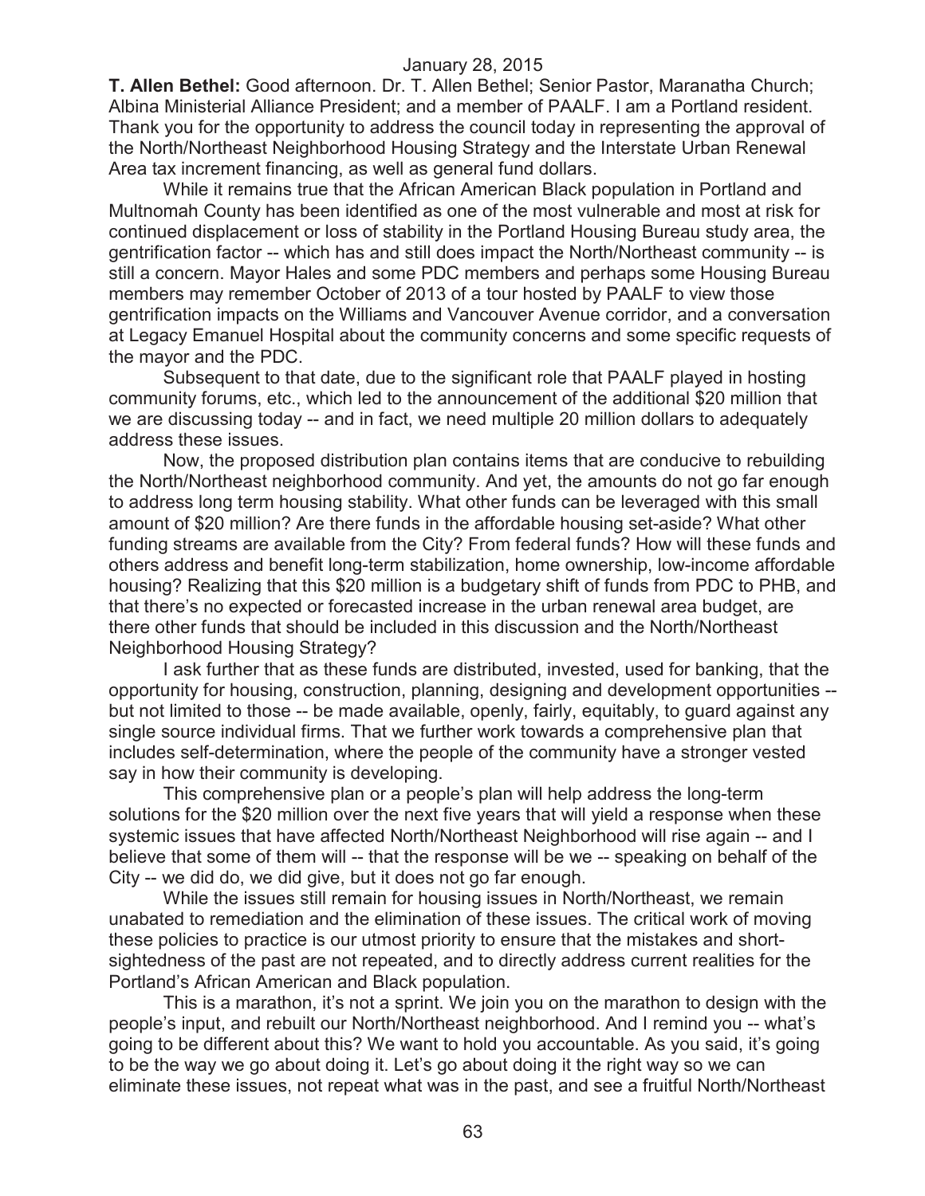**T. Allen Bethel:** Good afternoon. Dr. T. Allen Bethel; Senior Pastor, Maranatha Church; Albina Ministerial Alliance President; and a member of PAALF. I am a Portland resident. Thank you for the opportunity to address the council today in representing the approval of the North/Northeast Neighborhood Housing Strategy and the Interstate Urban Renewal Area tax increment financing, as well as general fund dollars.

While it remains true that the African American Black population in Portland and Multnomah County has been identified as one of the most vulnerable and most at risk for continued displacement or loss of stability in the Portland Housing Bureau study area, the gentrification factor -- which has and still does impact the North/Northeast community -- is still a concern. Mayor Hales and some PDC members and perhaps some Housing Bureau members may remember October of 2013 of a tour hosted by PAALF to view those gentrification impacts on the Williams and Vancouver Avenue corridor, and a conversation at Legacy Emanuel Hospital about the community concerns and some specific requests of the mayor and the PDC.

Subsequent to that date, due to the significant role that PAALF played in hosting community forums, etc., which led to the announcement of the additional $20 million that we are discussing today -- and in fact, we need multiple 20 million dollars to adequately address these issues.

Now, the proposed distribution plan contains items that are conducive to rebuilding the North/Northeast neighborhood community. And yet, the amounts do not go far enough to address long term housing stability. What other funds can be leveraged with this small amount of $20 million? Are there funds in the affordable housing set-aside? What other funding streams are available from the City? From federal funds? How will these funds and others address and benefit long-term stabilization, home ownership, low-income affordable housing? Realizing that this $20 million is a budgetary shift of funds from PDC to PHB, and that there's no expected or forecasted increase in the urban renewal area budget, are there other funds that should be included in this discussion and the North/Northeast Neighborhood Housing Strategy?

I ask further that as these funds are distributed, invested, used for banking, that the opportunity for housing, construction, planning, designing and development opportunities -- but not limited to those -- be made available, openly, fairly, equitably, to guard against any single source individual firms. That we further work towards a comprehensive plan that includes self-determination, where the people of the community have a stronger vested say in how their community is developing.

This comprehensive plan or a people's plan will help address the long-term solutions for the $20 million over the next five years that will yield a response when these systemic issues that have affected North/Northeast Neighborhood will rise again -- and I believe that some of them will -- that the response will be we -- speaking on behalf of the City -- we did do, we did give, but it does not go far enough.

While the issues still remain for housing issues in North/Northeast, we remain unabated to remediation and the elimination of these issues. The critical work of moving these policies to practice is our utmost priority to ensure that the mistakes and short-sightedness of the past are not repeated, and to directly address current realities for the Portland's African American and Black population.

This is a marathon, it's not a sprint. We join you on the marathon to design with the people's input, and rebuilt our North/Northeast neighborhood. And I remind you -- what's going to be different about this? We want to hold you accountable. As you said, it's going to be the way we go about doing it. Let's go about doing it the right way so we can eliminate these issues, not repeat what was in the past, and see a fruitful North/Northeast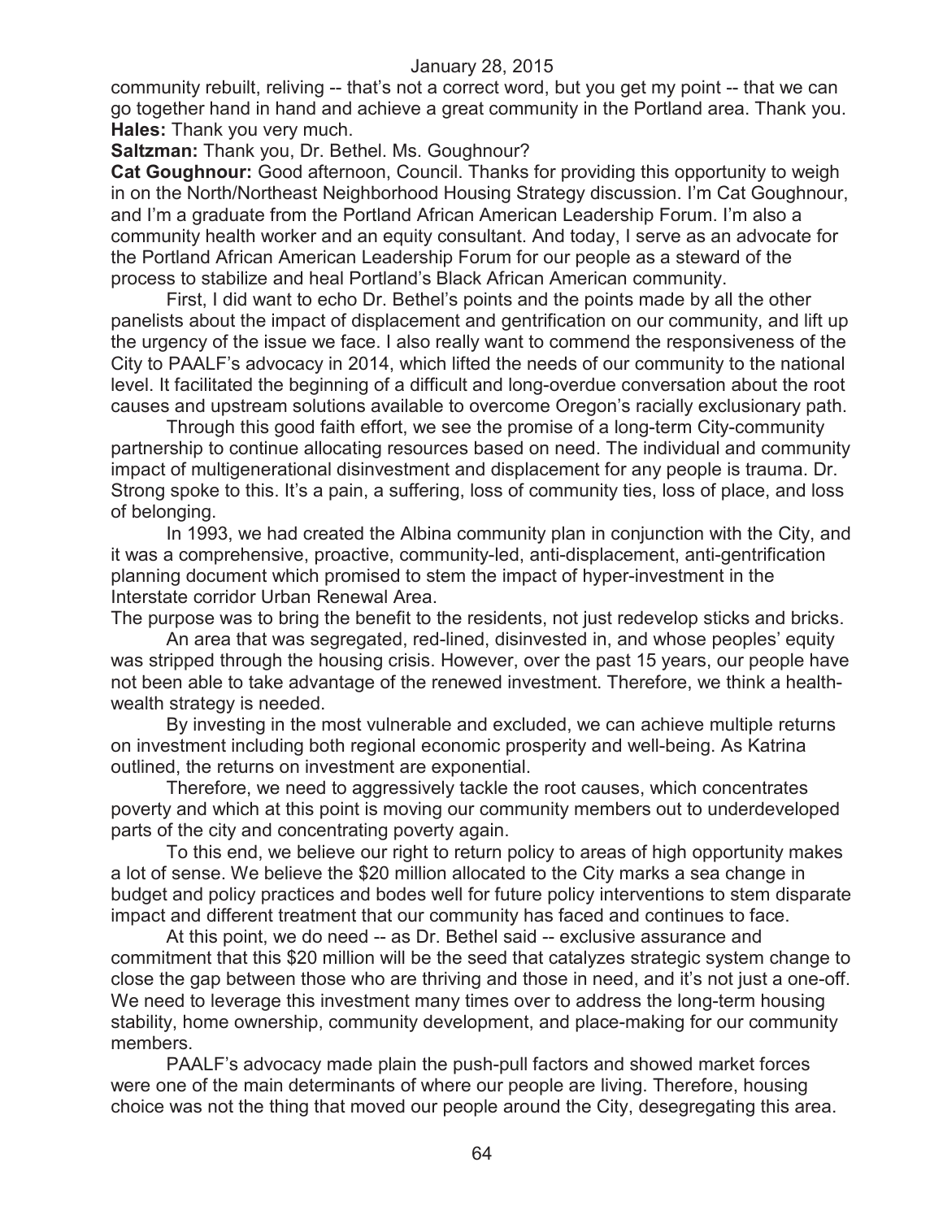community rebuilt, reliving -- that's not a correct word, but you get my point -- that we can go together hand in hand and achieve a great community in the Portland area. Thank you.

**Hales:** Thank you very much.

**Saltzman:** Thank you, Dr. Bethel. Ms. Goughnour?

**Cat Goughnour:** Good afternoon, Council. Thanks for providing this opportunity to weigh in on the North/Northeast Neighborhood Housing Strategy discussion. I'm Cat Goughnour, and I'm a graduate from the Portland African American Leadership Forum. I'm also a community health worker and an equity consultant. And today, I serve as an advocate for the Portland African American Leadership Forum for our people as a steward of the process to stabilize and heal Portland's Black African American community.

First, I did want to echo Dr. Bethel's points and the points made by all the other panelists about the impact of displacement and gentrification on our community, and lift up the urgency of the issue we face. I also really want to commend the responsiveness of the City to PAALF's advocacy in 2014, which lifted the needs of our community to the national level. It facilitated the beginning of a difficult and long-overdue conversation about the root causes and upstream solutions available to overcome Oregon's racially exclusionary path.

Through this good faith effort, we see the promise of a long-term City-community partnership to continue allocating resources based on need. The individual and community impact of multigenerational disinvestment and displacement for any people is trauma. Dr. Strong spoke to this. It's a pain, a suffering, loss of community ties, loss of place, and loss of belonging.

In 1993, we had created the Albina community plan in conjunction with the City, and it was a comprehensive, proactive, community-led, anti-displacement, anti-gentrification planning document which promised to stem the impact of hyper-investment in the Interstate corridor Urban Renewal Area.

The purpose was to bring the benefit to the residents, not just redevelop sticks and bricks.

An area that was segregated, red-lined, disinvested in, and whose peoples' equity was stripped through the housing crisis. However, over the past 15 years, our people have not been able to take advantage of the renewed investment. Therefore, we think a health-wealth strategy is needed.

By investing in the most vulnerable and excluded, we can achieve multiple returns on investment including both regional economic prosperity and well-being. As Katrina outlined, the returns on investment are exponential.

Therefore, we need to aggressively tackle the root causes, which concentrates poverty and which at this point is moving our community members out to underdeveloped parts of the city and concentrating poverty again.

To this end, we believe our right to return policy to areas of high opportunity makes a lot of sense. We believe the $20 million allocated to the City marks a sea change in budget and policy practices and bodes well for future policy interventions to stem disparate impact and different treatment that our community has faced and continues to face.

At this point, we do need -- as Dr. Bethel said -- exclusive assurance and commitment that this $20 million will be the seed that catalyzes strategic system change to close the gap between those who are thriving and those in need, and it's not just a one-off. We need to leverage this investment many times over to address the long-term housing stability, home ownership, community development, and place-making for our community members.

PAALF's advocacy made plain the push-pull factors and showed market forces were one of the main determinants of where our people are living. Therefore, housing choice was not the thing that moved our people around the City, desegregating this area.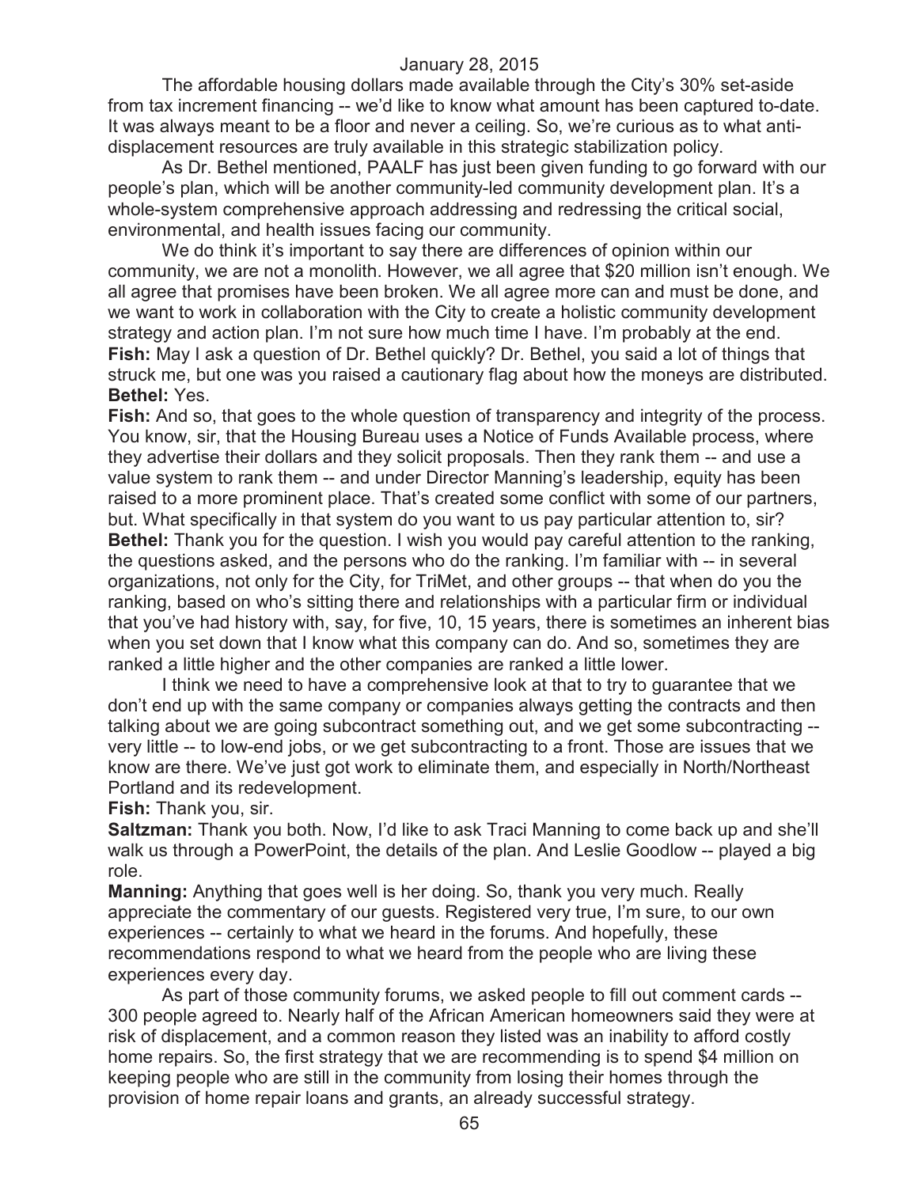The affordable housing dollars made available through the City's 30% set-aside from tax increment financing -- we'd like to know what amount has been captured to-date. It was always meant to be a floor and never a ceiling. So, we're curious as to what anti-displacement resources are truly available in this strategic stabilization policy.

As Dr. Bethel mentioned, PAALF has just been given funding to go forward with our people's plan, which will be another community-led community development plan. It's a whole-system comprehensive approach addressing and redressing the critical social, environmental, and health issues facing our community.

We do think it's important to say there are differences of opinion within our community, we are not a monolith. However, we all agree that $20 million isn't enough. We all agree that promises have been broken. We all agree more can and must be done, and we want to work in collaboration with the City to create a holistic community development strategy and action plan. I'm not sure how much time I have. I'm probably at the end.

**Fish:** May I ask a question of Dr. Bethel quickly? Dr. Bethel, you said a lot of things that struck me, but one was you raised a cautionary flag about how the moneys are distributed.

**Bethel:** Yes.

**Fish:** And so, that goes to the whole question of transparency and integrity of the process. You know, sir, that the Housing Bureau uses a Notice of Funds Available process, where they advertise their dollars and they solicit proposals. Then they rank them -- and use a value system to rank them -- and under Director Manning's leadership, equity has been raised to a more prominent place. That's created some conflict with some of our partners, but. What specifically in that system do you want to us pay particular attention to, sir?

**Bethel:** Thank you for the question. I wish you would pay careful attention to the ranking, the questions asked, and the persons who do the ranking. I'm familiar with -- in several organizations, not only for the City, for TriMet, and other groups -- that when do you the ranking, based on who's sitting there and relationships with a particular firm or individual that you've had history with, say, for five, 10, 15 years, there is sometimes an inherent bias when you set down that I know what this company can do. And so, sometimes they are ranked a little higher and the other companies are ranked a little lower.

I think we need to have a comprehensive look at that to try to guarantee that we don't end up with the same company or companies always getting the contracts and then talking about we are going subcontract something out, and we get some subcontracting -- very little -- to low-end jobs, or we get subcontracting to a front. Those are issues that we know are there. We've just got work to eliminate them, and especially in North/Northeast Portland and its redevelopment.

**Fish:** Thank you, sir.

**Saltzman:** Thank you both. Now, I'd like to ask Traci Manning to come back up and she'll walk us through a PowerPoint, the details of the plan. And Leslie Goodlow -- played a big role.

**Manning:** Anything that goes well is her doing. So, thank you very much. Really appreciate the commentary of our guests. Registered very true, I'm sure, to our own experiences -- certainly to what we heard in the forums. And hopefully, these recommendations respond to what we heard from the people who are living these experiences every day.

As part of those community forums, we asked people to fill out comment cards -- 300 people agreed to. Nearly half of the African American homeowners said they were at risk of displacement, and a common reason they listed was an inability to afford costly home repairs. So, the first strategy that we are recommending is to spend $4 million on keeping people who are still in the community from losing their homes through the provision of home repair loans and grants, an already successful strategy.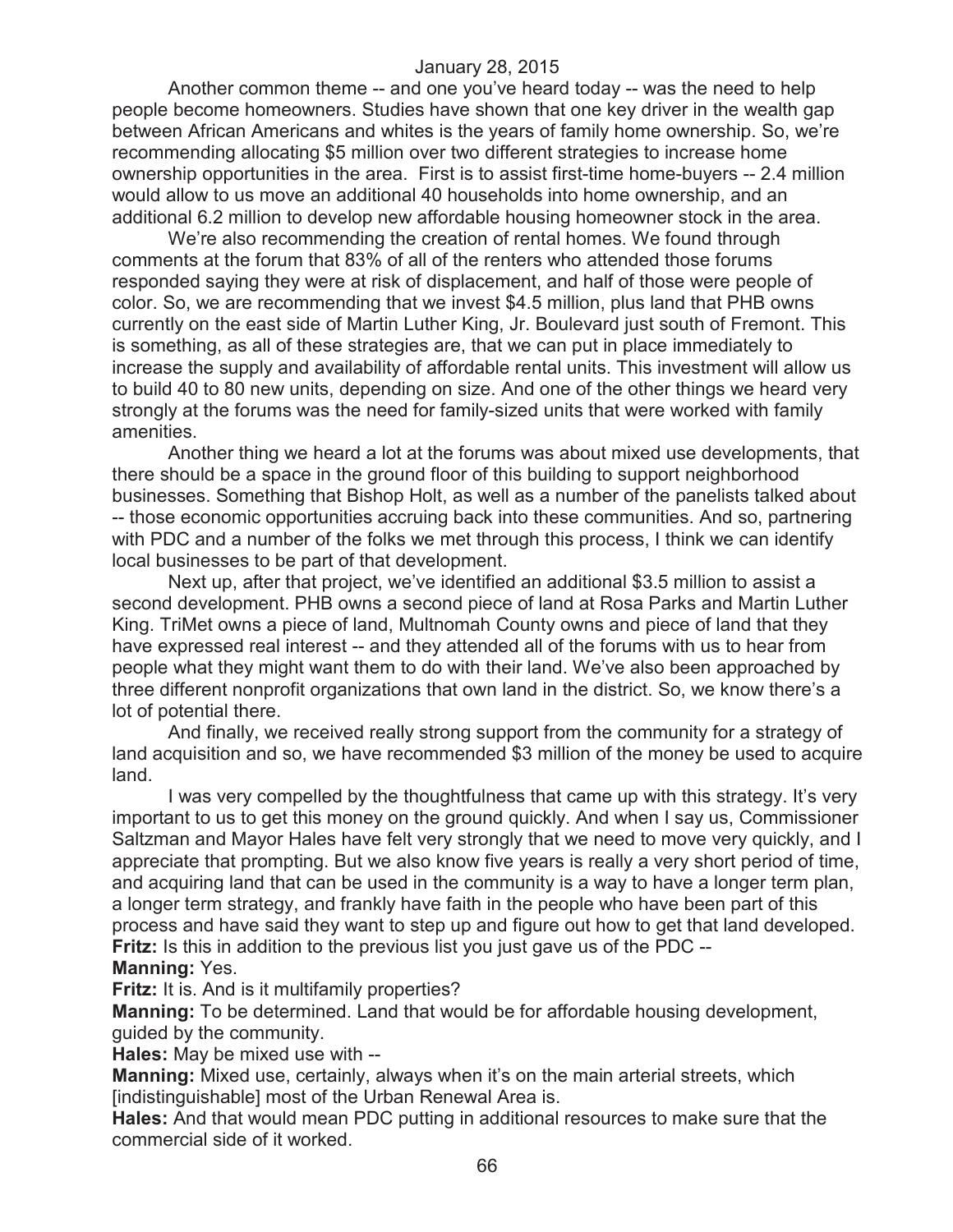Another common theme -- and one you've heard today -- was the need to help people become homeowners. Studies have shown that one key driver in the wealth gap between African Americans and whites is the years of family home ownership. So, we're recommending allocating $5 million over two different strategies to increase home ownership opportunities in the area. First is to assist first-time home-buyers -- 2.4 million would allow to us move an additional 40 households into home ownership, and an additional 6.2 million to develop new affordable housing homeowner stock in the area.

We're also recommending the creation of rental homes. We found through comments at the forum that 83% of all of the renters who attended those forums responded saying they were at risk of displacement, and half of those were people of color. So, we are recommending that we invest $4.5 million, plus land that PHB owns currently on the east side of Martin Luther King, Jr. Boulevard just south of Fremont. This is something, as all of these strategies are, that we can put in place immediately to increase the supply and availability of affordable rental units. This investment will allow us to build 40 to 80 new units, depending on size. And one of the other things we heard very strongly at the forums was the need for family-sized units that were worked with family amenities.

Another thing we heard a lot at the forums was about mixed use developments, that there should be a space in the ground floor of this building to support neighborhood businesses. Something that Bishop Holt, as well as a number of the panelists talked about -- those economic opportunities accruing back into these communities. And so, partnering with PDC and a number of the folks we met through this process, I think we can identify local businesses to be part of that development.

Next up, after that project, we've identified an additional $3.5 million to assist a second development. PHB owns a second piece of land at Rosa Parks and Martin Luther King. TriMet owns a piece of land, Multnomah County owns and piece of land that they have expressed real interest -- and they attended all of the forums with us to hear from people what they might want them to do with their land. We've also been approached by three different nonprofit organizations that own land in the district. So, we know there's a lot of potential there.

And finally, we received really strong support from the community for a strategy of land acquisition and so, we have recommended $3 million of the money be used to acquire land.

I was very compelled by the thoughtfulness that came up with this strategy. It's very important to us to get this money on the ground quickly. And when I say us, Commissioner Saltzman and Mayor Hales have felt very strongly that we need to move very quickly, and I appreciate that prompting. But we also know five years is really a very short period of time, and acquiring land that can be used in the community is a way to have a longer term plan, a longer term strategy, and frankly have faith in the people who have been part of this process and have said they want to step up and figure out how to get that land developed.

**Fritz:** Is this in addition to the previous list you just gave us of the PDC --

**Manning:** Yes.

**Fritz:** It is. And is it multifamily properties?

**Manning:** To be determined. Land that would be for affordable housing development, guided by the community.

**Hales:** May be mixed use with --

**Manning:** Mixed use, certainly, always when it's on the main arterial streets, which [indistinguishable] most of the Urban Renewal Area is.

**Hales:** And that would mean PDC putting in additional resources to make sure that the commercial side of it worked.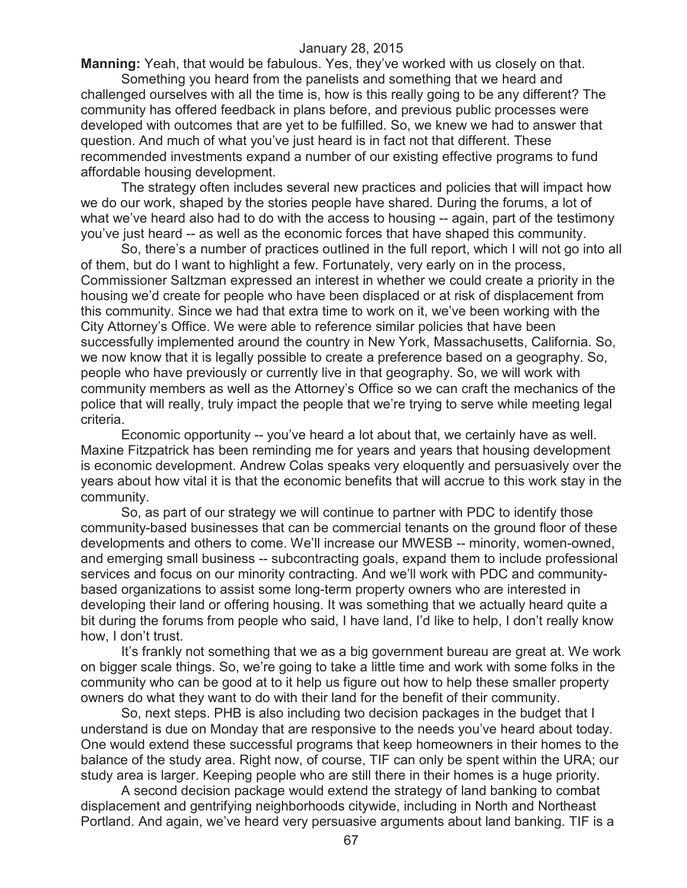**Manning:** Yeah, that would be fabulous. Yes, they've worked with us closely on that.

Something you heard from the panelists and something that we heard and challenged ourselves with all the time is, how is this really going to be any different? The community has offered feedback in plans before, and previous public processes were developed with outcomes that are yet to be fulfilled. So, we knew we had to answer that question. And much of what you've just heard is in fact not that different. These recommended investments expand a number of our existing effective programs to fund affordable housing development.

The strategy often includes several new practices and policies that will impact how we do our work, shaped by the stories people have shared. During the forums, a lot of what we've heard also had to do with the access to housing -- again, part of the testimony you've just heard -- as well as the economic forces that have shaped this community.

So, there's a number of practices outlined in the full report, which I will not go into all of them, but do I want to highlight a few. Fortunately, very early on in the process, Commissioner Saltzman expressed an interest in whether we could create a priority in the housing we'd create for people who have been displaced or at risk of displacement from this community. Since we had that extra time to work on it, we've been working with the City Attorney's Office. We were able to reference similar policies that have been successfully implemented around the country in New York, Massachusetts, California. So, we now know that it is legally possible to create a preference based on a geography. So, people who have previously or currently live in that geography. So, we will work with community members as well as the Attorney's Office so we can craft the mechanics of the police that will really, truly impact the people that we're trying to serve while meeting legal criteria.

Economic opportunity -- you've heard a lot about that, we certainly have as well. Maxine Fitzpatrick has been reminding me for years and years that housing development is economic development. Andrew Colas speaks very eloquently and persuasively over the years about how vital it is that the economic benefits that will accrue to this work stay in the community.

So, as part of our strategy we will continue to partner with PDC to identify those community-based businesses that can be commercial tenants on the ground floor of these developments and others to come. We'll increase our MWESB -- minority, women-owned, and emerging small business -- subcontracting goals, expand them to include professional services and focus on our minority contracting. And we'll work with PDC and community-based organizations to assist some long-term property owners who are interested in developing their land or offering housing. It was something that we actually heard quite a bit during the forums from people who said, I have land, I'd like to help, I don't really know how, I don't trust.

It's frankly not something that we as a big government bureau are great at. We work on bigger scale things. So, we're going to take a little time and work with some folks in the community who can be good at to it help us figure out how to help these smaller property owners do what they want to do with their land for the benefit of their community.

So, next steps. PHB is also including two decision packages in the budget that I understand is due on Monday that are responsive to the needs you've heard about today. One would extend these successful programs that keep homeowners in their homes to the balance of the study area. Right now, of course, TIF can only be spent within the URA; our study area is larger. Keeping people who are still there in their homes is a huge priority.

A second decision package would extend the strategy of land banking to combat displacement and gentrifying neighborhoods citywide, including in North and Northeast Portland. And again, we've heard very persuasive arguments about land banking. TIF is a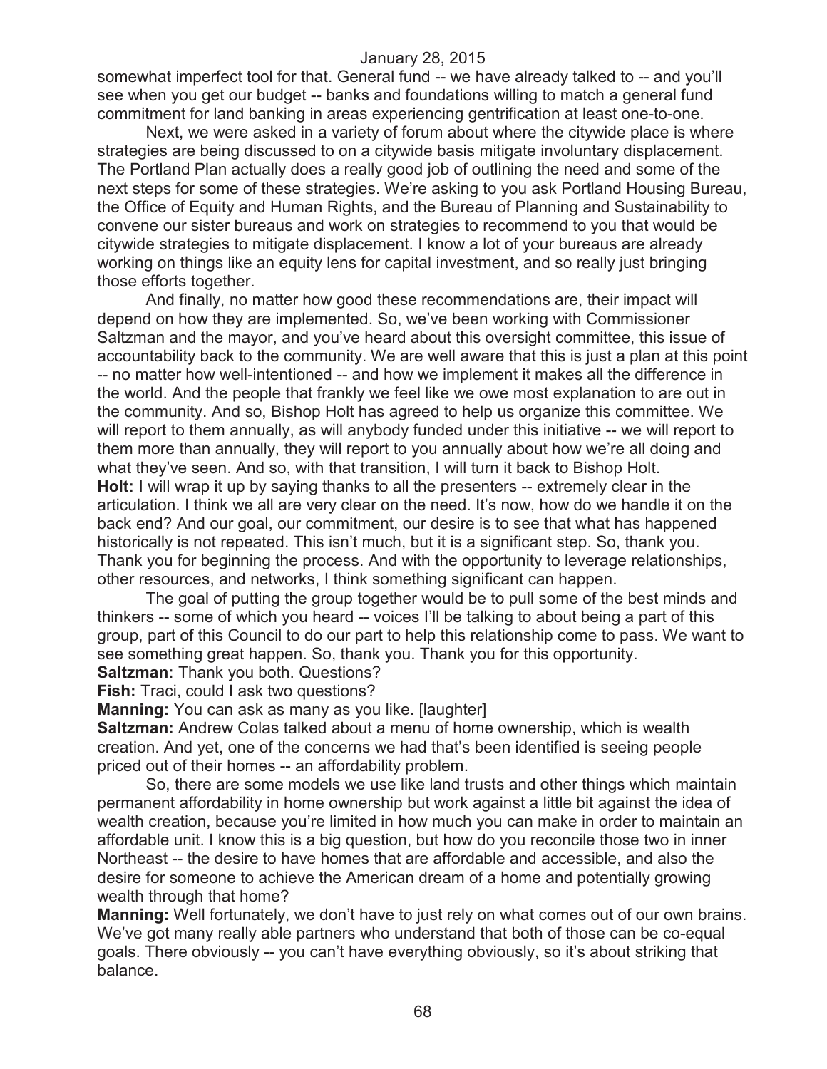somewhat imperfect tool for that. General fund -- we have already talked to -- and you'll see when you get our budget -- banks and foundations willing to match a general fund commitment for land banking in areas experiencing gentrification at least one-to-one.

Next, we were asked in a variety of forum about where the citywide place is where strategies are being discussed to on a citywide basis mitigate involuntary displacement. The Portland Plan actually does a really good job of outlining the need and some of the next steps for some of these strategies. We're asking to you ask Portland Housing Bureau, the Office of Equity and Human Rights, and the Bureau of Planning and Sustainability to convene our sister bureaus and work on strategies to recommend to you that would be citywide strategies to mitigate displacement. I know a lot of your bureaus are already working on things like an equity lens for capital investment, and so really just bringing those efforts together.

And finally, no matter how good these recommendations are, their impact will depend on how they are implemented. So, we've been working with Commissioner Saltzman and the mayor, and you've heard about this oversight committee, this issue of accountability back to the community. We are well aware that this is just a plan at this point -- no matter how well-intentioned -- and how we implement it makes all the difference in the world. And the people that frankly we feel like we owe most explanation to are out in the community. And so, Bishop Holt has agreed to help us organize this committee. We will report to them annually, as will anybody funded under this initiative -- we will report to them more than annually, they will report to you annually about how we're all doing and what they've seen. And so, with that transition, I will turn it back to Bishop Holt.

**Holt:** I will wrap it up by saying thanks to all the presenters -- extremely clear in the articulation. I think we all are very clear on the need. It's now, how do we handle it on the back end? And our goal, our commitment, our desire is to see that what has happened historically is not repeated. This isn't much, but it is a significant step. So, thank you. Thank you for beginning the process. And with the opportunity to leverage relationships, other resources, and networks, I think something significant can happen.

The goal of putting the group together would be to pull some of the best minds and thinkers -- some of which you heard -- voices I'll be talking to about being a part of this group, part of this Council to do our part to help this relationship come to pass. We want to see something great happen. So, thank you. Thank you for this opportunity.

**Saltzman:** Thank you both. Questions?

**Fish:** Traci, could I ask two questions?

**Manning:** You can ask as many as you like. [laughter]

**Saltzman:** Andrew Colas talked about a menu of home ownership, which is wealth creation. And yet, one of the concerns we had that's been identified is seeing people priced out of their homes -- an affordability problem.

So, there are some models we use like land trusts and other things which maintain permanent affordability in home ownership but work against a little bit against the idea of wealth creation, because you're limited in how much you can make in order to maintain an affordable unit. I know this is a big question, but how do you reconcile those two in inner Northeast -- the desire to have homes that are affordable and accessible, and also the desire for someone to achieve the American dream of a home and potentially growing wealth through that home?

**Manning:** Well fortunately, we don't have to just rely on what comes out of our own brains. We've got many really able partners who understand that both of those can be co-equal goals. There obviously -- you can't have everything obviously, so it's about striking that balance.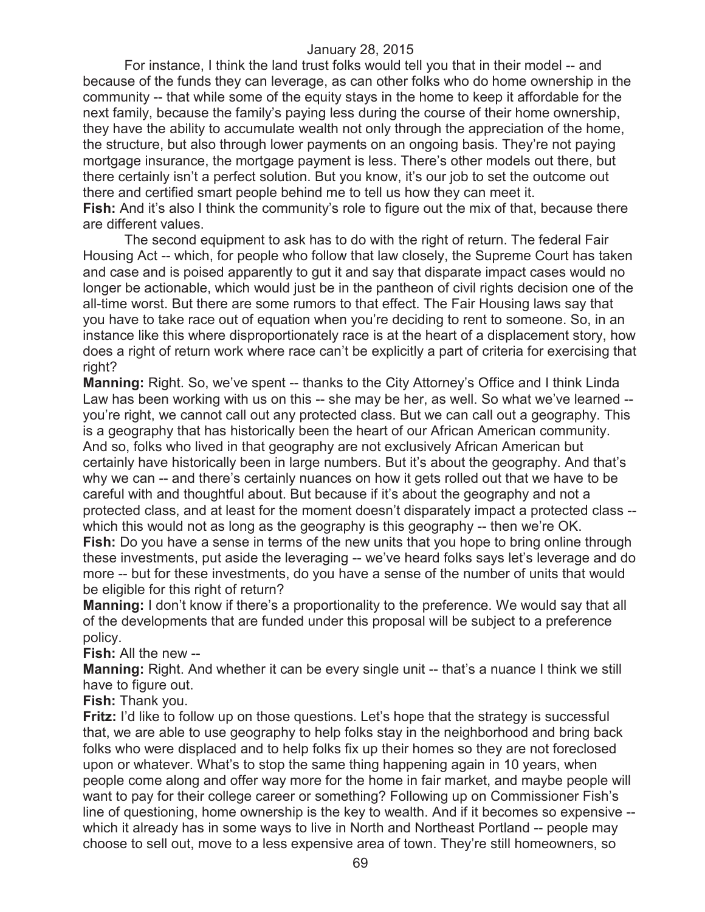For instance, I think the land trust folks would tell you that in their model -- and because of the funds they can leverage, as can other folks who do home ownership in the community -- that while some of the equity stays in the home to keep it affordable for the next family, because the family's paying less during the course of their home ownership, they have the ability to accumulate wealth not only through the appreciation of the home, the structure, but also through lower payments on an ongoing basis. They're not paying mortgage insurance, the mortgage payment is less. There's other models out there, but there certainly isn't a perfect solution. But you know, it's our job to set the outcome out there and certified smart people behind me to tell us how they can meet it.

**Fish:** And it's also I think the community's role to figure out the mix of that, because there are different values.

The second equipment to ask has to do with the right of return. The federal Fair Housing Act -- which, for people who follow that law closely, the Supreme Court has taken and case and is poised apparently to gut it and say that disparate impact cases would no longer be actionable, which would just be in the pantheon of civil rights decision one of the all-time worst. But there are some rumors to that effect. The Fair Housing laws say that you have to take race out of equation when you're deciding to rent to someone. So, in an instance like this where disproportionately race is at the heart of a displacement story, how does a right of return work where race can't be explicitly a part of criteria for exercising that right?

**Manning:** Right. So, we've spent -- thanks to the City Attorney's Office and I think Linda Law has been working with us on this -- she may be her, as well. So what we've learned -- you're right, we cannot call out any protected class. But we can call out a geography. This is a geography that has historically been the heart of our African American community. And so, folks who lived in that geography are not exclusively African American but certainly have historically been in large numbers. But it's about the geography. And that's why we can -- and there's certainly nuances on how it gets rolled out that we have to be careful with and thoughtful about. But because if it's about the geography and not a protected class, and at least for the moment doesn't disparately impact a protected class -- which this would not as long as the geography is this geography -- then we're OK.

**Fish:** Do you have a sense in terms of the new units that you hope to bring online through these investments, put aside the leveraging -- we've heard folks says let's leverage and do more -- but for these investments, do you have a sense of the number of units that would be eligible for this right of return?

**Manning:** I don't know if there's a proportionality to the preference. We would say that all of the developments that are funded under this proposal will be subject to a preference policy.

**Fish:** All the new --

**Manning:** Right. And whether it can be every single unit -- that's a nuance I think we still have to figure out.

**Fish:** Thank you.

**Fritz:** I'd like to follow up on those questions. Let's hope that the strategy is successful that, we are able to use geography to help folks stay in the neighborhood and bring back folks who were displaced and to help folks fix up their homes so they are not foreclosed upon or whatever. What's to stop the same thing happening again in 10 years, when people come along and offer way more for the home in fair market, and maybe people will want to pay for their college career or something? Following up on Commissioner Fish's line of questioning, home ownership is the key to wealth. And if it becomes so expensive -- which it already has in some ways to live in North and Northeast Portland -- people may choose to sell out, move to a less expensive area of town. They're still homeowners, so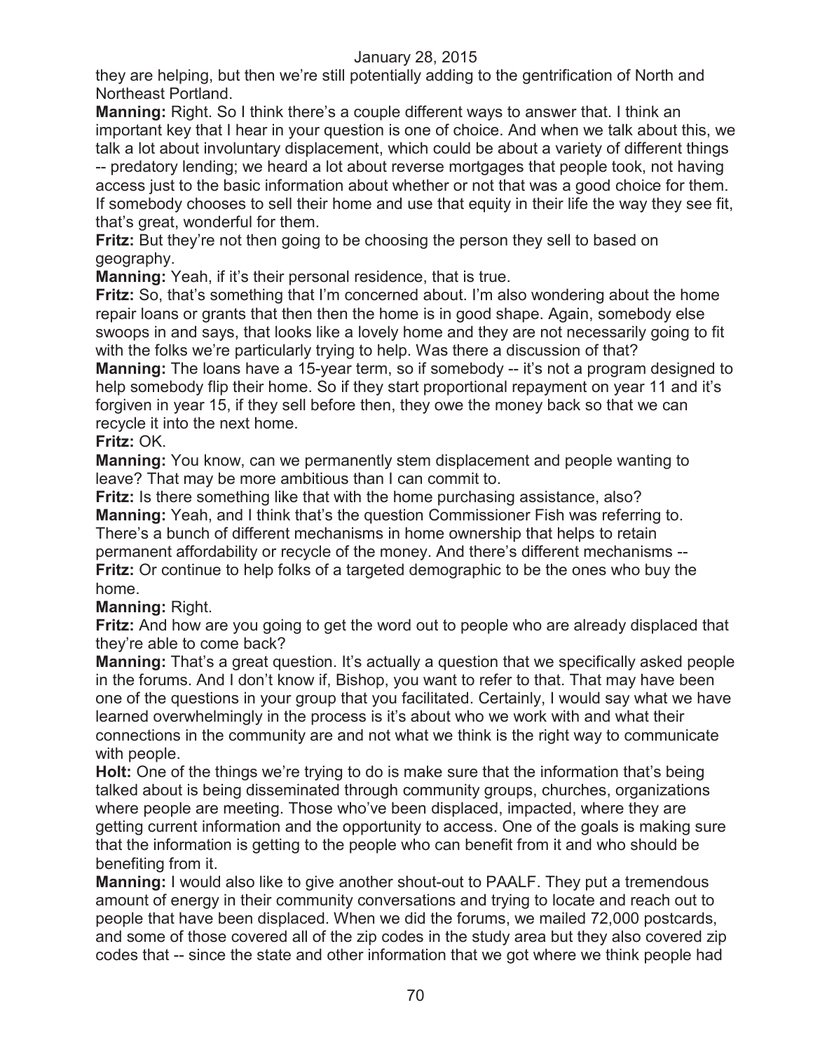they are helping, but then we're still potentially adding to the gentrification of North and Northeast Portland.

**Manning:** Right. So I think there's a couple different ways to answer that. I think an important key that I hear in your question is one of choice. And when we talk about this, we talk a lot about involuntary displacement, which could be about a variety of different things -- predatory lending; we heard a lot about reverse mortgages that people took, not having access just to the basic information about whether or not that was a good choice for them. If somebody chooses to sell their home and use that equity in their life the way they see fit, that's great, wonderful for them.

**Fritz:** But they're not then going to be choosing the person they sell to based on geography.

**Manning:** Yeah, if it's their personal residence, that is true.

**Fritz:** So, that's something that I'm concerned about. I'm also wondering about the home repair loans or grants that then then the home is in good shape. Again, somebody else swoops in and says, that looks like a lovely home and they are not necessarily going to fit with the folks we're particularly trying to help. Was there a discussion of that?

**Manning:** The loans have a 15-year term, so if somebody -- it's not a program designed to help somebody flip their home. So if they start proportional repayment on year 11 and it's forgiven in year 15, if they sell before then, they owe the money back so that we can recycle it into the next home.

**Fritz:** OK.

**Manning:** You know, can we permanently stem displacement and people wanting to leave? That may be more ambitious than I can commit to.

**Fritz:** Is there something like that with the home purchasing assistance, also?

**Manning:** Yeah, and I think that's the question Commissioner Fish was referring to. There's a bunch of different mechanisms in home ownership that helps to retain permanent affordability or recycle of the money. And there's different mechanisms --

**Fritz:** Or continue to help folks of a targeted demographic to be the ones who buy the home.

**Manning:** Right.

**Fritz:** And how are you going to get the word out to people who are already displaced that they're able to come back?

**Manning:** That's a great question. It's actually a question that we specifically asked people in the forums. And I don't know if, Bishop, you want to refer to that. That may have been one of the questions in your group that you facilitated. Certainly, I would say what we have learned overwhelmingly in the process is it's about who we work with and what their connections in the community are and not what we think is the right way to communicate with people.

**Holt:** One of the things we're trying to do is make sure that the information that's being talked about is being disseminated through community groups, churches, organizations where people are meeting. Those who've been displaced, impacted, where they are getting current information and the opportunity to access. One of the goals is making sure that the information is getting to the people who can benefit from it and who should be benefiting from it.

**Manning:** I would also like to give another shout-out to PAALF. They put a tremendous amount of energy in their community conversations and trying to locate and reach out to people that have been displaced. When we did the forums, we mailed 72,000 postcards, and some of those covered all of the zip codes in the study area but they also covered zip codes that -- since the state and other information that we got where we think people had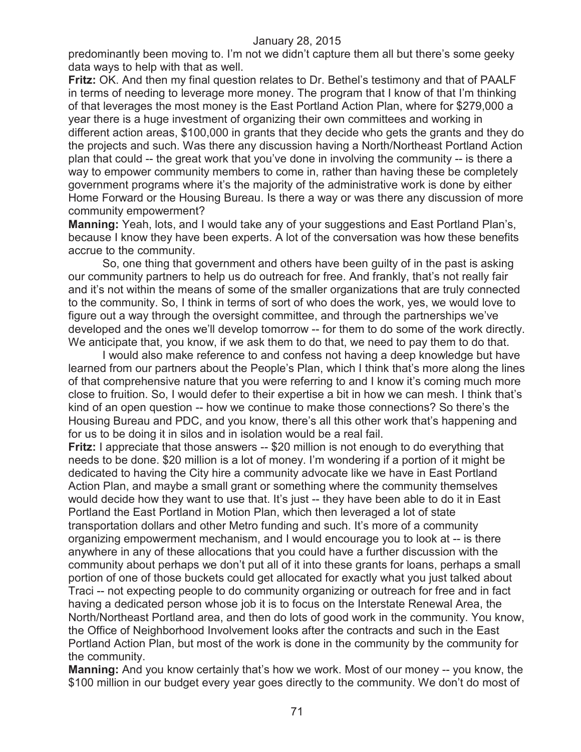predominantly been moving to. I'm not we didn't capture them all but there's some geeky data ways to help with that as well.

**Fritz:** OK. And then my final question relates to Dr. Bethel's testimony and that of PAALF in terms of needing to leverage more money. The program that I know of that I'm thinking of that leverages the most money is the East Portland Action Plan, where for $279,000 a year there is a huge investment of organizing their own committees and working in different action areas, $100,000 in grants that they decide who gets the grants and they do the projects and such. Was there any discussion having a North/Northeast Portland Action plan that could -- the great work that you've done in involving the community -- is there a way to empower community members to come in, rather than having these be completely government programs where it's the majority of the administrative work is done by either Home Forward or the Housing Bureau. Is there a way or was there any discussion of more community empowerment?

**Manning:** Yeah, lots, and I would take any of your suggestions and East Portland Plan's, because I know they have been experts. A lot of the conversation was how these benefits accrue to the community.

So, one thing that government and others have been guilty of in the past is asking our community partners to help us do outreach for free. And frankly, that's not really fair and it's not within the means of some of the smaller organizations that are truly connected to the community. So, I think in terms of sort of who does the work, yes, we would love to figure out a way through the oversight committee, and through the partnerships we've developed and the ones we'll develop tomorrow -- for them to do some of the work directly. We anticipate that, you know, if we ask them to do that, we need to pay them to do that.

I would also make reference to and confess not having a deep knowledge but have learned from our partners about the People's Plan, which I think that's more along the lines of that comprehensive nature that you were referring to and I know it's coming much more close to fruition. So, I would defer to their expertise a bit in how we can mesh. I think that's kind of an open question -- how we continue to make those connections? So there's the Housing Bureau and PDC, and you know, there's all this other work that's happening and for us to be doing it in silos and in isolation would be a real fail.

**Fritz:** I appreciate that those answers -- $20 million is not enough to do everything that needs to be done. $20 million is a lot of money. I'm wondering if a portion of it might be dedicated to having the City hire a community advocate like we have in East Portland Action Plan, and maybe a small grant or something where the community themselves would decide how they want to use that. It's just -- they have been able to do it in East Portland the East Portland in Motion Plan, which then leveraged a lot of state transportation dollars and other Metro funding and such. It's more of a community organizing empowerment mechanism, and I would encourage you to look at -- is there anywhere in any of these allocations that you could have a further discussion with the community about perhaps we don't put all of it into these grants for loans, perhaps a small portion of one of those buckets could get allocated for exactly what you just talked about Traci -- not expecting people to do community organizing or outreach for free and in fact having a dedicated person whose job it is to focus on the Interstate Renewal Area, the North/Northeast Portland area, and then do lots of good work in the community. You know, the Office of Neighborhood Involvement looks after the contracts and such in the East Portland Action Plan, but most of the work is done in the community by the community for the community.

**Manning:** And you know certainly that's how we work. Most of our money -- you know, the $100 million in our budget every year goes directly to the community. We don't do most of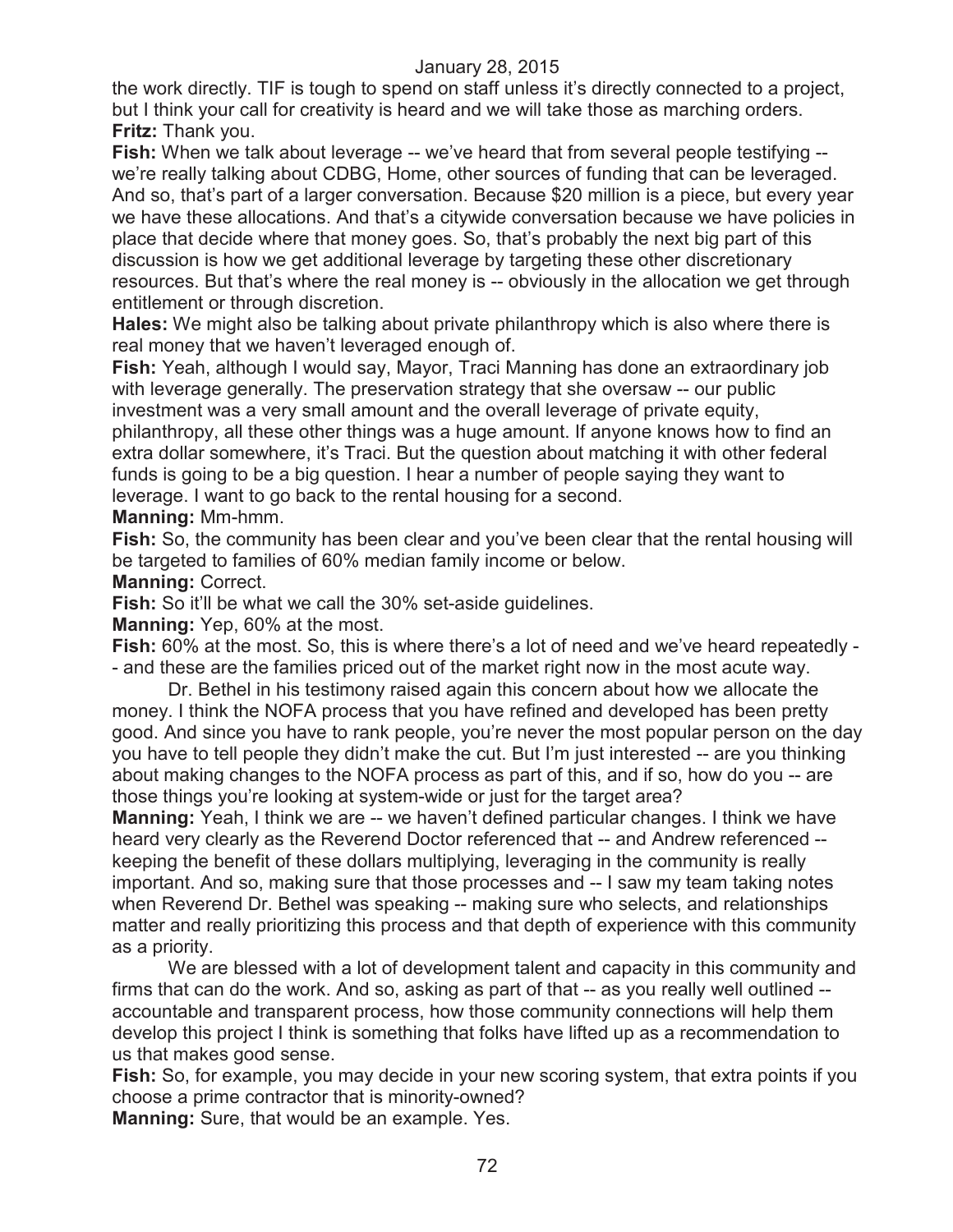the work directly. TIF is tough to spend on staff unless it's directly connected to a project, but I think your call for creativity is heard and we will take those as marching orders.

**Fritz:** Thank you.

**Fish:** When we talk about leverage -- we've heard that from several people testifying -- we're really talking about CDBG, Home, other sources of funding that can be leveraged. And so, that's part of a larger conversation. Because $20 million is a piece, but every year we have these allocations. And that's a citywide conversation because we have policies in place that decide where that money goes. So, that's probably the next big part of this discussion is how we get additional leverage by targeting these other discretionary resources. But that's where the real money is -- obviously in the allocation we get through entitlement or through discretion.

**Hales:** We might also be talking about private philanthropy which is also where there is real money that we haven't leveraged enough of.

**Fish:** Yeah, although I would say, Mayor, Traci Manning has done an extraordinary job with leverage generally. The preservation strategy that she oversaw -- our public investment was a very small amount and the overall leverage of private equity, philanthropy, all these other things was a huge amount. If anyone knows how to find an extra dollar somewhere, it's Traci. But the question about matching it with other federal funds is going to be a big question. I hear a number of people saying they want to leverage. I want to go back to the rental housing for a second.

**Manning:** Mm-hmm.

**Fish:** So, the community has been clear and you've been clear that the rental housing will be targeted to families of 60% median family income or below.

**Manning:** Correct.

**Fish:** So it'll be what we call the 30% set-aside guidelines.

**Manning:** Yep, 60% at the most.

**Fish:** 60% at the most. So, this is where there's a lot of need and we've heard repeatedly -- and these are the families priced out of the market right now in the most acute way.

Dr. Bethel in his testimony raised again this concern about how we allocate the money. I think the NOFA process that you have refined and developed has been pretty good. And since you have to rank people, you're never the most popular person on the day you have to tell people they didn't make the cut. But I'm just interested -- are you thinking about making changes to the NOFA process as part of this, and if so, how do you -- are those things you're looking at system-wide or just for the target area?

**Manning:** Yeah, I think we are -- we haven't defined particular changes. I think we have heard very clearly as the Reverend Doctor referenced that -- and Andrew referenced -- keeping the benefit of these dollars multiplying, leveraging in the community is really important. And so, making sure that those processes and -- I saw my team taking notes when Reverend Dr. Bethel was speaking -- making sure who selects, and relationships matter and really prioritizing this process and that depth of experience with this community as a priority.

We are blessed with a lot of development talent and capacity in this community and firms that can do the work. And so, asking as part of that -- as you really well outlined -- accountable and transparent process, how those community connections will help them develop this project I think is something that folks have lifted up as a recommendation to us that makes good sense.

**Fish:** So, for example, you may decide in your new scoring system, that extra points if you choose a prime contractor that is minority-owned?

**Manning:** Sure, that would be an example. Yes.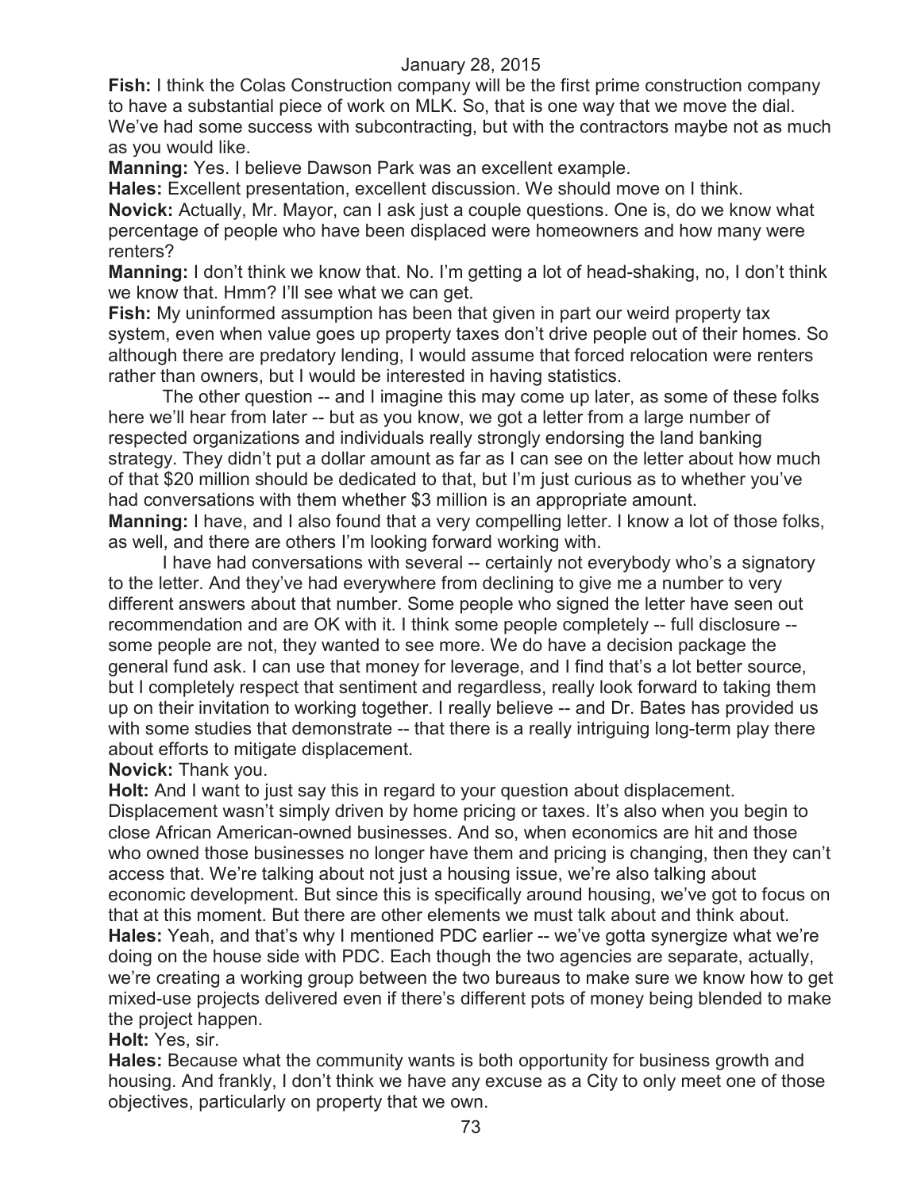**Fish:** I think the Colas Construction company will be the first prime construction company to have a substantial piece of work on MLK. So, that is one way that we move the dial. We've had some success with subcontracting, but with the contractors maybe not as much as you would like.

**Manning:** Yes. I believe Dawson Park was an excellent example.

**Hales:** Excellent presentation, excellent discussion. We should move on I think.

**Novick:** Actually, Mr. Mayor, can I ask just a couple questions. One is, do we know what percentage of people who have been displaced were homeowners and how many were renters?

**Manning:** I don't think we know that. No. I'm getting a lot of head-shaking, no, I don't think we know that. Hmm? I'll see what we can get.

**Fish:** My uninformed assumption has been that given in part our weird property tax system, even when value goes up property taxes don't drive people out of their homes. So although there are predatory lending, I would assume that forced relocation were renters rather than owners, but I would be interested in having statistics.

The other question -- and I imagine this may come up later, as some of these folks here we'll hear from later -- but as you know, we got a letter from a large number of respected organizations and individuals really strongly endorsing the land banking strategy. They didn't put a dollar amount as far as I can see on the letter about how much of that $20 million should be dedicated to that, but I'm just curious as to whether you've had conversations with them whether $3 million is an appropriate amount.

**Manning:** I have, and I also found that a very compelling letter. I know a lot of those folks, as well, and there are others I'm looking forward working with.

I have had conversations with several -- certainly not everybody who's a signatory to the letter. And they've had everywhere from declining to give me a number to very different answers about that number. Some people who signed the letter have seen out recommendation and are OK with it. I think some people completely -- full disclosure -- some people are not, they wanted to see more. We do have a decision package the general fund ask. I can use that money for leverage, and I find that's a lot better source, but I completely respect that sentiment and regardless, really look forward to taking them up on their invitation to working together. I really believe -- and Dr. Bates has provided us with some studies that demonstrate -- that there is a really intriguing long-term play there about efforts to mitigate displacement.

**Novick:** Thank you.

**Holt:** And I want to just say this in regard to your question about displacement. Displacement wasn't simply driven by home pricing or taxes. It's also when you begin to close African American-owned businesses. And so, when economics are hit and those who owned those businesses no longer have them and pricing is changing, then they can't access that. We're talking about not just a housing issue, we're also talking about economic development. But since this is specifically around housing, we've got to focus on that at this moment. But there are other elements we must talk about and think about.

**Hales:** Yeah, and that's why I mentioned PDC earlier -- we've gotta synergize what we're doing on the house side with PDC. Each though the two agencies are separate, actually, we're creating a working group between the two bureaus to make sure we know how to get mixed-use projects delivered even if there's different pots of money being blended to make the project happen.

**Holt:** Yes, sir.

**Hales:** Because what the community wants is both opportunity for business growth and housing. And frankly, I don't think we have any excuse as a City to only meet one of those objectives, particularly on property that we own.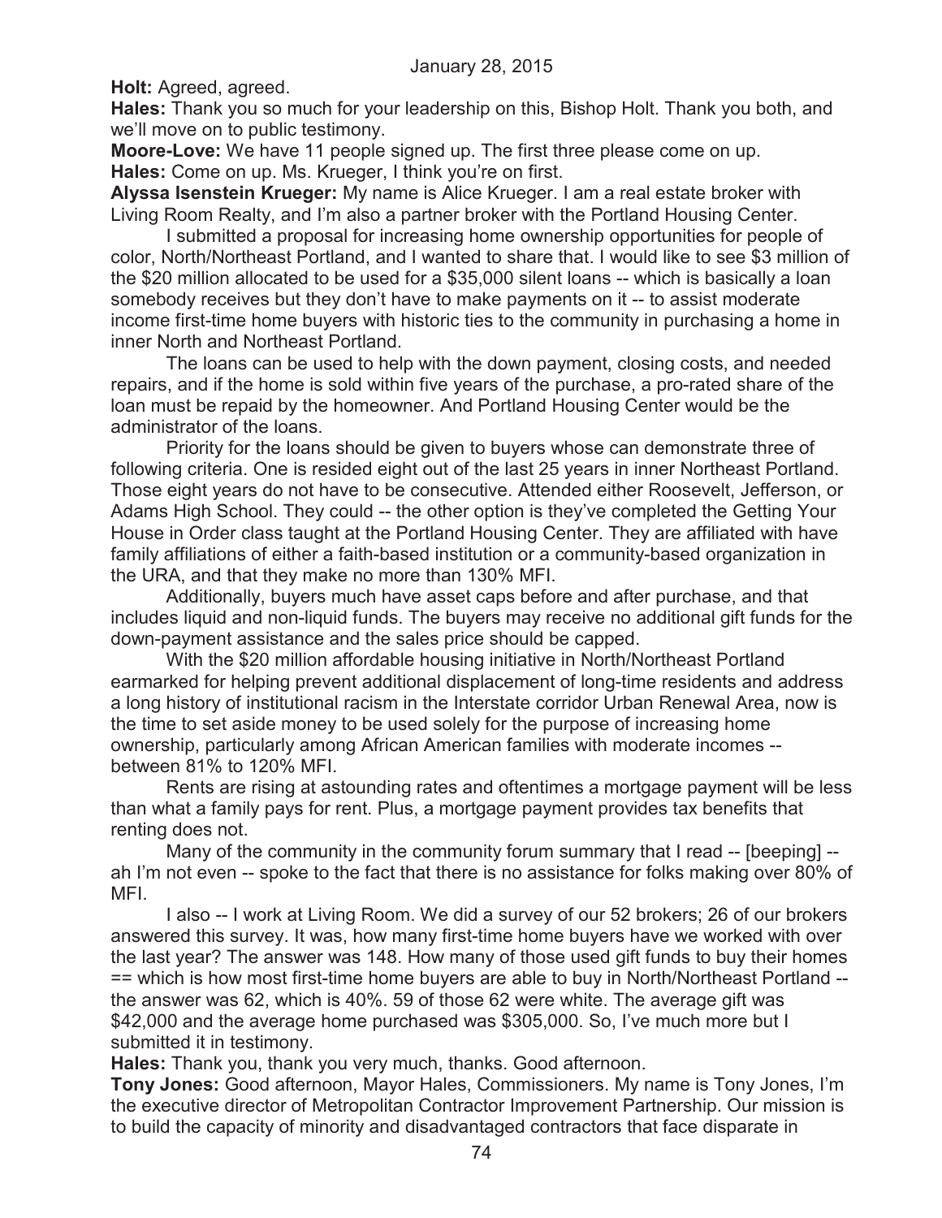**Holt:** Agreed, agreed.

**Hales:** Thank you so much for your leadership on this, Bishop Holt. Thank you both, and we'll move on to public testimony.

**Moore-Love:** We have 11 people signed up. The first three please come on up.

**Hales:** Come on up. Ms. Krueger, I think you're on first.

**Alyssa Isenstein Krueger:** My name is Alice Krueger. I am a real estate broker with Living Room Realty, and I'm also a partner broker with the Portland Housing Center.

I submitted a proposal for increasing home ownership opportunities for people of color, North/Northeast Portland, and I wanted to share that. I would like to see $3 million of the $20 million allocated to be used for a $35,000 silent loans -- which is basically a loan somebody receives but they don't have to make payments on it -- to assist moderate income first-time home buyers with historic ties to the community in purchasing a home in inner North and Northeast Portland.

The loans can be used to help with the down payment, closing costs, and needed repairs, and if the home is sold within five years of the purchase, a pro-rated share of the loan must be repaid by the homeowner. And Portland Housing Center would be the administrator of the loans.

Priority for the loans should be given to buyers whose can demonstrate three of following criteria. One is resided eight out of the last 25 years in inner Northeast Portland. Those eight years do not have to be consecutive. Attended either Roosevelt, Jefferson, or Adams High School. They could -- the other option is they've completed the Getting Your House in Order class taught at the Portland Housing Center. They are affiliated with have family affiliations of either a faith-based institution or a community-based organization in the URA, and that they make no more than 130% MFI.

Additionally, buyers much have asset caps before and after purchase, and that includes liquid and non-liquid funds. The buyers may receive no additional gift funds for the down-payment assistance and the sales price should be capped.

With the $20 million affordable housing initiative in North/Northeast Portland earmarked for helping prevent additional displacement of long-time residents and address a long history of institutional racism in the Interstate corridor Urban Renewal Area, now is the time to set aside money to be used solely for the purpose of increasing home ownership, particularly among African American families with moderate incomes -- between 81% to 120% MFI.

Rents are rising at astounding rates and oftentimes a mortgage payment will be less than what a family pays for rent. Plus, a mortgage payment provides tax benefits that renting does not.

Many of the community in the community forum summary that I read -- [beeping] -- ah I'm not even -- spoke to the fact that there is no assistance for folks making over 80% of MFI.

I also -- I work at Living Room. We did a survey of our 52 brokers; 26 of our brokers answered this survey. It was, how many first-time home buyers have we worked with over the last year? The answer was 148. How many of those used gift funds to buy their homes == which is how most first-time home buyers are able to buy in North/Northeast Portland -- the answer was 62, which is 40%. 59 of those 62 were white. The average gift was $42,000 and the average home purchased was $305,000. So, I've much more but I submitted it in testimony.

**Hales:** Thank you, thank you very much, thanks. Good afternoon.

**Tony Jones:** Good afternoon, Mayor Hales, Commissioners. My name is Tony Jones, I'm the executive director of Metropolitan Contractor Improvement Partnership. Our mission is to build the capacity of minority and disadvantaged contractors that face disparate in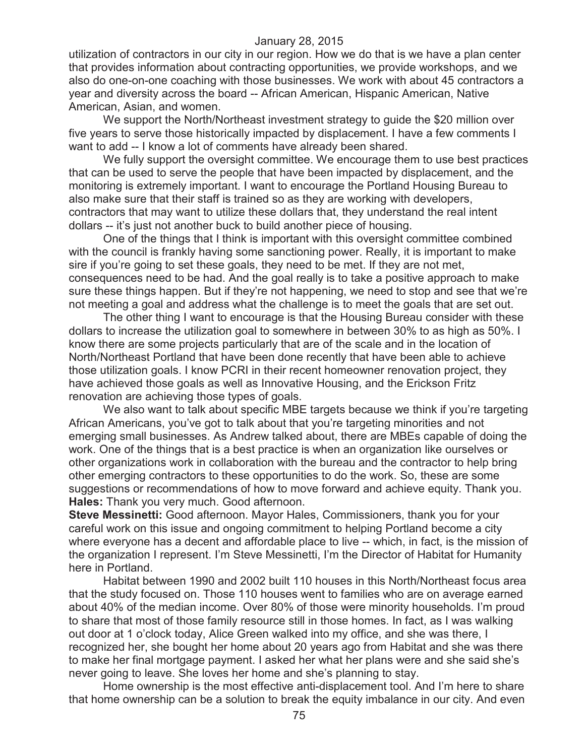utilization of contractors in our city in our region. How we do that is we have a plan center that provides information about contracting opportunities, we provide workshops, and we also do one-on-one coaching with those businesses. We work with about 45 contractors a year and diversity across the board -- African American, Hispanic American, Native American, Asian, and women.

We support the North/Northeast investment strategy to guide the $20 million over five years to serve those historically impacted by displacement. I have a few comments I want to add -- I know a lot of comments have already been shared.

We fully support the oversight committee. We encourage them to use best practices that can be used to serve the people that have been impacted by displacement, and the monitoring is extremely important. I want to encourage the Portland Housing Bureau to also make sure that their staff is trained so as they are working with developers, contractors that may want to utilize these dollars that, they understand the real intent dollars -- it's just not another buck to build another piece of housing.

One of the things that I think is important with this oversight committee combined with the council is frankly having some sanctioning power. Really, it is important to make sire if you're going to set these goals, they need to be met. If they are not met, consequences need to be had. And the goal really is to take a positive approach to make sure these things happen. But if they're not happening, we need to stop and see that we're not meeting a goal and address what the challenge is to meet the goals that are set out.

The other thing I want to encourage is that the Housing Bureau consider with these dollars to increase the utilization goal to somewhere in between 30% to as high as 50%. I know there are some projects particularly that are of the scale and in the location of North/Northeast Portland that have been done recently that have been able to achieve those utilization goals. I know PCRI in their recent homeowner renovation project, they have achieved those goals as well as Innovative Housing, and the Erickson Fritz renovation are achieving those types of goals.

We also want to talk about specific MBE targets because we think if you're targeting African Americans, you've got to talk about that you're targeting minorities and not emerging small businesses. As Andrew talked about, there are MBEs capable of doing the work. One of the things that is a best practice is when an organization like ourselves or other organizations work in collaboration with the bureau and the contractor to help bring other emerging contractors to these opportunities to do the work. So, these are some suggestions or recommendations of how to move forward and achieve equity. Thank you.

**Hales:** Thank you very much. Good afternoon.

**Steve Messinetti:** Good afternoon. Mayor Hales, Commissioners, thank you for your careful work on this issue and ongoing commitment to helping Portland become a city where everyone has a decent and affordable place to live -- which, in fact, is the mission of the organization I represent. I'm Steve Messinetti, I'm the Director of Habitat for Humanity here in Portland.

Habitat between 1990 and 2002 built 110 houses in this North/Northeast focus area that the study focused on. Those 110 houses went to families who are on average earned about 40% of the median income. Over 80% of those were minority households. I'm proud to share that most of those family resource still in those homes. In fact, as I was walking out door at 1 o'clock today, Alice Green walked into my office, and she was there, I recognized her, she bought her home about 20 years ago from Habitat and she was there to make her final mortgage payment. I asked her what her plans were and she said she's never going to leave. She loves her home and she's planning to stay.

Home ownership is the most effective anti-displacement tool. And I'm here to share that home ownership can be a solution to break the equity imbalance in our city. And even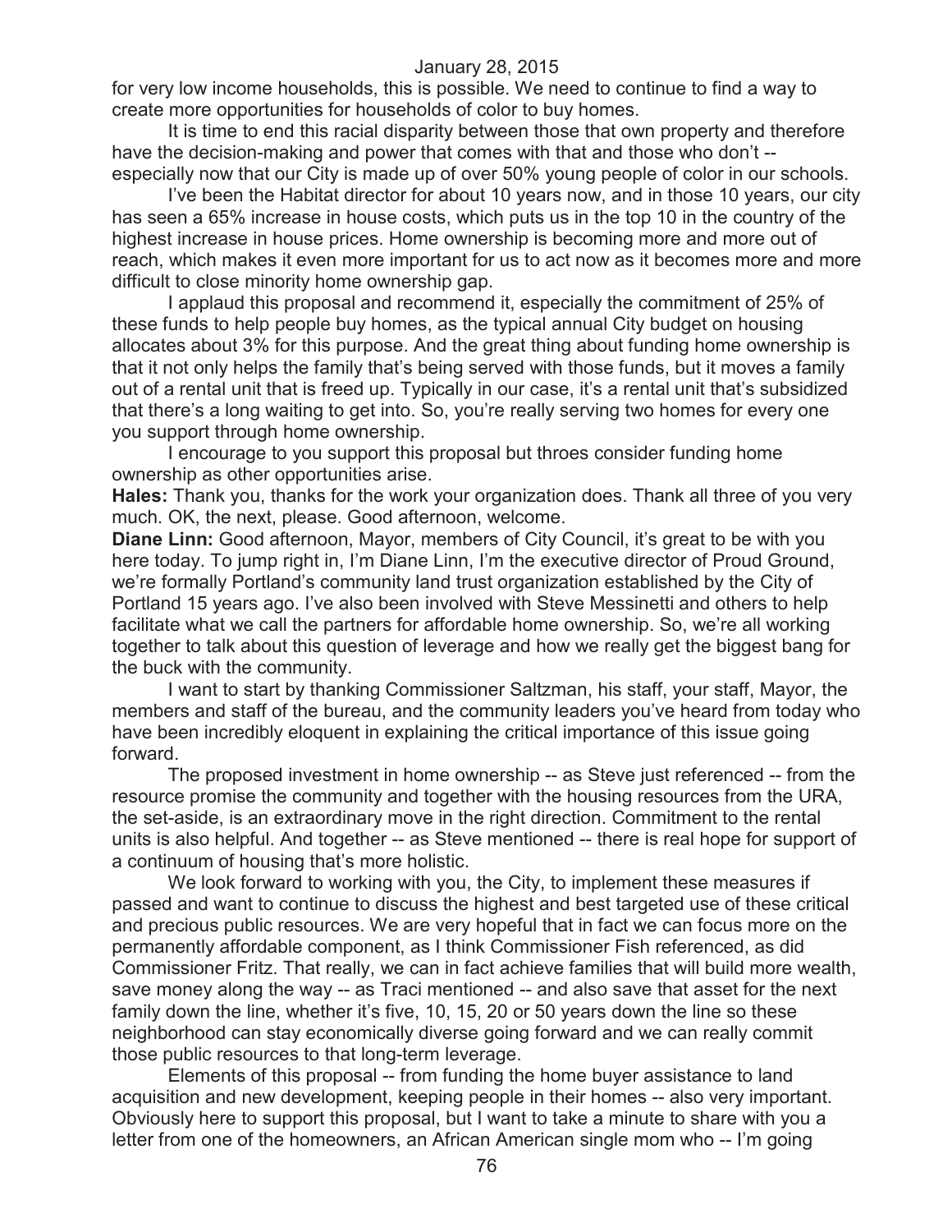for very low income households, this is possible. We need to continue to find a way to create more opportunities for households of color to buy homes.

It is time to end this racial disparity between those that own property and therefore have the decision-making and power that comes with that and those who don't -- especially now that our City is made up of over 50% young people of color in our schools.

I've been the Habitat director for about 10 years now, and in those 10 years, our city has seen a 65% increase in house costs, which puts us in the top 10 in the country of the highest increase in house prices. Home ownership is becoming more and more out of reach, which makes it even more important for us to act now as it becomes more and more difficult to close minority home ownership gap.

I applaud this proposal and recommend it, especially the commitment of 25% of these funds to help people buy homes, as the typical annual City budget on housing allocates about 3% for this purpose. And the great thing about funding home ownership is that it not only helps the family that's being served with those funds, but it moves a family out of a rental unit that is freed up. Typically in our case, it's a rental unit that's subsidized that there's a long waiting to get into. So, you're really serving two homes for every one you support through home ownership.

I encourage to you support this proposal but throes consider funding home ownership as other opportunities arise.

**Hales:** Thank you, thanks for the work your organization does. Thank all three of you very much. OK, the next, please. Good afternoon, welcome.

**Diane Linn:** Good afternoon, Mayor, members of City Council, it's great to be with you here today. To jump right in, I'm Diane Linn, I'm the executive director of Proud Ground, we're formally Portland's community land trust organization established by the City of Portland 15 years ago. I've also been involved with Steve Messinetti and others to help facilitate what we call the partners for affordable home ownership. So, we're all working together to talk about this question of leverage and how we really get the biggest bang for the buck with the community.

I want to start by thanking Commissioner Saltzman, his staff, your staff, Mayor, the members and staff of the bureau, and the community leaders you've heard from today who have been incredibly eloquent in explaining the critical importance of this issue going forward.

The proposed investment in home ownership -- as Steve just referenced -- from the resource promise the community and together with the housing resources from the URA, the set-aside, is an extraordinary move in the right direction. Commitment to the rental units is also helpful. And together -- as Steve mentioned -- there is real hope for support of a continuum of housing that's more holistic.

We look forward to working with you, the City, to implement these measures if passed and want to continue to discuss the highest and best targeted use of these critical and precious public resources. We are very hopeful that in fact we can focus more on the permanently affordable component, as I think Commissioner Fish referenced, as did Commissioner Fritz. That really, we can in fact achieve families that will build more wealth, save money along the way -- as Traci mentioned -- and also save that asset for the next family down the line, whether it's five, 10, 15, 20 or 50 years down the line so these neighborhood can stay economically diverse going forward and we can really commit those public resources to that long-term leverage.

Elements of this proposal -- from funding the home buyer assistance to land acquisition and new development, keeping people in their homes -- also very important. Obviously here to support this proposal, but I want to take a minute to share with you a letter from one of the homeowners, an African American single mom who -- I'm going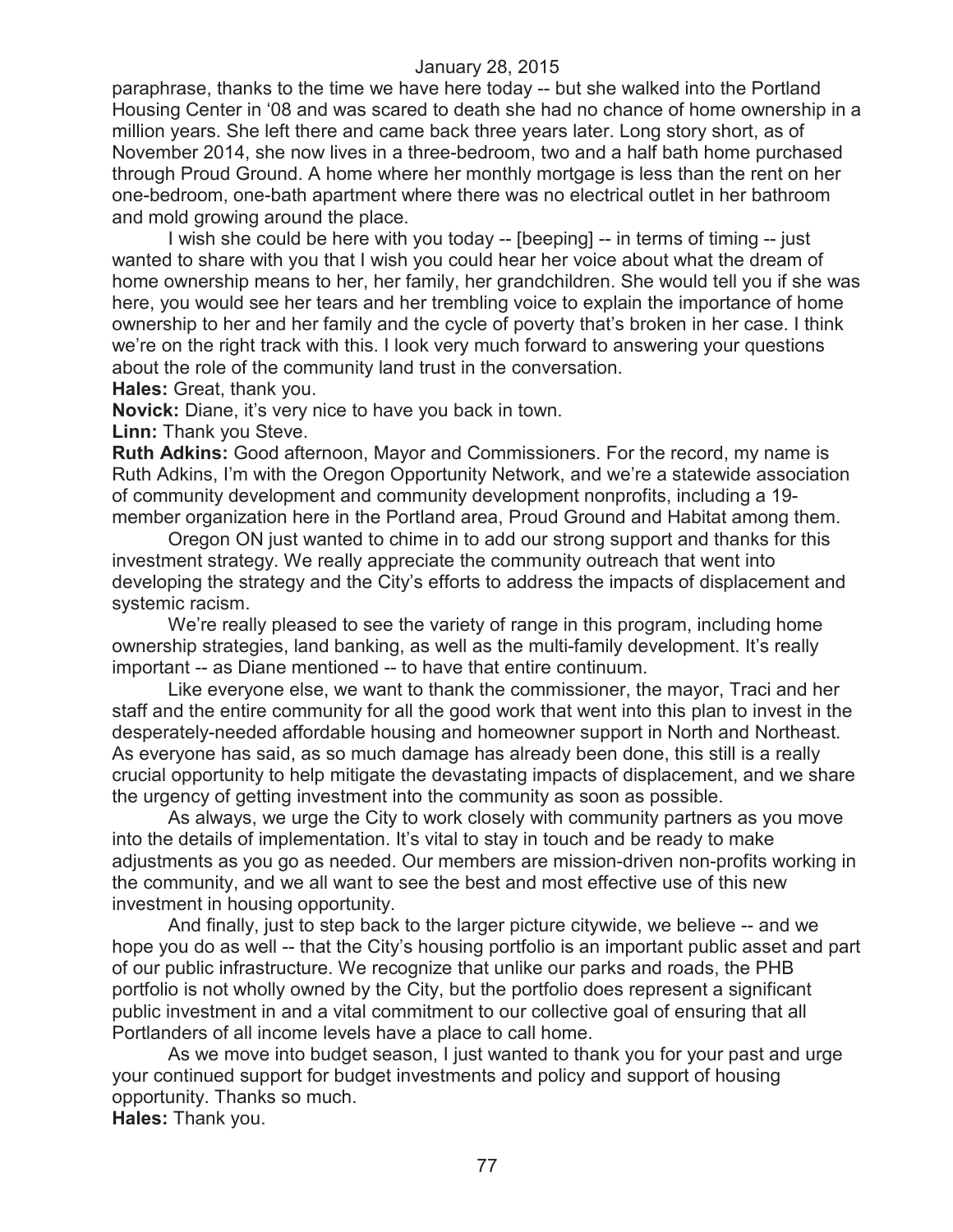paraphrase, thanks to the time we have here today -- but she walked into the Portland Housing Center in '08 and was scared to death she had no chance of home ownership in a million years. She left there and came back three years later. Long story short, as of November 2014, she now lives in a three-bedroom, two and a half bath home purchased through Proud Ground. A home where her monthly mortgage is less than the rent on her one-bedroom, one-bath apartment where there was no electrical outlet in her bathroom and mold growing around the place.

I wish she could be here with you today -- [beeping] -- in terms of timing -- just wanted to share with you that I wish you could hear her voice about what the dream of home ownership means to her, her family, her grandchildren. She would tell you if she was here, you would see her tears and her trembling voice to explain the importance of home ownership to her and her family and the cycle of poverty that's broken in her case. I think we're on the right track with this. I look very much forward to answering your questions about the role of the community land trust in the conversation.

**Hales:** Great, thank you.

**Novick:** Diane, it's very nice to have you back in town.

**Linn:** Thank you Steve.

**Ruth Adkins:** Good afternoon, Mayor and Commissioners. For the record, my name is Ruth Adkins, I'm with the Oregon Opportunity Network, and we're a statewide association of community development and community development nonprofits, including a 19-member organization here in the Portland area, Proud Ground and Habitat among them.

Oregon ON just wanted to chime in to add our strong support and thanks for this investment strategy. We really appreciate the community outreach that went into developing the strategy and the City's efforts to address the impacts of displacement and systemic racism.

We're really pleased to see the variety of range in this program, including home ownership strategies, land banking, as well as the multi-family development. It's really important -- as Diane mentioned -- to have that entire continuum.

Like everyone else, we want to thank the commissioner, the mayor, Traci and her staff and the entire community for all the good work that went into this plan to invest in the desperately-needed affordable housing and homeowner support in North and Northeast. As everyone has said, as so much damage has already been done, this still is a really crucial opportunity to help mitigate the devastating impacts of displacement, and we share the urgency of getting investment into the community as soon as possible.

As always, we urge the City to work closely with community partners as you move into the details of implementation. It's vital to stay in touch and be ready to make adjustments as you go as needed. Our members are mission-driven non-profits working in the community, and we all want to see the best and most effective use of this new investment in housing opportunity.

And finally, just to step back to the larger picture citywide, we believe -- and we hope you do as well -- that the City's housing portfolio is an important public asset and part of our public infrastructure. We recognize that unlike our parks and roads, the PHB portfolio is not wholly owned by the City, but the portfolio does represent a significant public investment in and a vital commitment to our collective goal of ensuring that all Portlanders of all income levels have a place to call home.

As we move into budget season, I just wanted to thank you for your past and urge your continued support for budget investments and policy and support of housing opportunity. Thanks so much.

**Hales:** Thank you.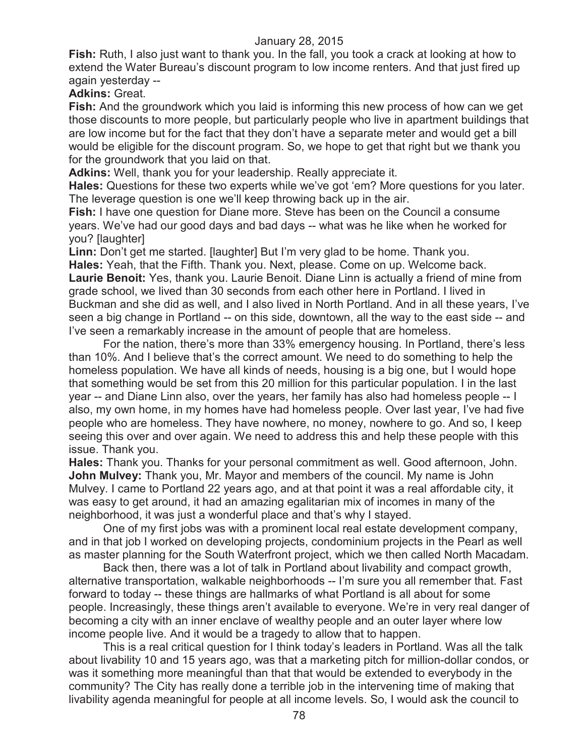**Fish:** Ruth, I also just want to thank you. In the fall, you took a crack at looking at how to extend the Water Bureau's discount program to low income renters. And that just fired up again yesterday --

**Adkins:** Great.

**Fish:** And the groundwork which you laid is informing this new process of how can we get those discounts to more people, but particularly people who live in apartment buildings that are low income but for the fact that they don't have a separate meter and would get a bill would be eligible for the discount program. So, we hope to get that right but we thank you for the groundwork that you laid on that.

**Adkins:** Well, thank you for your leadership. Really appreciate it.

**Hales:** Questions for these two experts while we've got 'em? More questions for you later. The leverage question is one we'll keep throwing back up in the air.

**Fish:** I have one question for Diane more. Steve has been on the Council a consume years. We've had our good days and bad days -- what was he like when he worked for you? [laughter]

**Linn:** Don't get me started. [laughter] But I'm very glad to be home. Thank you.

**Hales:** Yeah, that the Fifth. Thank you. Next, please. Come on up. Welcome back.

**Laurie Benoit:** Yes, thank you. Laurie Benoit. Diane Linn is actually a friend of mine from grade school, we lived than 30 seconds from each other here in Portland. I lived in Buckman and she did as well, and I also lived in North Portland. And in all these years, I've seen a big change in Portland -- on this side, downtown, all the way to the east side -- and I've seen a remarkably increase in the amount of people that are homeless.

For the nation, there's more than 33% emergency housing. In Portland, there's less than 10%. And I believe that's the correct amount. We need to do something to help the homeless population. We have all kinds of needs, housing is a big one, but I would hope that something would be set from this 20 million for this particular population. I in the last year -- and Diane Linn also, over the years, her family has also had homeless people -- I also, my own home, in my homes have had homeless people. Over last year, I've had five people who are homeless. They have nowhere, no money, nowhere to go. And so, I keep seeing this over and over again. We need to address this and help these people with this issue. Thank you.

**Hales:** Thank you. Thanks for your personal commitment as well. Good afternoon, John.

**John Mulvey:** Thank you, Mr. Mayor and members of the council. My name is John Mulvey. I came to Portland 22 years ago, and at that point it was a real affordable city, it was easy to get around, it had an amazing egalitarian mix of incomes in many of the neighborhood, it was just a wonderful place and that's why I stayed.

One of my first jobs was with a prominent local real estate development company, and in that job I worked on developing projects, condominium projects in the Pearl as well as master planning for the South Waterfront project, which we then called North Macadam.

Back then, there was a lot of talk in Portland about livability and compact growth, alternative transportation, walkable neighborhoods -- I'm sure you all remember that. Fast forward to today -- these things are hallmarks of what Portland is all about for some people. Increasingly, these things aren't available to everyone. We're in very real danger of becoming a city with an inner enclave of wealthy people and an outer layer where low income people live. And it would be a tragedy to allow that to happen.

This is a real critical question for I think today's leaders in Portland. Was all the talk about livability 10 and 15 years ago, was that a marketing pitch for million-dollar condos, or was it something more meaningful than that that would be extended to everybody in the community? The City has really done a terrible job in the intervening time of making that livability agenda meaningful for people at all income levels. So, I would ask the council to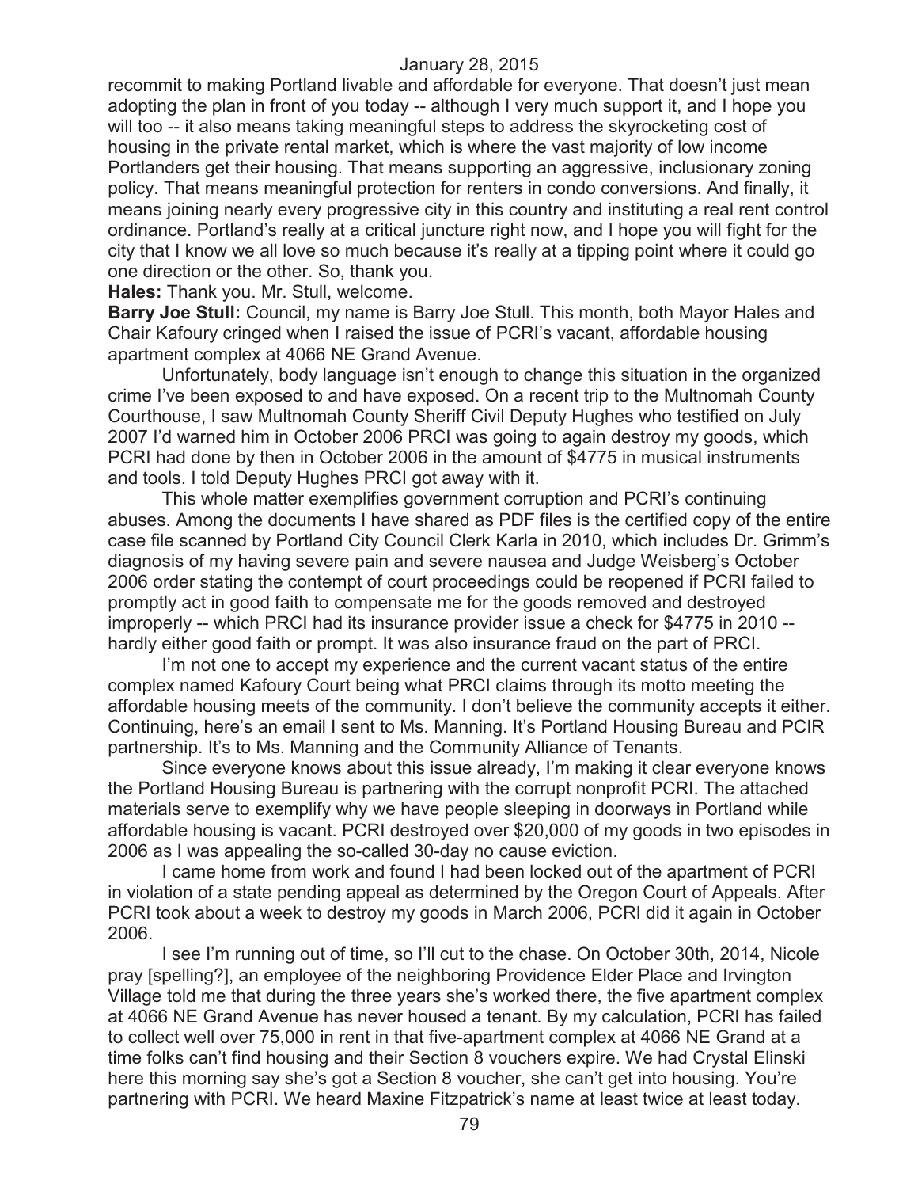recommit to making Portland livable and affordable for everyone. That doesn't just mean adopting the plan in front of you today -- although I very much support it, and I hope you will too -- it also means taking meaningful steps to address the skyrocketing cost of housing in the private rental market, which is where the vast majority of low income Portlanders get their housing. That means supporting an aggressive, inclusionary zoning policy. That means meaningful protection for renters in condo conversions. And finally, it means joining nearly every progressive city in this country and instituting a real rent control ordinance. Portland's really at a critical juncture right now, and I hope you will fight for the city that I know we all love so much because it's really at a tipping point where it could go one direction or the other. So, thank you.

**Hales:** Thank you. Mr. Stull, welcome.

**Barry Joe Stull:** Council, my name is Barry Joe Stull. This month, both Mayor Hales and Chair Kafoury cringed when I raised the issue of PCRI's vacant, affordable housing apartment complex at 4066 NE Grand Avenue.

Unfortunately, body language isn't enough to change this situation in the organized crime I've been exposed to and have exposed. On a recent trip to the Multnomah County Courthouse, I saw Multnomah County Sheriff Civil Deputy Hughes who testified on July 2007 I'd warned him in October 2006 PRCI was going to again destroy my goods, which PCRI had done by then in October 2006 in the amount of $4775 in musical instruments and tools. I told Deputy Hughes PRCI got away with it.

This whole matter exemplifies government corruption and PCRI's continuing abuses. Among the documents I have shared as PDF files is the certified copy of the entire case file scanned by Portland City Council Clerk Karla in 2010, which includes Dr. Grimm's diagnosis of my having severe pain and severe nausea and Judge Weisberg's October 2006 order stating the contempt of court proceedings could be reopened if PCRI failed to promptly act in good faith to compensate me for the goods removed and destroyed improperly -- which PRCI had its insurance provider issue a check for $4775 in 2010 -- hardly either good faith or prompt. It was also insurance fraud on the part of PRCI.

I'm not one to accept my experience and the current vacant status of the entire complex named Kafoury Court being what PRCI claims through its motto meeting the affordable housing meets of the community. I don't believe the community accepts it either. Continuing, here's an email I sent to Ms. Manning. It's Portland Housing Bureau and PCIR partnership. It's to Ms. Manning and the Community Alliance of Tenants.

Since everyone knows about this issue already, I'm making it clear everyone knows the Portland Housing Bureau is partnering with the corrupt nonprofit PCRI. The attached materials serve to exemplify why we have people sleeping in doorways in Portland while affordable housing is vacant. PCRI destroyed over $20,000 of my goods in two episodes in 2006 as I was appealing the so-called 30-day no cause eviction.

I came home from work and found I had been locked out of the apartment of PCRI in violation of a state pending appeal as determined by the Oregon Court of Appeals. After PCRI took about a week to destroy my goods in March 2006, PCRI did it again in October 2006.

I see I'm running out of time, so I'll cut to the chase. On October 30th, 2014, Nicole pray [spelling?], an employee of the neighboring Providence Elder Place and Irvington Village told me that during the three years she's worked there, the five apartment complex at 4066 NE Grand Avenue has never housed a tenant. By my calculation, PCRI has failed to collect well over 75,000 in rent in that five-apartment complex at 4066 NE Grand at a time folks can't find housing and their Section 8 vouchers expire. We had Crystal Elinski here this morning say she's got a Section 8 voucher, she can't get into housing. You're partnering with PCRI. We heard Maxine Fitzpatrick's name at least twice at least today.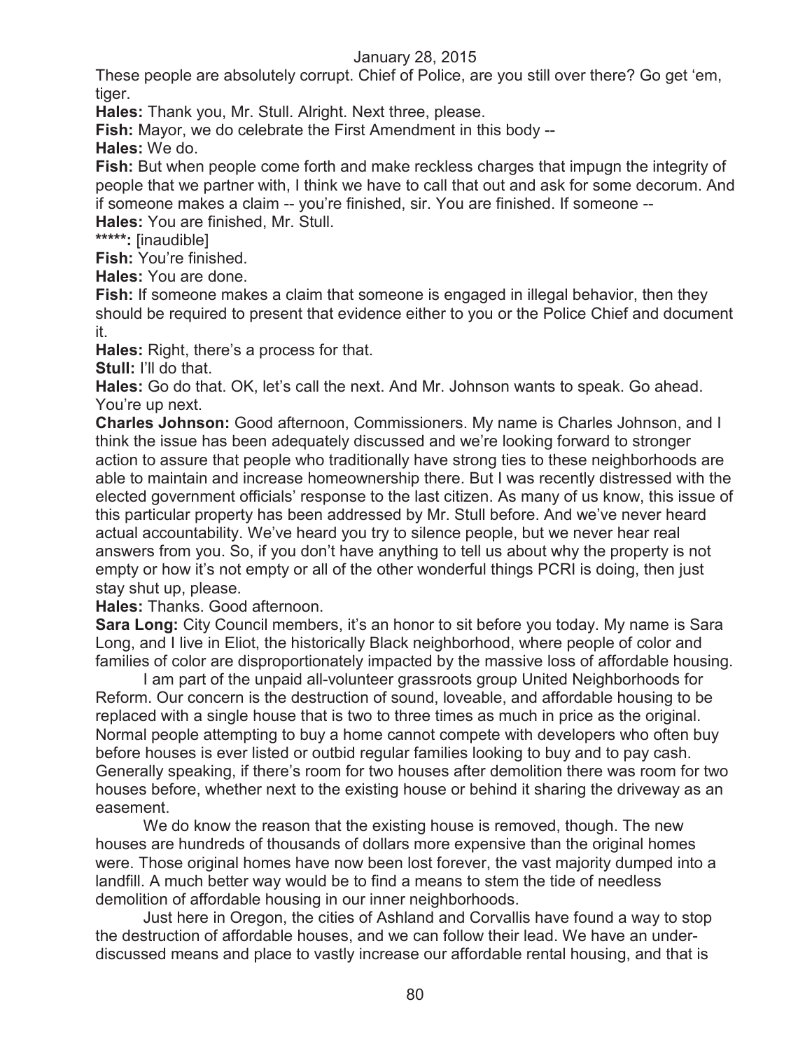These people are absolutely corrupt. Chief of Police, are you still over there? Go get 'em, tiger.

**Hales:** Thank you, Mr. Stull. Alright. Next three, please.

**Fish:** Mayor, we do celebrate the First Amendment in this body --

**Hales:** We do.

**Fish:** But when people come forth and make reckless charges that impugn the integrity of people that we partner with, I think we have to call that out and ask for some decorum. And if someone makes a claim -- you're finished, sir. You are finished. If someone --

**Hales:** You are finished, Mr. Stull.

**\*\*\*\*\*:** [inaudible]

**Fish:** You're finished.

**Hales:** You are done.

**Fish:** If someone makes a claim that someone is engaged in illegal behavior, then they should be required to present that evidence either to you or the Police Chief and document it.

**Hales:** Right, there's a process for that.

**Stull:** I'll do that.

**Hales:** Go do that. OK, let's call the next. And Mr. Johnson wants to speak. Go ahead. You're up next.

**Charles Johnson:** Good afternoon, Commissioners. My name is Charles Johnson, and I think the issue has been adequately discussed and we're looking forward to stronger action to assure that people who traditionally have strong ties to these neighborhoods are able to maintain and increase homeownership there. But I was recently distressed with the elected government officials' response to the last citizen. As many of us know, this issue of this particular property has been addressed by Mr. Stull before. And we've never heard actual accountability. We've heard you try to silence people, but we never hear real answers from you. So, if you don't have anything to tell us about why the property is not empty or how it's not empty or all of the other wonderful things PCRI is doing, then just stay shut up, please.

**Hales:** Thanks. Good afternoon.

**Sara Long:** City Council members, it's an honor to sit before you today. My name is Sara Long, and I live in Eliot, the historically Black neighborhood, where people of color and families of color are disproportionately impacted by the massive loss of affordable housing.

I am part of the unpaid all-volunteer grassroots group United Neighborhoods for Reform. Our concern is the destruction of sound, loveable, and affordable housing to be replaced with a single house that is two to three times as much in price as the original. Normal people attempting to buy a home cannot compete with developers who often buy before houses is ever listed or outbid regular families looking to buy and to pay cash. Generally speaking, if there's room for two houses after demolition there was room for two houses before, whether next to the existing house or behind it sharing the driveway as an easement.

We do know the reason that the existing house is removed, though. The new houses are hundreds of thousands of dollars more expensive than the original homes were. Those original homes have now been lost forever, the vast majority dumped into a landfill. A much better way would be to find a means to stem the tide of needless demolition of affordable housing in our inner neighborhoods.

Just here in Oregon, the cities of Ashland and Corvallis have found a way to stop the destruction of affordable houses, and we can follow their lead. We have an under-discussed means and place to vastly increase our affordable rental housing, and that is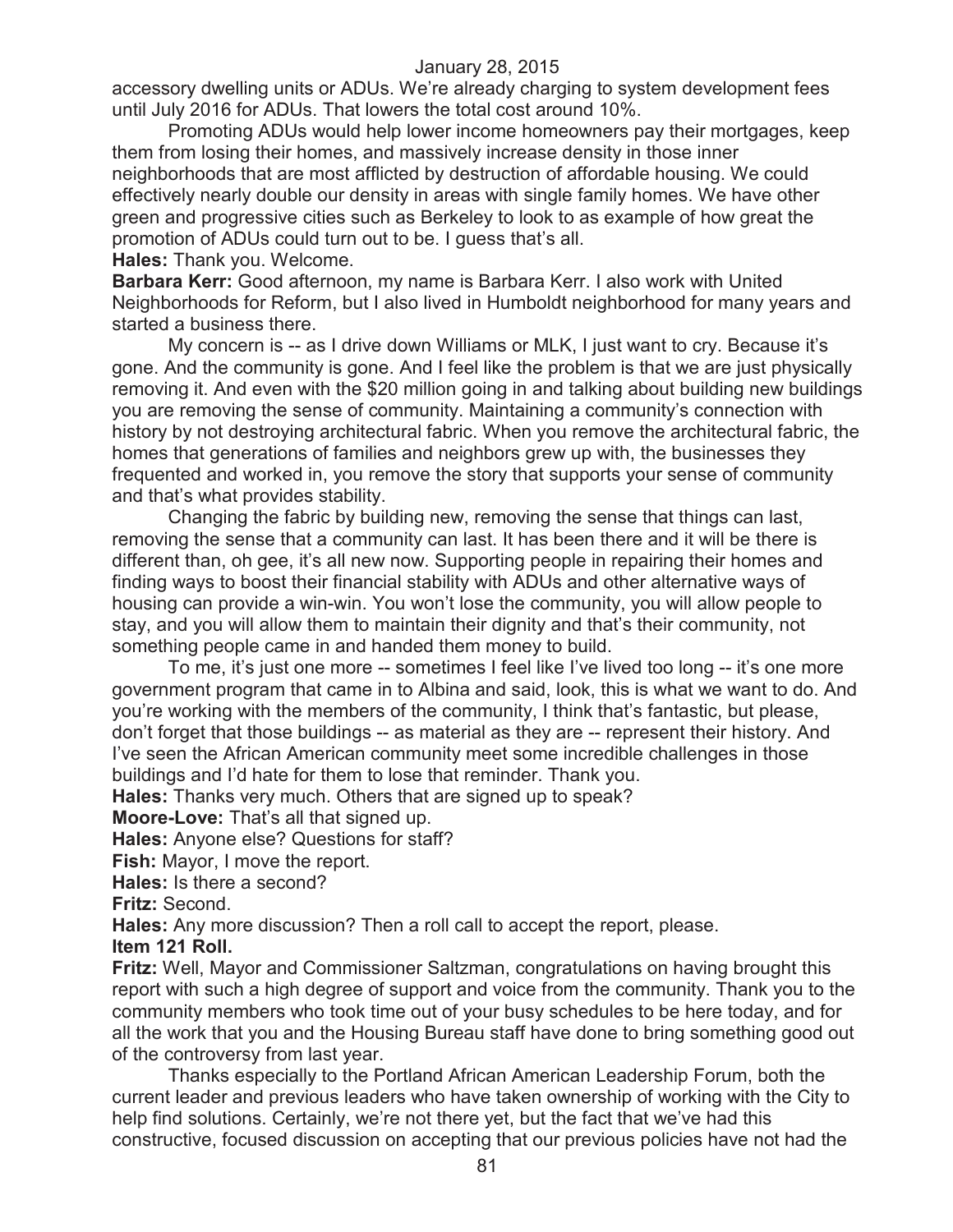accessory dwelling units or ADUs. We're already charging to system development fees until July 2016 for ADUs. That lowers the total cost around 10%.

Promoting ADUs would help lower income homeowners pay their mortgages, keep them from losing their homes, and massively increase density in those inner neighborhoods that are most afflicted by destruction of affordable housing. We could effectively nearly double our density in areas with single family homes. We have other green and progressive cities such as Berkeley to look to as example of how great the promotion of ADUs could turn out to be. I guess that's all.

**Hales:** Thank you. Welcome.

**Barbara Kerr:** Good afternoon, my name is Barbara Kerr. I also work with United Neighborhoods for Reform, but I also lived in Humboldt neighborhood for many years and started a business there.

My concern is -- as I drive down Williams or MLK, I just want to cry. Because it's gone. And the community is gone. And I feel like the problem is that we are just physically removing it. And even with the $20 million going in and talking about building new buildings you are removing the sense of community. Maintaining a community's connection with history by not destroying architectural fabric. When you remove the architectural fabric, the homes that generations of families and neighbors grew up with, the businesses they frequented and worked in, you remove the story that supports your sense of community and that's what provides stability.

Changing the fabric by building new, removing the sense that things can last, removing the sense that a community can last. It has been there and it will be there is different than, oh gee, it's all new now. Supporting people in repairing their homes and finding ways to boost their financial stability with ADUs and other alternative ways of housing can provide a win-win. You won't lose the community, you will allow people to stay, and you will allow them to maintain their dignity and that's their community, not something people came in and handed them money to build.

To me, it's just one more -- sometimes I feel like I've lived too long -- it's one more government program that came in to Albina and said, look, this is what we want to do. And you're working with the members of the community, I think that's fantastic, but please, don't forget that those buildings -- as material as they are -- represent their history. And I've seen the African American community meet some incredible challenges in those buildings and I'd hate for them to lose that reminder. Thank you.

**Hales:** Thanks very much. Others that are signed up to speak?

**Moore-Love:** That's all that signed up.

**Hales:** Anyone else? Questions for staff?

**Fish:** Mayor, I move the report.

**Hales:** Is there a second?

**Fritz:** Second.

**Hales:** Any more discussion? Then a roll call to accept the report, please.

**Item 121 Roll.**

**Fritz:** Well, Mayor and Commissioner Saltzman, congratulations on having brought this report with such a high degree of support and voice from the community. Thank you to the community members who took time out of your busy schedules to be here today, and for all the work that you and the Housing Bureau staff have done to bring something good out of the controversy from last year.

Thanks especially to the Portland African American Leadership Forum, both the current leader and previous leaders who have taken ownership of working with the City to help find solutions. Certainly, we're not there yet, but the fact that we've had this constructive, focused discussion on accepting that our previous policies have not had the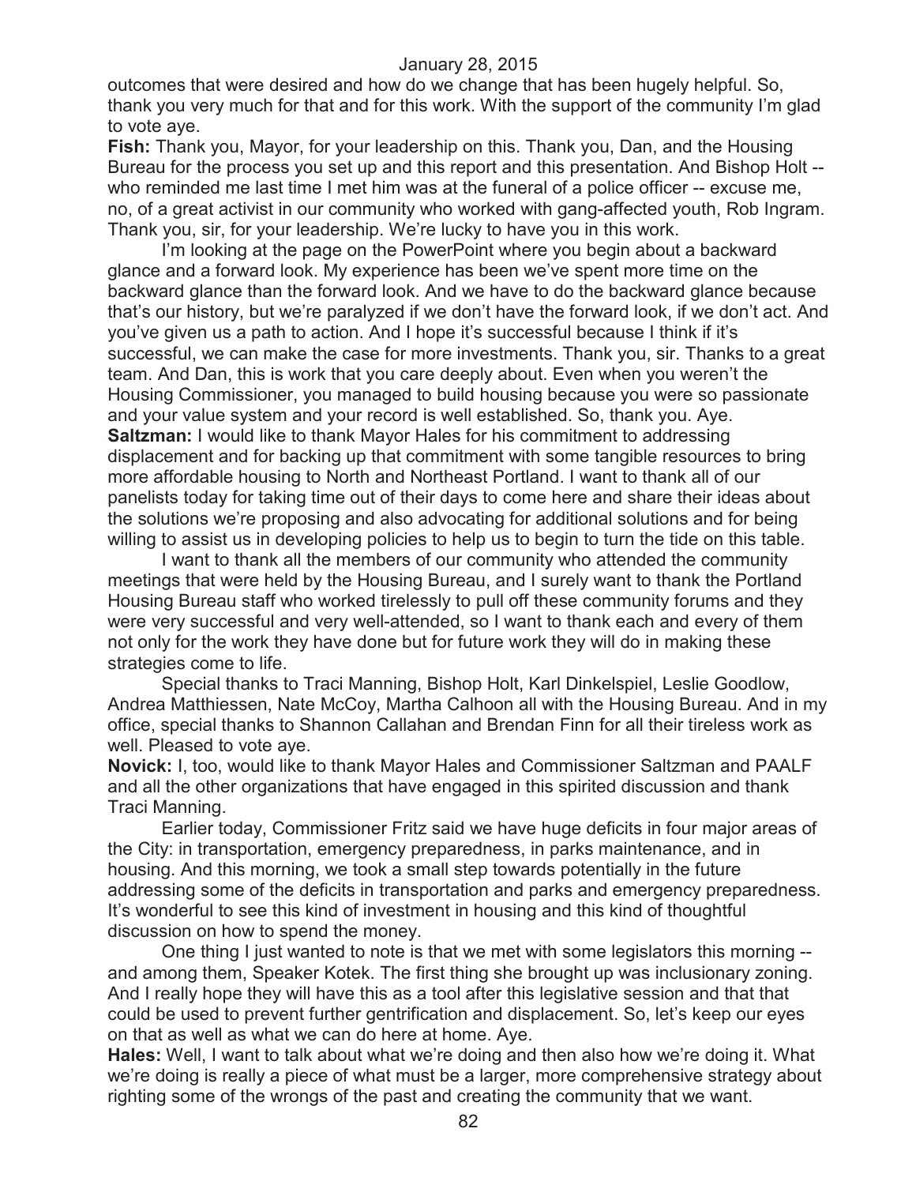outcomes that were desired and how do we change that has been hugely helpful. So, thank you very much for that and for this work. With the support of the community I'm glad to vote aye.

**Fish:** Thank you, Mayor, for your leadership on this. Thank you, Dan, and the Housing Bureau for the process you set up and this report and this presentation. And Bishop Holt -- who reminded me last time I met him was at the funeral of a police officer -- excuse me, no, of a great activist in our community who worked with gang-affected youth, Rob Ingram. Thank you, sir, for your leadership. We're lucky to have you in this work.

I'm looking at the page on the PowerPoint where you begin about a backward glance and a forward look. My experience has been we've spent more time on the backward glance than the forward look. And we have to do the backward glance because that's our history, but we're paralyzed if we don't have the forward look, if we don't act. And you've given us a path to action. And I hope it's successful because I think if it's successful, we can make the case for more investments. Thank you, sir. Thanks to a great team. And Dan, this is work that you care deeply about. Even when you weren't the Housing Commissioner, you managed to build housing because you were so passionate and your value system and your record is well established. So, thank you. Aye.

**Saltzman:** I would like to thank Mayor Hales for his commitment to addressing displacement and for backing up that commitment with some tangible resources to bring more affordable housing to North and Northeast Portland. I want to thank all of our panelists today for taking time out of their days to come here and share their ideas about the solutions we're proposing and also advocating for additional solutions and for being willing to assist us in developing policies to help us to begin to turn the tide on this table.

I want to thank all the members of our community who attended the community meetings that were held by the Housing Bureau, and I surely want to thank the Portland Housing Bureau staff who worked tirelessly to pull off these community forums and they were very successful and very well-attended, so I want to thank each and every of them not only for the work they have done but for future work they will do in making these strategies come to life.

Special thanks to Traci Manning, Bishop Holt, Karl Dinkelspiel, Leslie Goodlow, Andrea Matthiessen, Nate McCoy, Martha Calhoon all with the Housing Bureau. And in my office, special thanks to Shannon Callahan and Brendan Finn for all their tireless work as well. Pleased to vote aye.

**Novick:** I, too, would like to thank Mayor Hales and Commissioner Saltzman and PAALF and all the other organizations that have engaged in this spirited discussion and thank Traci Manning.

Earlier today, Commissioner Fritz said we have huge deficits in four major areas of the City: in transportation, emergency preparedness, in parks maintenance, and in housing. And this morning, we took a small step towards potentially in the future addressing some of the deficits in transportation and parks and emergency preparedness. It's wonderful to see this kind of investment in housing and this kind of thoughtful discussion on how to spend the money.

One thing I just wanted to note is that we met with some legislators this morning -- and among them, Speaker Kotek. The first thing she brought up was inclusionary zoning. And I really hope they will have this as a tool after this legislative session and that that could be used to prevent further gentrification and displacement. So, let's keep our eyes on that as well as what we can do here at home. Aye.

**Hales:** Well, I want to talk about what we're doing and then also how we're doing it. What we're doing is really a piece of what must be a larger, more comprehensive strategy about righting some of the wrongs of the past and creating the community that we want.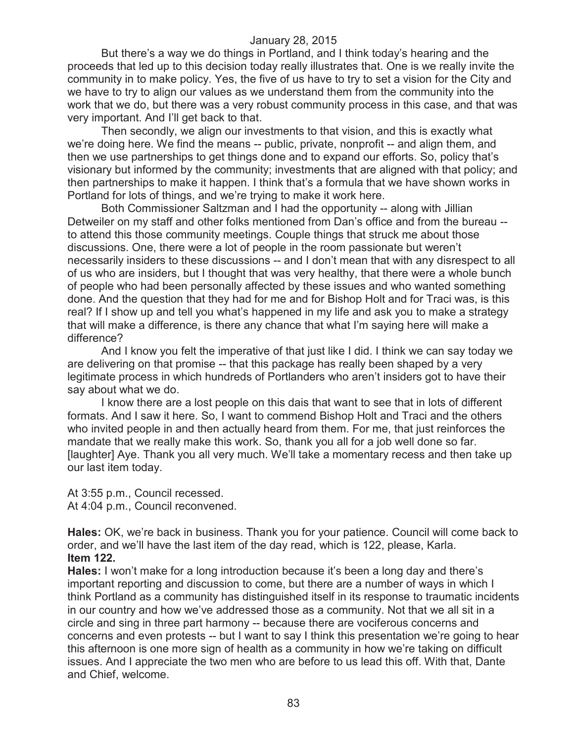But there's a way we do things in Portland, and I think today's hearing and the proceeds that led up to this decision today really illustrates that. One is we really invite the community in to make policy. Yes, the five of us have to try to set a vision for the City and we have to try to align our values as we understand them from the community into the work that we do, but there was a very robust community process in this case, and that was very important. And I'll get back to that.

Then secondly, we align our investments to that vision, and this is exactly what we're doing here. We find the means -- public, private, nonprofit -- and align them, and then we use partnerships to get things done and to expand our efforts. So, policy that's visionary but informed by the community; investments that are aligned with that policy; and then partnerships to make it happen. I think that's a formula that we have shown works in Portland for lots of things, and we're trying to make it work here.

Both Commissioner Saltzman and I had the opportunity -- along with Jillian Detweiler on my staff and other folks mentioned from Dan's office and from the bureau -- to attend this those community meetings. Couple things that struck me about those discussions. One, there were a lot of people in the room passionate but weren't necessarily insiders to these discussions -- and I don't mean that with any disrespect to all of us who are insiders, but I thought that was very healthy, that there were a whole bunch of people who had been personally affected by these issues and who wanted something done. And the question that they had for me and for Bishop Holt and for Traci was, is this real? If I show up and tell you what's happened in my life and ask you to make a strategy that will make a difference, is there any chance that what I'm saying here will make a difference?

And I know you felt the imperative of that just like I did. I think we can say today we are delivering on that promise -- that this package has really been shaped by a very legitimate process in which hundreds of Portlanders who aren't insiders got to have their say about what we do.

I know there are a lost people on this dais that want to see that in lots of different formats. And I saw it here. So, I want to commend Bishop Holt and Traci and the others who invited people in and then actually heard from them. For me, that just reinforces the mandate that we really make this work. So, thank you all for a job well done so far. [laughter] Aye. Thank you all very much. We'll take a momentary recess and then take up our last item today.

At 3:55 p.m., Council recessed.
At 4:04 p.m., Council reconvened.

**Hales:** OK, we're back in business. Thank you for your patience. Council will come back to order, and we'll have the last item of the day read, which is 122, please, Karla.
**Item 122.**
**Hales:** I won't make for a long introduction because it's been a long day and there's important reporting and discussion to come, but there are a number of ways in which I think Portland as a community has distinguished itself in its response to traumatic incidents in our country and how we've addressed those as a community. Not that we all sit in a circle and sing in three part harmony -- because there are vociferous concerns and concerns and even protests -- but I want to say I think this presentation we're going to hear this afternoon is one more sign of health as a community in how we're taking on difficult issues. And I appreciate the two men who are before to us lead this off. With that, Dante and Chief, welcome.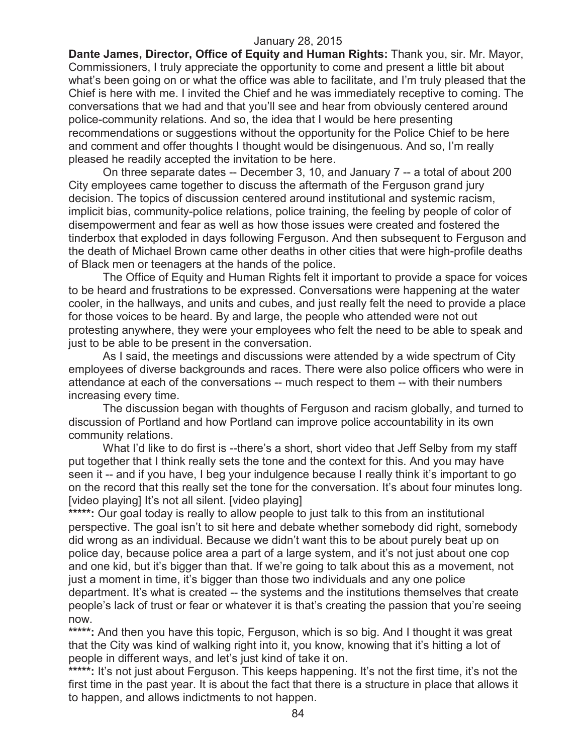January 28, 2015

**Dante James, Director, Office of Equity and Human Rights:** Thank you, sir. Mr. Mayor, Commissioners, I truly appreciate the opportunity to come and present a little bit about what's been going on or what the office was able to facilitate, and I'm truly pleased that the Chief is here with me. I invited the Chief and he was immediately receptive to coming. The conversations that we had and that you'll see and hear from obviously centered around police-community relations. And so, the idea that I would be here presenting recommendations or suggestions without the opportunity for the Police Chief to be here and comment and offer thoughts I thought would be disingenuous. And so, I'm really pleased he readily accepted the invitation to be here.

On three separate dates -- December 3, 10, and January 7 -- a total of about 200 City employees came together to discuss the aftermath of the Ferguson grand jury decision. The topics of discussion centered around institutional and systemic racism, implicit bias, community-police relations, police training, the feeling by people of color of disempowerment and fear as well as how those issues were created and fostered the tinderbox that exploded in days following Ferguson. And then subsequent to Ferguson and the death of Michael Brown came other deaths in other cities that were high-profile deaths of Black men or teenagers at the hands of the police.

The Office of Equity and Human Rights felt it important to provide a space for voices to be heard and frustrations to be expressed. Conversations were happening at the water cooler, in the hallways, and units and cubes, and just really felt the need to provide a place for those voices to be heard. By and large, the people who attended were not out protesting anywhere, they were your employees who felt the need to be able to speak and just to be able to be present in the conversation.

As I said, the meetings and discussions were attended by a wide spectrum of City employees of diverse backgrounds and races. There were also police officers who were in attendance at each of the conversations -- much respect to them -- with their numbers increasing every time.

The discussion began with thoughts of Ferguson and racism globally, and turned to discussion of Portland and how Portland can improve police accountability in its own community relations.

What I'd like to do first is --there's a short, short video that Jeff Selby from my staff put together that I think really sets the tone and the context for this. And you may have seen it -- and if you have, I beg your indulgence because I really think it's important to go on the record that this really set the tone for the conversation. It's about four minutes long. [video playing] It's not all silent. [video playing]

**\*\*\*\*\*:** Our goal today is really to allow people to just talk to this from an institutional perspective. The goal isn't to sit here and debate whether somebody did right, somebody did wrong as an individual. Because we didn't want this to be about purely beat up on police day, because police area a part of a large system, and it's not just about one cop and one kid, but it's bigger than that. If we're going to talk about this as a movement, not just a moment in time, it's bigger than those two individuals and any one police department. It's what is created -- the systems and the institutions themselves that create people's lack of trust or fear or whatever it is that's creating the passion that you're seeing now.

**\*\*\*\*\*:** And then you have this topic, Ferguson, which is so big. And I thought it was great that the City was kind of walking right into it, you know, knowing that it's hitting a lot of people in different ways, and let's just kind of take it on.

**\*\*\*\*\*:** It's not just about Ferguson. This keeps happening. It's not the first time, it's not the first time in the past year. It is about the fact that there is a structure in place that allows it to happen, and allows indictments to not happen.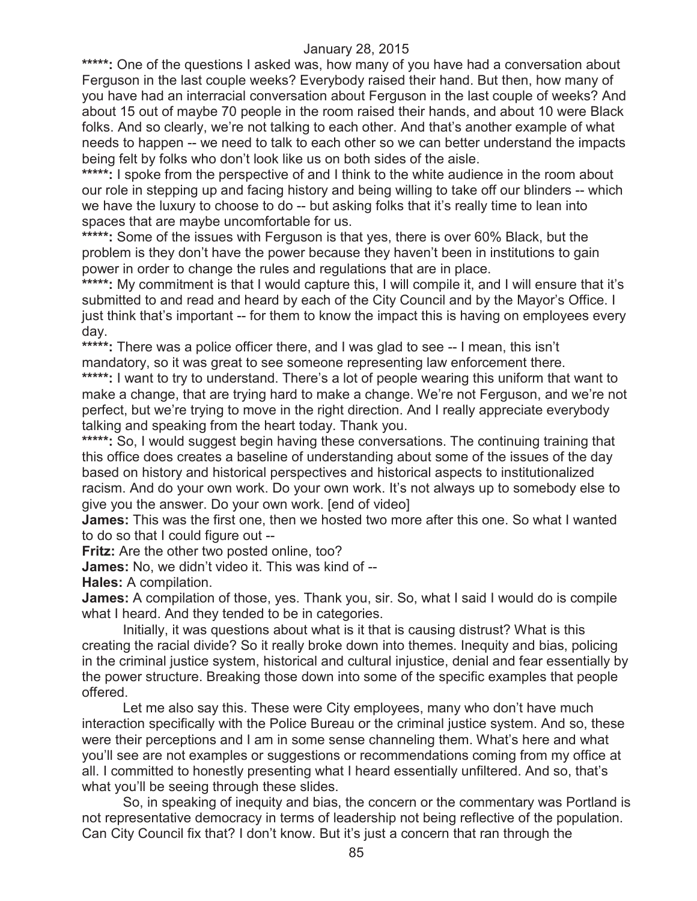January 28, 2015

**\*\*\*\*\*:** One of the questions I asked was, how many of you have had a conversation about Ferguson in the last couple weeks? Everybody raised their hand. But then, how many of you have had an interracial conversation about Ferguson in the last couple of weeks? And about 15 out of maybe 70 people in the room raised their hands, and about 10 were Black folks. And so clearly, we're not talking to each other. And that's another example of what needs to happen -- we need to talk to each other so we can better understand the impacts being felt by folks who don't look like us on both sides of the aisle.

**\*\*\*\*\*:** I spoke from the perspective of and I think to the white audience in the room about our role in stepping up and facing history and being willing to take off our blinders -- which we have the luxury to choose to do -- but asking folks that it's really time to lean into spaces that are maybe uncomfortable for us.

**\*\*\*\*\*:** Some of the issues with Ferguson is that yes, there is over 60% Black, but the problem is they don't have the power because they haven't been in institutions to gain power in order to change the rules and regulations that are in place.

**\*\*\*\*\*:** My commitment is that I would capture this, I will compile it, and I will ensure that it's submitted to and read and heard by each of the City Council and by the Mayor's Office. I just think that's important -- for them to know the impact this is having on employees every day.

**\*\*\*\*\*:** There was a police officer there, and I was glad to see -- I mean, this isn't mandatory, so it was great to see someone representing law enforcement there.

**\*\*\*\*\*:** I want to try to understand. There's a lot of people wearing this uniform that want to make a change, that are trying hard to make a change. We're not Ferguson, and we're not perfect, but we're trying to move in the right direction. And I really appreciate everybody talking and speaking from the heart today. Thank you.

**\*\*\*\*\*:** So, I would suggest begin having these conversations. The continuing training that this office does creates a baseline of understanding about some of the issues of the day based on history and historical perspectives and historical aspects to institutionalized racism. And do your own work. Do your own work. It's not always up to somebody else to give you the answer. Do your own work. [end of video]

**James:** This was the first one, then we hosted two more after this one. So what I wanted to do so that I could figure out --

**Fritz:** Are the other two posted online, too?

**James:** No, we didn't video it. This was kind of --

**Hales:** A compilation.

**James:** A compilation of those, yes. Thank you, sir. So, what I said I would do is compile what I heard. And they tended to be in categories.

Initially, it was questions about what is it that is causing distrust? What is this creating the racial divide? So it really broke down into themes. Inequity and bias, policing in the criminal justice system, historical and cultural injustice, denial and fear essentially by the power structure. Breaking those down into some of the specific examples that people offered.

Let me also say this. These were City employees, many who don't have much interaction specifically with the Police Bureau or the criminal justice system. And so, these were their perceptions and I am in some sense channeling them. What's here and what you'll see are not examples or suggestions or recommendations coming from my office at all. I committed to honestly presenting what I heard essentially unfiltered. And so, that's what you'll be seeing through these slides.

So, in speaking of inequity and bias, the concern or the commentary was Portland is not representative democracy in terms of leadership not being reflective of the population. Can City Council fix that? I don't know. But it's just a concern that ran through the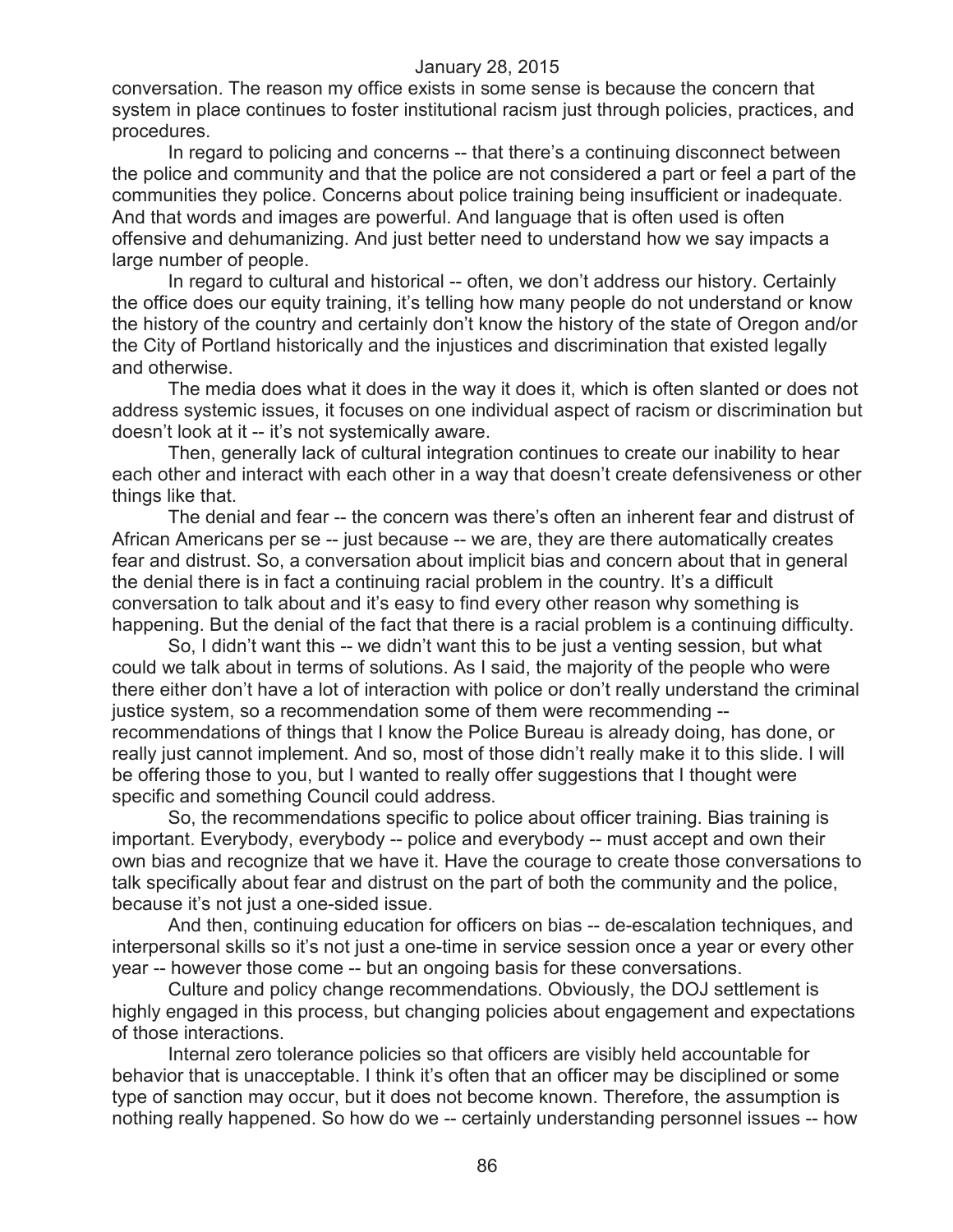conversation. The reason my office exists in some sense is because the concern that system in place continues to foster institutional racism just through policies, practices, and procedures.

In regard to policing and concerns -- that there's a continuing disconnect between the police and community and that the police are not considered a part or feel a part of the communities they police. Concerns about police training being insufficient or inadequate. And that words and images are powerful. And language that is often used is often offensive and dehumanizing. And just better need to understand how we say impacts a large number of people.

In regard to cultural and historical -- often, we don't address our history. Certainly the office does our equity training, it's telling how many people do not understand or know the history of the country and certainly don't know the history of the state of Oregon and/or the City of Portland historically and the injustices and discrimination that existed legally and otherwise.

The media does what it does in the way it does it, which is often slanted or does not address systemic issues, it focuses on one individual aspect of racism or discrimination but doesn't look at it -- it's not systemically aware.

Then, generally lack of cultural integration continues to create our inability to hear each other and interact with each other in a way that doesn't create defensiveness or other things like that.

The denial and fear -- the concern was there's often an inherent fear and distrust of African Americans per se -- just because -- we are, they are there automatically creates fear and distrust. So, a conversation about implicit bias and concern about that in general the denial there is in fact a continuing racial problem in the country. It's a difficult conversation to talk about and it's easy to find every other reason why something is happening. But the denial of the fact that there is a racial problem is a continuing difficulty.

So, I didn't want this -- we didn't want this to be just a venting session, but what could we talk about in terms of solutions. As I said, the majority of the people who were there either don't have a lot of interaction with police or don't really understand the criminal justice system, so a recommendation some of them were recommending -- recommendations of things that I know the Police Bureau is already doing, has done, or really just cannot implement. And so, most of those didn't really make it to this slide. I will be offering those to you, but I wanted to really offer suggestions that I thought were specific and something Council could address.

So, the recommendations specific to police about officer training. Bias training is important. Everybody, everybody -- police and everybody -- must accept and own their own bias and recognize that we have it. Have the courage to create those conversations to talk specifically about fear and distrust on the part of both the community and the police, because it's not just a one-sided issue.

And then, continuing education for officers on bias -- de-escalation techniques, and interpersonal skills so it's not just a one-time in service session once a year or every other year -- however those come -- but an ongoing basis for these conversations.

Culture and policy change recommendations. Obviously, the DOJ settlement is highly engaged in this process, but changing policies about engagement and expectations of those interactions.

Internal zero tolerance policies so that officers are visibly held accountable for behavior that is unacceptable. I think it's often that an officer may be disciplined or some type of sanction may occur, but it does not become known. Therefore, the assumption is nothing really happened. So how do we -- certainly understanding personnel issues -- how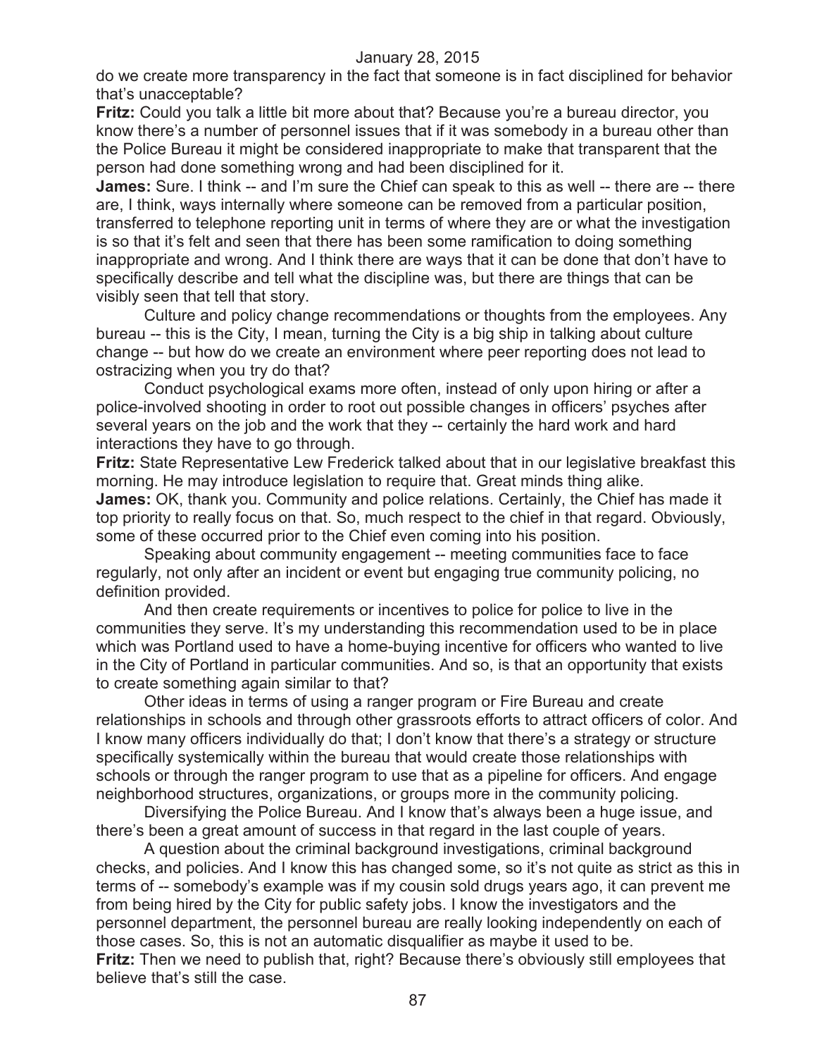do we create more transparency in the fact that someone is in fact disciplined for behavior that's unacceptable?

**Fritz:** Could you talk a little bit more about that? Because you're a bureau director, you know there's a number of personnel issues that if it was somebody in a bureau other than the Police Bureau it might be considered inappropriate to make that transparent that the person had done something wrong and had been disciplined for it.

**James:** Sure. I think -- and I'm sure the Chief can speak to this as well -- there are -- there are, I think, ways internally where someone can be removed from a particular position, transferred to telephone reporting unit in terms of where they are or what the investigation is so that it's felt and seen that there has been some ramification to doing something inappropriate and wrong. And I think there are ways that it can be done that don't have to specifically describe and tell what the discipline was, but there are things that can be visibly seen that tell that story.

Culture and policy change recommendations or thoughts from the employees. Any bureau -- this is the City, I mean, turning the City is a big ship in talking about culture change -- but how do we create an environment where peer reporting does not lead to ostracizing when you try do that?

Conduct psychological exams more often, instead of only upon hiring or after a police-involved shooting in order to root out possible changes in officers' psyches after several years on the job and the work that they -- certainly the hard work and hard interactions they have to go through.

**Fritz:** State Representative Lew Frederick talked about that in our legislative breakfast this morning. He may introduce legislation to require that. Great minds thing alike.

**James:** OK, thank you. Community and police relations. Certainly, the Chief has made it top priority to really focus on that. So, much respect to the chief in that regard. Obviously, some of these occurred prior to the Chief even coming into his position.

Speaking about community engagement -- meeting communities face to face regularly, not only after an incident or event but engaging true community policing, no definition provided.

And then create requirements or incentives to police for police to live in the communities they serve. It's my understanding this recommendation used to be in place which was Portland used to have a home-buying incentive for officers who wanted to live in the City of Portland in particular communities. And so, is that an opportunity that exists to create something again similar to that?

Other ideas in terms of using a ranger program or Fire Bureau and create relationships in schools and through other grassroots efforts to attract officers of color. And I know many officers individually do that; I don't know that there's a strategy or structure specifically systemically within the bureau that would create those relationships with schools or through the ranger program to use that as a pipeline for officers. And engage neighborhood structures, organizations, or groups more in the community policing.

Diversifying the Police Bureau. And I know that's always been a huge issue, and there's been a great amount of success in that regard in the last couple of years.

A question about the criminal background investigations, criminal background checks, and policies. And I know this has changed some, so it's not quite as strict as this in terms of -- somebody's example was if my cousin sold drugs years ago, it can prevent me from being hired by the City for public safety jobs. I know the investigators and the personnel department, the personnel bureau are really looking independently on each of those cases. So, this is not an automatic disqualifier as maybe it used to be.

**Fritz:** Then we need to publish that, right? Because there's obviously still employees that believe that's still the case.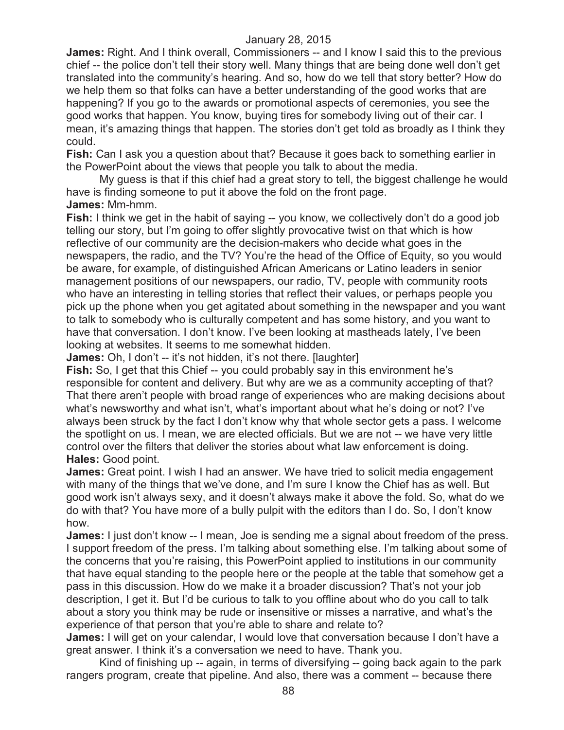**James:** Right. And I think overall, Commissioners -- and I know I said this to the previous chief -- the police don't tell their story well. Many things that are being done well don't get translated into the community's hearing. And so, how do we tell that story better? How do we help them so that folks can have a better understanding of the good works that are happening? If you go to the awards or promotional aspects of ceremonies, you see the good works that happen. You know, buying tires for somebody living out of their car. I mean, it's amazing things that happen. The stories don't get told as broadly as I think they could.

**Fish:** Can I ask you a question about that? Because it goes back to something earlier in the PowerPoint about the views that people you talk to about the media.

My guess is that if this chief had a great story to tell, the biggest challenge he would have is finding someone to put it above the fold on the front page.

**James:** Mm-hmm.

**Fish:** I think we get in the habit of saying -- you know, we collectively don't do a good job telling our story, but I'm going to offer slightly provocative twist on that which is how reflective of our community are the decision-makers who decide what goes in the newspapers, the radio, and the TV? You're the head of the Office of Equity, so you would be aware, for example, of distinguished African Americans or Latino leaders in senior management positions of our newspapers, our radio, TV, people with community roots who have an interesting in telling stories that reflect their values, or perhaps people you pick up the phone when you get agitated about something in the newspaper and you want to talk to somebody who is culturally competent and has some history, and you want to have that conversation. I don't know. I've been looking at mastheads lately, I've been looking at websites. It seems to me somewhat hidden.

**James:** Oh, I don't -- it's not hidden, it's not there. [laughter]

**Fish:** So, I get that this Chief -- you could probably say in this environment he's responsible for content and delivery. But why are we as a community accepting of that? That there aren't people with broad range of experiences who are making decisions about what's newsworthy and what isn't, what's important about what he's doing or not? I've always been struck by the fact I don't know why that whole sector gets a pass. I welcome the spotlight on us. I mean, we are elected officials. But we are not -- we have very little control over the filters that deliver the stories about what law enforcement is doing.

**Hales:** Good point.

**James:** Great point. I wish I had an answer. We have tried to solicit media engagement with many of the things that we've done, and I'm sure I know the Chief has as well. But good work isn't always sexy, and it doesn't always make it above the fold. So, what do we do with that? You have more of a bully pulpit with the editors than I do. So, I don't know how.

**James:** I just don't know -- I mean, Joe is sending me a signal about freedom of the press. I support freedom of the press. I'm talking about something else. I'm talking about some of the concerns that you're raising, this PowerPoint applied to institutions in our community that have equal standing to the people here or the people at the table that somehow get a pass in this discussion. How do we make it a broader discussion? That's not your job description, I get it. But I'd be curious to talk to you offline about who do you call to talk about a story you think may be rude or insensitive or misses a narrative, and what's the experience of that person that you're able to share and relate to?

**James:** I will get on your calendar, I would love that conversation because I don't have a great answer. I think it's a conversation we need to have. Thank you.

Kind of finishing up -- again, in terms of diversifying -- going back again to the park rangers program, create that pipeline. And also, there was a comment -- because there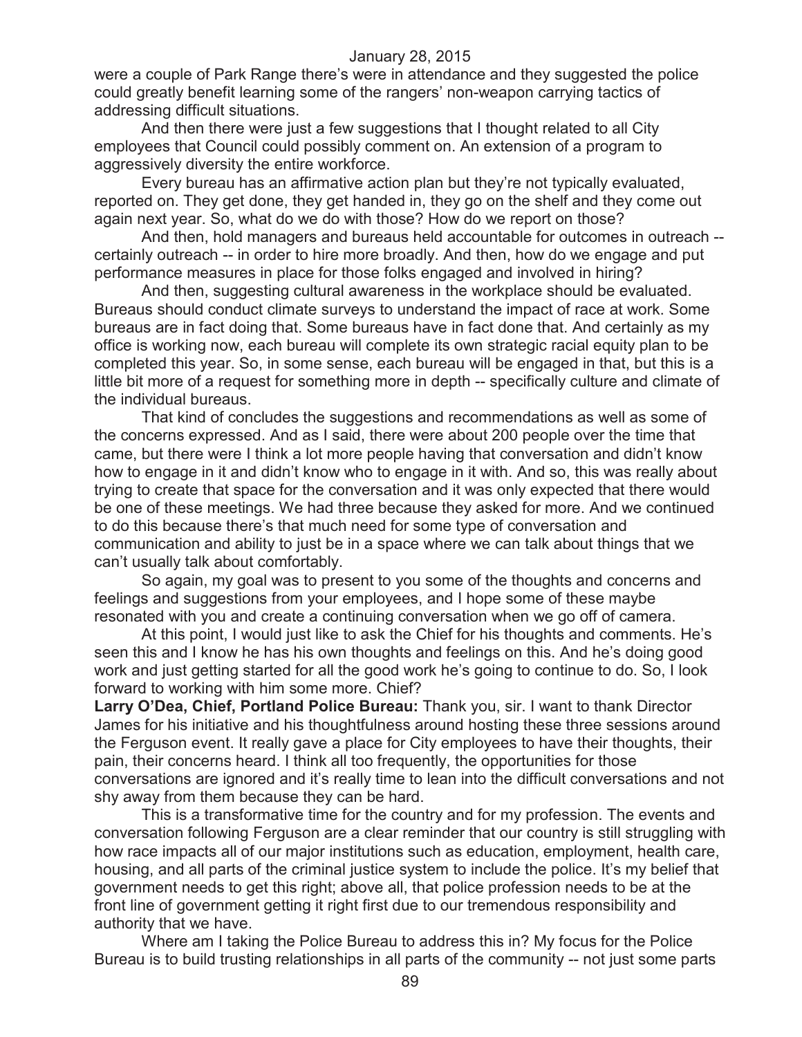were a couple of Park Range there's were in attendance and they suggested the police could greatly benefit learning some of the rangers' non-weapon carrying tactics of addressing difficult situations.

And then there were just a few suggestions that I thought related to all City employees that Council could possibly comment on. An extension of a program to aggressively diversity the entire workforce.

Every bureau has an affirmative action plan but they're not typically evaluated, reported on. They get done, they get handed in, they go on the shelf and they come out again next year. So, what do we do with those? How do we report on those?

And then, hold managers and bureaus held accountable for outcomes in outreach -- certainly outreach -- in order to hire more broadly. And then, how do we engage and put performance measures in place for those folks engaged and involved in hiring?

And then, suggesting cultural awareness in the workplace should be evaluated. Bureaus should conduct climate surveys to understand the impact of race at work. Some bureaus are in fact doing that. Some bureaus have in fact done that. And certainly as my office is working now, each bureau will complete its own strategic racial equity plan to be completed this year. So, in some sense, each bureau will be engaged in that, but this is a little bit more of a request for something more in depth -- specifically culture and climate of the individual bureaus.

That kind of concludes the suggestions and recommendations as well as some of the concerns expressed. And as I said, there were about 200 people over the time that came, but there were I think a lot more people having that conversation and didn't know how to engage in it and didn't know who to engage in it with. And so, this was really about trying to create that space for the conversation and it was only expected that there would be one of these meetings. We had three because they asked for more. And we continued to do this because there's that much need for some type of conversation and communication and ability to just be in a space where we can talk about things that we can't usually talk about comfortably.

So again, my goal was to present to you some of the thoughts and concerns and feelings and suggestions from your employees, and I hope some of these maybe resonated with you and create a continuing conversation when we go off of camera.

At this point, I would just like to ask the Chief for his thoughts and comments. He's seen this and I know he has his own thoughts and feelings on this. And he's doing good work and just getting started for all the good work he's going to continue to do. So, I look forward to working with him some more. Chief?

**Larry O'Dea, Chief, Portland Police Bureau:** Thank you, sir. I want to thank Director James for his initiative and his thoughtfulness around hosting these three sessions around the Ferguson event. It really gave a place for City employees to have their thoughts, their pain, their concerns heard. I think all too frequently, the opportunities for those conversations are ignored and it's really time to lean into the difficult conversations and not shy away from them because they can be hard.

This is a transformative time for the country and for my profession. The events and conversation following Ferguson are a clear reminder that our country is still struggling with how race impacts all of our major institutions such as education, employment, health care, housing, and all parts of the criminal justice system to include the police. It's my belief that government needs to get this right; above all, that police profession needs to be at the front line of government getting it right first due to our tremendous responsibility and authority that we have.

Where am I taking the Police Bureau to address this in? My focus for the Police Bureau is to build trusting relationships in all parts of the community -- not just some parts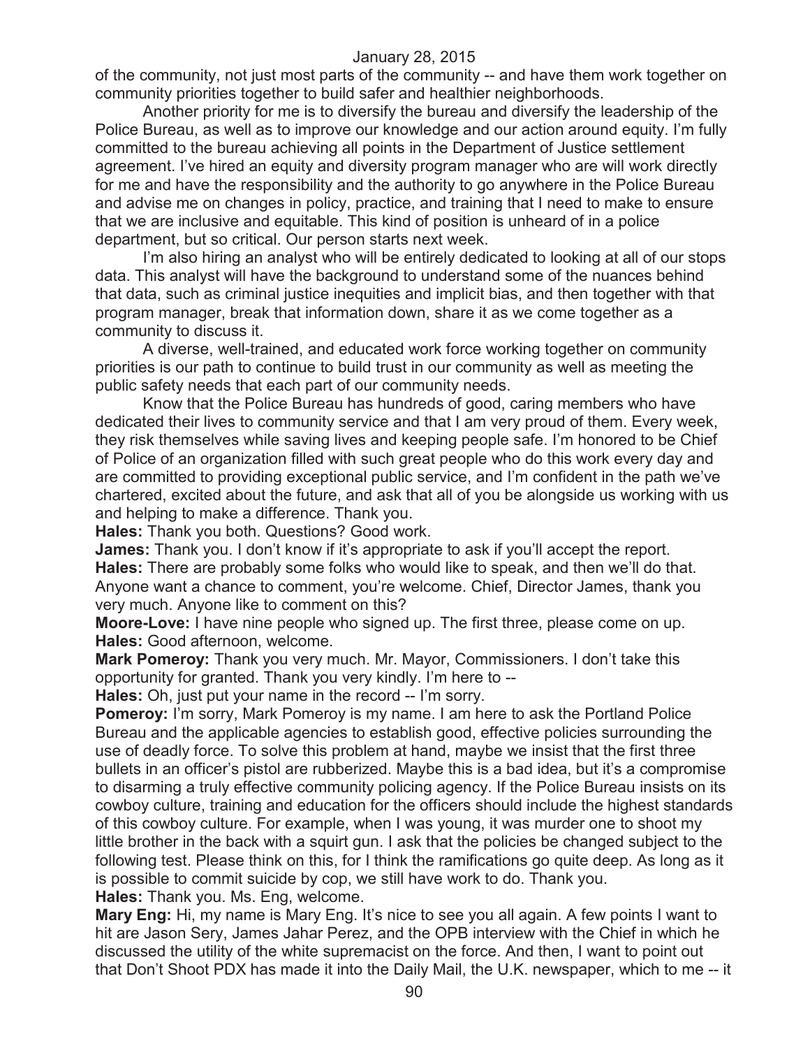of the community, not just most parts of the community -- and have them work together on community priorities together to build safer and healthier neighborhoods.

Another priority for me is to diversify the bureau and diversify the leadership of the Police Bureau, as well as to improve our knowledge and our action around equity. I'm fully committed to the bureau achieving all points in the Department of Justice settlement agreement. I've hired an equity and diversity program manager who are will work directly for me and have the responsibility and the authority to go anywhere in the Police Bureau and advise me on changes in policy, practice, and training that I need to make to ensure that we are inclusive and equitable. This kind of position is unheard of in a police department, but so critical. Our person starts next week.

I'm also hiring an analyst who will be entirely dedicated to looking at all of our stops data. This analyst will have the background to understand some of the nuances behind that data, such as criminal justice inequities and implicit bias, and then together with that program manager, break that information down, share it as we come together as a community to discuss it.

A diverse, well-trained, and educated work force working together on community priorities is our path to continue to build trust in our community as well as meeting the public safety needs that each part of our community needs.

Know that the Police Bureau has hundreds of good, caring members who have dedicated their lives to community service and that I am very proud of them. Every week, they risk themselves while saving lives and keeping people safe. I'm honored to be Chief of Police of an organization filled with such great people who do this work every day and are committed to providing exceptional public service, and I'm confident in the path we've chartered, excited about the future, and ask that all of you be alongside us working with us and helping to make a difference. Thank you.

**Hales:** Thank you both. Questions? Good work.

**James:** Thank you. I don't know if it's appropriate to ask if you'll accept the report.

**Hales:** There are probably some folks who would like to speak, and then we'll do that. Anyone want a chance to comment, you're welcome. Chief, Director James, thank you very much. Anyone like to comment on this?

**Moore-Love:** I have nine people who signed up. The first three, please come on up.

**Hales:** Good afternoon, welcome.

**Mark Pomeroy:** Thank you very much. Mr. Mayor, Commissioners. I don't take this opportunity for granted. Thank you very kindly. I'm here to --

**Hales:** Oh, just put your name in the record -- I'm sorry.

**Pomeroy:** I'm sorry, Mark Pomeroy is my name. I am here to ask the Portland Police Bureau and the applicable agencies to establish good, effective policies surrounding the use of deadly force. To solve this problem at hand, maybe we insist that the first three bullets in an officer's pistol are rubberized. Maybe this is a bad idea, but it's a compromise to disarming a truly effective community policing agency. If the Police Bureau insists on its cowboy culture, training and education for the officers should include the highest standards of this cowboy culture. For example, when I was young, it was murder one to shoot my little brother in the back with a squirt gun. I ask that the policies be changed subject to the following test. Please think on this, for I think the ramifications go quite deep. As long as it is possible to commit suicide by cop, we still have work to do. Thank you.

**Hales:** Thank you. Ms. Eng, welcome.

**Mary Eng:** Hi, my name is Mary Eng. It's nice to see you all again. A few points I want to hit are Jason Sery, James Jahar Perez, and the OPB interview with the Chief in which he discussed the utility of the white supremacist on the force. And then, I want to point out that Don't Shoot PDX has made it into the Daily Mail, the U.K. newspaper, which to me -- it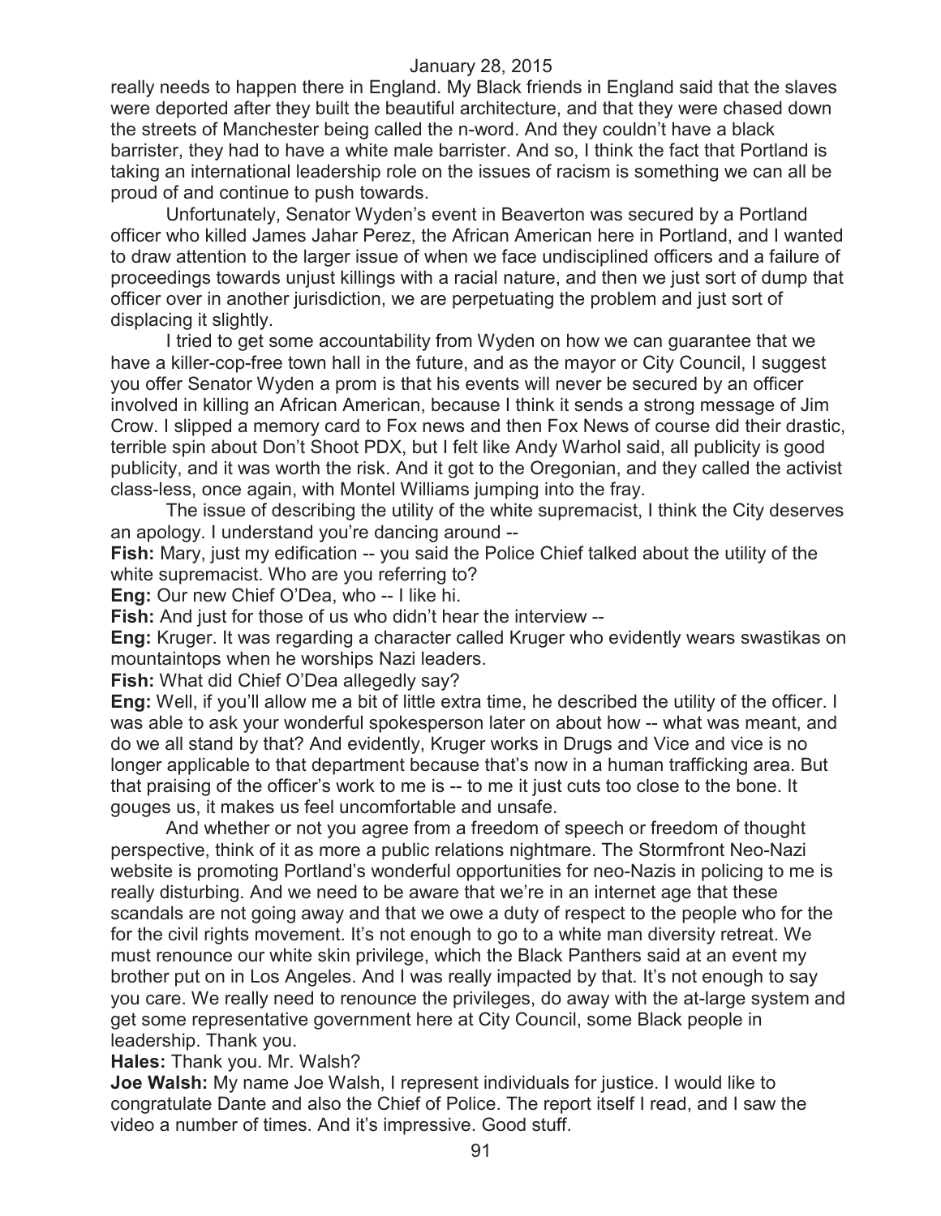really needs to happen there in England. My Black friends in England said that the slaves were deported after they built the beautiful architecture, and that they were chased down the streets of Manchester being called the n-word. And they couldn't have a black barrister, they had to have a white male barrister. And so, I think the fact that Portland is taking an international leadership role on the issues of racism is something we can all be proud of and continue to push towards.

Unfortunately, Senator Wyden's event in Beaverton was secured by a Portland officer who killed James Jahar Perez, the African American here in Portland, and I wanted to draw attention to the larger issue of when we face undisciplined officers and a failure of proceedings towards unjust killings with a racial nature, and then we just sort of dump that officer over in another jurisdiction, we are perpetuating the problem and just sort of displacing it slightly.

I tried to get some accountability from Wyden on how we can guarantee that we have a killer-cop-free town hall in the future, and as the mayor or City Council, I suggest you offer Senator Wyden a prom is that his events will never be secured by an officer involved in killing an African American, because I think it sends a strong message of Jim Crow. I slipped a memory card to Fox news and then Fox News of course did their drastic, terrible spin about Don't Shoot PDX, but I felt like Andy Warhol said, all publicity is good publicity, and it was worth the risk. And it got to the Oregonian, and they called the activist class-less, once again, with Montel Williams jumping into the fray.

The issue of describing the utility of the white supremacist, I think the City deserves an apology. I understand you're dancing around --

**Fish:** Mary, just my edification -- you said the Police Chief talked about the utility of the white supremacist. Who are you referring to?

**Eng:** Our new Chief O'Dea, who -- I like hi.

**Fish:** And just for those of us who didn't hear the interview --

**Eng:** Kruger. It was regarding a character called Kruger who evidently wears swastikas on mountaintops when he worships Nazi leaders.

**Fish:** What did Chief O'Dea allegedly say?

**Eng:** Well, if you'll allow me a bit of little extra time, he described the utility of the officer. I was able to ask your wonderful spokesperson later on about how -- what was meant, and do we all stand by that? And evidently, Kruger works in Drugs and Vice and vice is no longer applicable to that department because that's now in a human trafficking area. But that praising of the officer's work to me is -- to me it just cuts too close to the bone. It gouges us, it makes us feel uncomfortable and unsafe.

And whether or not you agree from a freedom of speech or freedom of thought perspective, think of it as more a public relations nightmare. The Stormfront Neo-Nazi website is promoting Portland's wonderful opportunities for neo-Nazis in policing to me is really disturbing. And we need to be aware that we're in an internet age that these scandals are not going away and that we owe a duty of respect to the people who for the for the civil rights movement. It's not enough to go to a white man diversity retreat. We must renounce our white skin privilege, which the Black Panthers said at an event my brother put on in Los Angeles. And I was really impacted by that. It's not enough to say you care. We really need to renounce the privileges, do away with the at-large system and get some representative government here at City Council, some Black people in leadership. Thank you.

**Hales:** Thank you. Mr. Walsh?

**Joe Walsh:** My name Joe Walsh, I represent individuals for justice. I would like to congratulate Dante and also the Chief of Police. The report itself I read, and I saw the video a number of times. And it's impressive. Good stuff.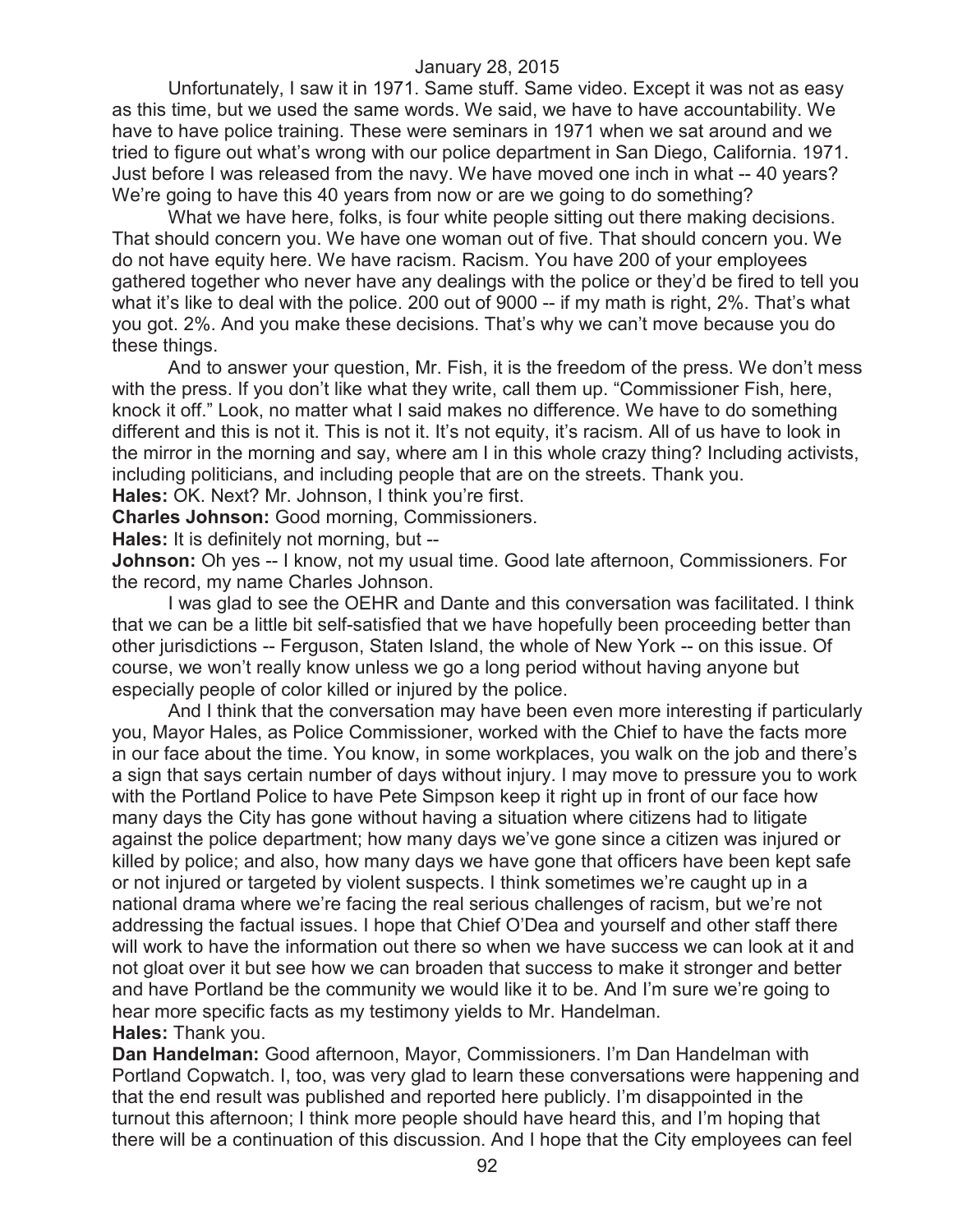Unfortunately, I saw it in 1971. Same stuff. Same video. Except it was not as easy as this time, but we used the same words. We said, we have to have accountability. We have to have police training. These were seminars in 1971 when we sat around and we tried to figure out what's wrong with our police department in San Diego, California. 1971. Just before I was released from the navy. We have moved one inch in what -- 40 years? We're going to have this 40 years from now or are we going to do something?

What we have here, folks, is four white people sitting out there making decisions. That should concern you. We have one woman out of five. That should concern you. We do not have equity here. We have racism. Racism. You have 200 of your employees gathered together who never have any dealings with the police or they'd be fired to tell you what it's like to deal with the police. 200 out of 9000 -- if my math is right, 2%. That's what you got. 2%. And you make these decisions. That's why we can't move because you do these things.

And to answer your question, Mr. Fish, it is the freedom of the press. We don't mess with the press. If you don't like what they write, call them up. "Commissioner Fish, here, knock it off." Look, no matter what I said makes no difference. We have to do something different and this is not it. This is not it. It's not equity, it's racism. All of us have to look in the mirror in the morning and say, where am I in this whole crazy thing? Including activists, including politicians, and including people that are on the streets. Thank you.

**Hales:** OK. Next? Mr. Johnson, I think you're first.

**Charles Johnson:** Good morning, Commissioners.

**Hales:** It is definitely not morning, but --

**Johnson:** Oh yes -- I know, not my usual time. Good late afternoon, Commissioners. For the record, my name Charles Johnson.

I was glad to see the OEHR and Dante and this conversation was facilitated. I think that we can be a little bit self-satisfied that we have hopefully been proceeding better than other jurisdictions -- Ferguson, Staten Island, the whole of New York -- on this issue. Of course, we won't really know unless we go a long period without having anyone but especially people of color killed or injured by the police.

And I think that the conversation may have been even more interesting if particularly you, Mayor Hales, as Police Commissioner, worked with the Chief to have the facts more in our face about the time. You know, in some workplaces, you walk on the job and there's a sign that says certain number of days without injury. I may move to pressure you to work with the Portland Police to have Pete Simpson keep it right up in front of our face how many days the City has gone without having a situation where citizens had to litigate against the police department; how many days we've gone since a citizen was injured or killed by police; and also, how many days we have gone that officers have been kept safe or not injured or targeted by violent suspects. I think sometimes we're caught up in a national drama where we're facing the real serious challenges of racism, but we're not addressing the factual issues. I hope that Chief O'Dea and yourself and other staff there will work to have the information out there so when we have success we can look at it and not gloat over it but see how we can broaden that success to make it stronger and better and have Portland be the community we would like it to be. And I'm sure we're going to hear more specific facts as my testimony yields to Mr. Handelman.

**Hales:** Thank you.

**Dan Handelman:** Good afternoon, Mayor, Commissioners. I'm Dan Handelman with Portland Copwatch. I, too, was very glad to learn these conversations were happening and that the end result was published and reported here publicly. I'm disappointed in the turnout this afternoon; I think more people should have heard this, and I'm hoping that there will be a continuation of this discussion. And I hope that the City employees can feel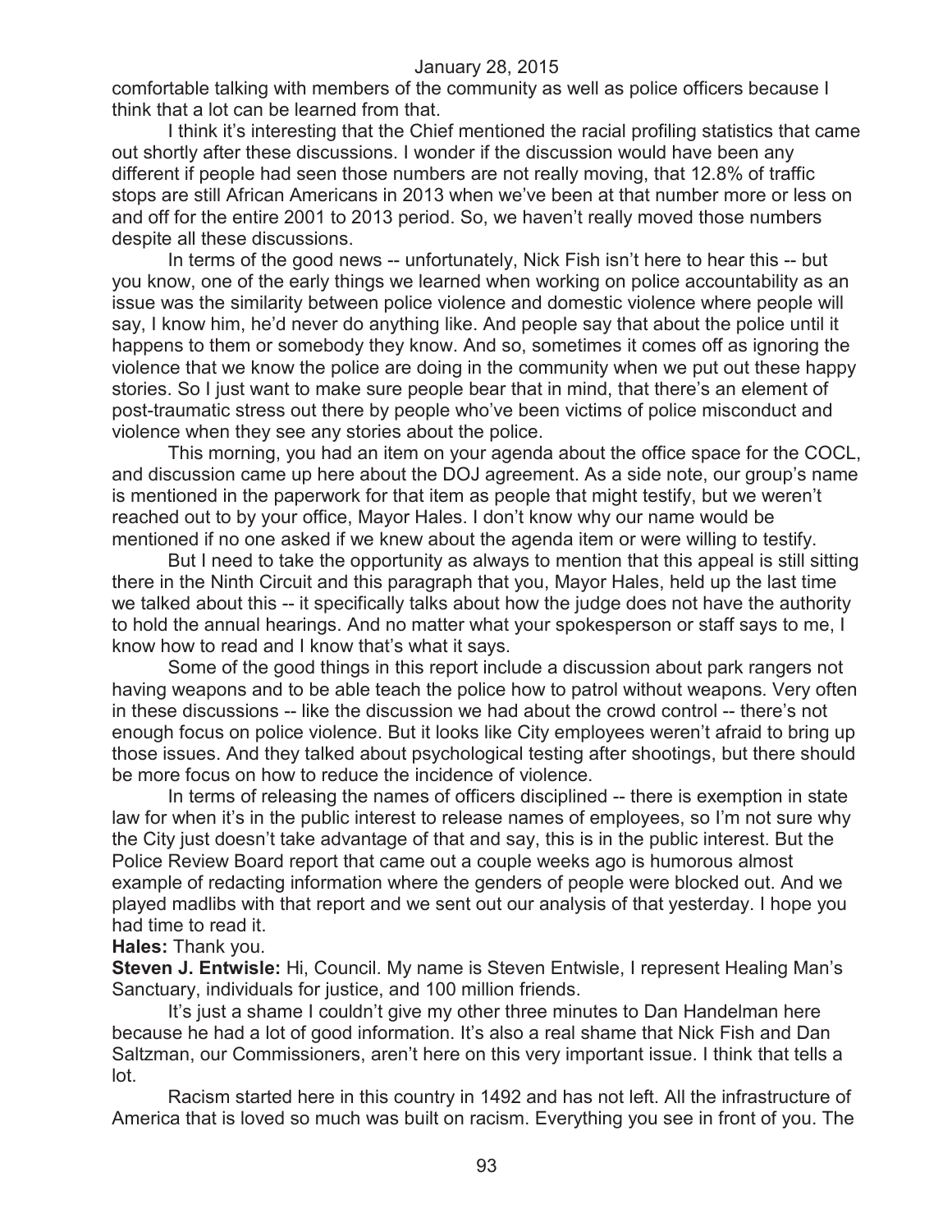comfortable talking with members of the community as well as police officers because I think that a lot can be learned from that.

I think it's interesting that the Chief mentioned the racial profiling statistics that came out shortly after these discussions. I wonder if the discussion would have been any different if people had seen those numbers are not really moving, that 12.8% of traffic stops are still African Americans in 2013 when we've been at that number more or less on and off for the entire 2001 to 2013 period. So, we haven't really moved those numbers despite all these discussions.

In terms of the good news -- unfortunately, Nick Fish isn't here to hear this -- but you know, one of the early things we learned when working on police accountability as an issue was the similarity between police violence and domestic violence where people will say, I know him, he'd never do anything like. And people say that about the police until it happens to them or somebody they know. And so, sometimes it comes off as ignoring the violence that we know the police are doing in the community when we put out these happy stories. So I just want to make sure people bear that in mind, that there's an element of post-traumatic stress out there by people who've been victims of police misconduct and violence when they see any stories about the police.

This morning, you had an item on your agenda about the office space for the COCL, and discussion came up here about the DOJ agreement. As a side note, our group's name is mentioned in the paperwork for that item as people that might testify, but we weren't reached out to by your office, Mayor Hales. I don't know why our name would be mentioned if no one asked if we knew about the agenda item or were willing to testify.

But I need to take the opportunity as always to mention that this appeal is still sitting there in the Ninth Circuit and this paragraph that you, Mayor Hales, held up the last time we talked about this -- it specifically talks about how the judge does not have the authority to hold the annual hearings. And no matter what your spokesperson or staff says to me, I know how to read and I know that's what it says.

Some of the good things in this report include a discussion about park rangers not having weapons and to be able teach the police how to patrol without weapons. Very often in these discussions -- like the discussion we had about the crowd control -- there's not enough focus on police violence. But it looks like City employees weren't afraid to bring up those issues. And they talked about psychological testing after shootings, but there should be more focus on how to reduce the incidence of violence.

In terms of releasing the names of officers disciplined -- there is exemption in state law for when it's in the public interest to release names of employees, so I'm not sure why the City just doesn't take advantage of that and say, this is in the public interest. But the Police Review Board report that came out a couple weeks ago is humorous almost example of redacting information where the genders of people were blocked out. And we played madlibs with that report and we sent out our analysis of that yesterday. I hope you had time to read it.

**Hales:** Thank you.

**Steven J. Entwisle:** Hi, Council. My name is Steven Entwisle, I represent Healing Man's Sanctuary, individuals for justice, and 100 million friends.

It's just a shame I couldn't give my other three minutes to Dan Handelman here because he had a lot of good information. It's also a real shame that Nick Fish and Dan Saltzman, our Commissioners, aren't here on this very important issue. I think that tells a lot.

Racism started here in this country in 1492 and has not left. All the infrastructure of America that is loved so much was built on racism. Everything you see in front of you. The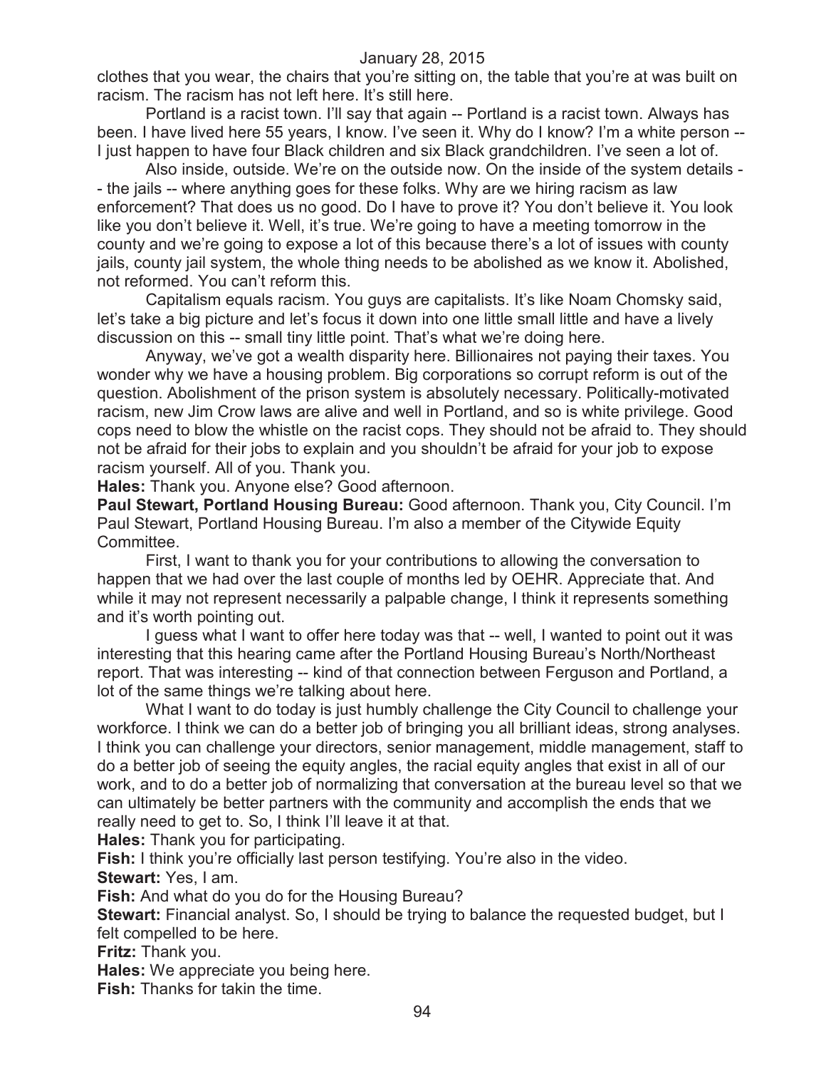clothes that you wear, the chairs that you're sitting on, the table that you're at was built on racism. The racism has not left here. It's still here.

Portland is a racist town. I'll say that again -- Portland is a racist town. Always has been. I have lived here 55 years, I know. I've seen it. Why do I know? I'm a white person -- I just happen to have four Black children and six Black grandchildren. I've seen a lot of.

Also inside, outside. We're on the outside now. On the inside of the system details -- the jails -- where anything goes for these folks. Why are we hiring racism as law enforcement? That does us no good. Do I have to prove it? You don't believe it. You look like you don't believe it. Well, it's true. We're going to have a meeting tomorrow in the county and we're going to expose a lot of this because there's a lot of issues with county jails, county jail system, the whole thing needs to be abolished as we know it. Abolished, not reformed. You can't reform this.

Capitalism equals racism. You guys are capitalists. It's like Noam Chomsky said, let's take a big picture and let's focus it down into one little small little and have a lively discussion on this -- small tiny little point. That's what we're doing here.

Anyway, we've got a wealth disparity here. Billionaires not paying their taxes. You wonder why we have a housing problem. Big corporations so corrupt reform is out of the question. Abolishment of the prison system is absolutely necessary. Politically-motivated racism, new Jim Crow laws are alive and well in Portland, and so is white privilege. Good cops need to blow the whistle on the racist cops. They should not be afraid to. They should not be afraid for their jobs to explain and you shouldn't be afraid for your job to expose racism yourself. All of you. Thank you.

**Hales:** Thank you. Anyone else? Good afternoon.

**Paul Stewart, Portland Housing Bureau:** Good afternoon. Thank you, City Council. I'm Paul Stewart, Portland Housing Bureau. I'm also a member of the Citywide Equity Committee.

First, I want to thank you for your contributions to allowing the conversation to happen that we had over the last couple of months led by OEHR. Appreciate that. And while it may not represent necessarily a palpable change, I think it represents something and it's worth pointing out.

I guess what I want to offer here today was that -- well, I wanted to point out it was interesting that this hearing came after the Portland Housing Bureau's North/Northeast report. That was interesting -- kind of that connection between Ferguson and Portland, a lot of the same things we're talking about here.

What I want to do today is just humbly challenge the City Council to challenge your workforce. I think we can do a better job of bringing you all brilliant ideas, strong analyses. I think you can challenge your directors, senior management, middle management, staff to do a better job of seeing the equity angles, the racial equity angles that exist in all of our work, and to do a better job of normalizing that conversation at the bureau level so that we can ultimately be better partners with the community and accomplish the ends that we really need to get to. So, I think I'll leave it at that.

**Hales:** Thank you for participating.

**Fish:** I think you're officially last person testifying. You're also in the video.

**Stewart:** Yes, I am.

**Fish:** And what do you do for the Housing Bureau?

**Stewart:** Financial analyst. So, I should be trying to balance the requested budget, but I felt compelled to be here.

**Fritz:** Thank you.

**Hales:** We appreciate you being here.

**Fish:** Thanks for takin the time.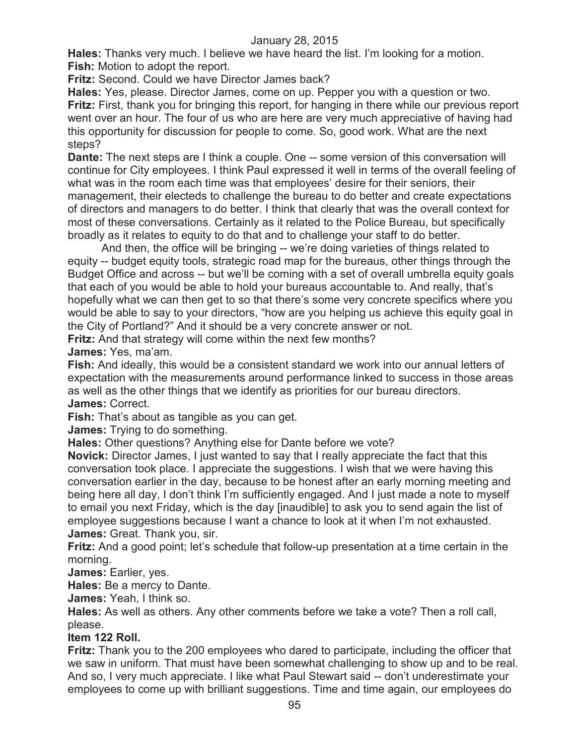**Hales:** Thanks very much. I believe we have heard the list. I'm looking for a motion.
**Fish:** Motion to adopt the report.
**Fritz:** Second. Could we have Director James back?
**Hales:** Yes, please. Director James, come on up. Pepper you with a question or two.
**Fritz:** First, thank you for bringing this report, for hanging in there while our previous report went over an hour. The four of us who are here are very much appreciative of having had this opportunity for discussion for people to come. So, good work. What are the next steps?
**Dante:** The next steps are I think a couple. One -- some version of this conversation will continue for City employees. I think Paul expressed it well in terms of the overall feeling of what was in the room each time was that employees' desire for their seniors, their management, their electeds to challenge the bureau to do better and create expectations of directors and managers to do better. I think that clearly that was the overall context for most of these conversations. Certainly as it related to the Police Bureau, but specifically broadly as it relates to equity to do that and to challenge your staff to do better.

And then, the office will be bringing -- we're doing varieties of things related to equity -- budget equity tools, strategic road map for the bureaus, other things through the Budget Office and across -- but we'll be coming with a set of overall umbrella equity goals that each of you would be able to hold your bureaus accountable to. And really, that's hopefully what we can then get to so that there's some very concrete specifics where you would be able to say to your directors, "how are you helping us achieve this equity goal in the City of Portland?" And it should be a very concrete answer or not.
**Fritz:** And that strategy will come within the next few months?
**James:** Yes, ma'am.
**Fish:** And ideally, this would be a consistent standard we work into our annual letters of expectation with the measurements around performance linked to success in those areas as well as the other things that we identify as priorities for our bureau directors.
**James:** Correct.
**Fish:** That's about as tangible as you can get.
**James:** Trying to do something.
**Hales:** Other questions? Anything else for Dante before we vote?
**Novick:** Director James, I just wanted to say that I really appreciate the fact that this conversation took place. I appreciate the suggestions. I wish that we were having this conversation earlier in the day, because to be honest after an early morning meeting and being here all day, I don't think I'm sufficiently engaged. And I just made a note to myself to email you next Friday, which is the day [inaudible] to ask you to send again the list of employee suggestions because I want a chance to look at it when I'm not exhausted.
**James:** Great. Thank you, sir.
**Fritz:** And a good point; let's schedule that follow-up presentation at a time certain in the morning.
**James:** Earlier, yes.
**Hales:** Be a mercy to Dante.
**James:** Yeah, I think so.
**Hales:** As well as others. Any other comments before we take a vote? Then a roll call, please.

**Item 122 Roll.**

**Fritz:** Thank you to the 200 employees who dared to participate, including the officer that we saw in uniform. That must have been somewhat challenging to show up and to be real. And so, I very much appreciate. I like what Paul Stewart said -- don't underestimate your employees to come up with brilliant suggestions. Time and time again, our employees do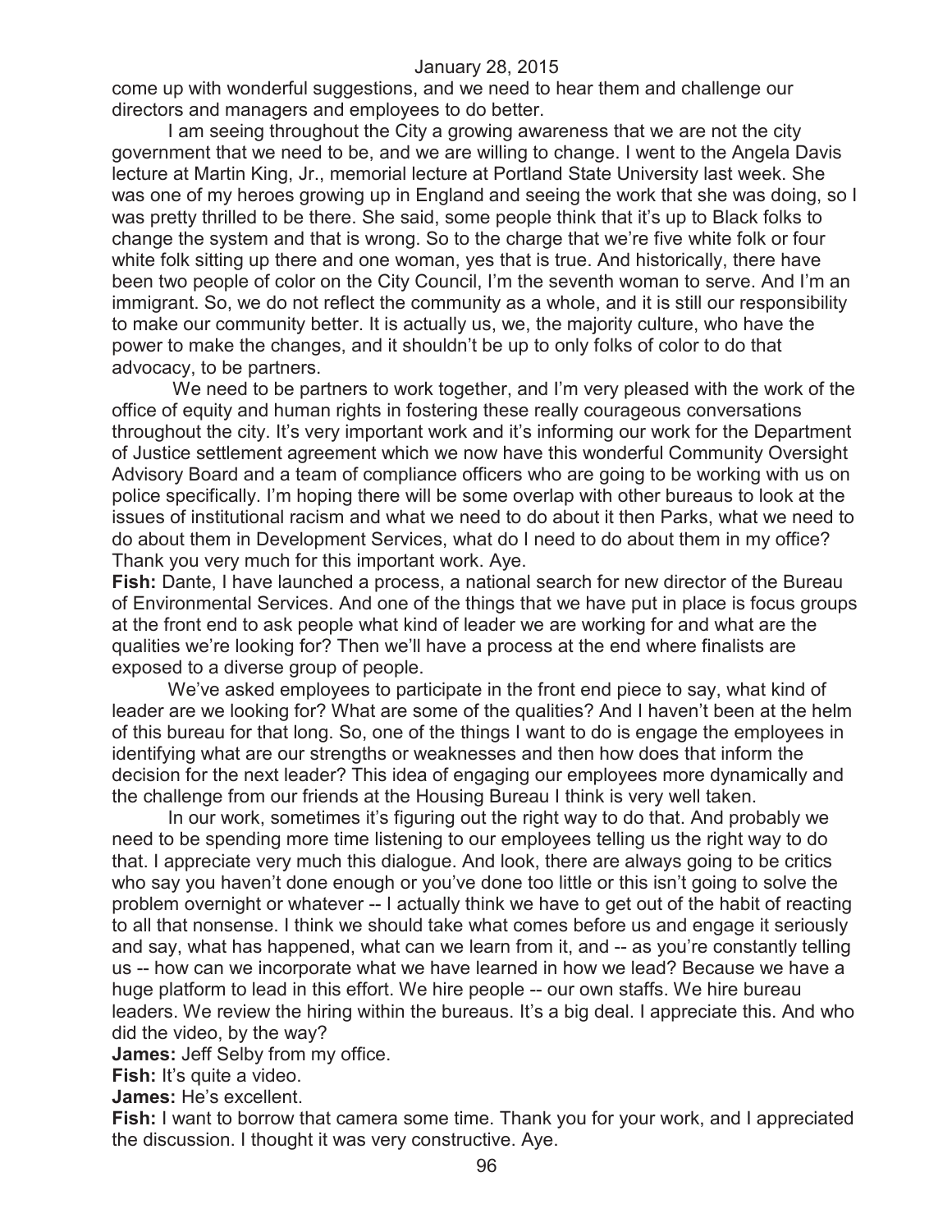come up with wonderful suggestions, and we need to hear them and challenge our directors and managers and employees to do better.

I am seeing throughout the City a growing awareness that we are not the city government that we need to be, and we are willing to change. I went to the Angela Davis lecture at Martin King, Jr., memorial lecture at Portland State University last week. She was one of my heroes growing up in England and seeing the work that she was doing, so I was pretty thrilled to be there. She said, some people think that it's up to Black folks to change the system and that is wrong. So to the charge that we're five white folk or four white folk sitting up there and one woman, yes that is true. And historically, there have been two people of color on the City Council, I'm the seventh woman to serve. And I'm an immigrant. So, we do not reflect the community as a whole, and it is still our responsibility to make our community better. It is actually us, we, the majority culture, who have the power to make the changes, and it shouldn't be up to only folks of color to do that advocacy, to be partners.

We need to be partners to work together, and I'm very pleased with the work of the office of equity and human rights in fostering these really courageous conversations throughout the city. It's very important work and it's informing our work for the Department of Justice settlement agreement which we now have this wonderful Community Oversight Advisory Board and a team of compliance officers who are going to be working with us on police specifically. I'm hoping there will be some overlap with other bureaus to look at the issues of institutional racism and what we need to do about it then Parks, what we need to do about them in Development Services, what do I need to do about them in my office? Thank you very much for this important work. Aye.

**Fish:** Dante, I have launched a process, a national search for new director of the Bureau of Environmental Services. And one of the things that we have put in place is focus groups at the front end to ask people what kind of leader we are working for and what are the qualities we're looking for? Then we'll have a process at the end where finalists are exposed to a diverse group of people.

We've asked employees to participate in the front end piece to say, what kind of leader are we looking for? What are some of the qualities? And I haven't been at the helm of this bureau for that long. So, one of the things I want to do is engage the employees in identifying what are our strengths or weaknesses and then how does that inform the decision for the next leader? This idea of engaging our employees more dynamically and the challenge from our friends at the Housing Bureau I think is very well taken.

In our work, sometimes it's figuring out the right way to do that. And probably we need to be spending more time listening to our employees telling us the right way to do that. I appreciate very much this dialogue. And look, there are always going to be critics who say you haven't done enough or you've done too little or this isn't going to solve the problem overnight or whatever -- I actually think we have to get out of the habit of reacting to all that nonsense. I think we should take what comes before us and engage it seriously and say, what has happened, what can we learn from it, and -- as you're constantly telling us -- how can we incorporate what we have learned in how we lead? Because we have a huge platform to lead in this effort. We hire people -- our own staffs. We hire bureau leaders. We review the hiring within the bureaus. It's a big deal. I appreciate this. And who did the video, by the way?

**James:** Jeff Selby from my office.

**Fish:** It's quite a video.

**James:** He's excellent.

**Fish:** I want to borrow that camera some time. Thank you for your work, and I appreciated the discussion. I thought it was very constructive. Aye.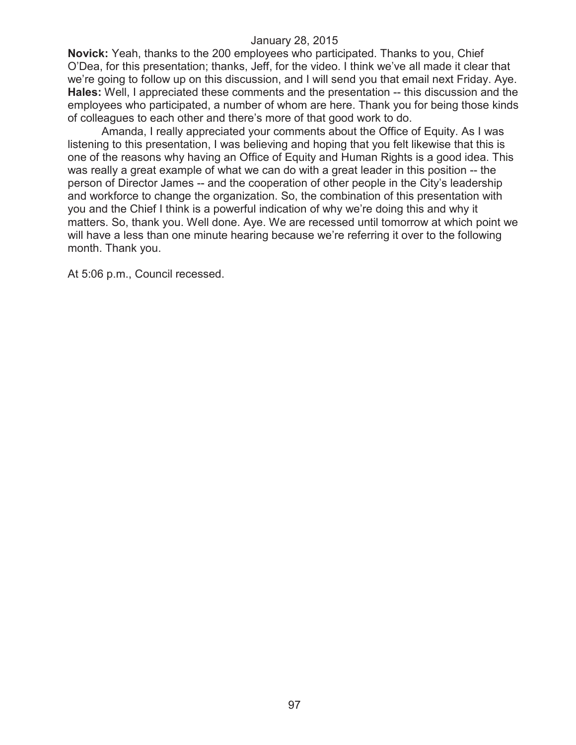**Novick:** Yeah, thanks to the 200 employees who participated. Thanks to you, Chief O'Dea, for this presentation; thanks, Jeff, for the video. I think we've all made it clear that we're going to follow up on this discussion, and I will send you that email next Friday. Aye.
**Hales:** Well, I appreciated these comments and the presentation -- this discussion and the employees who participated, a number of whom are here. Thank you for being those kinds of colleagues to each other and there's more of that good work to do.

Amanda, I really appreciated your comments about the Office of Equity. As I was listening to this presentation, I was believing and hoping that you felt likewise that this is one of the reasons why having an Office of Equity and Human Rights is a good idea. This was really a great example of what we can do with a great leader in this position -- the person of Director James -- and the cooperation of other people in the City's leadership and workforce to change the organization. So, the combination of this presentation with you and the Chief I think is a powerful indication of why we're doing this and why it matters. So, thank you. Well done. Aye. We are recessed until tomorrow at which point we will have a less than one minute hearing because we're referring it over to the following month. Thank you.

At 5:06 p.m., Council recessed.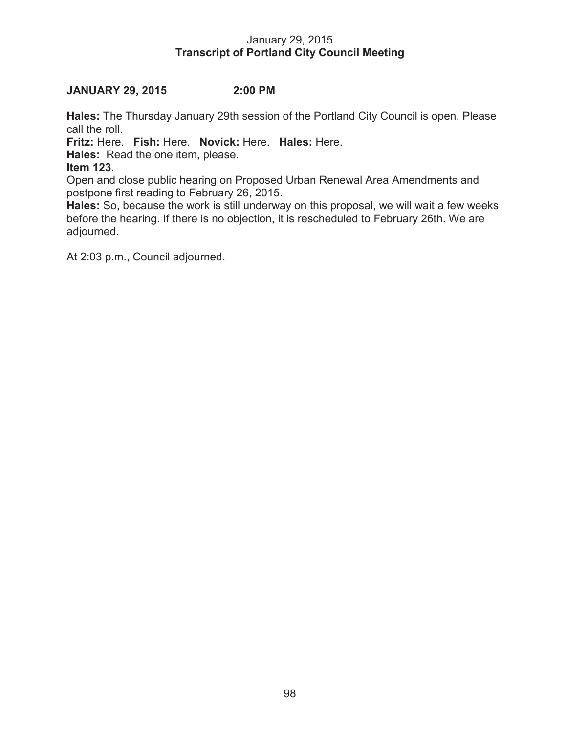**JANUARY 29, 2015 2:00 PM**

**Hales:** The Thursday January 29th session of the Portland City Council is open. Please call the roll.

**Fritz:** Here. **Fish:** Here. **Novick:** Here. **Hales:** Here.

**Hales:** Read the one item, please.

**Item 123.**

Open and close public hearing on Proposed Urban Renewal Area Amendments and postpone first reading to February 26, 2015.

**Hales:** So, because the work is still underway on this proposal, we will wait a few weeks before the hearing. If there is no objection, it is rescheduled to February 26th. We are adjourned.

At 2:03 p.m., Council adjourned.